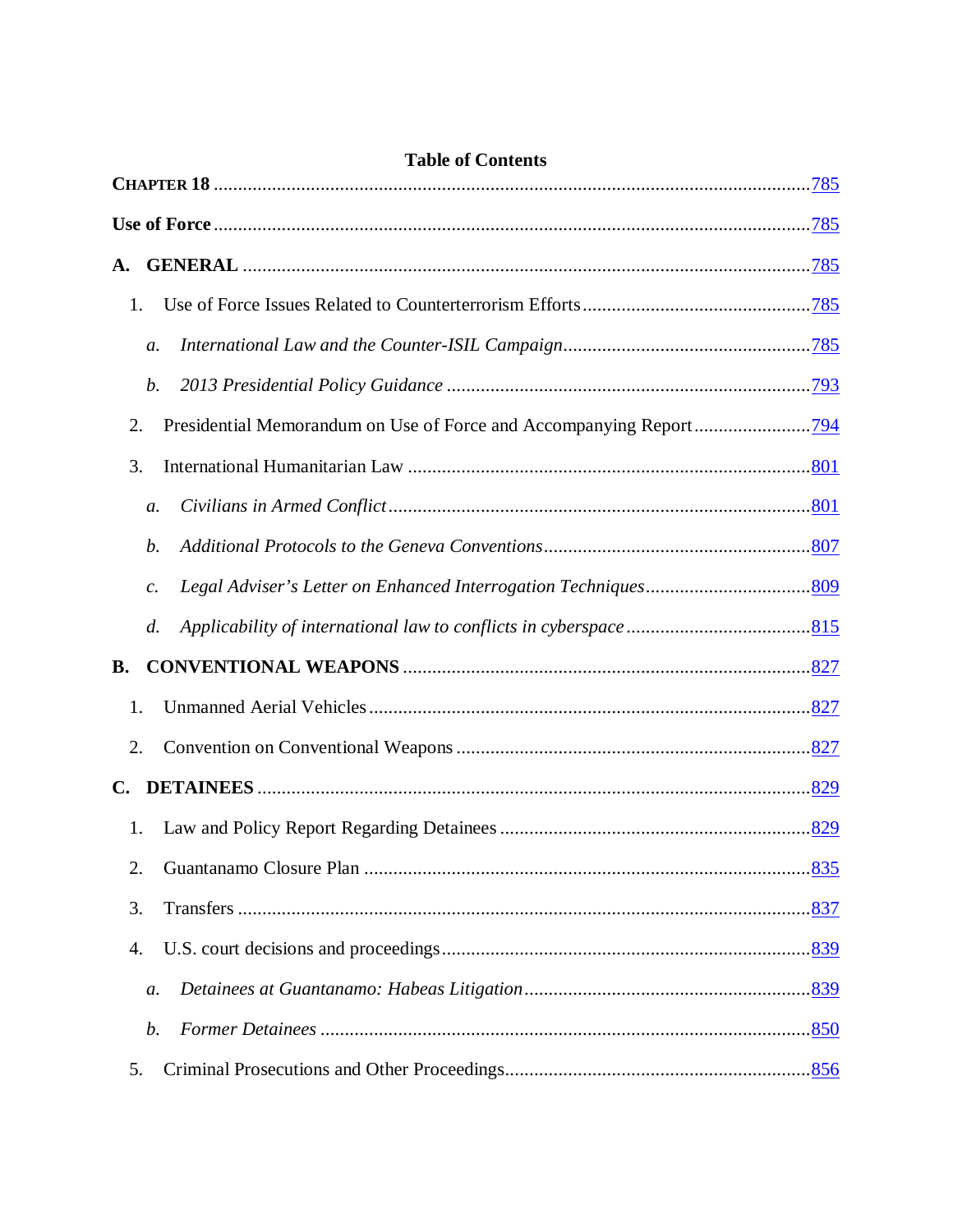**Table of Contents**

**CHAPTER 18** .......... 785

**Use of Force** .......... 785

**A. GENERAL** .......... 785

1. Use of Force Issues Related to Counterterrorism Efforts .......... 785
   - *a. International Law and the Counter-ISIL Campaign* .......... 785
   - *b. 2013 Presidential Policy Guidance* .......... 793
2. Presidential Memorandum on Use of Force and Accompanying Report .......... 794
3. International Humanitarian Law .......... 801
   - *a. Civilians in Armed Conflict* .......... 801
   - *b. Additional Protocols to the Geneva Conventions* .......... 807
   - *c. Legal Adviser's Letter on Enhanced Interrogation Techniques* .......... 809
   - *d. Applicability of international law to conflicts in cyberspace* .......... 815

**B. CONVENTIONAL WEAPONS** .......... 827

1. Unmanned Aerial Vehicles .......... 827
2. Convention on Conventional Weapons .......... 827

**C. DETAINEES** .......... 829

1. Law and Policy Report Regarding Detainees .......... 829
2. Guantanamo Closure Plan .......... 835
3. Transfers .......... 837
4. U.S. court decisions and proceedings .......... 839
   - *a. Detainees at Guantanamo: Habeas Litigation* .......... 839
   - *b. Former Detainees* .......... 850
5. Criminal Prosecutions and Other Proceedings .......... 856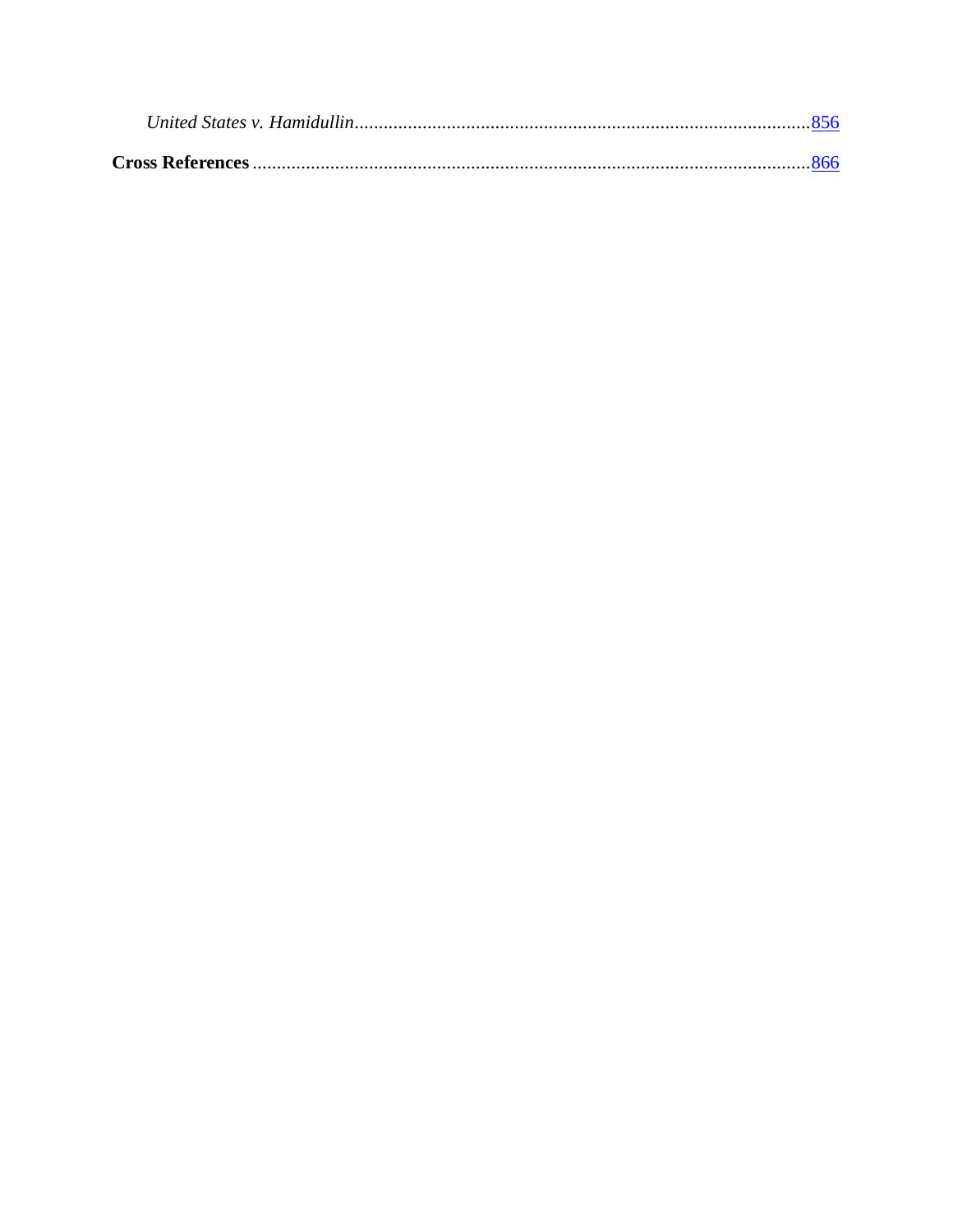*United States v. Hamidullin*.......................................................................................856

**Cross References**.....................................................................................................866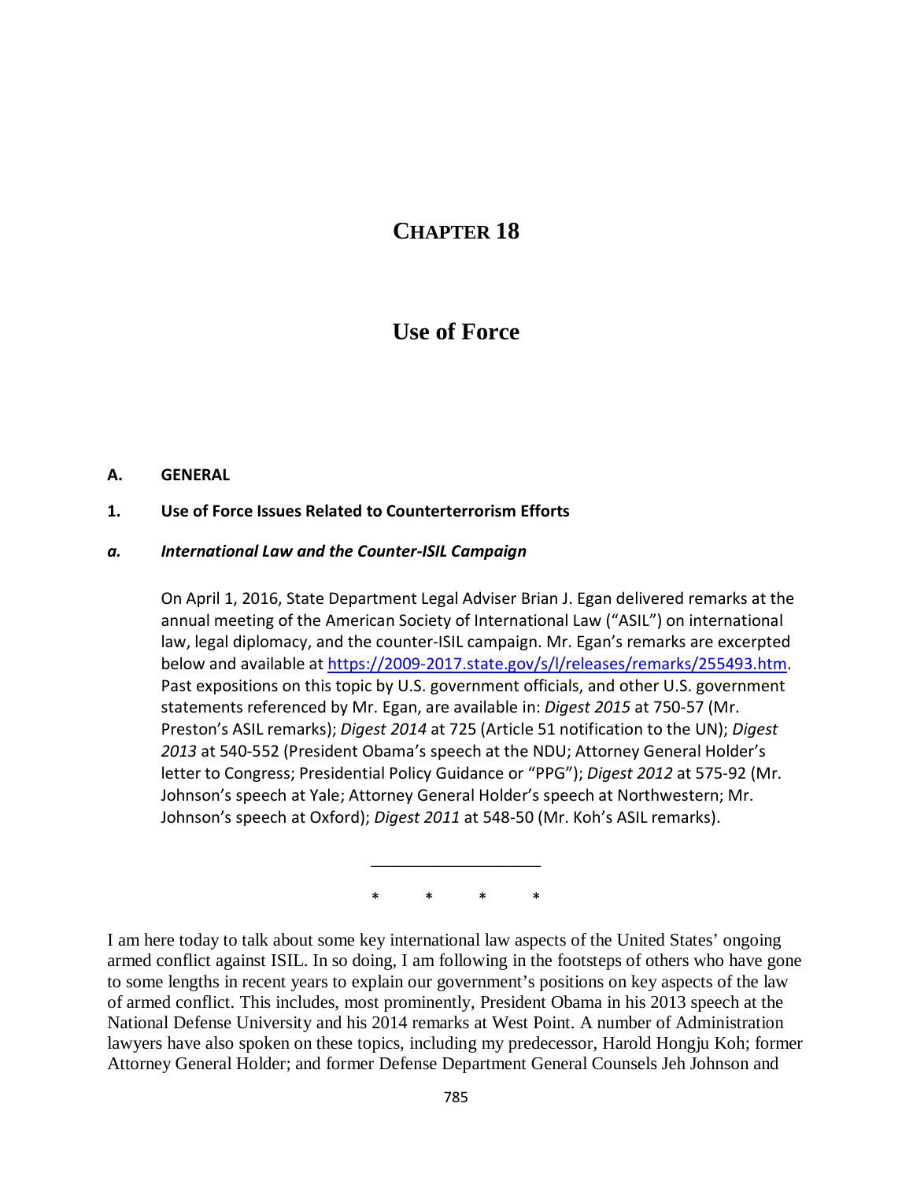# CHAPTER 18

# Use of Force

## A. GENERAL

### 1. Use of Force Issues Related to Counterterrorism Efforts

#### *a. International Law and the Counter-ISIL Campaign*

On April 1, 2016, State Department Legal Adviser Brian J. Egan delivered remarks at the annual meeting of the American Society of International Law ("ASIL") on international law, legal diplomacy, and the counter-ISIL campaign. Mr. Egan's remarks are excerpted below and available at https://2009-2017.state.gov/s/l/releases/remarks/255493.htm. Past expositions on this topic by U.S. government officials, and other U.S. government statements referenced by Mr. Egan, are available in: *Digest 2015* at 750-57 (Mr. Preston's ASIL remarks); *Digest 2014* at 725 (Article 51 notification to the UN); *Digest 2013* at 540-552 (President Obama's speech at the NDU; Attorney General Holder's letter to Congress; Presidential Policy Guidance or "PPG"); *Digest 2012* at 575-92 (Mr. Johnson's speech at Yale; Attorney General Holder's speech at Northwestern; Mr. Johnson's speech at Oxford); *Digest 2011* at 548-50 (Mr. Koh's ASIL remarks).

___________________

\* \* \* \*

I am here today to talk about some key international law aspects of the United States' ongoing armed conflict against ISIL. In so doing, I am following in the footsteps of others who have gone to some lengths in recent years to explain our government's positions on key aspects of the law of armed conflict. This includes, most prominently, President Obama in his 2013 speech at the National Defense University and his 2014 remarks at West Point. A number of Administration lawyers have also spoken on these topics, including my predecessor, Harold Hongju Koh; former Attorney General Holder; and former Defense Department General Counsels Jeh Johnson and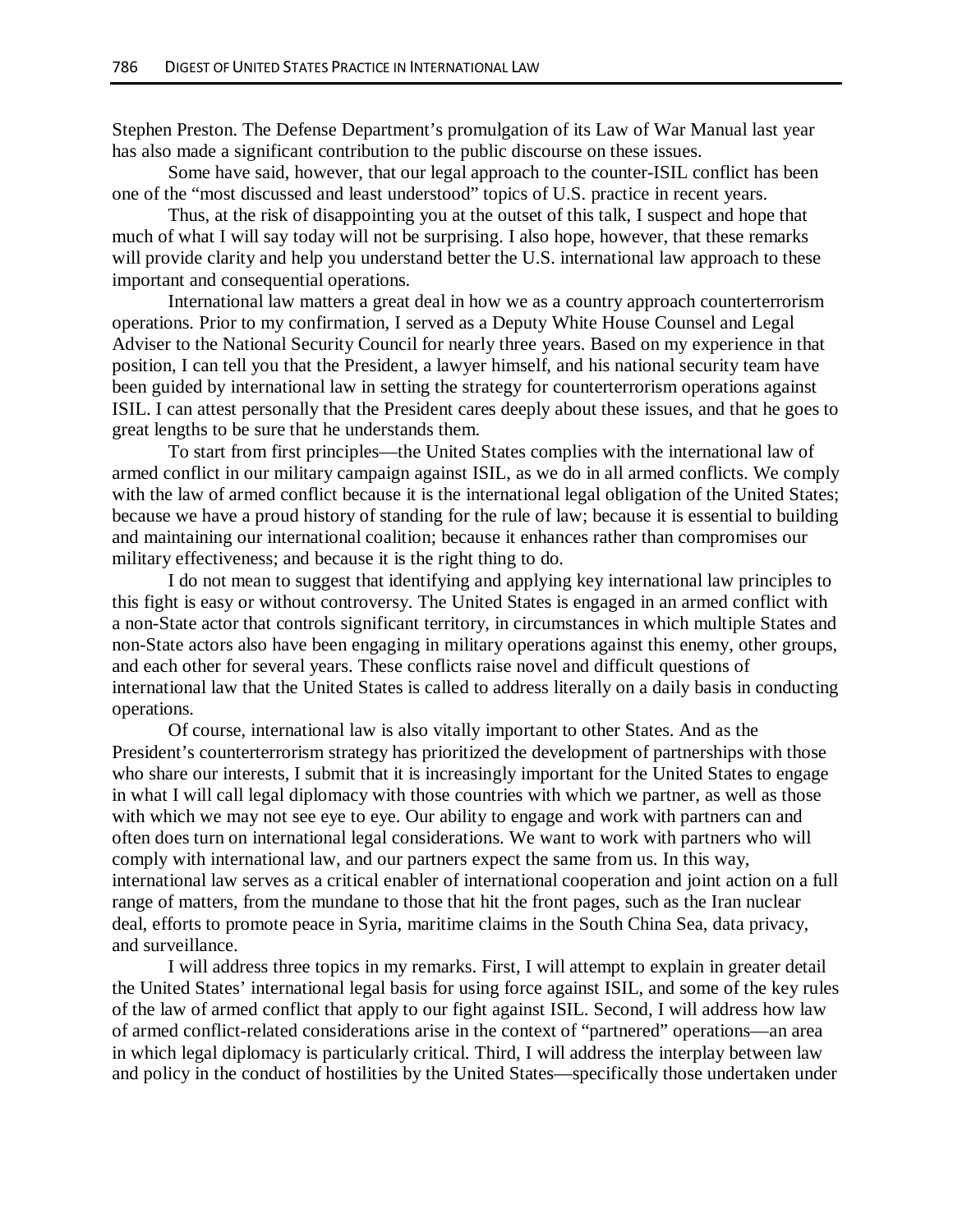Stephen Preston. The Defense Department's promulgation of its Law of War Manual last year has also made a significant contribution to the public discourse on these issues.

Some have said, however, that our legal approach to the counter-ISIL conflict has been one of the "most discussed and least understood" topics of U.S. practice in recent years.

Thus, at the risk of disappointing you at the outset of this talk, I suspect and hope that much of what I will say today will not be surprising. I also hope, however, that these remarks will provide clarity and help you understand better the U.S. international law approach to these important and consequential operations.

International law matters a great deal in how we as a country approach counterterrorism operations. Prior to my confirmation, I served as a Deputy White House Counsel and Legal Adviser to the National Security Council for nearly three years. Based on my experience in that position, I can tell you that the President, a lawyer himself, and his national security team have been guided by international law in setting the strategy for counterterrorism operations against ISIL. I can attest personally that the President cares deeply about these issues, and that he goes to great lengths to be sure that he understands them.

To start from first principles—the United States complies with the international law of armed conflict in our military campaign against ISIL, as we do in all armed conflicts. We comply with the law of armed conflict because it is the international legal obligation of the United States; because we have a proud history of standing for the rule of law; because it is essential to building and maintaining our international coalition; because it enhances rather than compromises our military effectiveness; and because it is the right thing to do.

I do not mean to suggest that identifying and applying key international law principles to this fight is easy or without controversy. The United States is engaged in an armed conflict with a non-State actor that controls significant territory, in circumstances in which multiple States and non-State actors also have been engaging in military operations against this enemy, other groups, and each other for several years. These conflicts raise novel and difficult questions of international law that the United States is called to address literally on a daily basis in conducting operations.

Of course, international law is also vitally important to other States. And as the President's counterterrorism strategy has prioritized the development of partnerships with those who share our interests, I submit that it is increasingly important for the United States to engage in what I will call legal diplomacy with those countries with which we partner, as well as those with which we may not see eye to eye. Our ability to engage and work with partners can and often does turn on international legal considerations. We want to work with partners who will comply with international law, and our partners expect the same from us. In this way, international law serves as a critical enabler of international cooperation and joint action on a full range of matters, from the mundane to those that hit the front pages, such as the Iran nuclear deal, efforts to promote peace in Syria, maritime claims in the South China Sea, data privacy, and surveillance.

I will address three topics in my remarks. First, I will attempt to explain in greater detail the United States' international legal basis for using force against ISIL, and some of the key rules of the law of armed conflict that apply to our fight against ISIL. Second, I will address how law of armed conflict-related considerations arise in the context of "partnered" operations—an area in which legal diplomacy is particularly critical. Third, I will address the interplay between law and policy in the conduct of hostilities by the United States—specifically those undertaken under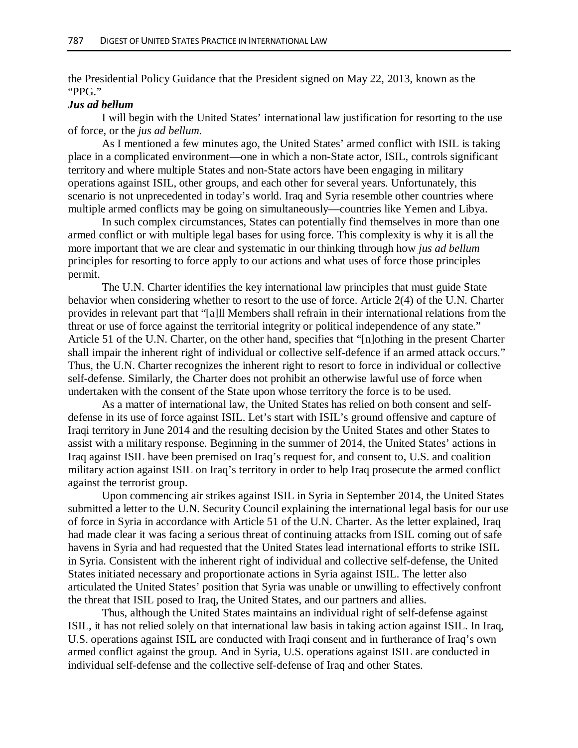the Presidential Policy Guidance that the President signed on May 22, 2013, known as the "PPG."

***Jus ad bellum***

I will begin with the United States' international law justification for resorting to the use of force, or the *jus ad bellum*.

As I mentioned a few minutes ago, the United States' armed conflict with ISIL is taking place in a complicated environment—one in which a non-State actor, ISIL, controls significant territory and where multiple States and non-State actors have been engaging in military operations against ISIL, other groups, and each other for several years. Unfortunately, this scenario is not unprecedented in today's world. Iraq and Syria resemble other countries where multiple armed conflicts may be going on simultaneously—countries like Yemen and Libya.

In such complex circumstances, States can potentially find themselves in more than one armed conflict or with multiple legal bases for using force. This complexity is why it is all the more important that we are clear and systematic in our thinking through how *jus ad bellum* principles for resorting to force apply to our actions and what uses of force those principles permit.

The U.N. Charter identifies the key international law principles that must guide State behavior when considering whether to resort to the use of force. Article 2(4) of the U.N. Charter provides in relevant part that "[a]ll Members shall refrain in their international relations from the threat or use of force against the territorial integrity or political independence of any state." Article 51 of the U.N. Charter, on the other hand, specifies that "[n]othing in the present Charter shall impair the inherent right of individual or collective self-defence if an armed attack occurs." Thus, the U.N. Charter recognizes the inherent right to resort to force in individual or collective self-defense. Similarly, the Charter does not prohibit an otherwise lawful use of force when undertaken with the consent of the State upon whose territory the force is to be used.

As a matter of international law, the United States has relied on both consent and self-defense in its use of force against ISIL. Let's start with ISIL's ground offensive and capture of Iraqi territory in June 2014 and the resulting decision by the United States and other States to assist with a military response. Beginning in the summer of 2014, the United States' actions in Iraq against ISIL have been premised on Iraq's request for, and consent to, U.S. and coalition military action against ISIL on Iraq's territory in order to help Iraq prosecute the armed conflict against the terrorist group.

Upon commencing air strikes against ISIL in Syria in September 2014, the United States submitted a letter to the U.N. Security Council explaining the international legal basis for our use of force in Syria in accordance with Article 51 of the U.N. Charter. As the letter explained, Iraq had made clear it was facing a serious threat of continuing attacks from ISIL coming out of safe havens in Syria and had requested that the United States lead international efforts to strike ISIL in Syria. Consistent with the inherent right of individual and collective self-defense, the United States initiated necessary and proportionate actions in Syria against ISIL. The letter also articulated the United States' position that Syria was unable or unwilling to effectively confront the threat that ISIL posed to Iraq, the United States, and our partners and allies.

Thus, although the United States maintains an individual right of self-defense against ISIL, it has not relied solely on that international law basis in taking action against ISIL. In Iraq, U.S. operations against ISIL are conducted with Iraqi consent and in furtherance of Iraq's own armed conflict against the group. And in Syria, U.S. operations against ISIL are conducted in individual self-defense and the collective self-defense of Iraq and other States.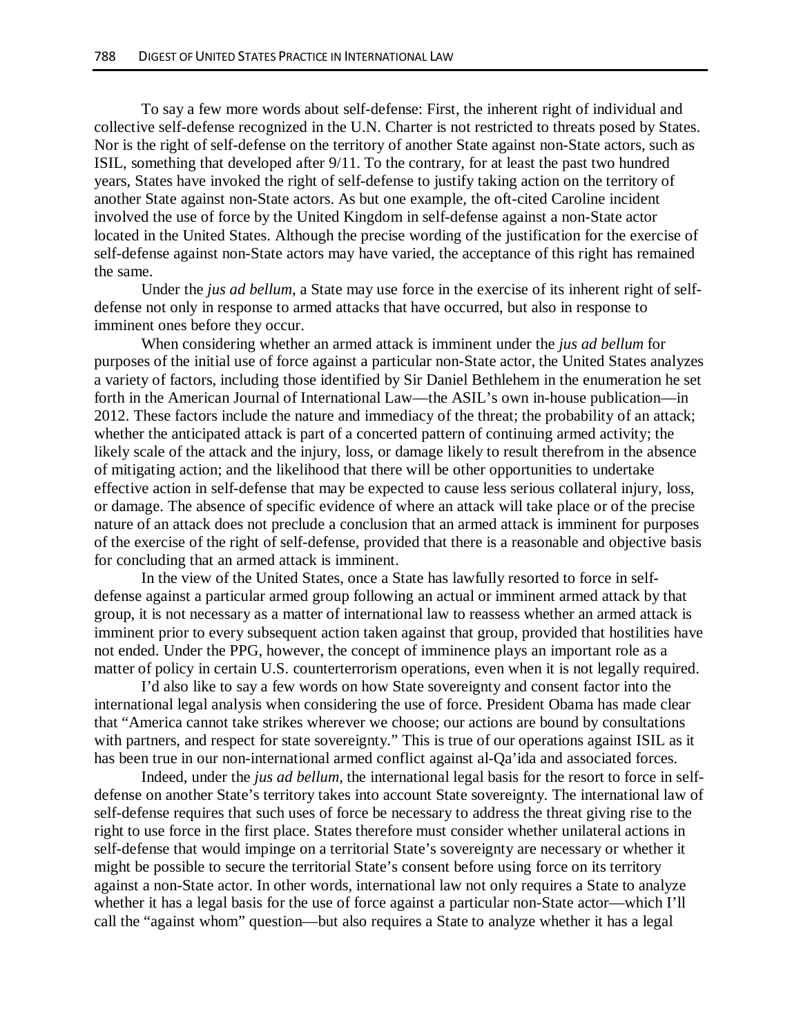To say a few more words about self-defense: First, the inherent right of individual and collective self-defense recognized in the U.N. Charter is not restricted to threats posed by States. Nor is the right of self-defense on the territory of another State against non-State actors, such as ISIL, something that developed after 9/11. To the contrary, for at least the past two hundred years, States have invoked the right of self-defense to justify taking action on the territory of another State against non-State actors. As but one example, the oft-cited Caroline incident involved the use of force by the United Kingdom in self-defense against a non-State actor located in the United States. Although the precise wording of the justification for the exercise of self-defense against non-State actors may have varied, the acceptance of this right has remained the same.

Under the *jus ad bellum*, a State may use force in the exercise of its inherent right of self-defense not only in response to armed attacks that have occurred, but also in response to imminent ones before they occur.

When considering whether an armed attack is imminent under the *jus ad bellum* for purposes of the initial use of force against a particular non-State actor, the United States analyzes a variety of factors, including those identified by Sir Daniel Bethlehem in the enumeration he set forth in the American Journal of International Law—the ASIL's own in-house publication—in 2012. These factors include the nature and immediacy of the threat; the probability of an attack; whether the anticipated attack is part of a concerted pattern of continuing armed activity; the likely scale of the attack and the injury, loss, or damage likely to result therefrom in the absence of mitigating action; and the likelihood that there will be other opportunities to undertake effective action in self-defense that may be expected to cause less serious collateral injury, loss, or damage. The absence of specific evidence of where an attack will take place or of the precise nature of an attack does not preclude a conclusion that an armed attack is imminent for purposes of the exercise of the right of self-defense, provided that there is a reasonable and objective basis for concluding that an armed attack is imminent.

In the view of the United States, once a State has lawfully resorted to force in self-defense against a particular armed group following an actual or imminent armed attack by that group, it is not necessary as a matter of international law to reassess whether an armed attack is imminent prior to every subsequent action taken against that group, provided that hostilities have not ended. Under the PPG, however, the concept of imminence plays an important role as a matter of policy in certain U.S. counterterrorism operations, even when it is not legally required.

I'd also like to say a few words on how State sovereignty and consent factor into the international legal analysis when considering the use of force. President Obama has made clear that "America cannot take strikes wherever we choose; our actions are bound by consultations with partners, and respect for state sovereignty." This is true of our operations against ISIL as it has been true in our non-international armed conflict against al-Qa'ida and associated forces.

Indeed, under the *jus ad bellum*, the international legal basis for the resort to force in self-defense on another State's territory takes into account State sovereignty. The international law of self-defense requires that such uses of force be necessary to address the threat giving rise to the right to use force in the first place. States therefore must consider whether unilateral actions in self-defense that would impinge on a territorial State's sovereignty are necessary or whether it might be possible to secure the territorial State's consent before using force on its territory against a non-State actor. In other words, international law not only requires a State to analyze whether it has a legal basis for the use of force against a particular non-State actor—which I'll call the "against whom" question—but also requires a State to analyze whether it has a legal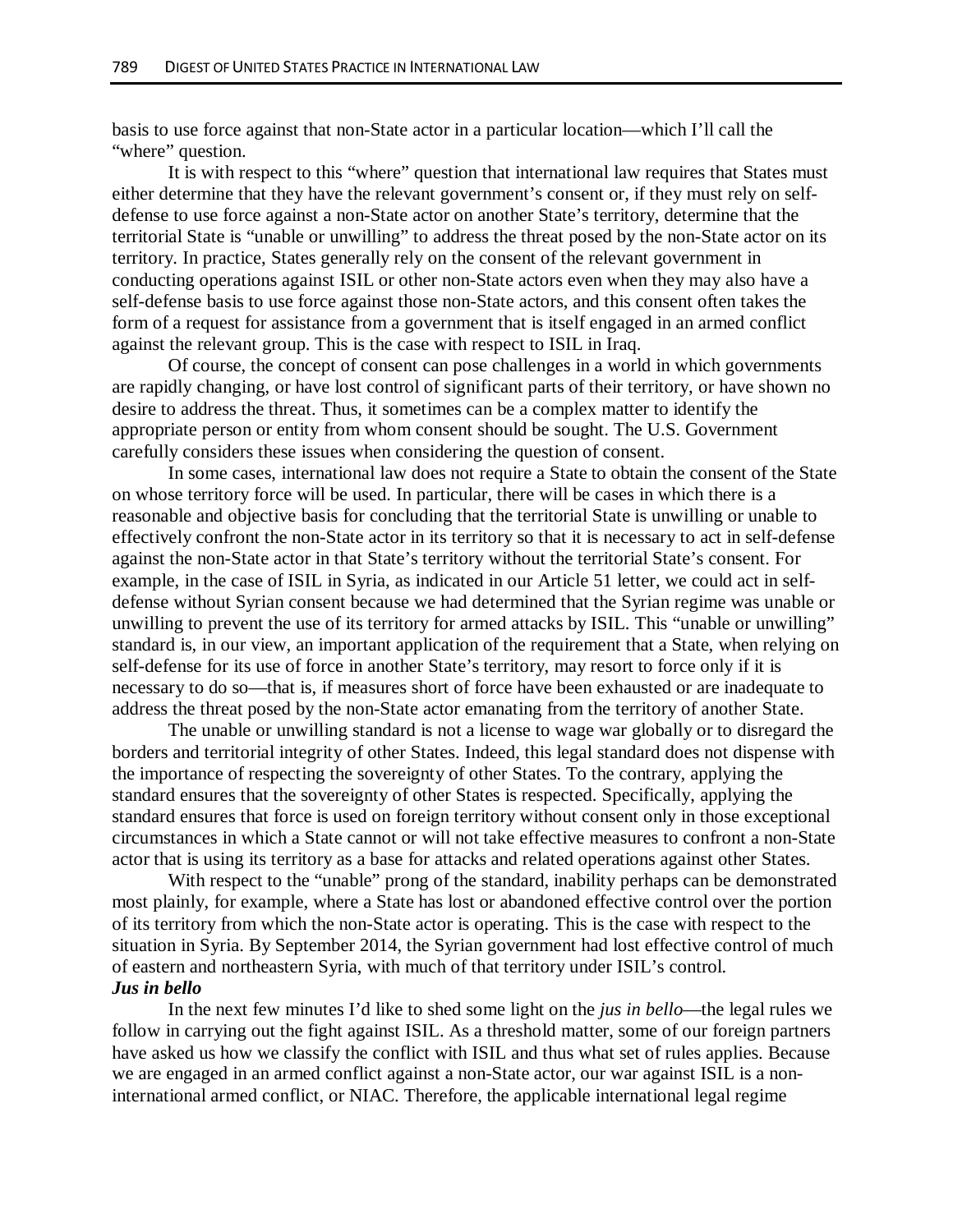basis to use force against that non-State actor in a particular location—which I'll call the "where" question.

It is with respect to this "where" question that international law requires that States must either determine that they have the relevant government's consent or, if they must rely on self-defense to use force against a non-State actor on another State's territory, determine that the territorial State is "unable or unwilling" to address the threat posed by the non-State actor on its territory. In practice, States generally rely on the consent of the relevant government in conducting operations against ISIL or other non-State actors even when they may also have a self-defense basis to use force against those non-State actors, and this consent often takes the form of a request for assistance from a government that is itself engaged in an armed conflict against the relevant group. This is the case with respect to ISIL in Iraq.

Of course, the concept of consent can pose challenges in a world in which governments are rapidly changing, or have lost control of significant parts of their territory, or have shown no desire to address the threat. Thus, it sometimes can be a complex matter to identify the appropriate person or entity from whom consent should be sought. The U.S. Government carefully considers these issues when considering the question of consent.

In some cases, international law does not require a State to obtain the consent of the State on whose territory force will be used. In particular, there will be cases in which there is a reasonable and objective basis for concluding that the territorial State is unwilling or unable to effectively confront the non-State actor in its territory so that it is necessary to act in self-defense against the non-State actor in that State's territory without the territorial State's consent. For example, in the case of ISIL in Syria, as indicated in our Article 51 letter, we could act in self-defense without Syrian consent because we had determined that the Syrian regime was unable or unwilling to prevent the use of its territory for armed attacks by ISIL. This "unable or unwilling" standard is, in our view, an important application of the requirement that a State, when relying on self-defense for its use of force in another State's territory, may resort to force only if it is necessary to do so—that is, if measures short of force have been exhausted or are inadequate to address the threat posed by the non-State actor emanating from the territory of another State.

The unable or unwilling standard is not a license to wage war globally or to disregard the borders and territorial integrity of other States. Indeed, this legal standard does not dispense with the importance of respecting the sovereignty of other States. To the contrary, applying the standard ensures that the sovereignty of other States is respected. Specifically, applying the standard ensures that force is used on foreign territory without consent only in those exceptional circumstances in which a State cannot or will not take effective measures to confront a non-State actor that is using its territory as a base for attacks and related operations against other States.

With respect to the "unable" prong of the standard, inability perhaps can be demonstrated most plainly, for example, where a State has lost or abandoned effective control over the portion of its territory from which the non-State actor is operating. This is the case with respect to the situation in Syria. By September 2014, the Syrian government had lost effective control of much of eastern and northeastern Syria, with much of that territory under ISIL's control.

***Jus in bello***

In the next few minutes I'd like to shed some light on the *jus in bello*—the legal rules we follow in carrying out the fight against ISIL. As a threshold matter, some of our foreign partners have asked us how we classify the conflict with ISIL and thus what set of rules applies. Because we are engaged in an armed conflict against a non-State actor, our war against ISIL is a non-international armed conflict, or NIAC. Therefore, the applicable international legal regime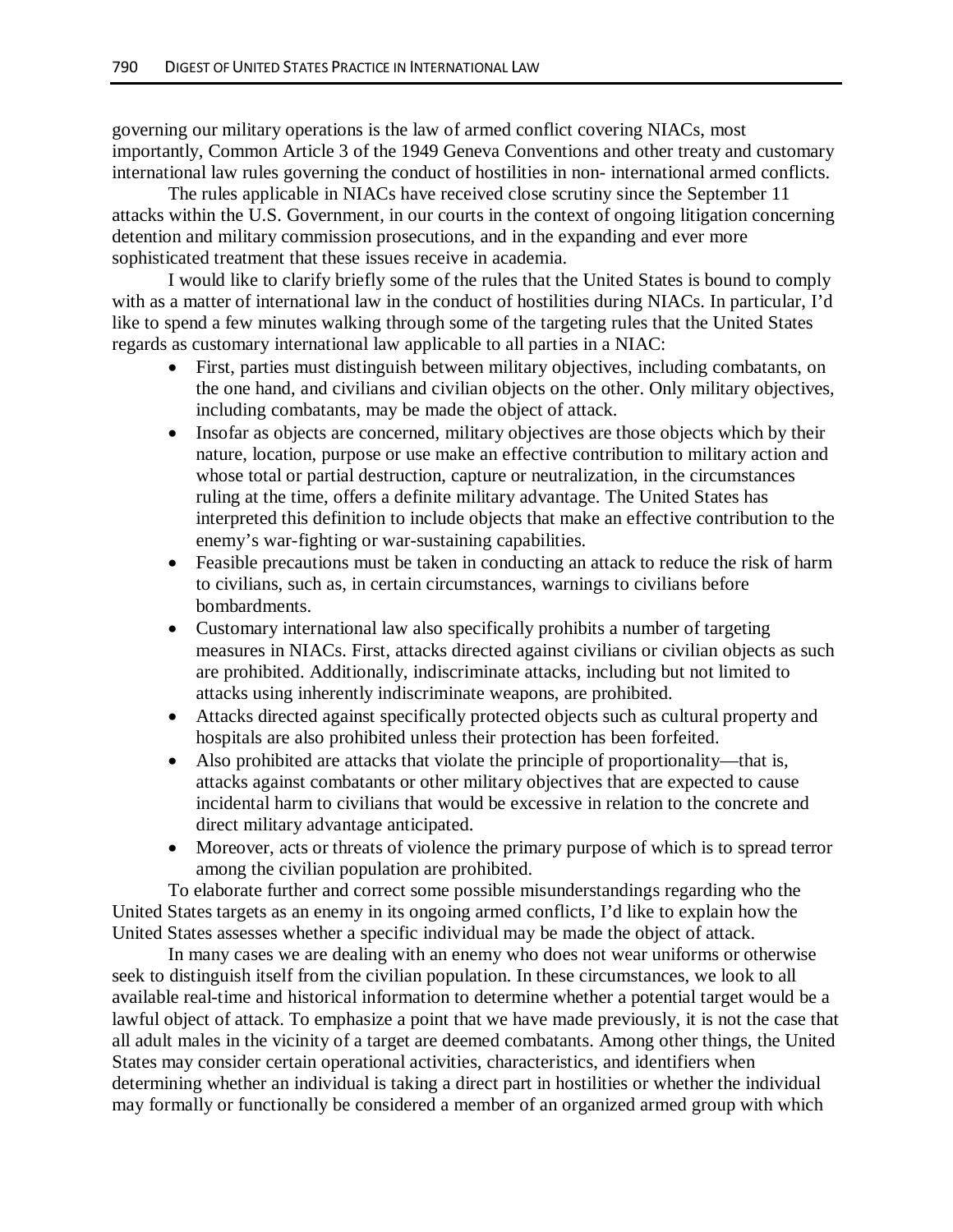governing our military operations is the law of armed conflict covering NIACs, most importantly, Common Article 3 of the 1949 Geneva Conventions and other treaty and customary international law rules governing the conduct of hostilities in non- international armed conflicts.

The rules applicable in NIACs have received close scrutiny since the September 11 attacks within the U.S. Government, in our courts in the context of ongoing litigation concerning detention and military commission prosecutions, and in the expanding and ever more sophisticated treatment that these issues receive in academia.

I would like to clarify briefly some of the rules that the United States is bound to comply with as a matter of international law in the conduct of hostilities during NIACs. In particular, I'd like to spend a few minutes walking through some of the targeting rules that the United States regards as customary international law applicable to all parties in a NIAC:

- First, parties must distinguish between military objectives, including combatants, on the one hand, and civilians and civilian objects on the other. Only military objectives, including combatants, may be made the object of attack.
- Insofar as objects are concerned, military objectives are those objects which by their nature, location, purpose or use make an effective contribution to military action and whose total or partial destruction, capture or neutralization, in the circumstances ruling at the time, offers a definite military advantage. The United States has interpreted this definition to include objects that make an effective contribution to the enemy's war-fighting or war-sustaining capabilities.
- Feasible precautions must be taken in conducting an attack to reduce the risk of harm to civilians, such as, in certain circumstances, warnings to civilians before bombardments.
- Customary international law also specifically prohibits a number of targeting measures in NIACs. First, attacks directed against civilians or civilian objects as such are prohibited. Additionally, indiscriminate attacks, including but not limited to attacks using inherently indiscriminate weapons, are prohibited.
- Attacks directed against specifically protected objects such as cultural property and hospitals are also prohibited unless their protection has been forfeited.
- Also prohibited are attacks that violate the principle of proportionality—that is, attacks against combatants or other military objectives that are expected to cause incidental harm to civilians that would be excessive in relation to the concrete and direct military advantage anticipated.
- Moreover, acts or threats of violence the primary purpose of which is to spread terror among the civilian population are prohibited.

To elaborate further and correct some possible misunderstandings regarding who the United States targets as an enemy in its ongoing armed conflicts, I'd like to explain how the United States assesses whether a specific individual may be made the object of attack.

In many cases we are dealing with an enemy who does not wear uniforms or otherwise seek to distinguish itself from the civilian population. In these circumstances, we look to all available real-time and historical information to determine whether a potential target would be a lawful object of attack. To emphasize a point that we have made previously, it is not the case that all adult males in the vicinity of a target are deemed combatants. Among other things, the United States may consider certain operational activities, characteristics, and identifiers when determining whether an individual is taking a direct part in hostilities or whether the individual may formally or functionally be considered a member of an organized armed group with which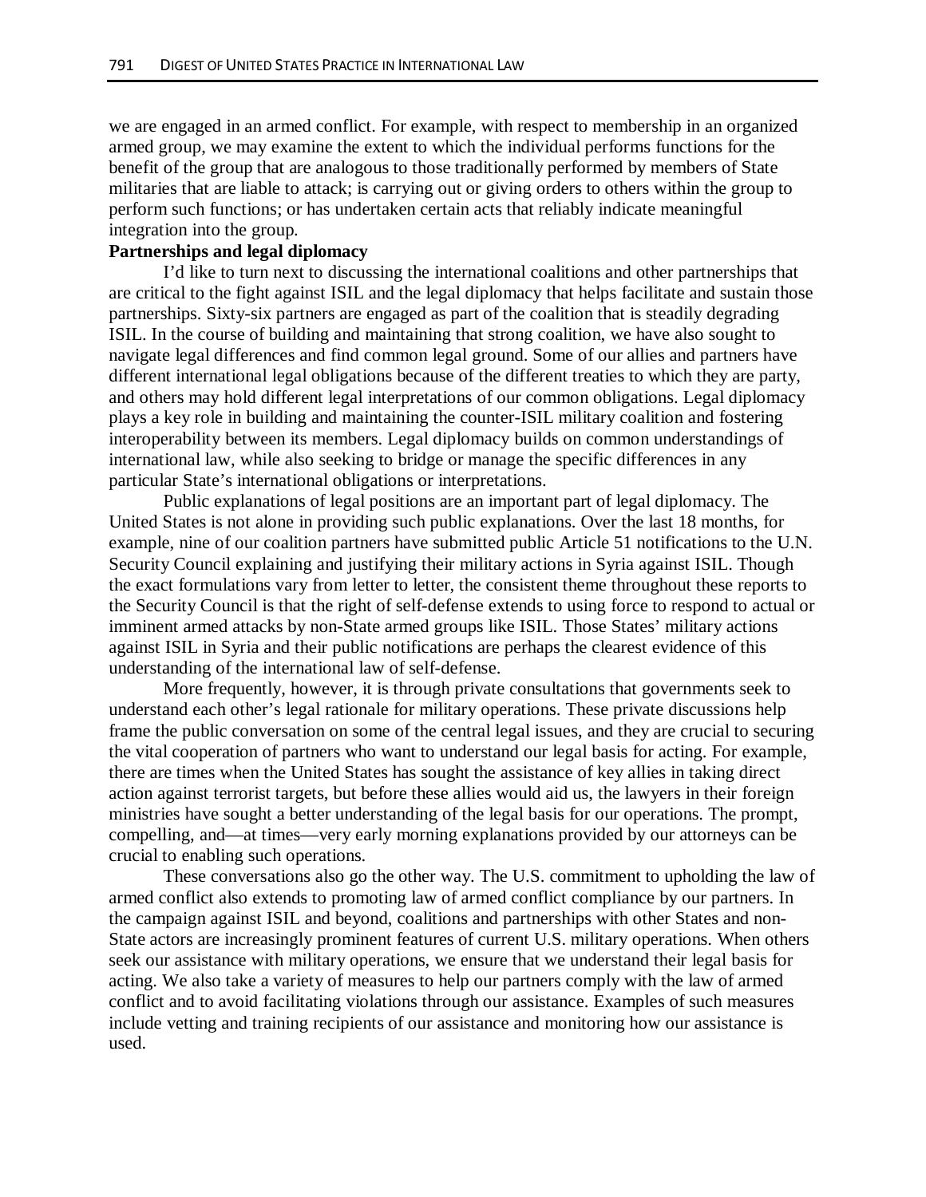we are engaged in an armed conflict. For example, with respect to membership in an organized armed group, we may examine the extent to which the individual performs functions for the benefit of the group that are analogous to those traditionally performed by members of State militaries that are liable to attack; is carrying out or giving orders to others within the group to perform such functions; or has undertaken certain acts that reliably indicate meaningful integration into the group.

**Partnerships and legal diplomacy**

I'd like to turn next to discussing the international coalitions and other partnerships that are critical to the fight against ISIL and the legal diplomacy that helps facilitate and sustain those partnerships. Sixty-six partners are engaged as part of the coalition that is steadily degrading ISIL. In the course of building and maintaining that strong coalition, we have also sought to navigate legal differences and find common legal ground. Some of our allies and partners have different international legal obligations because of the different treaties to which they are party, and others may hold different legal interpretations of our common obligations. Legal diplomacy plays a key role in building and maintaining the counter-ISIL military coalition and fostering interoperability between its members. Legal diplomacy builds on common understandings of international law, while also seeking to bridge or manage the specific differences in any particular State's international obligations or interpretations.

Public explanations of legal positions are an important part of legal diplomacy. The United States is not alone in providing such public explanations. Over the last 18 months, for example, nine of our coalition partners have submitted public Article 51 notifications to the U.N. Security Council explaining and justifying their military actions in Syria against ISIL. Though the exact formulations vary from letter to letter, the consistent theme throughout these reports to the Security Council is that the right of self-defense extends to using force to respond to actual or imminent armed attacks by non-State armed groups like ISIL. Those States' military actions against ISIL in Syria and their public notifications are perhaps the clearest evidence of this understanding of the international law of self-defense.

More frequently, however, it is through private consultations that governments seek to understand each other's legal rationale for military operations. These private discussions help frame the public conversation on some of the central legal issues, and they are crucial to securing the vital cooperation of partners who want to understand our legal basis for acting. For example, there are times when the United States has sought the assistance of key allies in taking direct action against terrorist targets, but before these allies would aid us, the lawyers in their foreign ministries have sought a better understanding of the legal basis for our operations. The prompt, compelling, and—at times—very early morning explanations provided by our attorneys can be crucial to enabling such operations.

These conversations also go the other way. The U.S. commitment to upholding the law of armed conflict also extends to promoting law of armed conflict compliance by our partners. In the campaign against ISIL and beyond, coalitions and partnerships with other States and non-State actors are increasingly prominent features of current U.S. military operations. When others seek our assistance with military operations, we ensure that we understand their legal basis for acting. We also take a variety of measures to help our partners comply with the law of armed conflict and to avoid facilitating violations through our assistance. Examples of such measures include vetting and training recipients of our assistance and monitoring how our assistance is used.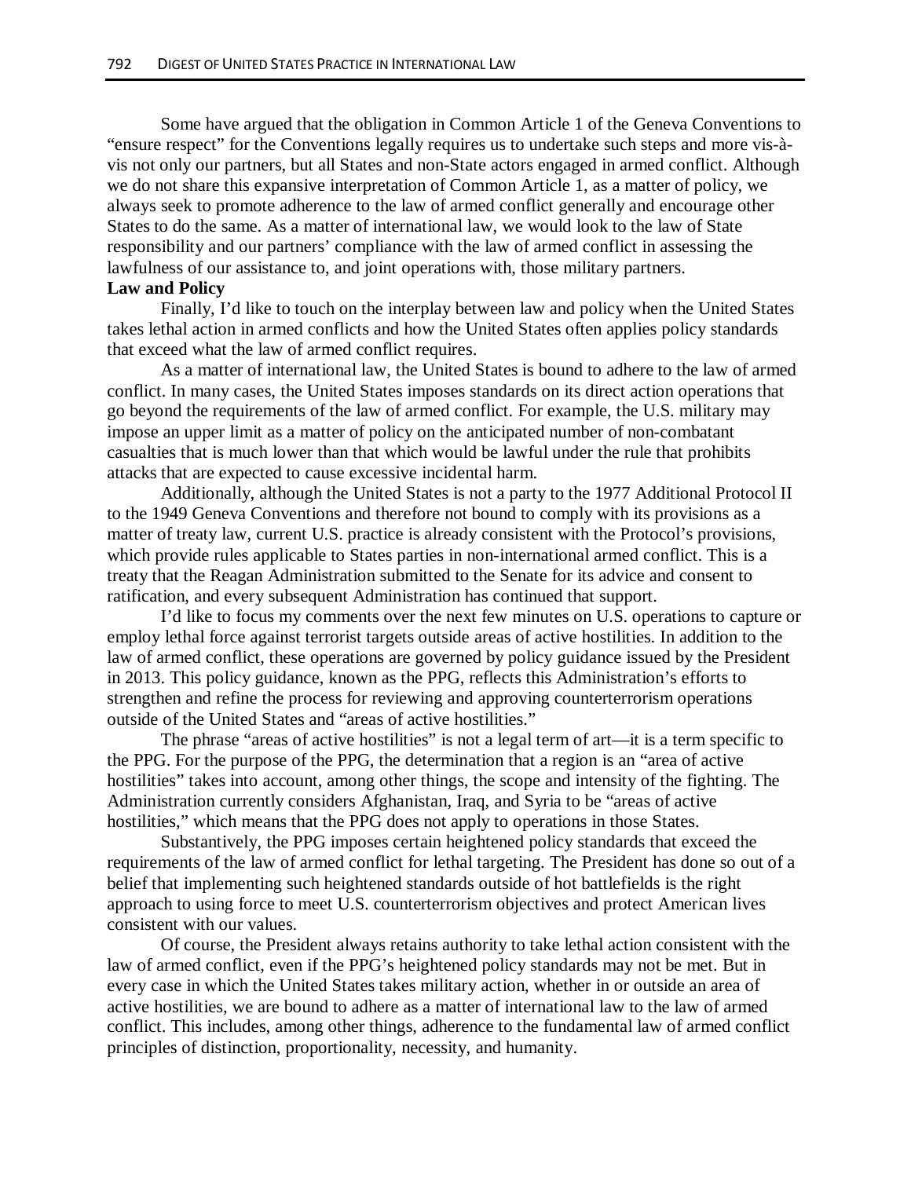Some have argued that the obligation in Common Article 1 of the Geneva Conventions to "ensure respect" for the Conventions legally requires us to undertake such steps and more vis-à-vis not only our partners, but all States and non-State actors engaged in armed conflict. Although we do not share this expansive interpretation of Common Article 1, as a matter of policy, we always seek to promote adherence to the law of armed conflict generally and encourage other States to do the same. As a matter of international law, we would look to the law of State responsibility and our partners' compliance with the law of armed conflict in assessing the lawfulness of our assistance to, and joint operations with, those military partners.

**Law and Policy**

Finally, I'd like to touch on the interplay between law and policy when the United States takes lethal action in armed conflicts and how the United States often applies policy standards that exceed what the law of armed conflict requires.

As a matter of international law, the United States is bound to adhere to the law of armed conflict. In many cases, the United States imposes standards on its direct action operations that go beyond the requirements of the law of armed conflict. For example, the U.S. military may impose an upper limit as a matter of policy on the anticipated number of non-combatant casualties that is much lower than that which would be lawful under the rule that prohibits attacks that are expected to cause excessive incidental harm.

Additionally, although the United States is not a party to the 1977 Additional Protocol II to the 1949 Geneva Conventions and therefore not bound to comply with its provisions as a matter of treaty law, current U.S. practice is already consistent with the Protocol's provisions, which provide rules applicable to States parties in non-international armed conflict. This is a treaty that the Reagan Administration submitted to the Senate for its advice and consent to ratification, and every subsequent Administration has continued that support.

I'd like to focus my comments over the next few minutes on U.S. operations to capture or employ lethal force against terrorist targets outside areas of active hostilities. In addition to the law of armed conflict, these operations are governed by policy guidance issued by the President in 2013. This policy guidance, known as the PPG, reflects this Administration's efforts to strengthen and refine the process for reviewing and approving counterterrorism operations outside of the United States and "areas of active hostilities."

The phrase "areas of active hostilities" is not a legal term of art—it is a term specific to the PPG. For the purpose of the PPG, the determination that a region is an "area of active hostilities" takes into account, among other things, the scope and intensity of the fighting. The Administration currently considers Afghanistan, Iraq, and Syria to be "areas of active hostilities," which means that the PPG does not apply to operations in those States.

Substantively, the PPG imposes certain heightened policy standards that exceed the requirements of the law of armed conflict for lethal targeting. The President has done so out of a belief that implementing such heightened standards outside of hot battlefields is the right approach to using force to meet U.S. counterterrorism objectives and protect American lives consistent with our values.

Of course, the President always retains authority to take lethal action consistent with the law of armed conflict, even if the PPG's heightened policy standards may not be met. But in every case in which the United States takes military action, whether in or outside an area of active hostilities, we are bound to adhere as a matter of international law to the law of armed conflict. This includes, among other things, adherence to the fundamental law of armed conflict principles of distinction, proportionality, necessity, and humanity.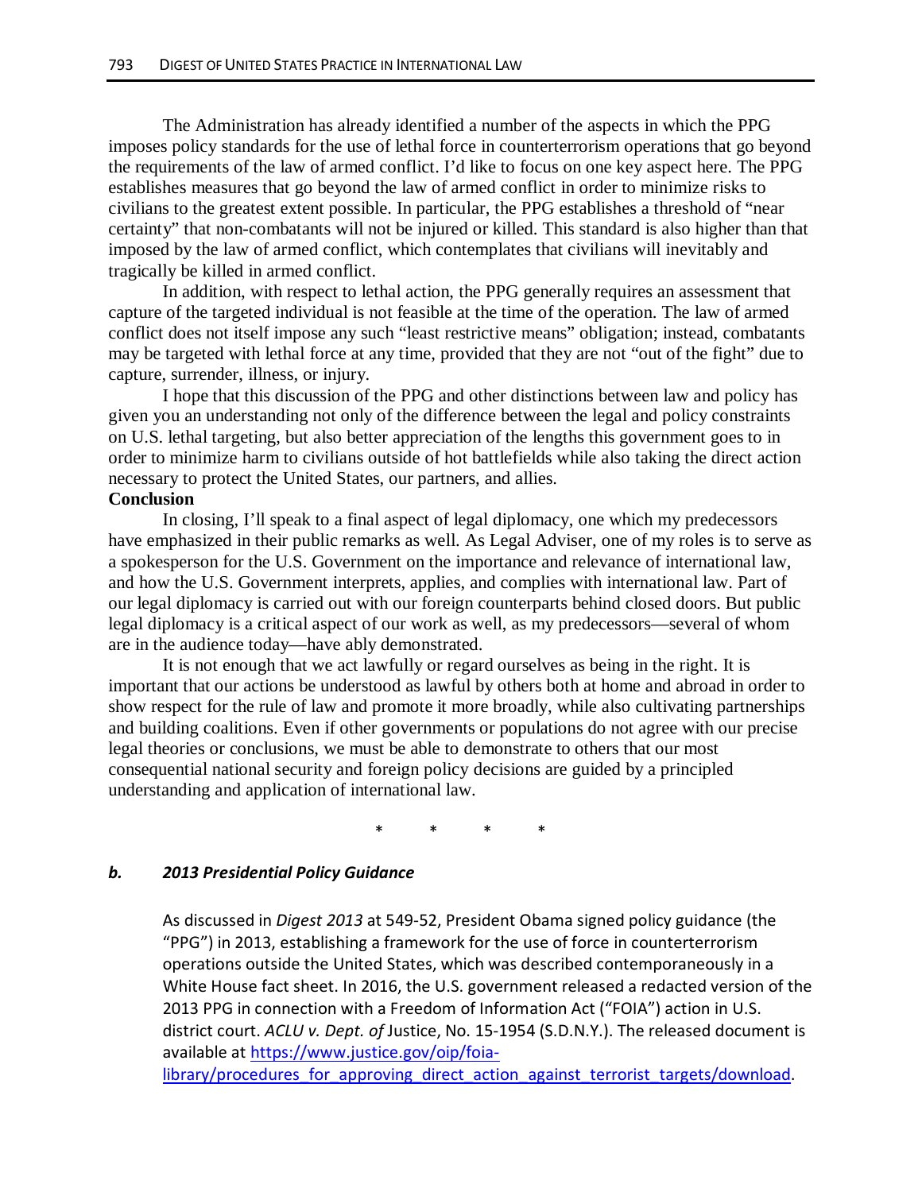The Administration has already identified a number of the aspects in which the PPG imposes policy standards for the use of lethal force in counterterrorism operations that go beyond the requirements of the law of armed conflict. I'd like to focus on one key aspect here. The PPG establishes measures that go beyond the law of armed conflict in order to minimize risks to civilians to the greatest extent possible. In particular, the PPG establishes a threshold of "near certainty" that non-combatants will not be injured or killed. This standard is also higher than that imposed by the law of armed conflict, which contemplates that civilians will inevitably and tragically be killed in armed conflict.

In addition, with respect to lethal action, the PPG generally requires an assessment that capture of the targeted individual is not feasible at the time of the operation. The law of armed conflict does not itself impose any such "least restrictive means" obligation; instead, combatants may be targeted with lethal force at any time, provided that they are not "out of the fight" due to capture, surrender, illness, or injury.

I hope that this discussion of the PPG and other distinctions between law and policy has given you an understanding not only of the difference between the legal and policy constraints on U.S. lethal targeting, but also better appreciation of the lengths this government goes to in order to minimize harm to civilians outside of hot battlefields while also taking the direct action necessary to protect the United States, our partners, and allies.

**Conclusion**

In closing, I'll speak to a final aspect of legal diplomacy, one which my predecessors have emphasized in their public remarks as well. As Legal Adviser, one of my roles is to serve as a spokesperson for the U.S. Government on the importance and relevance of international law, and how the U.S. Government interprets, applies, and complies with international law. Part of our legal diplomacy is carried out with our foreign counterparts behind closed doors. But public legal diplomacy is a critical aspect of our work as well, as my predecessors—several of whom are in the audience today—have ably demonstrated.

It is not enough that we act lawfully or regard ourselves as being in the right. It is important that our actions be understood as lawful by others both at home and abroad in order to show respect for the rule of law and promote it more broadly, while also cultivating partnerships and building coalitions. Even if other governments or populations do not agree with our precise legal theories or conclusions, we must be able to demonstrate to others that our most consequential national security and foreign policy decisions are guided by a principled understanding and application of international law.

\* \* \* \*

### *b. 2013 Presidential Policy Guidance*

As discussed in *Digest 2013* at 549-52, President Obama signed policy guidance (the "PPG") in 2013, establishing a framework for the use of force in counterterrorism operations outside the United States, which was described contemporaneously in a White House fact sheet. In 2016, the U.S. government released a redacted version of the 2013 PPG in connection with a Freedom of Information Act ("FOIA") action in U.S. district court. *ACLU v. Dept. of* Justice, No. 15-1954 (S.D.N.Y.). The released document is available at https://www.justice.gov/oip/foia-library/procedures_for_approving_direct_action_against_terrorist_targets/download.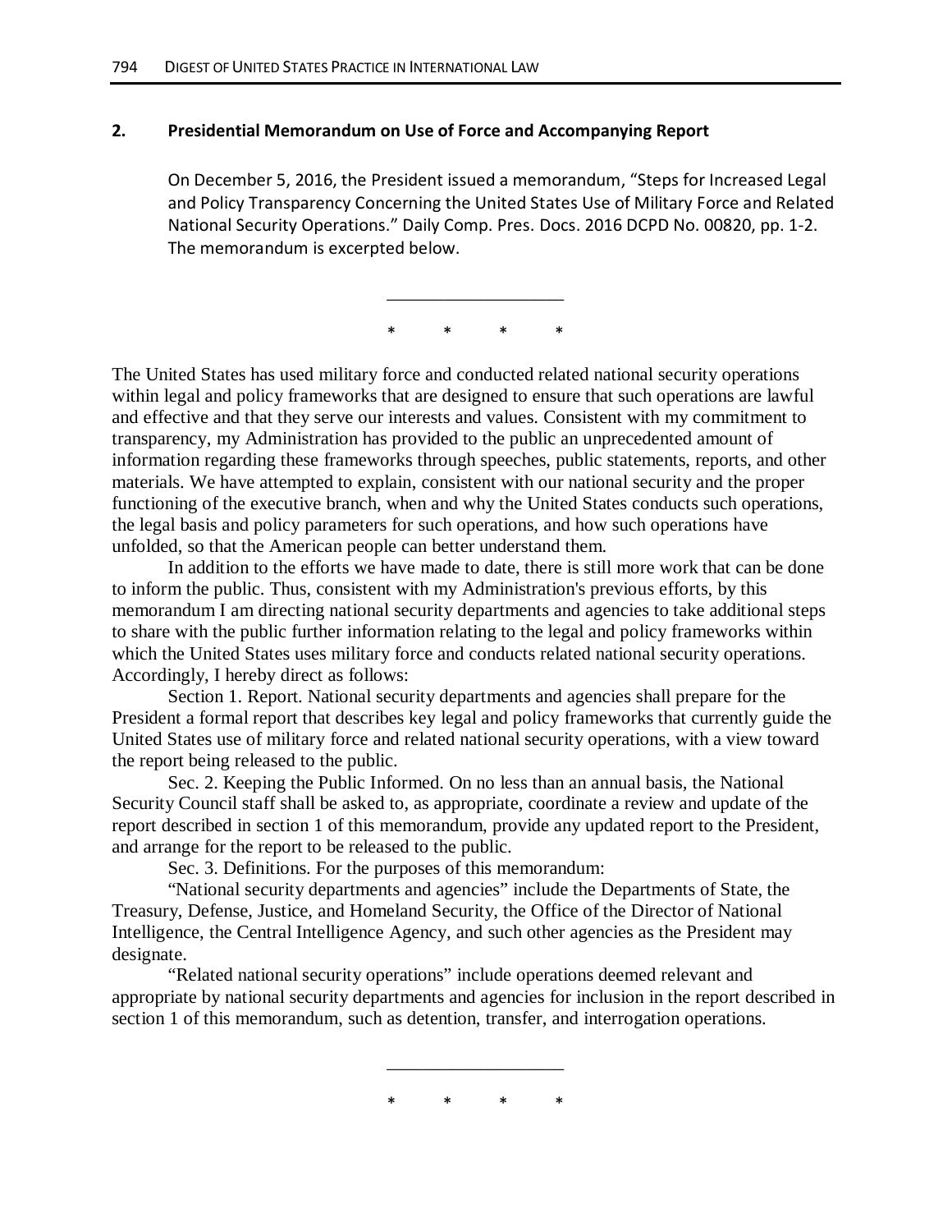## 2. Presidential Memorandum on Use of Force and Accompanying Report

On December 5, 2016, the President issued a memorandum, "Steps for Increased Legal and Policy Transparency Concerning the United States Use of Military Force and Related National Security Operations." Daily Comp. Pres. Docs. 2016 DCPD No. 00820, pp. 1-2. The memorandum is excerpted below.

___________________

\* \* \* \*

The United States has used military force and conducted related national security operations within legal and policy frameworks that are designed to ensure that such operations are lawful and effective and that they serve our interests and values. Consistent with my commitment to transparency, my Administration has provided to the public an unprecedented amount of information regarding these frameworks through speeches, public statements, reports, and other materials. We have attempted to explain, consistent with our national security and the proper functioning of the executive branch, when and why the United States conducts such operations, the legal basis and policy parameters for such operations, and how such operations have unfolded, so that the American people can better understand them.

In addition to the efforts we have made to date, there is still more work that can be done to inform the public. Thus, consistent with my Administration's previous efforts, by this memorandum I am directing national security departments and agencies to take additional steps to share with the public further information relating to the legal and policy frameworks within which the United States uses military force and conducts related national security operations. Accordingly, I hereby direct as follows:

Section 1. Report. National security departments and agencies shall prepare for the President a formal report that describes key legal and policy frameworks that currently guide the United States use of military force and related national security operations, with a view toward the report being released to the public.

Sec. 2. Keeping the Public Informed. On no less than an annual basis, the National Security Council staff shall be asked to, as appropriate, coordinate a review and update of the report described in section 1 of this memorandum, provide any updated report to the President, and arrange for the report to be released to the public.

Sec. 3. Definitions. For the purposes of this memorandum:

"National security departments and agencies" include the Departments of State, the Treasury, Defense, Justice, and Homeland Security, the Office of the Director of National Intelligence, the Central Intelligence Agency, and such other agencies as the President may designate.

"Related national security operations" include operations deemed relevant and appropriate by national security departments and agencies for inclusion in the report described in section 1 of this memorandum, such as detention, transfer, and interrogation operations.

___________________

\* \* \* \*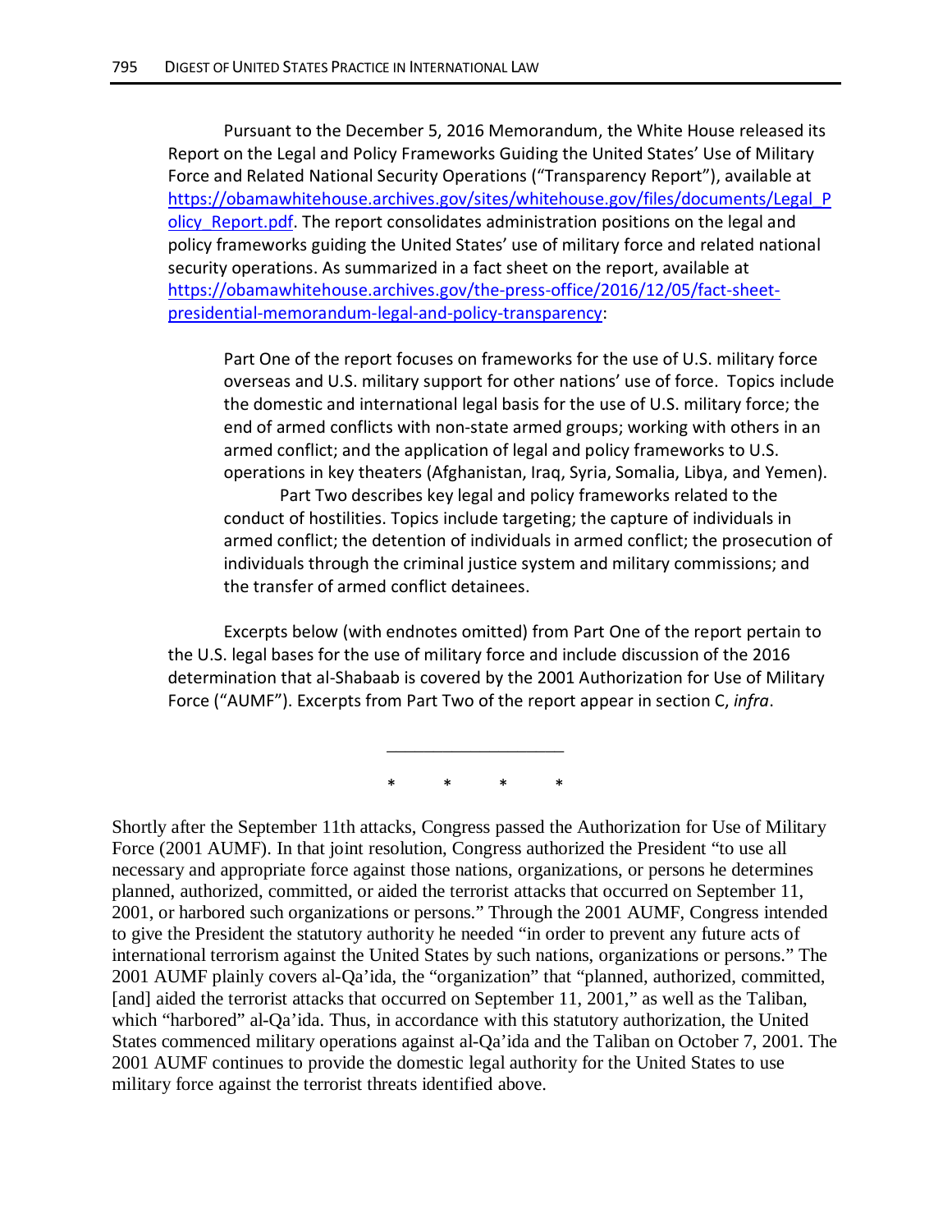Pursuant to the December 5, 2016 Memorandum, the White House released its Report on the Legal and Policy Frameworks Guiding the United States' Use of Military Force and Related National Security Operations ("Transparency Report"), available at [https://obamawhitehouse.archives.gov/sites/whitehouse.gov/files/documents/Legal_Policy_Report.pdf](https://obamawhitehouse.archives.gov/sites/whitehouse.gov/files/documents/Legal_Policy_Report.pdf). The report consolidates administration positions on the legal and policy frameworks guiding the United States' use of military force and related national security operations. As summarized in a fact sheet on the report, available at [https://obamawhitehouse.archives.gov/the-press-office/2016/12/05/fact-sheet-presidential-memorandum-legal-and-policy-transparency](https://obamawhitehouse.archives.gov/the-press-office/2016/12/05/fact-sheet-presidential-memorandum-legal-and-policy-transparency):

> Part One of the report focuses on frameworks for the use of U.S. military force overseas and U.S. military support for other nations' use of force. Topics include the domestic and international legal basis for the use of U.S. military force; the end of armed conflicts with non-state armed groups; working with others in an armed conflict; and the application of legal and policy frameworks to U.S. operations in key theaters (Afghanistan, Iraq, Syria, Somalia, Libya, and Yemen).
>
> Part Two describes key legal and policy frameworks related to the conduct of hostilities. Topics include targeting; the capture of individuals in armed conflict; the detention of individuals in armed conflict; the prosecution of individuals through the criminal justice system and military commissions; and the transfer of armed conflict detainees.

Excerpts below (with endnotes omitted) from Part One of the report pertain to the U.S. legal bases for the use of military force and include discussion of the 2016 determination that al-Shabaab is covered by the 2001 Authorization for Use of Military Force ("AUMF"). Excerpts from Part Two of the report appear in section C, *infra*.

---

\* \* \* \*

Shortly after the September 11th attacks, Congress passed the Authorization for Use of Military Force (2001 AUMF). In that joint resolution, Congress authorized the President "to use all necessary and appropriate force against those nations, organizations, or persons he determines planned, authorized, committed, or aided the terrorist attacks that occurred on September 11, 2001, or harbored such organizations or persons." Through the 2001 AUMF, Congress intended to give the President the statutory authority he needed "in order to prevent any future acts of international terrorism against the United States by such nations, organizations or persons." The 2001 AUMF plainly covers al-Qa'ida, the "organization" that "planned, authorized, committed, [and] aided the terrorist attacks that occurred on September 11, 2001," as well as the Taliban, which "harbored" al-Qa'ida. Thus, in accordance with this statutory authorization, the United States commenced military operations against al-Qa'ida and the Taliban on October 7, 2001. The 2001 AUMF continues to provide the domestic legal authority for the United States to use military force against the terrorist threats identified above.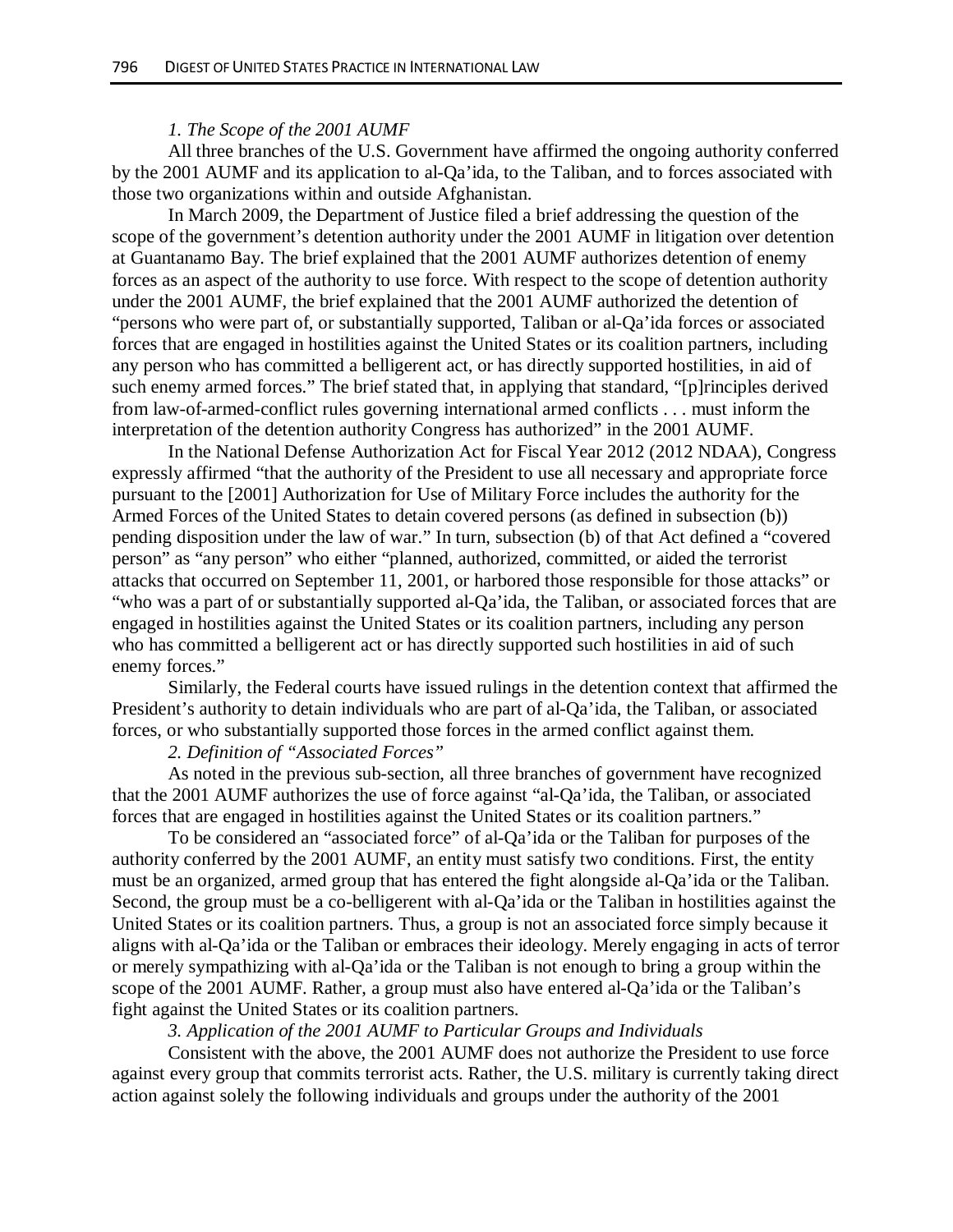*1. The Scope of the 2001 AUMF*

All three branches of the U.S. Government have affirmed the ongoing authority conferred by the 2001 AUMF and its application to al-Qa'ida, to the Taliban, and to forces associated with those two organizations within and outside Afghanistan.

In March 2009, the Department of Justice filed a brief addressing the question of the scope of the government's detention authority under the 2001 AUMF in litigation over detention at Guantanamo Bay. The brief explained that the 2001 AUMF authorizes detention of enemy forces as an aspect of the authority to use force. With respect to the scope of detention authority under the 2001 AUMF, the brief explained that the 2001 AUMF authorized the detention of "persons who were part of, or substantially supported, Taliban or al-Qa'ida forces or associated forces that are engaged in hostilities against the United States or its coalition partners, including any person who has committed a belligerent act, or has directly supported hostilities, in aid of such enemy armed forces." The brief stated that, in applying that standard, "[p]rinciples derived from law-of-armed-conflict rules governing international armed conflicts . . . must inform the interpretation of the detention authority Congress has authorized" in the 2001 AUMF.

In the National Defense Authorization Act for Fiscal Year 2012 (2012 NDAA), Congress expressly affirmed "that the authority of the President to use all necessary and appropriate force pursuant to the [2001] Authorization for Use of Military Force includes the authority for the Armed Forces of the United States to detain covered persons (as defined in subsection (b)) pending disposition under the law of war." In turn, subsection (b) of that Act defined a "covered person" as "any person" who either "planned, authorized, committed, or aided the terrorist attacks that occurred on September 11, 2001, or harbored those responsible for those attacks" or "who was a part of or substantially supported al-Qa'ida, the Taliban, or associated forces that are engaged in hostilities against the United States or its coalition partners, including any person who has committed a belligerent act or has directly supported such hostilities in aid of such enemy forces."

Similarly, the Federal courts have issued rulings in the detention context that affirmed the President's authority to detain individuals who are part of al-Qa'ida, the Taliban, or associated forces, or who substantially supported those forces in the armed conflict against them.

*2. Definition of "Associated Forces"*

As noted in the previous sub-section, all three branches of government have recognized that the 2001 AUMF authorizes the use of force against "al-Qa'ida, the Taliban, or associated forces that are engaged in hostilities against the United States or its coalition partners."

To be considered an "associated force" of al-Qa'ida or the Taliban for purposes of the authority conferred by the 2001 AUMF, an entity must satisfy two conditions. First, the entity must be an organized, armed group that has entered the fight alongside al-Qa'ida or the Taliban. Second, the group must be a co-belligerent with al-Qa'ida or the Taliban in hostilities against the United States or its coalition partners. Thus, a group is not an associated force simply because it aligns with al-Qa'ida or the Taliban or embraces their ideology. Merely engaging in acts of terror or merely sympathizing with al-Qa'ida or the Taliban is not enough to bring a group within the scope of the 2001 AUMF. Rather, a group must also have entered al-Qa'ida or the Taliban's fight against the United States or its coalition partners.

*3. Application of the 2001 AUMF to Particular Groups and Individuals*

Consistent with the above, the 2001 AUMF does not authorize the President to use force against every group that commits terrorist acts. Rather, the U.S. military is currently taking direct action against solely the following individuals and groups under the authority of the 2001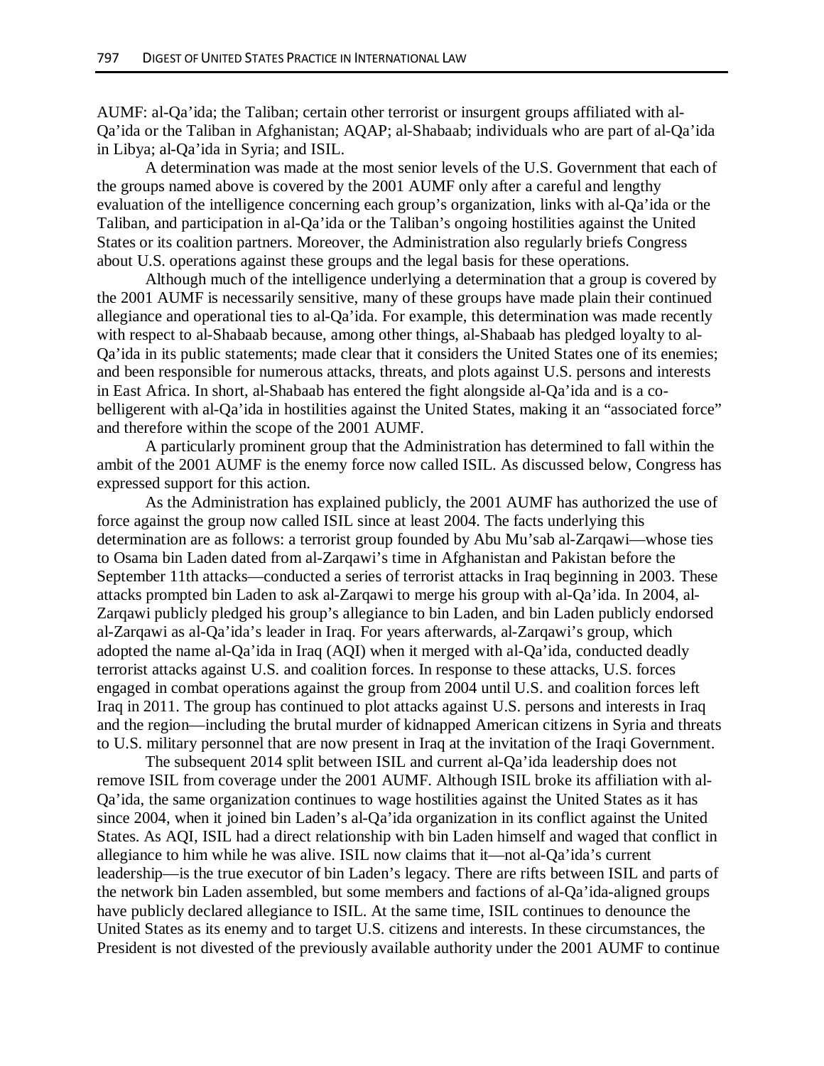AUMF: al-Qa'ida; the Taliban; certain other terrorist or insurgent groups affiliated with al-Qa'ida or the Taliban in Afghanistan; AQAP; al-Shabaab; individuals who are part of al-Qa'ida in Libya; al-Qa'ida in Syria; and ISIL.

A determination was made at the most senior levels of the U.S. Government that each of the groups named above is covered by the 2001 AUMF only after a careful and lengthy evaluation of the intelligence concerning each group's organization, links with al-Qa'ida or the Taliban, and participation in al-Qa'ida or the Taliban's ongoing hostilities against the United States or its coalition partners. Moreover, the Administration also regularly briefs Congress about U.S. operations against these groups and the legal basis for these operations.

Although much of the intelligence underlying a determination that a group is covered by the 2001 AUMF is necessarily sensitive, many of these groups have made plain their continued allegiance and operational ties to al-Qa'ida. For example, this determination was made recently with respect to al-Shabaab because, among other things, al-Shabaab has pledged loyalty to al-Qa'ida in its public statements; made clear that it considers the United States one of its enemies; and been responsible for numerous attacks, threats, and plots against U.S. persons and interests in East Africa. In short, al-Shabaab has entered the fight alongside al-Qa'ida and is a co-belligerent with al-Qa'ida in hostilities against the United States, making it an "associated force" and therefore within the scope of the 2001 AUMF.

A particularly prominent group that the Administration has determined to fall within the ambit of the 2001 AUMF is the enemy force now called ISIL. As discussed below, Congress has expressed support for this action.

As the Administration has explained publicly, the 2001 AUMF has authorized the use of force against the group now called ISIL since at least 2004. The facts underlying this determination are as follows: a terrorist group founded by Abu Mu'sab al-Zarqawi—whose ties to Osama bin Laden dated from al-Zarqawi's time in Afghanistan and Pakistan before the September 11th attacks—conducted a series of terrorist attacks in Iraq beginning in 2003. These attacks prompted bin Laden to ask al-Zarqawi to merge his group with al-Qa'ida. In 2004, al-Zarqawi publicly pledged his group's allegiance to bin Laden, and bin Laden publicly endorsed al-Zarqawi as al-Qa'ida's leader in Iraq. For years afterwards, al-Zarqawi's group, which adopted the name al-Qa'ida in Iraq (AQI) when it merged with al-Qa'ida, conducted deadly terrorist attacks against U.S. and coalition forces. In response to these attacks, U.S. forces engaged in combat operations against the group from 2004 until U.S. and coalition forces left Iraq in 2011. The group has continued to plot attacks against U.S. persons and interests in Iraq and the region—including the brutal murder of kidnapped American citizens in Syria and threats to U.S. military personnel that are now present in Iraq at the invitation of the Iraqi Government.

The subsequent 2014 split between ISIL and current al-Qa'ida leadership does not remove ISIL from coverage under the 2001 AUMF. Although ISIL broke its affiliation with al-Qa'ida, the same organization continues to wage hostilities against the United States as it has since 2004, when it joined bin Laden's al-Qa'ida organization in its conflict against the United States. As AQI, ISIL had a direct relationship with bin Laden himself and waged that conflict in allegiance to him while he was alive. ISIL now claims that it—not al-Qa'ida's current leadership—is the true executor of bin Laden's legacy. There are rifts between ISIL and parts of the network bin Laden assembled, but some members and factions of al-Qa'ida-aligned groups have publicly declared allegiance to ISIL. At the same time, ISIL continues to denounce the United States as its enemy and to target U.S. citizens and interests. In these circumstances, the President is not divested of the previously available authority under the 2001 AUMF to continue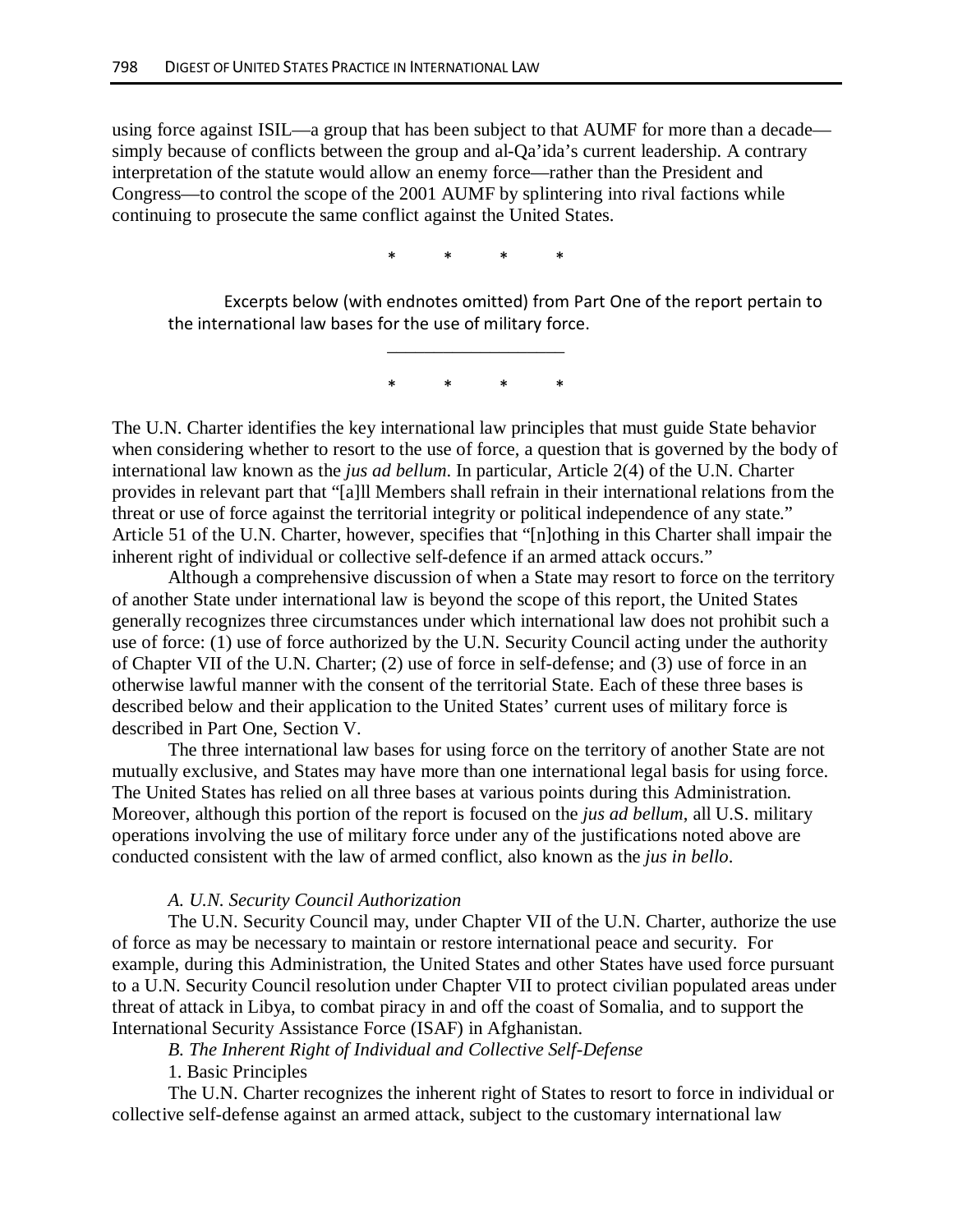using force against ISIL—a group that has been subject to that AUMF for more than a decade—simply because of conflicts between the group and al-Qa'ida's current leadership. A contrary interpretation of the statute would allow an enemy force—rather than the President and Congress—to control the scope of the 2001 AUMF by splintering into rival factions while continuing to prosecute the same conflict against the United States.

\* \* \* \*

Excerpts below (with endnotes omitted) from Part One of the report pertain to the international law bases for the use of military force.

___________________

\* \* \* \*

The U.N. Charter identifies the key international law principles that must guide State behavior when considering whether to resort to the use of force, a question that is governed by the body of international law known as the *jus ad bellum*. In particular, Article 2(4) of the U.N. Charter provides in relevant part that "[a]ll Members shall refrain in their international relations from the threat or use of force against the territorial integrity or political independence of any state." Article 51 of the U.N. Charter, however, specifies that "[n]othing in this Charter shall impair the inherent right of individual or collective self-defence if an armed attack occurs."

Although a comprehensive discussion of when a State may resort to force on the territory of another State under international law is beyond the scope of this report, the United States generally recognizes three circumstances under which international law does not prohibit such a use of force: (1) use of force authorized by the U.N. Security Council acting under the authority of Chapter VII of the U.N. Charter; (2) use of force in self-defense; and (3) use of force in an otherwise lawful manner with the consent of the territorial State. Each of these three bases is described below and their application to the United States' current uses of military force is described in Part One, Section V.

The three international law bases for using force on the territory of another State are not mutually exclusive, and States may have more than one international legal basis for using force. The United States has relied on all three bases at various points during this Administration. Moreover, although this portion of the report is focused on the *jus ad bellum*, all U.S. military operations involving the use of military force under any of the justifications noted above are conducted consistent with the law of armed conflict, also known as the *jus in bello*.

*A. U.N. Security Council Authorization*

The U.N. Security Council may, under Chapter VII of the U.N. Charter, authorize the use of force as may be necessary to maintain or restore international peace and security. For example, during this Administration, the United States and other States have used force pursuant to a U.N. Security Council resolution under Chapter VII to protect civilian populated areas under threat of attack in Libya, to combat piracy in and off the coast of Somalia, and to support the International Security Assistance Force (ISAF) in Afghanistan.

*B. The Inherent Right of Individual and Collective Self-Defense*

1. Basic Principles

The U.N. Charter recognizes the inherent right of States to resort to force in individual or collective self-defense against an armed attack, subject to the customary international law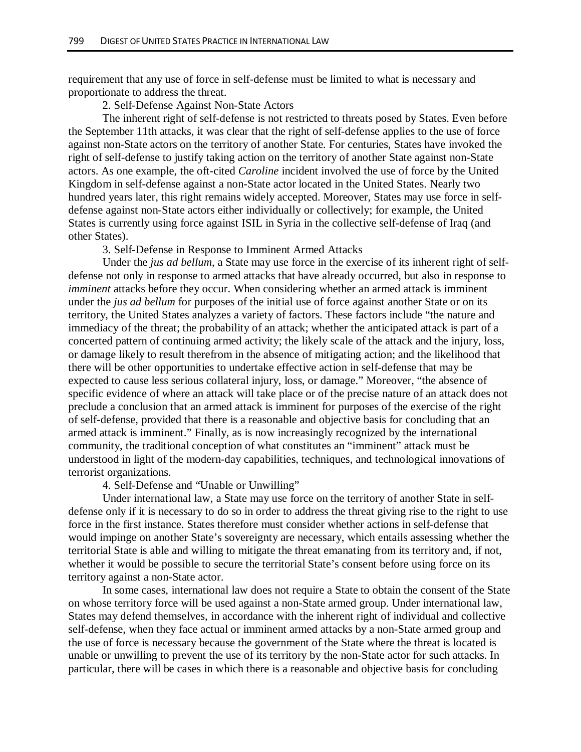requirement that any use of force in self-defense must be limited to what is necessary and proportionate to address the threat.

2. Self-Defense Against Non-State Actors

The inherent right of self-defense is not restricted to threats posed by States. Even before the September 11th attacks, it was clear that the right of self-defense applies to the use of force against non-State actors on the territory of another State. For centuries, States have invoked the right of self-defense to justify taking action on the territory of another State against non-State actors. As one example, the oft-cited *Caroline* incident involved the use of force by the United Kingdom in self-defense against a non-State actor located in the United States. Nearly two hundred years later, this right remains widely accepted. Moreover, States may use force in self-defense against non-State actors either individually or collectively; for example, the United States is currently using force against ISIL in Syria in the collective self-defense of Iraq (and other States).

3. Self-Defense in Response to Imminent Armed Attacks

Under the *jus ad bellum*, a State may use force in the exercise of its inherent right of self-defense not only in response to armed attacks that have already occurred, but also in response to *imminent* attacks before they occur. When considering whether an armed attack is imminent under the *jus ad bellum* for purposes of the initial use of force against another State or on its territory, the United States analyzes a variety of factors. These factors include "the nature and immediacy of the threat; the probability of an attack; whether the anticipated attack is part of a concerted pattern of continuing armed activity; the likely scale of the attack and the injury, loss, or damage likely to result therefrom in the absence of mitigating action; and the likelihood that there will be other opportunities to undertake effective action in self-defense that may be expected to cause less serious collateral injury, loss, or damage." Moreover, "the absence of specific evidence of where an attack will take place or of the precise nature of an attack does not preclude a conclusion that an armed attack is imminent for purposes of the exercise of the right of self-defense, provided that there is a reasonable and objective basis for concluding that an armed attack is imminent." Finally, as is now increasingly recognized by the international community, the traditional conception of what constitutes an "imminent" attack must be understood in light of the modern-day capabilities, techniques, and technological innovations of terrorist organizations.

4. Self-Defense and "Unable or Unwilling"

Under international law, a State may use force on the territory of another State in self-defense only if it is necessary to do so in order to address the threat giving rise to the right to use force in the first instance. States therefore must consider whether actions in self-defense that would impinge on another State's sovereignty are necessary, which entails assessing whether the territorial State is able and willing to mitigate the threat emanating from its territory and, if not, whether it would be possible to secure the territorial State's consent before using force on its territory against a non-State actor.

In some cases, international law does not require a State to obtain the consent of the State on whose territory force will be used against a non-State armed group. Under international law, States may defend themselves, in accordance with the inherent right of individual and collective self-defense, when they face actual or imminent armed attacks by a non-State armed group and the use of force is necessary because the government of the State where the threat is located is unable or unwilling to prevent the use of its territory by the non-State actor for such attacks. In particular, there will be cases in which there is a reasonable and objective basis for concluding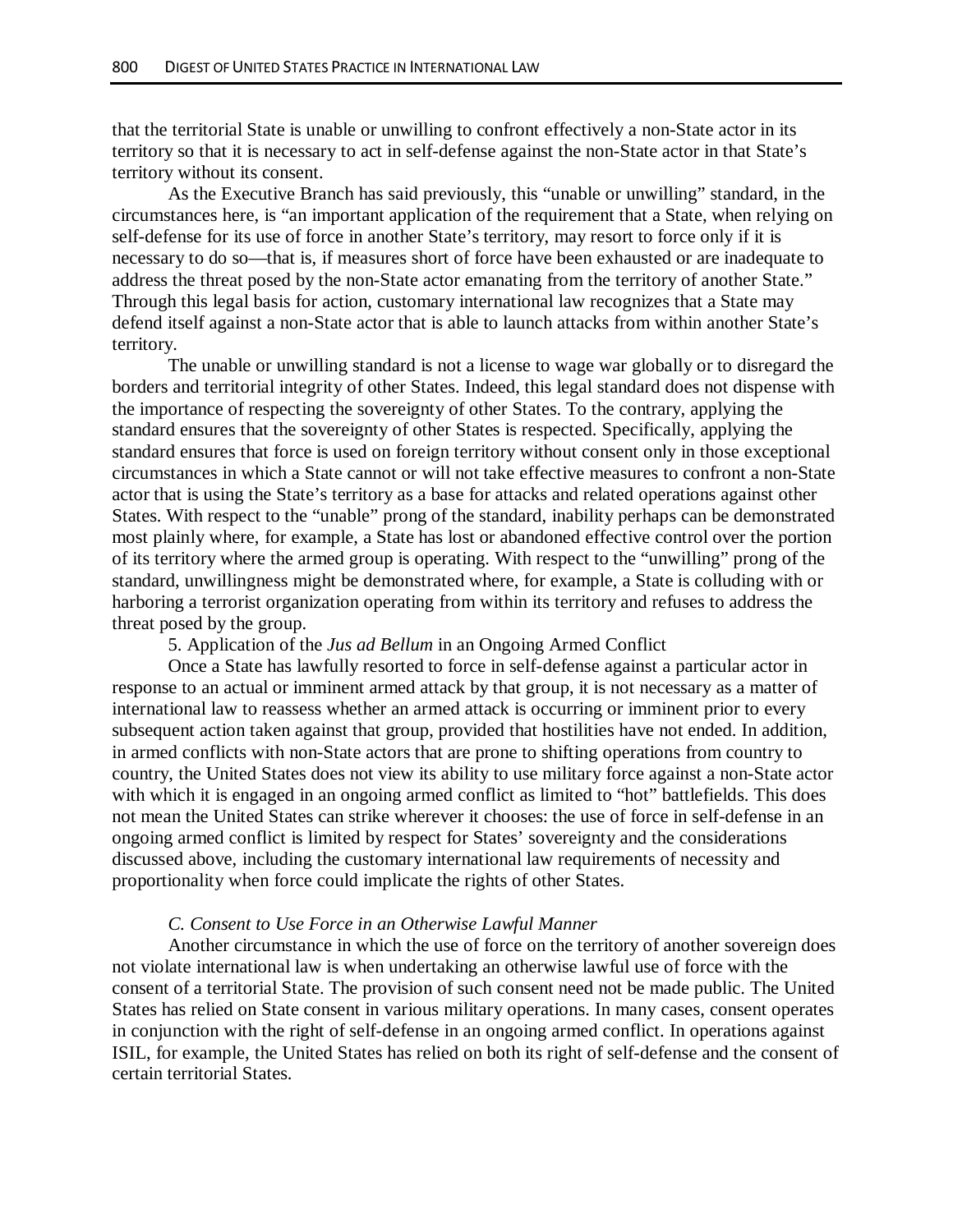that the territorial State is unable or unwilling to confront effectively a non-State actor in its territory so that it is necessary to act in self-defense against the non-State actor in that State's territory without its consent.

As the Executive Branch has said previously, this "unable or unwilling" standard, in the circumstances here, is "an important application of the requirement that a State, when relying on self-defense for its use of force in another State's territory, may resort to force only if it is necessary to do so—that is, if measures short of force have been exhausted or are inadequate to address the threat posed by the non-State actor emanating from the territory of another State." Through this legal basis for action, customary international law recognizes that a State may defend itself against a non-State actor that is able to launch attacks from within another State's territory.

The unable or unwilling standard is not a license to wage war globally or to disregard the borders and territorial integrity of other States. Indeed, this legal standard does not dispense with the importance of respecting the sovereignty of other States. To the contrary, applying the standard ensures that the sovereignty of other States is respected. Specifically, applying the standard ensures that force is used on foreign territory without consent only in those exceptional circumstances in which a State cannot or will not take effective measures to confront a non-State actor that is using the State's territory as a base for attacks and related operations against other States. With respect to the "unable" prong of the standard, inability perhaps can be demonstrated most plainly where, for example, a State has lost or abandoned effective control over the portion of its territory where the armed group is operating. With respect to the "unwilling" prong of the standard, unwillingness might be demonstrated where, for example, a State is colluding with or harboring a terrorist organization operating from within its territory and refuses to address the threat posed by the group.

5. Application of the *Jus ad Bellum* in an Ongoing Armed Conflict

Once a State has lawfully resorted to force in self-defense against a particular actor in response to an actual or imminent armed attack by that group, it is not necessary as a matter of international law to reassess whether an armed attack is occurring or imminent prior to every subsequent action taken against that group, provided that hostilities have not ended. In addition, in armed conflicts with non-State actors that are prone to shifting operations from country to country, the United States does not view its ability to use military force against a non-State actor with which it is engaged in an ongoing armed conflict as limited to "hot" battlefields. This does not mean the United States can strike wherever it chooses: the use of force in self-defense in an ongoing armed conflict is limited by respect for States' sovereignty and the considerations discussed above, including the customary international law requirements of necessity and proportionality when force could implicate the rights of other States.

*C. Consent to Use Force in an Otherwise Lawful Manner*

Another circumstance in which the use of force on the territory of another sovereign does not violate international law is when undertaking an otherwise lawful use of force with the consent of a territorial State. The provision of such consent need not be made public. The United States has relied on State consent in various military operations. In many cases, consent operates in conjunction with the right of self-defense in an ongoing armed conflict. In operations against ISIL, for example, the United States has relied on both its right of self-defense and the consent of certain territorial States.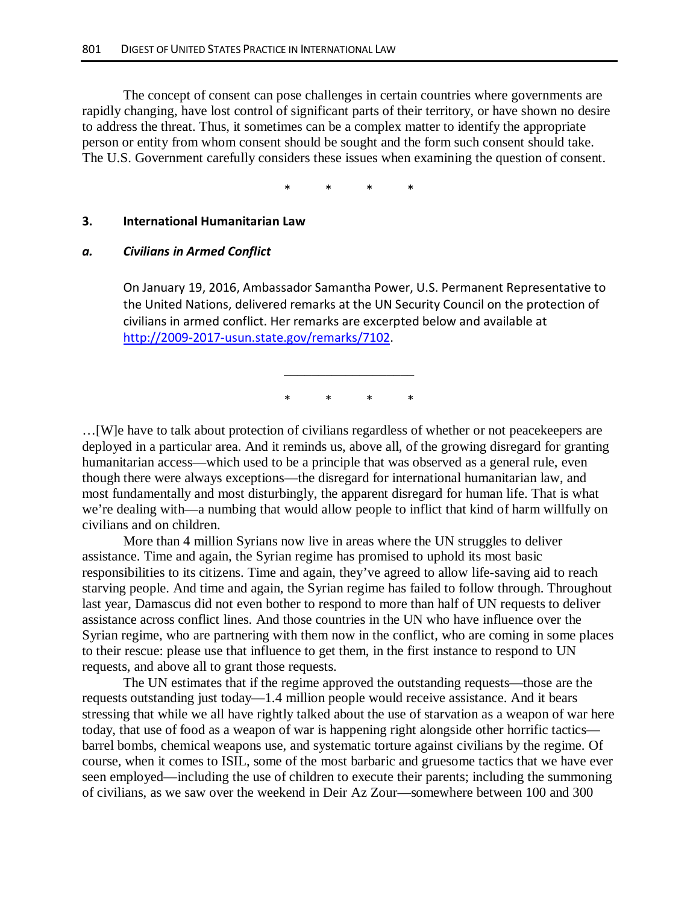The concept of consent can pose challenges in certain countries where governments are rapidly changing, have lost control of significant parts of their territory, or have shown no desire to address the threat. Thus, it sometimes can be a complex matter to identify the appropriate person or entity from whom consent should be sought and the form such consent should take. The U.S. Government carefully considers these issues when examining the question of consent.

\* \* \* \*

### 3. International Humanitarian Law

#### a. *Civilians in Armed Conflict*

On January 19, 2016, Ambassador Samantha Power, U.S. Permanent Representative to the United Nations, delivered remarks at the UN Security Council on the protection of civilians in armed conflict. Her remarks are excerpted below and available at [http://2009-2017-usun.state.gov/remarks/7102](http://2009-2017-usun.state.gov/remarks/7102).

___________________

\* \* \* \*

…[W]e have to talk about protection of civilians regardless of whether or not peacekeepers are deployed in a particular area. And it reminds us, above all, of the growing disregard for granting humanitarian access—which used to be a principle that was observed as a general rule, even though there were always exceptions—the disregard for international humanitarian law, and most fundamentally and most disturbingly, the apparent disregard for human life. That is what we're dealing with—a numbing that would allow people to inflict that kind of harm willfully on civilians and on children.

More than 4 million Syrians now live in areas where the UN struggles to deliver assistance. Time and again, the Syrian regime has promised to uphold its most basic responsibilities to its citizens. Time and again, they've agreed to allow life-saving aid to reach starving people. And time and again, the Syrian regime has failed to follow through. Throughout last year, Damascus did not even bother to respond to more than half of UN requests to deliver assistance across conflict lines. And those countries in the UN who have influence over the Syrian regime, who are partnering with them now in the conflict, who are coming in some places to their rescue: please use that influence to get them, in the first instance to respond to UN requests, and above all to grant those requests.

The UN estimates that if the regime approved the outstanding requests—those are the requests outstanding just today—1.4 million people would receive assistance. And it bears stressing that while we all have rightly talked about the use of starvation as a weapon of war here today, that use of food as a weapon of war is happening right alongside other horrific tactics—barrel bombs, chemical weapons use, and systematic torture against civilians by the regime. Of course, when it comes to ISIL, some of the most barbaric and gruesome tactics that we have ever seen employed—including the use of children to execute their parents; including the summoning of civilians, as we saw over the weekend in Deir Az Zour—somewhere between 100 and 300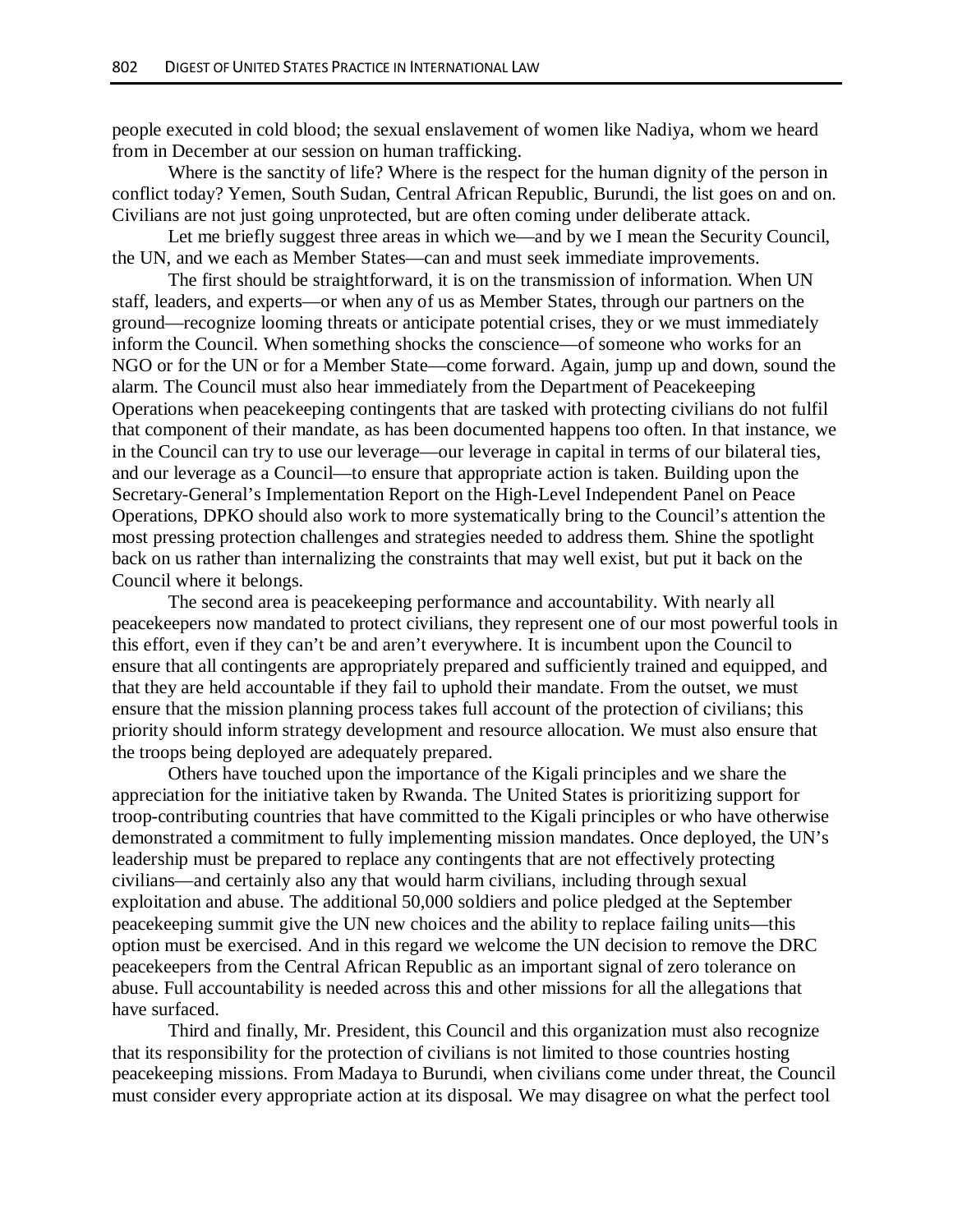people executed in cold blood; the sexual enslavement of women like Nadiya, whom we heard from in December at our session on human trafficking.

Where is the sanctity of life? Where is the respect for the human dignity of the person in conflict today? Yemen, South Sudan, Central African Republic, Burundi, the list goes on and on. Civilians are not just going unprotected, but are often coming under deliberate attack.

Let me briefly suggest three areas in which we—and by we I mean the Security Council, the UN, and we each as Member States—can and must seek immediate improvements.

The first should be straightforward, it is on the transmission of information. When UN staff, leaders, and experts—or when any of us as Member States, through our partners on the ground—recognize looming threats or anticipate potential crises, they or we must immediately inform the Council. When something shocks the conscience—of someone who works for an NGO or for the UN or for a Member State—come forward. Again, jump up and down, sound the alarm. The Council must also hear immediately from the Department of Peacekeeping Operations when peacekeeping contingents that are tasked with protecting civilians do not fulfil that component of their mandate, as has been documented happens too often. In that instance, we in the Council can try to use our leverage—our leverage in capital in terms of our bilateral ties, and our leverage as a Council—to ensure that appropriate action is taken. Building upon the Secretary-General's Implementation Report on the High-Level Independent Panel on Peace Operations, DPKO should also work to more systematically bring to the Council's attention the most pressing protection challenges and strategies needed to address them. Shine the spotlight back on us rather than internalizing the constraints that may well exist, but put it back on the Council where it belongs.

The second area is peacekeeping performance and accountability. With nearly all peacekeepers now mandated to protect civilians, they represent one of our most powerful tools in this effort, even if they can't be and aren't everywhere. It is incumbent upon the Council to ensure that all contingents are appropriately prepared and sufficiently trained and equipped, and that they are held accountable if they fail to uphold their mandate. From the outset, we must ensure that the mission planning process takes full account of the protection of civilians; this priority should inform strategy development and resource allocation. We must also ensure that the troops being deployed are adequately prepared.

Others have touched upon the importance of the Kigali principles and we share the appreciation for the initiative taken by Rwanda. The United States is prioritizing support for troop-contributing countries that have committed to the Kigali principles or who have otherwise demonstrated a commitment to fully implementing mission mandates. Once deployed, the UN's leadership must be prepared to replace any contingents that are not effectively protecting civilians—and certainly also any that would harm civilians, including through sexual exploitation and abuse. The additional 50,000 soldiers and police pledged at the September peacekeeping summit give the UN new choices and the ability to replace failing units—this option must be exercised. And in this regard we welcome the UN decision to remove the DRC peacekeepers from the Central African Republic as an important signal of zero tolerance on abuse. Full accountability is needed across this and other missions for all the allegations that have surfaced.

Third and finally, Mr. President, this Council and this organization must also recognize that its responsibility for the protection of civilians is not limited to those countries hosting peacekeeping missions. From Madaya to Burundi, when civilians come under threat, the Council must consider every appropriate action at its disposal. We may disagree on what the perfect tool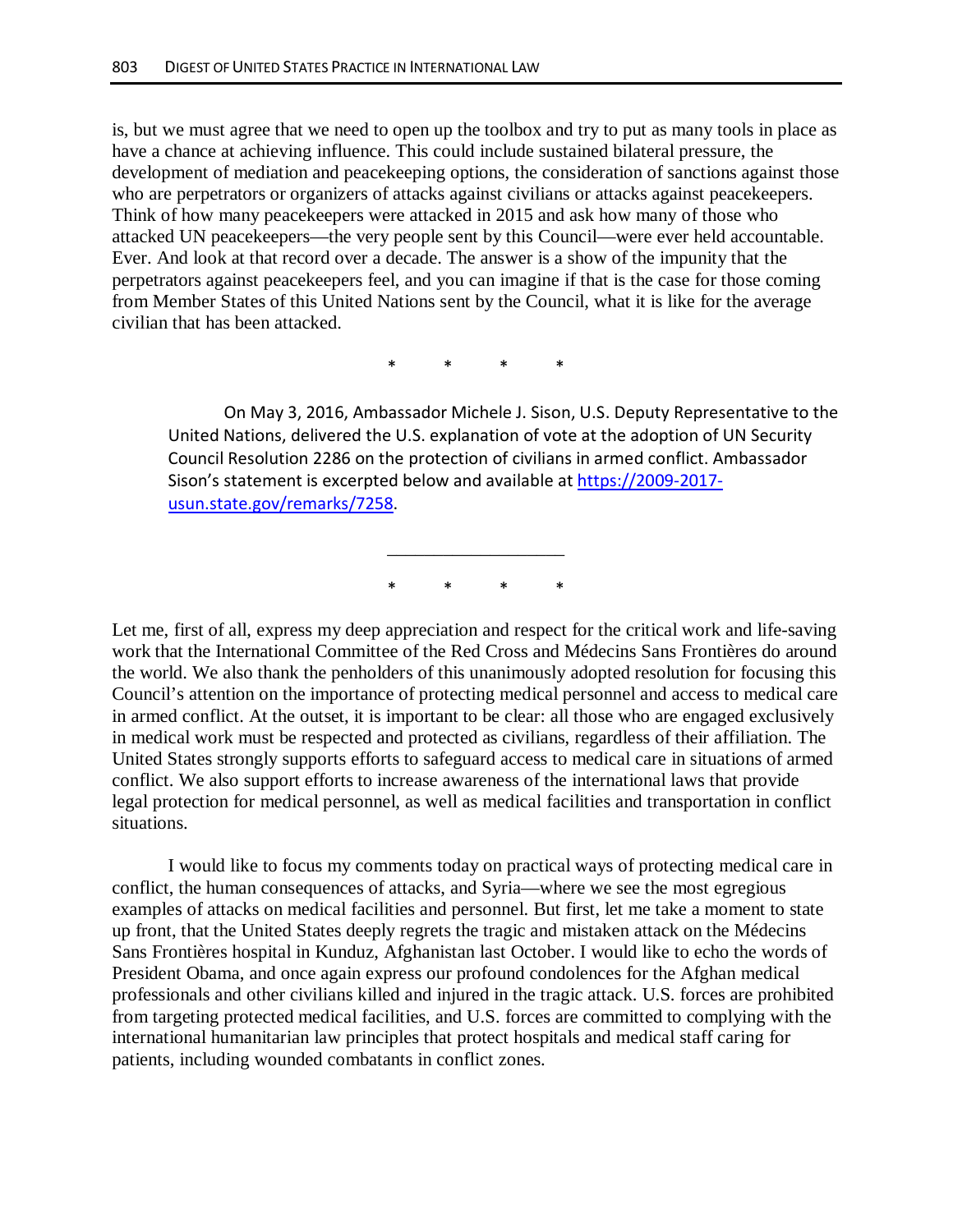is, but we must agree that we need to open up the toolbox and try to put as many tools in place as have a chance at achieving influence. This could include sustained bilateral pressure, the development of mediation and peacekeeping options, the consideration of sanctions against those who are perpetrators or organizers of attacks against civilians or attacks against peacekeepers. Think of how many peacekeepers were attacked in 2015 and ask how many of those who attacked UN peacekeepers—the very people sent by this Council—were ever held accountable. Ever. And look at that record over a decade. The answer is a show of the impunity that the perpetrators against peacekeepers feel, and you can imagine if that is the case for those coming from Member States of this United Nations sent by the Council, what it is like for the average civilian that has been attacked.

\* \* \* \*

On May 3, 2016, Ambassador Michele J. Sison, U.S. Deputy Representative to the United Nations, delivered the U.S. explanation of vote at the adoption of UN Security Council Resolution 2286 on the protection of civilians in armed conflict. Ambassador Sison's statement is excerpted below and available at https://2009-2017-usun.state.gov/remarks/7258.

___________________

\* \* \* \*

Let me, first of all, express my deep appreciation and respect for the critical work and life-saving work that the International Committee of the Red Cross and Médecins Sans Frontières do around the world. We also thank the penholders of this unanimously adopted resolution for focusing this Council's attention on the importance of protecting medical personnel and access to medical care in armed conflict. At the outset, it is important to be clear: all those who are engaged exclusively in medical work must be respected and protected as civilians, regardless of their affiliation. The United States strongly supports efforts to safeguard access to medical care in situations of armed conflict. We also support efforts to increase awareness of the international laws that provide legal protection for medical personnel, as well as medical facilities and transportation in conflict situations.

I would like to focus my comments today on practical ways of protecting medical care in conflict, the human consequences of attacks, and Syria—where we see the most egregious examples of attacks on medical facilities and personnel. But first, let me take a moment to state up front, that the United States deeply regrets the tragic and mistaken attack on the Médecins Sans Frontières hospital in Kunduz, Afghanistan last October. I would like to echo the words of President Obama, and once again express our profound condolences for the Afghan medical professionals and other civilians killed and injured in the tragic attack. U.S. forces are prohibited from targeting protected medical facilities, and U.S. forces are committed to complying with the international humanitarian law principles that protect hospitals and medical staff caring for patients, including wounded combatants in conflict zones.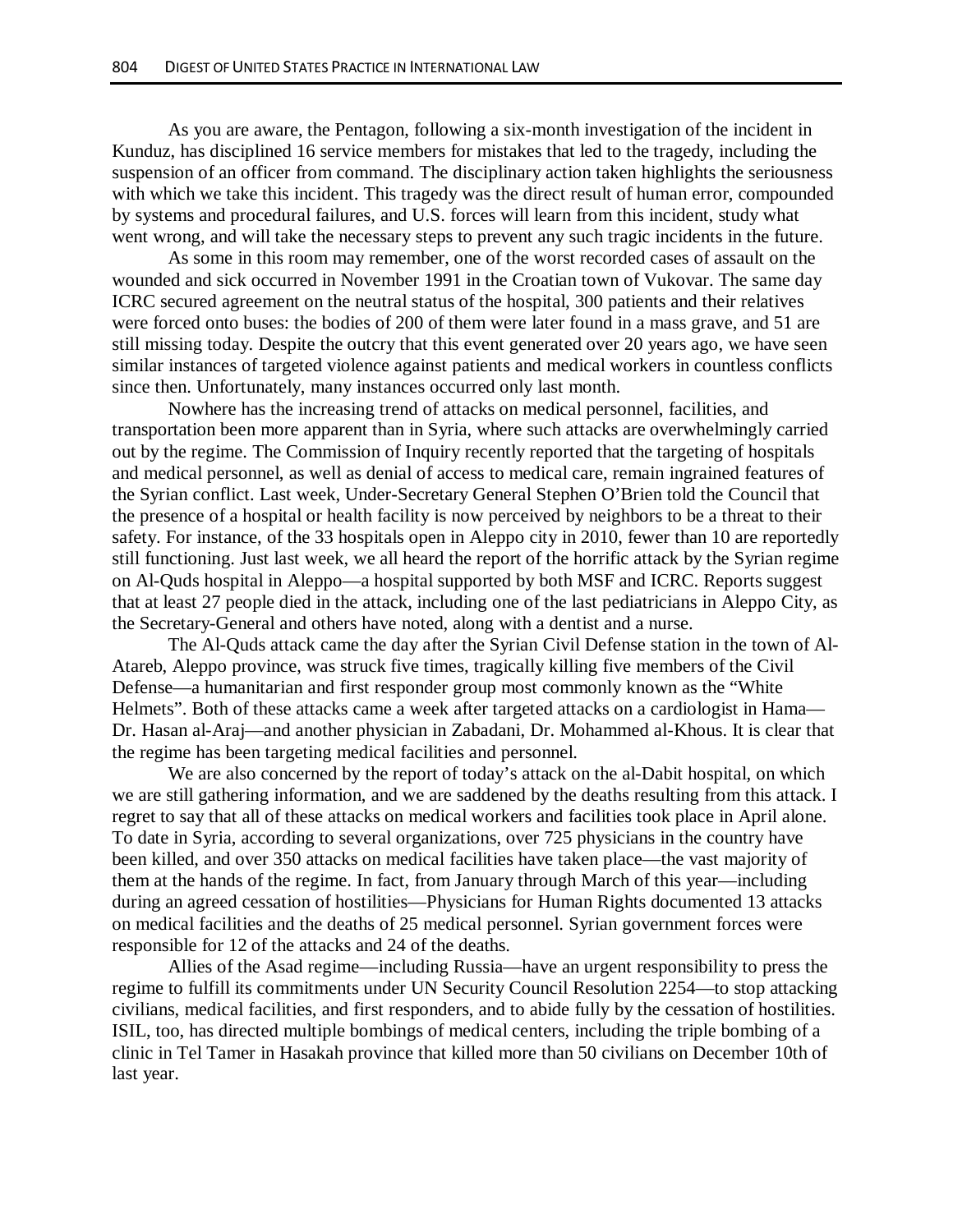As you are aware, the Pentagon, following a six-month investigation of the incident in Kunduz, has disciplined 16 service members for mistakes that led to the tragedy, including the suspension of an officer from command. The disciplinary action taken highlights the seriousness with which we take this incident. This tragedy was the direct result of human error, compounded by systems and procedural failures, and U.S. forces will learn from this incident, study what went wrong, and will take the necessary steps to prevent any such tragic incidents in the future.

As some in this room may remember, one of the worst recorded cases of assault on the wounded and sick occurred in November 1991 in the Croatian town of Vukovar. The same day ICRC secured agreement on the neutral status of the hospital, 300 patients and their relatives were forced onto buses: the bodies of 200 of them were later found in a mass grave, and 51 are still missing today. Despite the outcry that this event generated over 20 years ago, we have seen similar instances of targeted violence against patients and medical workers in countless conflicts since then. Unfortunately, many instances occurred only last month.

Nowhere has the increasing trend of attacks on medical personnel, facilities, and transportation been more apparent than in Syria, where such attacks are overwhelmingly carried out by the regime. The Commission of Inquiry recently reported that the targeting of hospitals and medical personnel, as well as denial of access to medical care, remain ingrained features of the Syrian conflict. Last week, Under-Secretary General Stephen O'Brien told the Council that the presence of a hospital or health facility is now perceived by neighbors to be a threat to their safety. For instance, of the 33 hospitals open in Aleppo city in 2010, fewer than 10 are reportedly still functioning. Just last week, we all heard the report of the horrific attack by the Syrian regime on Al-Quds hospital in Aleppo—a hospital supported by both MSF and ICRC. Reports suggest that at least 27 people died in the attack, including one of the last pediatricians in Aleppo City, as the Secretary-General and others have noted, along with a dentist and a nurse.

The Al-Quds attack came the day after the Syrian Civil Defense station in the town of Al-Atareb, Aleppo province, was struck five times, tragically killing five members of the Civil Defense—a humanitarian and first responder group most commonly known as the "White Helmets". Both of these attacks came a week after targeted attacks on a cardiologist in Hama—Dr. Hasan al-Araj—and another physician in Zabadani, Dr. Mohammed al-Khous. It is clear that the regime has been targeting medical facilities and personnel.

We are also concerned by the report of today's attack on the al-Dabit hospital, on which we are still gathering information, and we are saddened by the deaths resulting from this attack. I regret to say that all of these attacks on medical workers and facilities took place in April alone. To date in Syria, according to several organizations, over 725 physicians in the country have been killed, and over 350 attacks on medical facilities have taken place—the vast majority of them at the hands of the regime. In fact, from January through March of this year—including during an agreed cessation of hostilities—Physicians for Human Rights documented 13 attacks on medical facilities and the deaths of 25 medical personnel. Syrian government forces were responsible for 12 of the attacks and 24 of the deaths.

Allies of the Asad regime—including Russia—have an urgent responsibility to press the regime to fulfill its commitments under UN Security Council Resolution 2254—to stop attacking civilians, medical facilities, and first responders, and to abide fully by the cessation of hostilities. ISIL, too, has directed multiple bombings of medical centers, including the triple bombing of a clinic in Tel Tamer in Hasakah province that killed more than 50 civilians on December 10th of last year.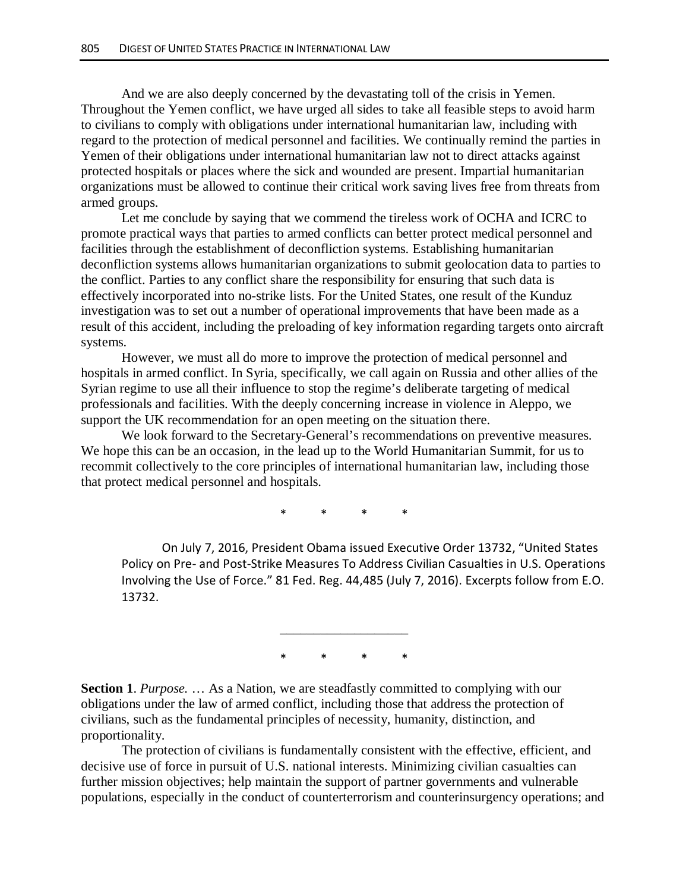And we are also deeply concerned by the devastating toll of the crisis in Yemen. Throughout the Yemen conflict, we have urged all sides to take all feasible steps to avoid harm to civilians to comply with obligations under international humanitarian law, including with regard to the protection of medical personnel and facilities. We continually remind the parties in Yemen of their obligations under international humanitarian law not to direct attacks against protected hospitals or places where the sick and wounded are present. Impartial humanitarian organizations must be allowed to continue their critical work saving lives free from threats from armed groups.

Let me conclude by saying that we commend the tireless work of OCHA and ICRC to promote practical ways that parties to armed conflicts can better protect medical personnel and facilities through the establishment of deconfliction systems. Establishing humanitarian deconfliction systems allows humanitarian organizations to submit geolocation data to parties to the conflict. Parties to any conflict share the responsibility for ensuring that such data is effectively incorporated into no-strike lists. For the United States, one result of the Kunduz investigation was to set out a number of operational improvements that have been made as a result of this accident, including the preloading of key information regarding targets onto aircraft systems.

However, we must all do more to improve the protection of medical personnel and hospitals in armed conflict. In Syria, specifically, we call again on Russia and other allies of the Syrian regime to use all their influence to stop the regime's deliberate targeting of medical professionals and facilities. With the deeply concerning increase in violence in Aleppo, we support the UK recommendation for an open meeting on the situation there.

We look forward to the Secretary-General's recommendations on preventive measures. We hope this can be an occasion, in the lead up to the World Humanitarian Summit, for us to recommit collectively to the core principles of international humanitarian law, including those that protect medical personnel and hospitals.

\* \* \* \*

On July 7, 2016, President Obama issued Executive Order 13732, "United States Policy on Pre- and Post-Strike Measures To Address Civilian Casualties in U.S. Operations Involving the Use of Force." 81 Fed. Reg. 44,485 (July 7, 2016). Excerpts follow from E.O. 13732.

---

\* \* \* \*

**Section 1**. *Purpose.* … As a Nation, we are steadfastly committed to complying with our obligations under the law of armed conflict, including those that address the protection of civilians, such as the fundamental principles of necessity, humanity, distinction, and proportionality.

The protection of civilians is fundamentally consistent with the effective, efficient, and decisive use of force in pursuit of U.S. national interests. Minimizing civilian casualties can further mission objectives; help maintain the support of partner governments and vulnerable populations, especially in the conduct of counterterrorism and counterinsurgency operations; and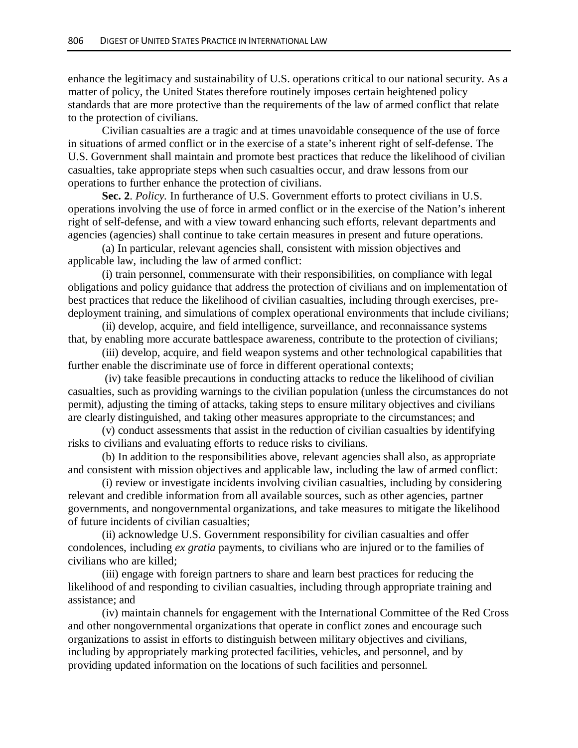enhance the legitimacy and sustainability of U.S. operations critical to our national security. As a matter of policy, the United States therefore routinely imposes certain heightened policy standards that are more protective than the requirements of the law of armed conflict that relate to the protection of civilians.

Civilian casualties are a tragic and at times unavoidable consequence of the use of force in situations of armed conflict or in the exercise of a state's inherent right of self-defense. The U.S. Government shall maintain and promote best practices that reduce the likelihood of civilian casualties, take appropriate steps when such casualties occur, and draw lessons from our operations to further enhance the protection of civilians.

**Sec. 2**. *Policy*. In furtherance of U.S. Government efforts to protect civilians in U.S. operations involving the use of force in armed conflict or in the exercise of the Nation's inherent right of self-defense, and with a view toward enhancing such efforts, relevant departments and agencies (agencies) shall continue to take certain measures in present and future operations.

(a) In particular, relevant agencies shall, consistent with mission objectives and applicable law, including the law of armed conflict:

(i) train personnel, commensurate with their responsibilities, on compliance with legal obligations and policy guidance that address the protection of civilians and on implementation of best practices that reduce the likelihood of civilian casualties, including through exercises, pre-deployment training, and simulations of complex operational environments that include civilians;

(ii) develop, acquire, and field intelligence, surveillance, and reconnaissance systems that, by enabling more accurate battlespace awareness, contribute to the protection of civilians;

(iii) develop, acquire, and field weapon systems and other technological capabilities that further enable the discriminate use of force in different operational contexts;

(iv) take feasible precautions in conducting attacks to reduce the likelihood of civilian casualties, such as providing warnings to the civilian population (unless the circumstances do not permit), adjusting the timing of attacks, taking steps to ensure military objectives and civilians are clearly distinguished, and taking other measures appropriate to the circumstances; and

(v) conduct assessments that assist in the reduction of civilian casualties by identifying risks to civilians and evaluating efforts to reduce risks to civilians.

(b) In addition to the responsibilities above, relevant agencies shall also, as appropriate and consistent with mission objectives and applicable law, including the law of armed conflict:

(i) review or investigate incidents involving civilian casualties, including by considering relevant and credible information from all available sources, such as other agencies, partner governments, and nongovernmental organizations, and take measures to mitigate the likelihood of future incidents of civilian casualties;

(ii) acknowledge U.S. Government responsibility for civilian casualties and offer condolences, including *ex gratia* payments, to civilians who are injured or to the families of civilians who are killed;

(iii) engage with foreign partners to share and learn best practices for reducing the likelihood of and responding to civilian casualties, including through appropriate training and assistance; and

(iv) maintain channels for engagement with the International Committee of the Red Cross and other nongovernmental organizations that operate in conflict zones and encourage such organizations to assist in efforts to distinguish between military objectives and civilians, including by appropriately marking protected facilities, vehicles, and personnel, and by providing updated information on the locations of such facilities and personnel.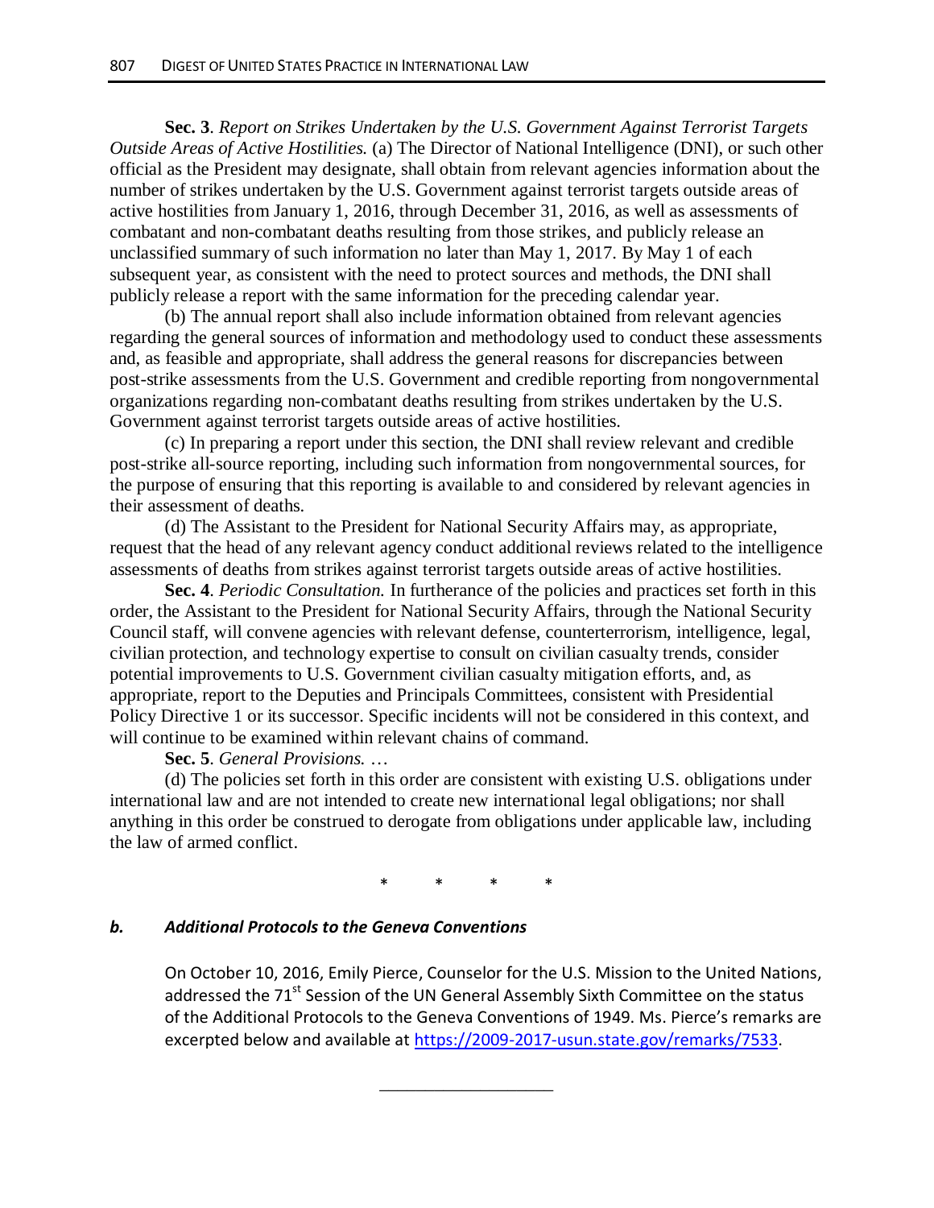**Sec. 3**. *Report on Strikes Undertaken by the U.S. Government Against Terrorist Targets Outside Areas of Active Hostilities.* (a) The Director of National Intelligence (DNI), or such other official as the President may designate, shall obtain from relevant agencies information about the number of strikes undertaken by the U.S. Government against terrorist targets outside areas of active hostilities from January 1, 2016, through December 31, 2016, as well as assessments of combatant and non-combatant deaths resulting from those strikes, and publicly release an unclassified summary of such information no later than May 1, 2017. By May 1 of each subsequent year, as consistent with the need to protect sources and methods, the DNI shall publicly release a report with the same information for the preceding calendar year.

(b) The annual report shall also include information obtained from relevant agencies regarding the general sources of information and methodology used to conduct these assessments and, as feasible and appropriate, shall address the general reasons for discrepancies between post-strike assessments from the U.S. Government and credible reporting from nongovernmental organizations regarding non-combatant deaths resulting from strikes undertaken by the U.S. Government against terrorist targets outside areas of active hostilities.

(c) In preparing a report under this section, the DNI shall review relevant and credible post-strike all-source reporting, including such information from nongovernmental sources, for the purpose of ensuring that this reporting is available to and considered by relevant agencies in their assessment of deaths.

(d) The Assistant to the President for National Security Affairs may, as appropriate, request that the head of any relevant agency conduct additional reviews related to the intelligence assessments of deaths from strikes against terrorist targets outside areas of active hostilities.

**Sec. 4**. *Periodic Consultation.* In furtherance of the policies and practices set forth in this order, the Assistant to the President for National Security Affairs, through the National Security Council staff, will convene agencies with relevant defense, counterterrorism, intelligence, legal, civilian protection, and technology expertise to consult on civilian casualty trends, consider potential improvements to U.S. Government civilian casualty mitigation efforts, and, as appropriate, report to the Deputies and Principals Committees, consistent with Presidential Policy Directive 1 or its successor. Specific incidents will not be considered in this context, and will continue to be examined within relevant chains of command.

**Sec. 5**. *General Provisions.* …

(d) The policies set forth in this order are consistent with existing U.S. obligations under international law and are not intended to create new international legal obligations; nor shall anything in this order be construed to derogate from obligations under applicable law, including the law of armed conflict.

\* \* \* \*

### *b. Additional Protocols to the Geneva Conventions*

On October 10, 2016, Emily Pierce, Counselor for the U.S. Mission to the United Nations, addressed the 71st Session of the UN General Assembly Sixth Committee on the status of the Additional Protocols to the Geneva Conventions of 1949. Ms. Pierce's remarks are excerpted below and available at https://2009-2017-usun.state.gov/remarks/7533.

___________________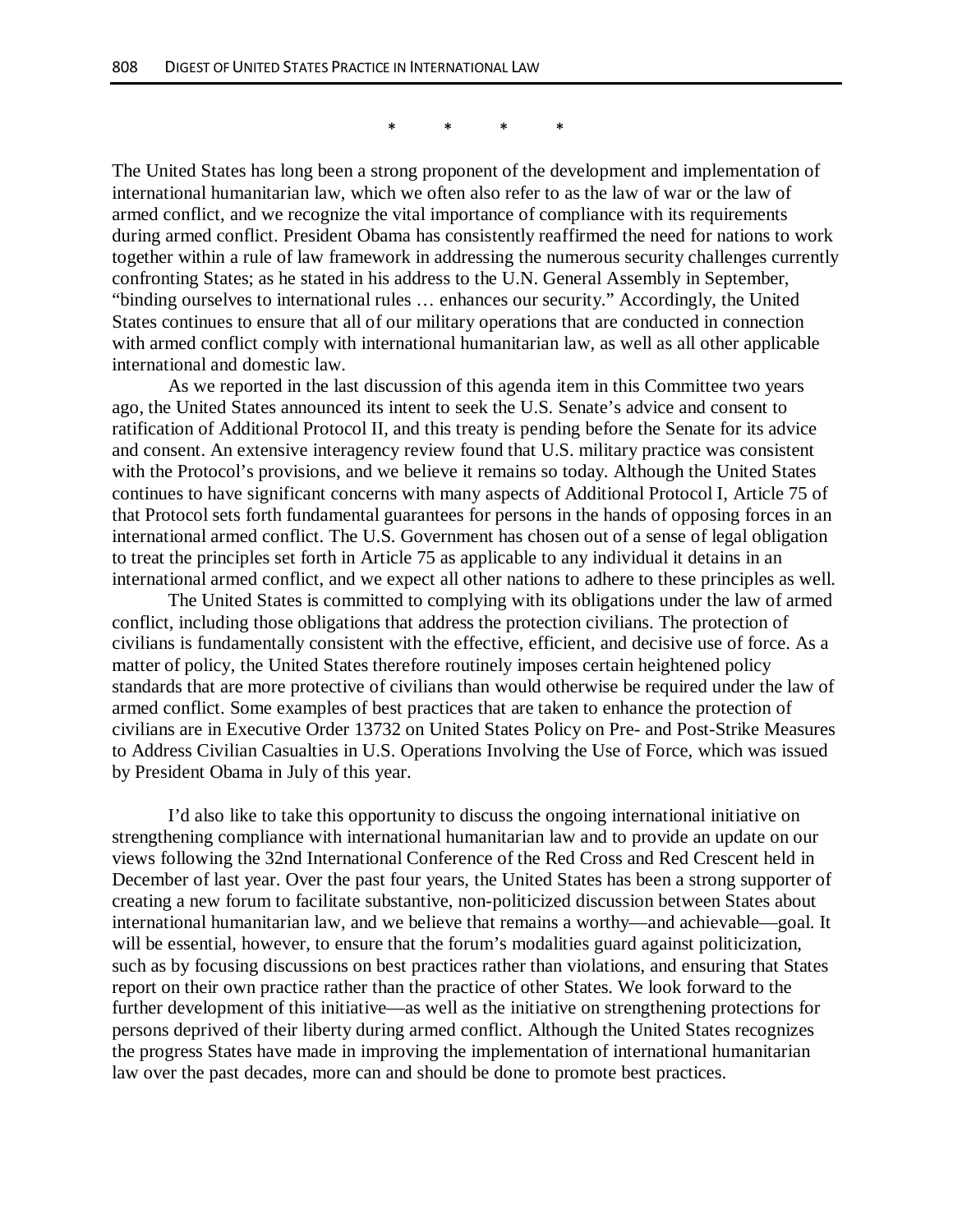\*          \*          \*          \*

The United States has long been a strong proponent of the development and implementation of international humanitarian law, which we often also refer to as the law of war or the law of armed conflict, and we recognize the vital importance of compliance with its requirements during armed conflict. President Obama has consistently reaffirmed the need for nations to work together within a rule of law framework in addressing the numerous security challenges currently confronting States; as he stated in his address to the U.N. General Assembly in September, "binding ourselves to international rules … enhances our security." Accordingly, the United States continues to ensure that all of our military operations that are conducted in connection with armed conflict comply with international humanitarian law, as well as all other applicable international and domestic law.

As we reported in the last discussion of this agenda item in this Committee two years ago, the United States announced its intent to seek the U.S. Senate's advice and consent to ratification of Additional Protocol II, and this treaty is pending before the Senate for its advice and consent. An extensive interagency review found that U.S. military practice was consistent with the Protocol's provisions, and we believe it remains so today. Although the United States continues to have significant concerns with many aspects of Additional Protocol I, Article 75 of that Protocol sets forth fundamental guarantees for persons in the hands of opposing forces in an international armed conflict. The U.S. Government has chosen out of a sense of legal obligation to treat the principles set forth in Article 75 as applicable to any individual it detains in an international armed conflict, and we expect all other nations to adhere to these principles as well.

The United States is committed to complying with its obligations under the law of armed conflict, including those obligations that address the protection civilians. The protection of civilians is fundamentally consistent with the effective, efficient, and decisive use of force. As a matter of policy, the United States therefore routinely imposes certain heightened policy standards that are more protective of civilians than would otherwise be required under the law of armed conflict. Some examples of best practices that are taken to enhance the protection of civilians are in Executive Order 13732 on United States Policy on Pre- and Post-Strike Measures to Address Civilian Casualties in U.S. Operations Involving the Use of Force, which was issued by President Obama in July of this year.

I'd also like to take this opportunity to discuss the ongoing international initiative on strengthening compliance with international humanitarian law and to provide an update on our views following the 32nd International Conference of the Red Cross and Red Crescent held in December of last year. Over the past four years, the United States has been a strong supporter of creating a new forum to facilitate substantive, non-politicized discussion between States about international humanitarian law, and we believe that remains a worthy—and achievable—goal. It will be essential, however, to ensure that the forum's modalities guard against politicization, such as by focusing discussions on best practices rather than violations, and ensuring that States report on their own practice rather than the practice of other States. We look forward to the further development of this initiative—as well as the initiative on strengthening protections for persons deprived of their liberty during armed conflict. Although the United States recognizes the progress States have made in improving the implementation of international humanitarian law over the past decades, more can and should be done to promote best practices.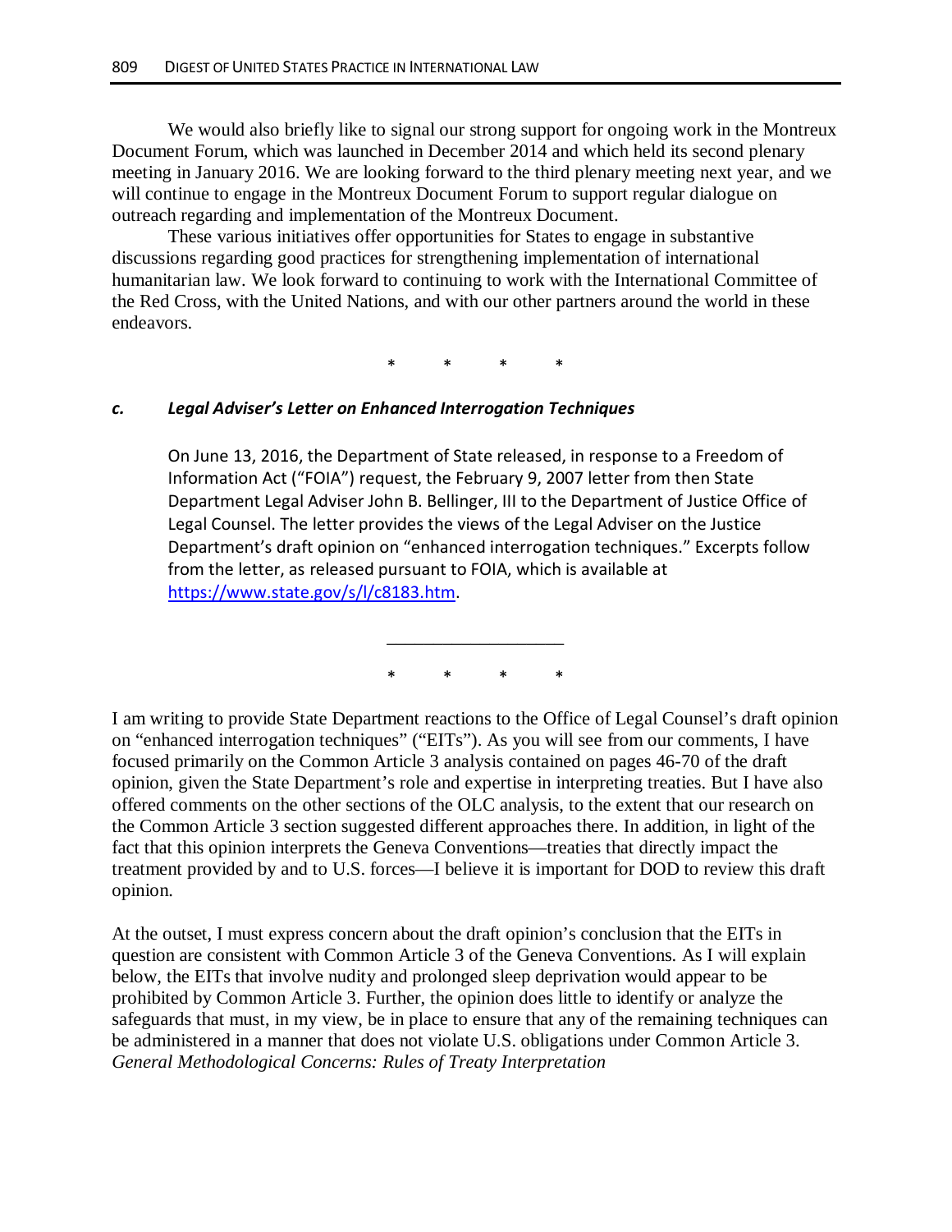We would also briefly like to signal our strong support for ongoing work in the Montreux Document Forum, which was launched in December 2014 and which held its second plenary meeting in January 2016. We are looking forward to the third plenary meeting next year, and we will continue to engage in the Montreux Document Forum to support regular dialogue on outreach regarding and implementation of the Montreux Document.

These various initiatives offer opportunities for States to engage in substantive discussions regarding good practices for strengthening implementation of international humanitarian law. We look forward to continuing to work with the International Committee of the Red Cross, with the United Nations, and with our other partners around the world in these endeavors.

\* \* \* \*

### c. *Legal Adviser's Letter on Enhanced Interrogation Techniques*

On June 13, 2016, the Department of State released, in response to a Freedom of Information Act ("FOIA") request, the February 9, 2007 letter from then State Department Legal Adviser John B. Bellinger, III to the Department of Justice Office of Legal Counsel. The letter provides the views of the Legal Adviser on the Justice Department's draft opinion on "enhanced interrogation techniques." Excerpts follow from the letter, as released pursuant to FOIA, which is available at https://www.state.gov/s/l/c8183.htm.

___________________

\* \* \* \*

I am writing to provide State Department reactions to the Office of Legal Counsel's draft opinion on "enhanced interrogation techniques" ("EITs"). As you will see from our comments, I have focused primarily on the Common Article 3 analysis contained on pages 46-70 of the draft opinion, given the State Department's role and expertise in interpreting treaties. But I have also offered comments on the other sections of the OLC analysis, to the extent that our research on the Common Article 3 section suggested different approaches there. In addition, in light of the fact that this opinion interprets the Geneva Conventions—treaties that directly impact the treatment provided by and to U.S. forces—I believe it is important for DOD to review this draft opinion.

At the outset, I must express concern about the draft opinion's conclusion that the EITs in question are consistent with Common Article 3 of the Geneva Conventions. As I will explain below, the EITs that involve nudity and prolonged sleep deprivation would appear to be prohibited by Common Article 3. Further, the opinion does little to identify or analyze the safeguards that must, in my view, be in place to ensure that any of the remaining techniques can be administered in a manner that does not violate U.S. obligations under Common Article 3.

*General Methodological Concerns: Rules of Treaty Interpretation*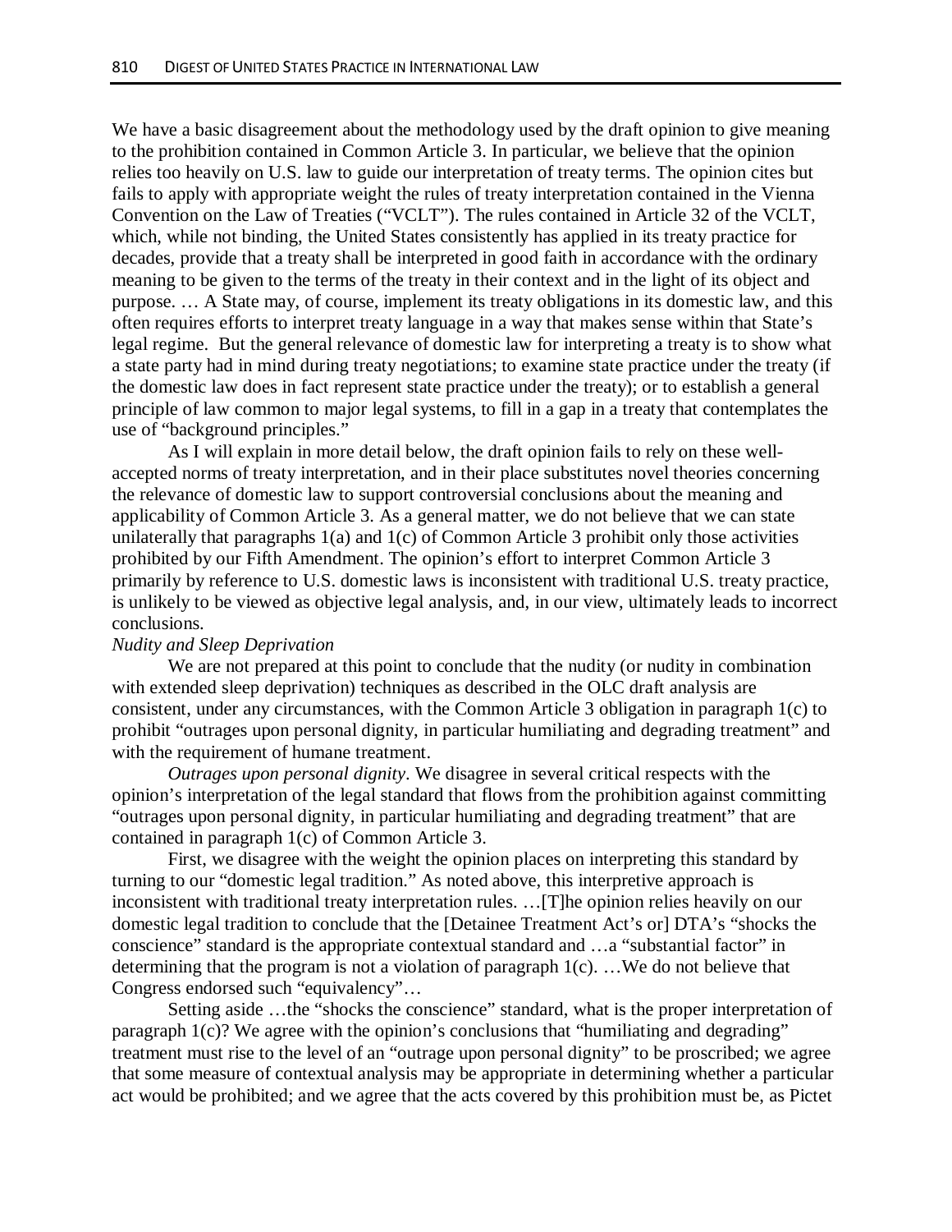We have a basic disagreement about the methodology used by the draft opinion to give meaning to the prohibition contained in Common Article 3. In particular, we believe that the opinion relies too heavily on U.S. law to guide our interpretation of treaty terms. The opinion cites but fails to apply with appropriate weight the rules of treaty interpretation contained in the Vienna Convention on the Law of Treaties ("VCLT"). The rules contained in Article 32 of the VCLT, which, while not binding, the United States consistently has applied in its treaty practice for decades, provide that a treaty shall be interpreted in good faith in accordance with the ordinary meaning to be given to the terms of the treaty in their context and in the light of its object and purpose. … A State may, of course, implement its treaty obligations in its domestic law, and this often requires efforts to interpret treaty language in a way that makes sense within that State's legal regime. But the general relevance of domestic law for interpreting a treaty is to show what a state party had in mind during treaty negotiations; to examine state practice under the treaty (if the domestic law does in fact represent state practice under the treaty); or to establish a general principle of law common to major legal systems, to fill in a gap in a treaty that contemplates the use of "background principles."

As I will explain in more detail below, the draft opinion fails to rely on these well-accepted norms of treaty interpretation, and in their place substitutes novel theories concerning the relevance of domestic law to support controversial conclusions about the meaning and applicability of Common Article 3. As a general matter, we do not believe that we can state unilaterally that paragraphs 1(a) and 1(c) of Common Article 3 prohibit only those activities prohibited by our Fifth Amendment. The opinion's effort to interpret Common Article 3 primarily by reference to U.S. domestic laws is inconsistent with traditional U.S. treaty practice, is unlikely to be viewed as objective legal analysis, and, in our view, ultimately leads to incorrect conclusions.

*Nudity and Sleep Deprivation*

We are not prepared at this point to conclude that the nudity (or nudity in combination with extended sleep deprivation) techniques as described in the OLC draft analysis are consistent, under any circumstances, with the Common Article 3 obligation in paragraph 1(c) to prohibit "outrages upon personal dignity, in particular humiliating and degrading treatment" and with the requirement of humane treatment.

*Outrages upon personal dignity*. We disagree in several critical respects with the opinion's interpretation of the legal standard that flows from the prohibition against committing "outrages upon personal dignity, in particular humiliating and degrading treatment" that are contained in paragraph 1(c) of Common Article 3.

First, we disagree with the weight the opinion places on interpreting this standard by turning to our "domestic legal tradition." As noted above, this interpretive approach is inconsistent with traditional treaty interpretation rules. …[T]he opinion relies heavily on our domestic legal tradition to conclude that the [Detainee Treatment Act's or] DTA's "shocks the conscience" standard is the appropriate contextual standard and …a "substantial factor" in determining that the program is not a violation of paragraph 1(c). …We do not believe that Congress endorsed such "equivalency"…

Setting aside …the "shocks the conscience" standard, what is the proper interpretation of paragraph 1(c)? We agree with the opinion's conclusions that "humiliating and degrading" treatment must rise to the level of an "outrage upon personal dignity" to be proscribed; we agree that some measure of contextual analysis may be appropriate in determining whether a particular act would be prohibited; and we agree that the acts covered by this prohibition must be, as Pictet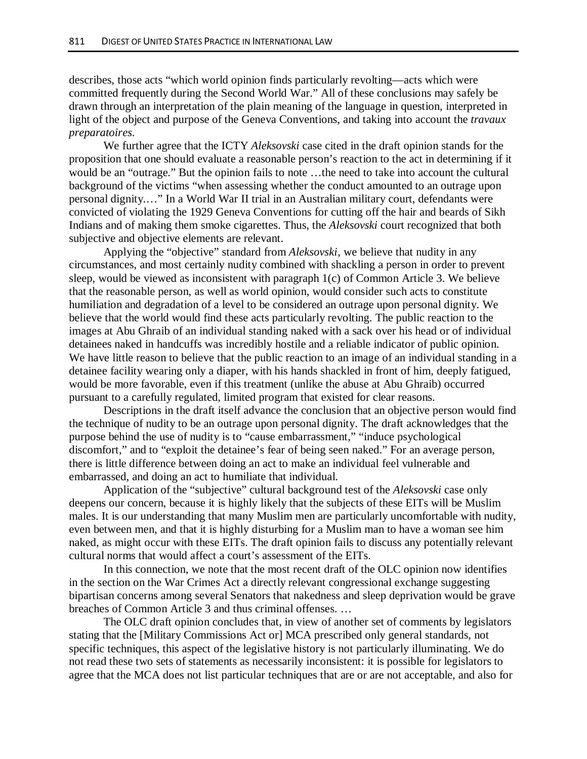describes, those acts "which world opinion finds particularly revolting—acts which were committed frequently during the Second World War." All of these conclusions may safely be drawn through an interpretation of the plain meaning of the language in question, interpreted in light of the object and purpose of the Geneva Conventions, and taking into account the *travaux preparatoires*.

We further agree that the ICTY *Aleksovski* case cited in the draft opinion stands for the proposition that one should evaluate a reasonable person's reaction to the act in determining if it would be an "outrage." But the opinion fails to note …the need to take into account the cultural background of the victims "when assessing whether the conduct amounted to an outrage upon personal dignity.…" In a World War II trial in an Australian military court, defendants were convicted of violating the 1929 Geneva Conventions for cutting off the hair and beards of Sikh Indians and of making them smoke cigarettes. Thus, the *Aleksovski* court recognized that both subjective and objective elements are relevant.

Applying the "objective" standard from *Aleksovski*, we believe that nudity in any circumstances, and most certainly nudity combined with shackling a person in order to prevent sleep, would be viewed as inconsistent with paragraph 1(c) of Common Article 3. We believe that the reasonable person, as well as world opinion, would consider such acts to constitute humiliation and degradation of a level to be considered an outrage upon personal dignity. We believe that the world would find these acts particularly revolting. The public reaction to the images at Abu Ghraib of an individual standing naked with a sack over his head or of individual detainees naked in handcuffs was incredibly hostile and a reliable indicator of public opinion. We have little reason to believe that the public reaction to an image of an individual standing in a detainee facility wearing only a diaper, with his hands shackled in front of him, deeply fatigued, would be more favorable, even if this treatment (unlike the abuse at Abu Ghraib) occurred pursuant to a carefully regulated, limited program that existed for clear reasons.

Descriptions in the draft itself advance the conclusion that an objective person would find the technique of nudity to be an outrage upon personal dignity. The draft acknowledges that the purpose behind the use of nudity is to "cause embarrassment," "induce psychological discomfort," and to "exploit the detainee's fear of being seen naked." For an average person, there is little difference between doing an act to make an individual feel vulnerable and embarrassed, and doing an act to humiliate that individual.

Application of the "subjective" cultural background test of the *Aleksovski* case only deepens our concern, because it is highly likely that the subjects of these EITs will be Muslim males. It is our understanding that many Muslim men are particularly uncomfortable with nudity, even between men, and that it is highly disturbing for a Muslim man to have a woman see him naked, as might occur with these EITs. The draft opinion fails to discuss any potentially relevant cultural norms that would affect a court's assessment of the EITs.

In this connection, we note that the most recent draft of the OLC opinion now identifies in the section on the War Crimes Act a directly relevant congressional exchange suggesting bipartisan concerns among several Senators that nakedness and sleep deprivation would be grave breaches of Common Article 3 and thus criminal offenses. …

The OLC draft opinion concludes that, in view of another set of comments by legislators stating that the [Military Commissions Act or] MCA prescribed only general standards, not specific techniques, this aspect of the legislative history is not particularly illuminating. We do not read these two sets of statements as necessarily inconsistent: it is possible for legislators to agree that the MCA does not list particular techniques that are or are not acceptable, and also for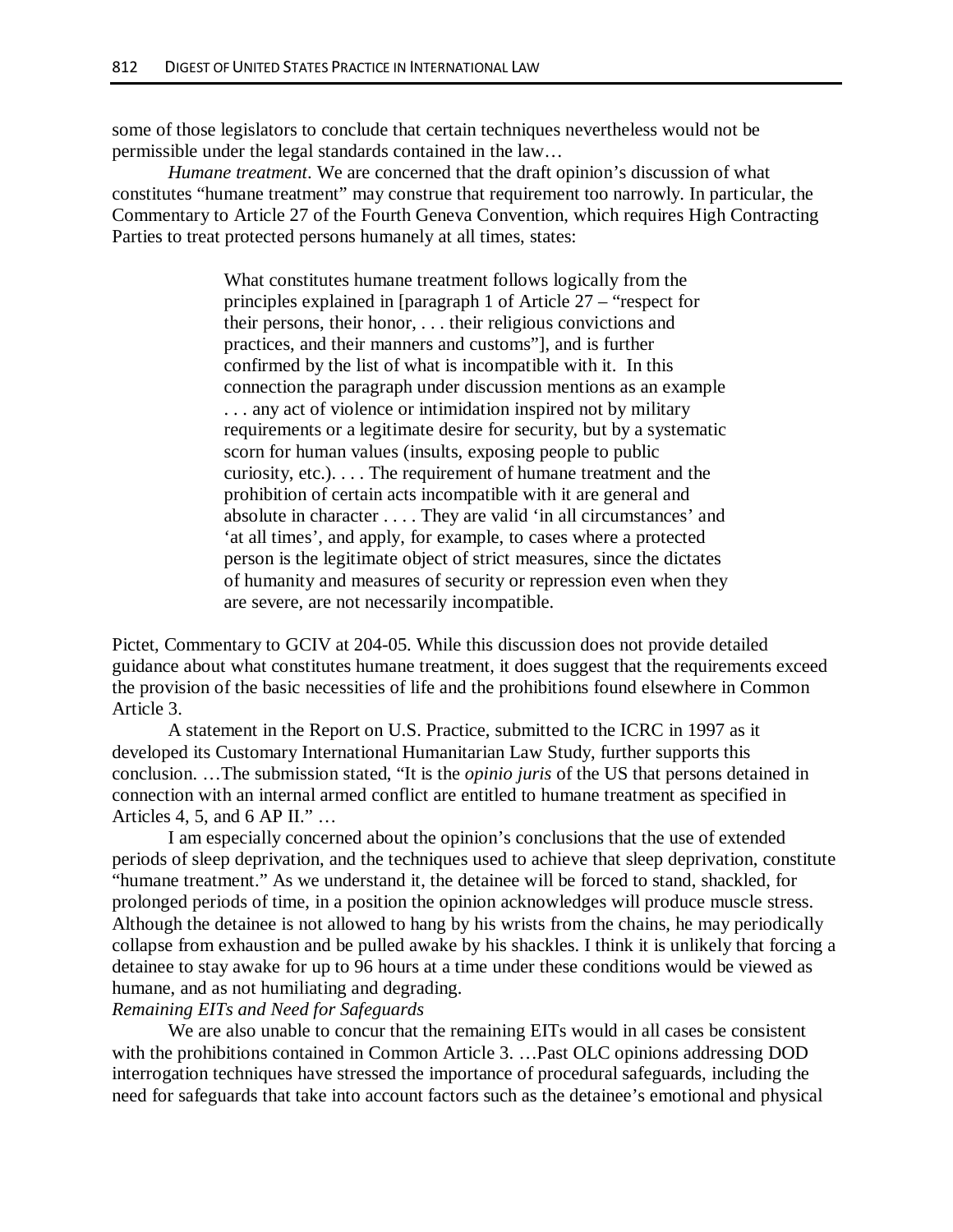some of those legislators to conclude that certain techniques nevertheless would not be permissible under the legal standards contained in the law…

*Humane treatment*. We are concerned that the draft opinion's discussion of what constitutes "humane treatment" may construe that requirement too narrowly. In particular, the Commentary to Article 27 of the Fourth Geneva Convention, which requires High Contracting Parties to treat protected persons humanely at all times, states:

> What constitutes humane treatment follows logically from the principles explained in [paragraph 1 of Article 27 – "respect for their persons, their honor, . . . their religious convictions and practices, and their manners and customs"], and is further confirmed by the list of what is incompatible with it. In this connection the paragraph under discussion mentions as an example . . . any act of violence or intimidation inspired not by military requirements or a legitimate desire for security, but by a systematic scorn for human values (insults, exposing people to public curiosity, etc.). . . . The requirement of humane treatment and the prohibition of certain acts incompatible with it are general and absolute in character . . . . They are valid 'in all circumstances' and 'at all times', and apply, for example, to cases where a protected person is the legitimate object of strict measures, since the dictates of humanity and measures of security or repression even when they are severe, are not necessarily incompatible.

Pictet, Commentary to GCIV at 204-05. While this discussion does not provide detailed guidance about what constitutes humane treatment, it does suggest that the requirements exceed the provision of the basic necessities of life and the prohibitions found elsewhere in Common Article 3.

A statement in the Report on U.S. Practice, submitted to the ICRC in 1997 as it developed its Customary International Humanitarian Law Study, further supports this conclusion. …The submission stated, "It is the *opinio juris* of the US that persons detained in connection with an internal armed conflict are entitled to humane treatment as specified in Articles 4, 5, and 6 AP II." …

I am especially concerned about the opinion's conclusions that the use of extended periods of sleep deprivation, and the techniques used to achieve that sleep deprivation, constitute "humane treatment." As we understand it, the detainee will be forced to stand, shackled, for prolonged periods of time, in a position the opinion acknowledges will produce muscle stress. Although the detainee is not allowed to hang by his wrists from the chains, he may periodically collapse from exhaustion and be pulled awake by his shackles. I think it is unlikely that forcing a detainee to stay awake for up to 96 hours at a time under these conditions would be viewed as humane, and as not humiliating and degrading.

*Remaining EITs and Need for Safeguards*

We are also unable to concur that the remaining EITs would in all cases be consistent with the prohibitions contained in Common Article 3. …Past OLC opinions addressing DOD interrogation techniques have stressed the importance of procedural safeguards, including the need for safeguards that take into account factors such as the detainee's emotional and physical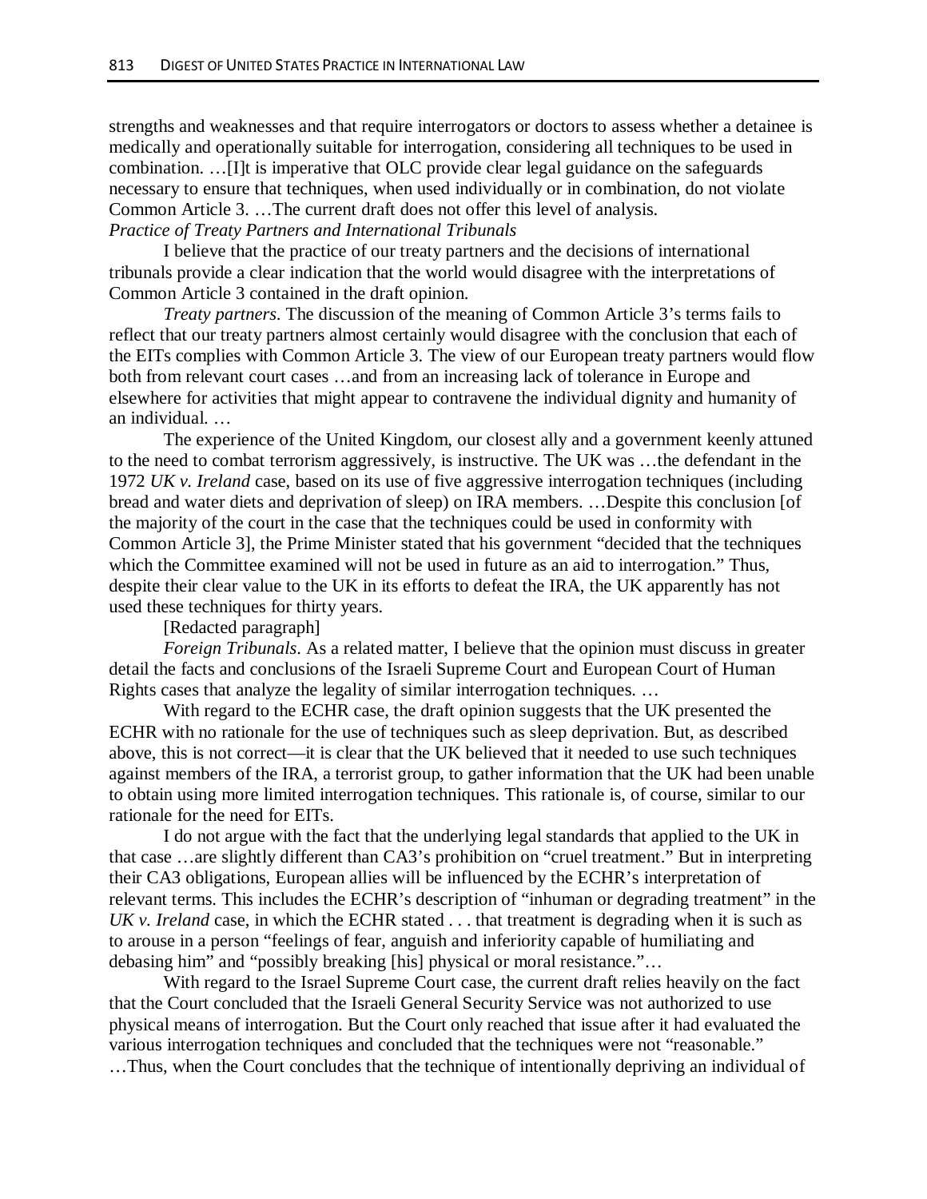strengths and weaknesses and that require interrogators or doctors to assess whether a detainee is medically and operationally suitable for interrogation, considering all techniques to be used in combination. …[I]t is imperative that OLC provide clear legal guidance on the safeguards necessary to ensure that techniques, when used individually or in combination, do not violate Common Article 3. …The current draft does not offer this level of analysis.

*Practice of Treaty Partners and International Tribunals*

I believe that the practice of our treaty partners and the decisions of international tribunals provide a clear indication that the world would disagree with the interpretations of Common Article 3 contained in the draft opinion.

*Treaty partners*. The discussion of the meaning of Common Article 3's terms fails to reflect that our treaty partners almost certainly would disagree with the conclusion that each of the EITs complies with Common Article 3. The view of our European treaty partners would flow both from relevant court cases …and from an increasing lack of tolerance in Europe and elsewhere for activities that might appear to contravene the individual dignity and humanity of an individual. …

The experience of the United Kingdom, our closest ally and a government keenly attuned to the need to combat terrorism aggressively, is instructive. The UK was …the defendant in the 1972 *UK v. Ireland* case, based on its use of five aggressive interrogation techniques (including bread and water diets and deprivation of sleep) on IRA members. …Despite this conclusion [of the majority of the court in the case that the techniques could be used in conformity with Common Article 3], the Prime Minister stated that his government "decided that the techniques which the Committee examined will not be used in future as an aid to interrogation." Thus, despite their clear value to the UK in its efforts to defeat the IRA, the UK apparently has not used these techniques for thirty years.

[Redacted paragraph]

*Foreign Tribunals*. As a related matter, I believe that the opinion must discuss in greater detail the facts and conclusions of the Israeli Supreme Court and European Court of Human Rights cases that analyze the legality of similar interrogation techniques. …

With regard to the ECHR case, the draft opinion suggests that the UK presented the ECHR with no rationale for the use of techniques such as sleep deprivation. But, as described above, this is not correct—it is clear that the UK believed that it needed to use such techniques against members of the IRA, a terrorist group, to gather information that the UK had been unable to obtain using more limited interrogation techniques. This rationale is, of course, similar to our rationale for the need for EITs.

I do not argue with the fact that the underlying legal standards that applied to the UK in that case …are slightly different than CA3's prohibition on "cruel treatment." But in interpreting their CA3 obligations, European allies will be influenced by the ECHR's interpretation of relevant terms. This includes the ECHR's description of "inhuman or degrading treatment" in the *UK v. Ireland* case, in which the ECHR stated . . . that treatment is degrading when it is such as to arouse in a person "feelings of fear, anguish and inferiority capable of humiliating and debasing him" and "possibly breaking [his] physical or moral resistance."…

With regard to the Israel Supreme Court case, the current draft relies heavily on the fact that the Court concluded that the Israeli General Security Service was not authorized to use physical means of interrogation. But the Court only reached that issue after it had evaluated the various interrogation techniques and concluded that the techniques were not "reasonable." …Thus, when the Court concludes that the technique of intentionally depriving an individual of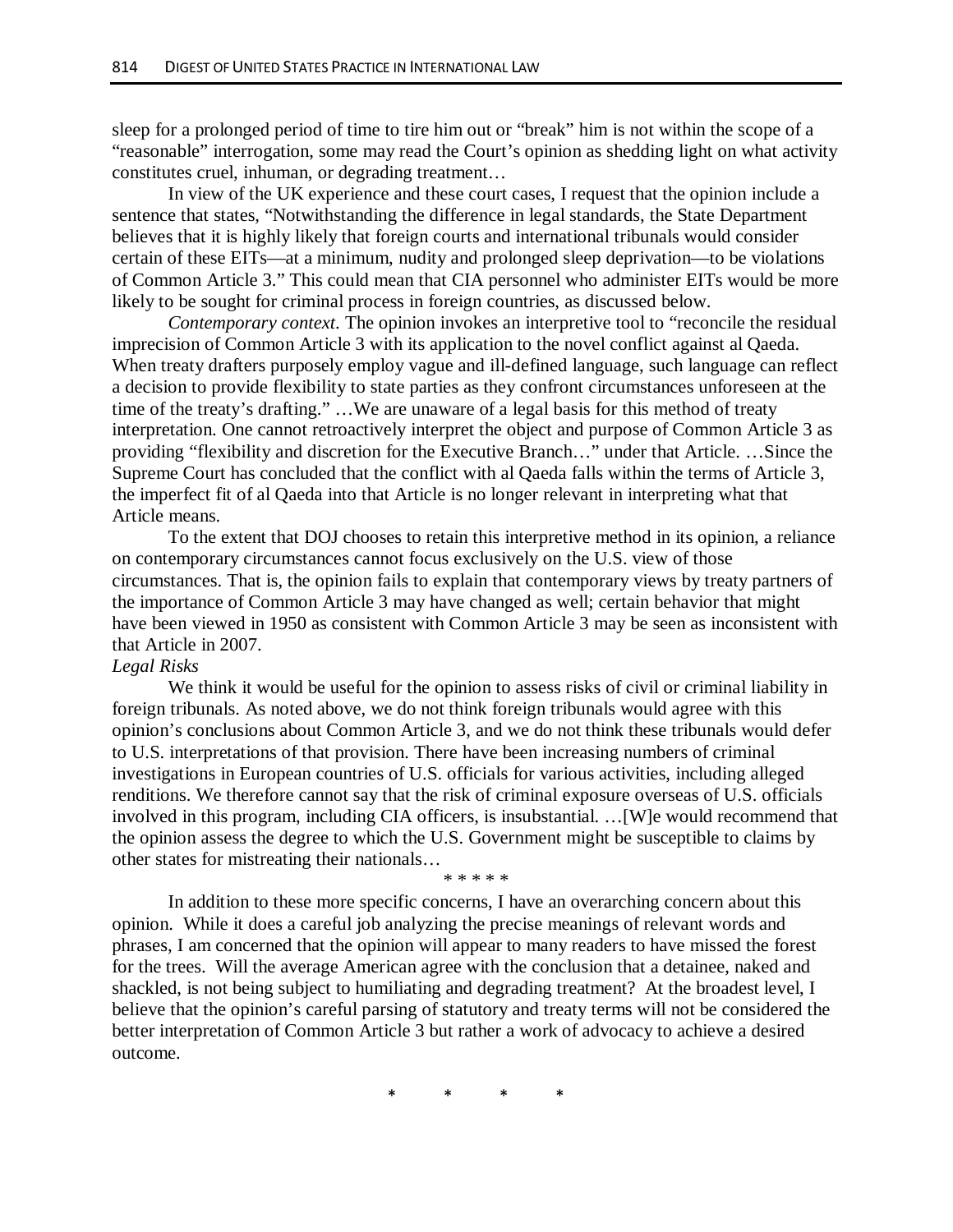sleep for a prolonged period of time to tire him out or "break" him is not within the scope of a "reasonable" interrogation, some may read the Court's opinion as shedding light on what activity constitutes cruel, inhuman, or degrading treatment…

In view of the UK experience and these court cases, I request that the opinion include a sentence that states, "Notwithstanding the difference in legal standards, the State Department believes that it is highly likely that foreign courts and international tribunals would consider certain of these EITs—at a minimum, nudity and prolonged sleep deprivation—to be violations of Common Article 3." This could mean that CIA personnel who administer EITs would be more likely to be sought for criminal process in foreign countries, as discussed below.

*Contemporary context*. The opinion invokes an interpretive tool to "reconcile the residual imprecision of Common Article 3 with its application to the novel conflict against al Qaeda. When treaty drafters purposely employ vague and ill-defined language, such language can reflect a decision to provide flexibility to state parties as they confront circumstances unforeseen at the time of the treaty's drafting." …We are unaware of a legal basis for this method of treaty interpretation. One cannot retroactively interpret the object and purpose of Common Article 3 as providing "flexibility and discretion for the Executive Branch…" under that Article. …Since the Supreme Court has concluded that the conflict with al Qaeda falls within the terms of Article 3, the imperfect fit of al Qaeda into that Article is no longer relevant in interpreting what that Article means.

To the extent that DOJ chooses to retain this interpretive method in its opinion, a reliance on contemporary circumstances cannot focus exclusively on the U.S. view of those circumstances. That is, the opinion fails to explain that contemporary views by treaty partners of the importance of Common Article 3 may have changed as well; certain behavior that might have been viewed in 1950 as consistent with Common Article 3 may be seen as inconsistent with that Article in 2007.

*Legal Risks*

We think it would be useful for the opinion to assess risks of civil or criminal liability in foreign tribunals. As noted above, we do not think foreign tribunals would agree with this opinion's conclusions about Common Article 3, and we do not think these tribunals would defer to U.S. interpretations of that provision. There have been increasing numbers of criminal investigations in European countries of U.S. officials for various activities, including alleged renditions. We therefore cannot say that the risk of criminal exposure overseas of U.S. officials involved in this program, including CIA officers, is insubstantial. …[W]e would recommend that the opinion assess the degree to which the U.S. Government might be susceptible to claims by other states for mistreating their nationals…

\* \* \* \* \*

In addition to these more specific concerns, I have an overarching concern about this opinion. While it does a careful job analyzing the precise meanings of relevant words and phrases, I am concerned that the opinion will appear to many readers to have missed the forest for the trees. Will the average American agree with the conclusion that a detainee, naked and shackled, is not being subject to humiliating and degrading treatment? At the broadest level, I believe that the opinion's careful parsing of statutory and treaty terms will not be considered the better interpretation of Common Article 3 but rather a work of advocacy to achieve a desired outcome.

\* \* \* \*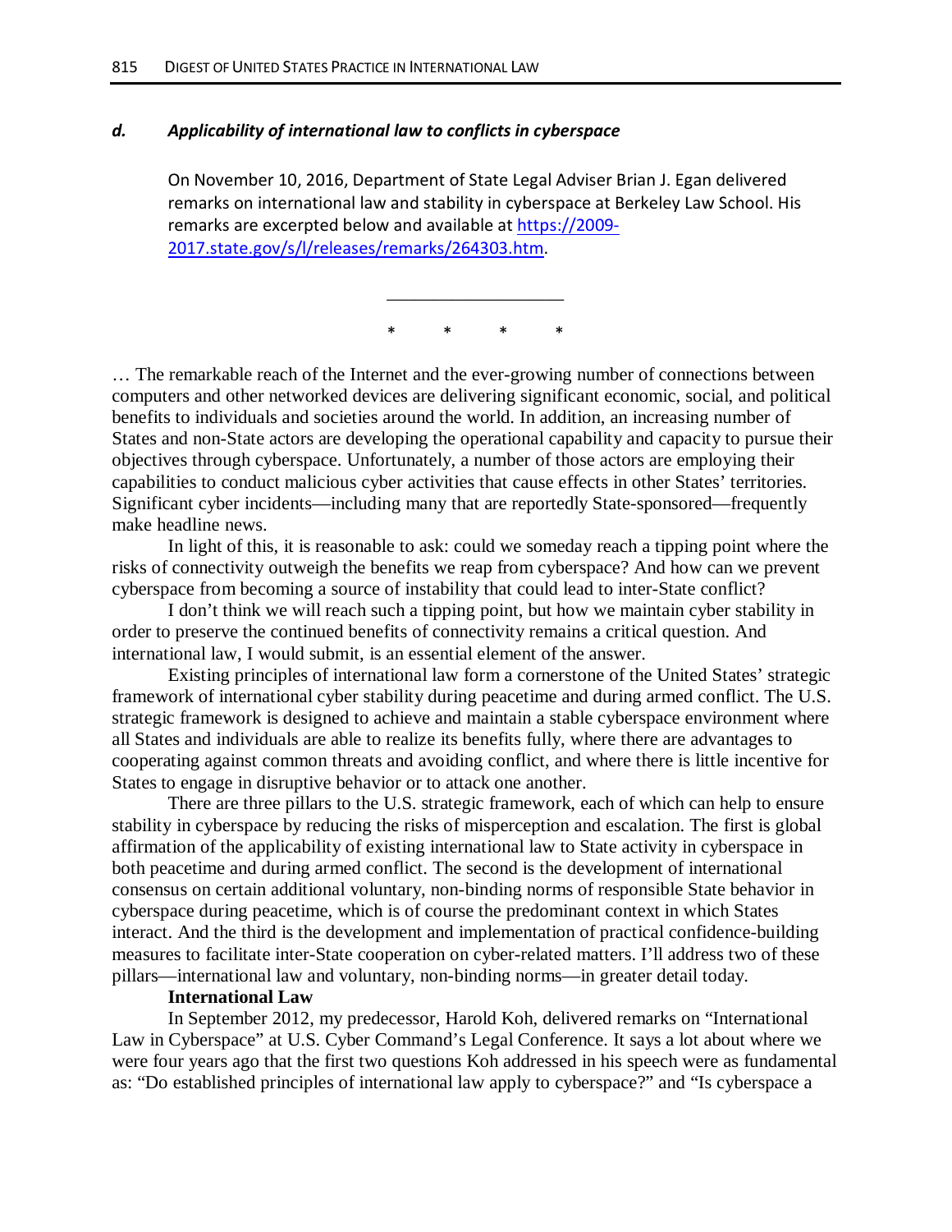### *d. Applicability of international law to conflicts in cyberspace*

On November 10, 2016, Department of State Legal Adviser Brian J. Egan delivered remarks on international law and stability in cyberspace at Berkeley Law School. His remarks are excerpted below and available at https://2009-2017.state.gov/s/l/releases/remarks/264303.htm.

___________________

\* \* \* \*

… The remarkable reach of the Internet and the ever-growing number of connections between computers and other networked devices are delivering significant economic, social, and political benefits to individuals and societies around the world. In addition, an increasing number of States and non-State actors are developing the operational capability and capacity to pursue their objectives through cyberspace. Unfortunately, a number of those actors are employing their capabilities to conduct malicious cyber activities that cause effects in other States' territories. Significant cyber incidents—including many that are reportedly State-sponsored—frequently make headline news.

In light of this, it is reasonable to ask: could we someday reach a tipping point where the risks of connectivity outweigh the benefits we reap from cyberspace? And how can we prevent cyberspace from becoming a source of instability that could lead to inter-State conflict?

I don't think we will reach such a tipping point, but how we maintain cyber stability in order to preserve the continued benefits of connectivity remains a critical question. And international law, I would submit, is an essential element of the answer.

Existing principles of international law form a cornerstone of the United States' strategic framework of international cyber stability during peacetime and during armed conflict. The U.S. strategic framework is designed to achieve and maintain a stable cyberspace environment where all States and individuals are able to realize its benefits fully, where there are advantages to cooperating against common threats and avoiding conflict, and where there is little incentive for States to engage in disruptive behavior or to attack one another.

There are three pillars to the U.S. strategic framework, each of which can help to ensure stability in cyberspace by reducing the risks of misperception and escalation. The first is global affirmation of the applicability of existing international law to State activity in cyberspace in both peacetime and during armed conflict. The second is the development of international consensus on certain additional voluntary, non-binding norms of responsible State behavior in cyberspace during peacetime, which is of course the predominant context in which States interact. And the third is the development and implementation of practical confidence-building measures to facilitate inter-State cooperation on cyber-related matters. I'll address two of these pillars—international law and voluntary, non-binding norms—in greater detail today.

**International Law**

In September 2012, my predecessor, Harold Koh, delivered remarks on "International Law in Cyberspace" at U.S. Cyber Command's Legal Conference. It says a lot about where we were four years ago that the first two questions Koh addressed in his speech were as fundamental as: "Do established principles of international law apply to cyberspace?" and "Is cyberspace a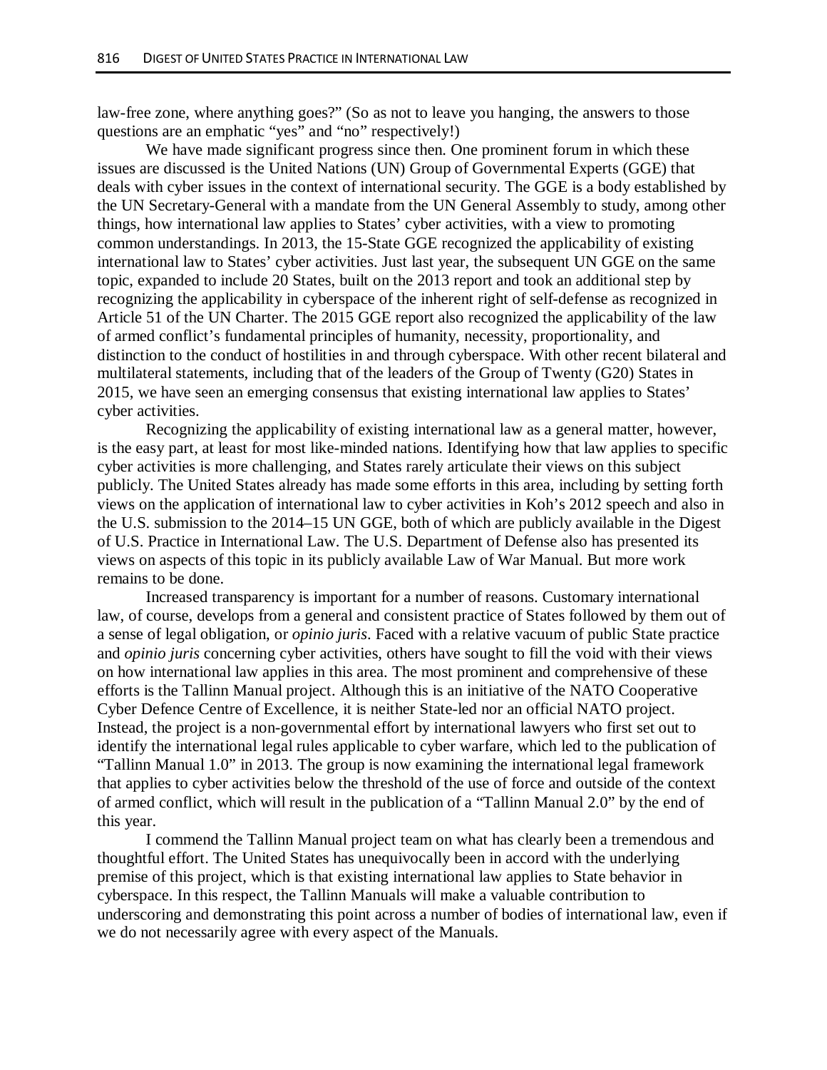law-free zone, where anything goes?" (So as not to leave you hanging, the answers to those questions are an emphatic "yes" and "no" respectively!)

We have made significant progress since then. One prominent forum in which these issues are discussed is the United Nations (UN) Group of Governmental Experts (GGE) that deals with cyber issues in the context of international security. The GGE is a body established by the UN Secretary-General with a mandate from the UN General Assembly to study, among other things, how international law applies to States' cyber activities, with a view to promoting common understandings. In 2013, the 15-State GGE recognized the applicability of existing international law to States' cyber activities. Just last year, the subsequent UN GGE on the same topic, expanded to include 20 States, built on the 2013 report and took an additional step by recognizing the applicability in cyberspace of the inherent right of self-defense as recognized in Article 51 of the UN Charter. The 2015 GGE report also recognized the applicability of the law of armed conflict's fundamental principles of humanity, necessity, proportionality, and distinction to the conduct of hostilities in and through cyberspace. With other recent bilateral and multilateral statements, including that of the leaders of the Group of Twenty (G20) States in 2015, we have seen an emerging consensus that existing international law applies to States' cyber activities.

Recognizing the applicability of existing international law as a general matter, however, is the easy part, at least for most like-minded nations. Identifying how that law applies to specific cyber activities is more challenging, and States rarely articulate their views on this subject publicly. The United States already has made some efforts in this area, including by setting forth views on the application of international law to cyber activities in Koh's 2012 speech and also in the U.S. submission to the 2014–15 UN GGE, both of which are publicly available in the Digest of U.S. Practice in International Law. The U.S. Department of Defense also has presented its views on aspects of this topic in its publicly available Law of War Manual. But more work remains to be done.

Increased transparency is important for a number of reasons. Customary international law, of course, develops from a general and consistent practice of States followed by them out of a sense of legal obligation, or *opinio juris*. Faced with a relative vacuum of public State practice and *opinio juris* concerning cyber activities, others have sought to fill the void with their views on how international law applies in this area. The most prominent and comprehensive of these efforts is the Tallinn Manual project. Although this is an initiative of the NATO Cooperative Cyber Defence Centre of Excellence, it is neither State-led nor an official NATO project. Instead, the project is a non-governmental effort by international lawyers who first set out to identify the international legal rules applicable to cyber warfare, which led to the publication of "Tallinn Manual 1.0" in 2013. The group is now examining the international legal framework that applies to cyber activities below the threshold of the use of force and outside of the context of armed conflict, which will result in the publication of a "Tallinn Manual 2.0" by the end of this year.

I commend the Tallinn Manual project team on what has clearly been a tremendous and thoughtful effort. The United States has unequivocally been in accord with the underlying premise of this project, which is that existing international law applies to State behavior in cyberspace. In this respect, the Tallinn Manuals will make a valuable contribution to underscoring and demonstrating this point across a number of bodies of international law, even if we do not necessarily agree with every aspect of the Manuals.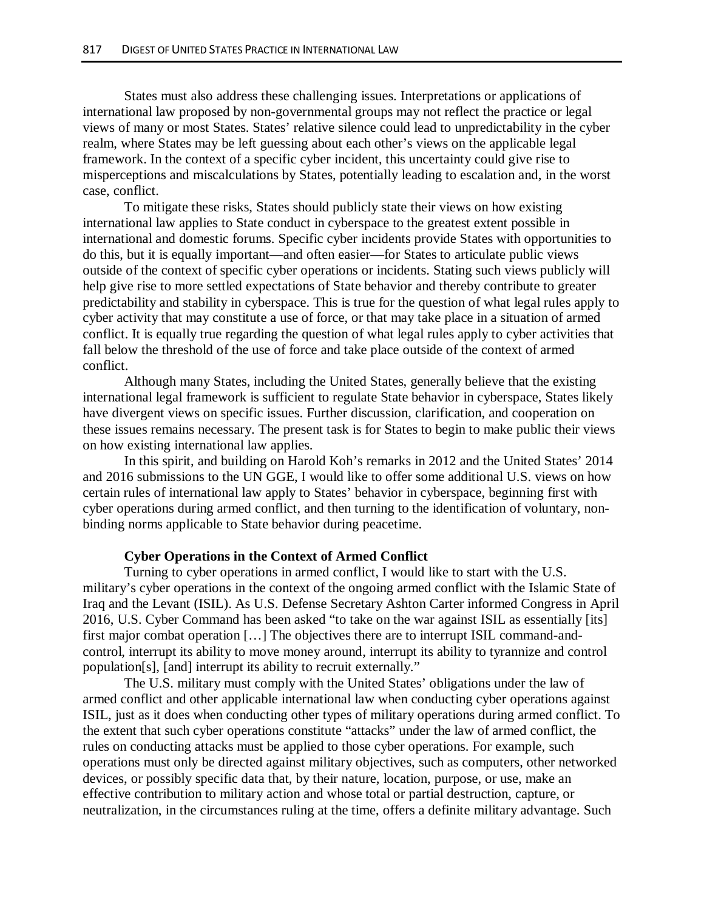States must also address these challenging issues. Interpretations or applications of international law proposed by non-governmental groups may not reflect the practice or legal views of many or most States. States' relative silence could lead to unpredictability in the cyber realm, where States may be left guessing about each other's views on the applicable legal framework. In the context of a specific cyber incident, this uncertainty could give rise to misperceptions and miscalculations by States, potentially leading to escalation and, in the worst case, conflict.

To mitigate these risks, States should publicly state their views on how existing international law applies to State conduct in cyberspace to the greatest extent possible in international and domestic forums. Specific cyber incidents provide States with opportunities to do this, but it is equally important—and often easier—for States to articulate public views outside of the context of specific cyber operations or incidents. Stating such views publicly will help give rise to more settled expectations of State behavior and thereby contribute to greater predictability and stability in cyberspace. This is true for the question of what legal rules apply to cyber activity that may constitute a use of force, or that may take place in a situation of armed conflict. It is equally true regarding the question of what legal rules apply to cyber activities that fall below the threshold of the use of force and take place outside of the context of armed conflict.

Although many States, including the United States, generally believe that the existing international legal framework is sufficient to regulate State behavior in cyberspace, States likely have divergent views on specific issues. Further discussion, clarification, and cooperation on these issues remains necessary. The present task is for States to begin to make public their views on how existing international law applies.

In this spirit, and building on Harold Koh's remarks in 2012 and the United States' 2014 and 2016 submissions to the UN GGE, I would like to offer some additional U.S. views on how certain rules of international law apply to States' behavior in cyberspace, beginning first with cyber operations during armed conflict, and then turning to the identification of voluntary, non-binding norms applicable to State behavior during peacetime.

**Cyber Operations in the Context of Armed Conflict**

Turning to cyber operations in armed conflict, I would like to start with the U.S. military's cyber operations in the context of the ongoing armed conflict with the Islamic State of Iraq and the Levant (ISIL). As U.S. Defense Secretary Ashton Carter informed Congress in April 2016, U.S. Cyber Command has been asked "to take on the war against ISIL as essentially [its] first major combat operation […] The objectives there are to interrupt ISIL command-and-control, interrupt its ability to move money around, interrupt its ability to tyrannize and control population[s], [and] interrupt its ability to recruit externally."

The U.S. military must comply with the United States' obligations under the law of armed conflict and other applicable international law when conducting cyber operations against ISIL, just as it does when conducting other types of military operations during armed conflict. To the extent that such cyber operations constitute "attacks" under the law of armed conflict, the rules on conducting attacks must be applied to those cyber operations. For example, such operations must only be directed against military objectives, such as computers, other networked devices, or possibly specific data that, by their nature, location, purpose, or use, make an effective contribution to military action and whose total or partial destruction, capture, or neutralization, in the circumstances ruling at the time, offers a definite military advantage. Such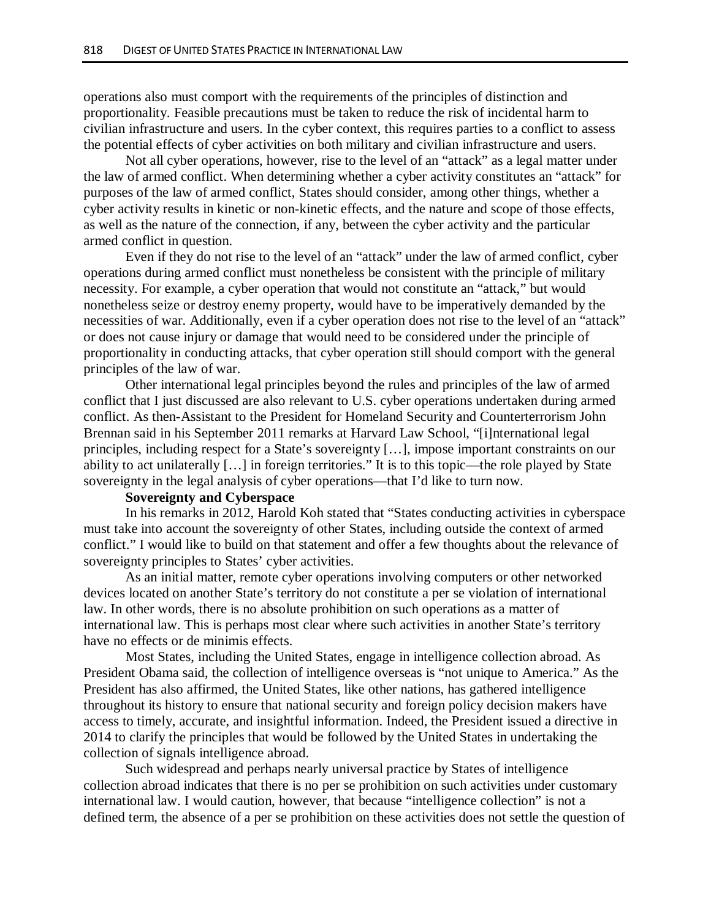operations also must comport with the requirements of the principles of distinction and proportionality. Feasible precautions must be taken to reduce the risk of incidental harm to civilian infrastructure and users. In the cyber context, this requires parties to a conflict to assess the potential effects of cyber activities on both military and civilian infrastructure and users.

Not all cyber operations, however, rise to the level of an "attack" as a legal matter under the law of armed conflict. When determining whether a cyber activity constitutes an "attack" for purposes of the law of armed conflict, States should consider, among other things, whether a cyber activity results in kinetic or non-kinetic effects, and the nature and scope of those effects, as well as the nature of the connection, if any, between the cyber activity and the particular armed conflict in question.

Even if they do not rise to the level of an "attack" under the law of armed conflict, cyber operations during armed conflict must nonetheless be consistent with the principle of military necessity. For example, a cyber operation that would not constitute an "attack," but would nonetheless seize or destroy enemy property, would have to be imperatively demanded by the necessities of war. Additionally, even if a cyber operation does not rise to the level of an "attack" or does not cause injury or damage that would need to be considered under the principle of proportionality in conducting attacks, that cyber operation still should comport with the general principles of the law of war.

Other international legal principles beyond the rules and principles of the law of armed conflict that I just discussed are also relevant to U.S. cyber operations undertaken during armed conflict. As then-Assistant to the President for Homeland Security and Counterterrorism John Brennan said in his September 2011 remarks at Harvard Law School, "[i]nternational legal principles, including respect for a State's sovereignty […], impose important constraints on our ability to act unilaterally […] in foreign territories." It is to this topic—the role played by State sovereignty in the legal analysis of cyber operations—that I'd like to turn now.

**Sovereignty and Cyberspace**

In his remarks in 2012, Harold Koh stated that "States conducting activities in cyberspace must take into account the sovereignty of other States, including outside the context of armed conflict." I would like to build on that statement and offer a few thoughts about the relevance of sovereignty principles to States' cyber activities.

As an initial matter, remote cyber operations involving computers or other networked devices located on another State's territory do not constitute a per se violation of international law. In other words, there is no absolute prohibition on such operations as a matter of international law. This is perhaps most clear where such activities in another State's territory have no effects or de minimis effects.

Most States, including the United States, engage in intelligence collection abroad. As President Obama said, the collection of intelligence overseas is "not unique to America." As the President has also affirmed, the United States, like other nations, has gathered intelligence throughout its history to ensure that national security and foreign policy decision makers have access to timely, accurate, and insightful information. Indeed, the President issued a directive in 2014 to clarify the principles that would be followed by the United States in undertaking the collection of signals intelligence abroad.

Such widespread and perhaps nearly universal practice by States of intelligence collection abroad indicates that there is no per se prohibition on such activities under customary international law. I would caution, however, that because "intelligence collection" is not a defined term, the absence of a per se prohibition on these activities does not settle the question of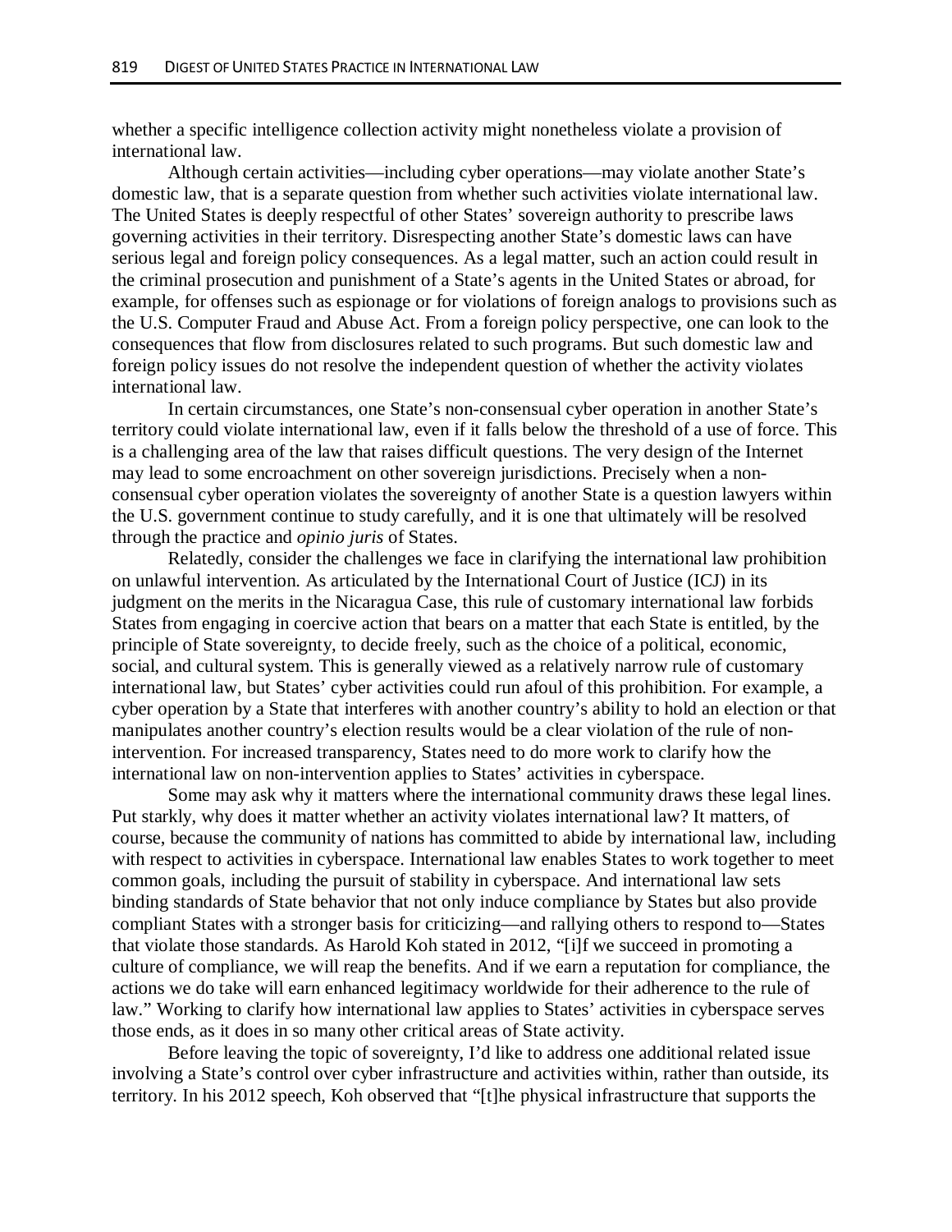whether a specific intelligence collection activity might nonetheless violate a provision of international law.

Although certain activities—including cyber operations—may violate another State's domestic law, that is a separate question from whether such activities violate international law. The United States is deeply respectful of other States' sovereign authority to prescribe laws governing activities in their territory. Disrespecting another State's domestic laws can have serious legal and foreign policy consequences. As a legal matter, such an action could result in the criminal prosecution and punishment of a State's agents in the United States or abroad, for example, for offenses such as espionage or for violations of foreign analogs to provisions such as the U.S. Computer Fraud and Abuse Act. From a foreign policy perspective, one can look to the consequences that flow from disclosures related to such programs. But such domestic law and foreign policy issues do not resolve the independent question of whether the activity violates international law.

In certain circumstances, one State's non-consensual cyber operation in another State's territory could violate international law, even if it falls below the threshold of a use of force. This is a challenging area of the law that raises difficult questions. The very design of the Internet may lead to some encroachment on other sovereign jurisdictions. Precisely when a non-consensual cyber operation violates the sovereignty of another State is a question lawyers within the U.S. government continue to study carefully, and it is one that ultimately will be resolved through the practice and *opinio juris* of States.

Relatedly, consider the challenges we face in clarifying the international law prohibition on unlawful intervention. As articulated by the International Court of Justice (ICJ) in its judgment on the merits in the Nicaragua Case, this rule of customary international law forbids States from engaging in coercive action that bears on a matter that each State is entitled, by the principle of State sovereignty, to decide freely, such as the choice of a political, economic, social, and cultural system. This is generally viewed as a relatively narrow rule of customary international law, but States' cyber activities could run afoul of this prohibition. For example, a cyber operation by a State that interferes with another country's ability to hold an election or that manipulates another country's election results would be a clear violation of the rule of non-intervention. For increased transparency, States need to do more work to clarify how the international law on non-intervention applies to States' activities in cyberspace.

Some may ask why it matters where the international community draws these legal lines. Put starkly, why does it matter whether an activity violates international law? It matters, of course, because the community of nations has committed to abide by international law, including with respect to activities in cyberspace. International law enables States to work together to meet common goals, including the pursuit of stability in cyberspace. And international law sets binding standards of State behavior that not only induce compliance by States but also provide compliant States with a stronger basis for criticizing—and rallying others to respond to—States that violate those standards. As Harold Koh stated in 2012, "[i]f we succeed in promoting a culture of compliance, we will reap the benefits. And if we earn a reputation for compliance, the actions we do take will earn enhanced legitimacy worldwide for their adherence to the rule of law." Working to clarify how international law applies to States' activities in cyberspace serves those ends, as it does in so many other critical areas of State activity.

Before leaving the topic of sovereignty, I'd like to address one additional related issue involving a State's control over cyber infrastructure and activities within, rather than outside, its territory. In his 2012 speech, Koh observed that "[t]he physical infrastructure that supports the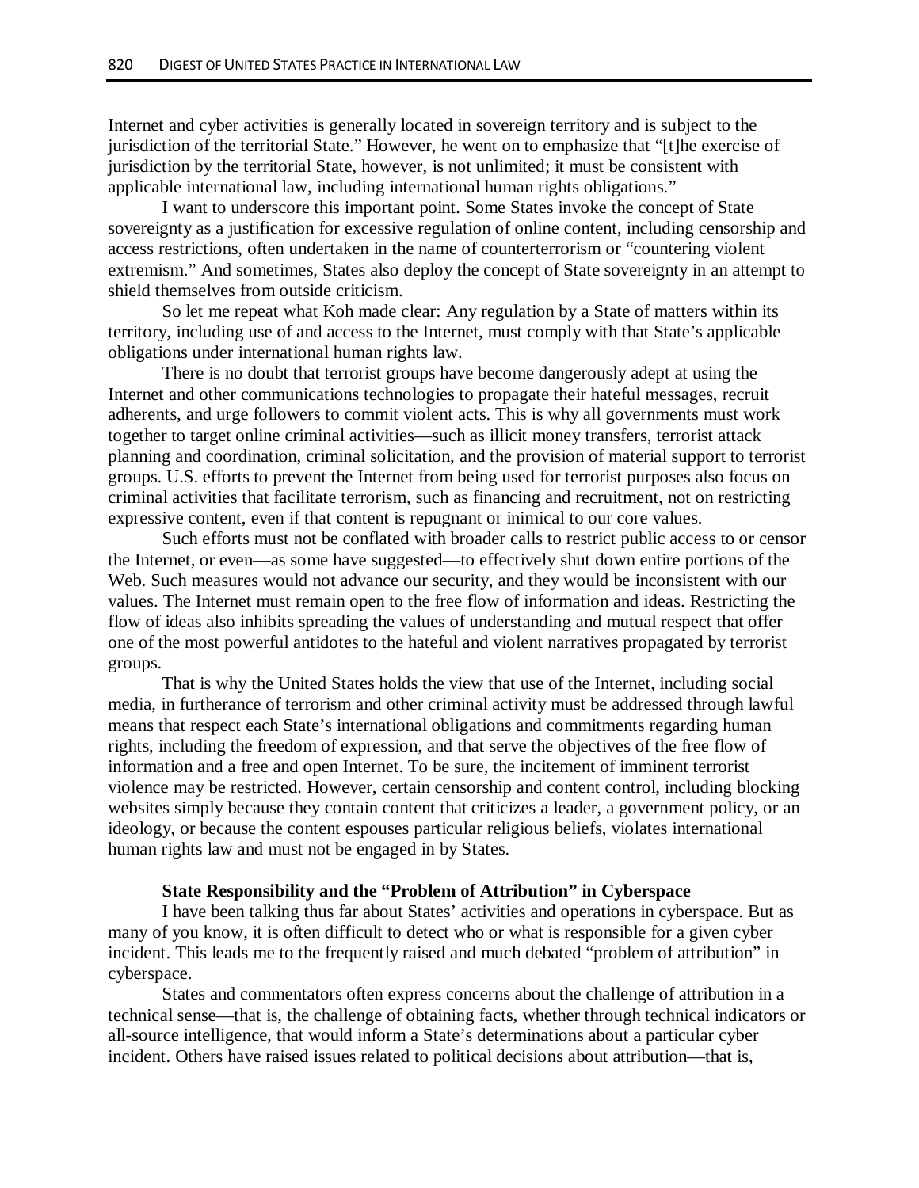Internet and cyber activities is generally located in sovereign territory and is subject to the jurisdiction of the territorial State." However, he went on to emphasize that "[t]he exercise of jurisdiction by the territorial State, however, is not unlimited; it must be consistent with applicable international law, including international human rights obligations."

I want to underscore this important point. Some States invoke the concept of State sovereignty as a justification for excessive regulation of online content, including censorship and access restrictions, often undertaken in the name of counterterrorism or "countering violent extremism." And sometimes, States also deploy the concept of State sovereignty in an attempt to shield themselves from outside criticism.

So let me repeat what Koh made clear: Any regulation by a State of matters within its territory, including use of and access to the Internet, must comply with that State's applicable obligations under international human rights law.

There is no doubt that terrorist groups have become dangerously adept at using the Internet and other communications technologies to propagate their hateful messages, recruit adherents, and urge followers to commit violent acts. This is why all governments must work together to target online criminal activities—such as illicit money transfers, terrorist attack planning and coordination, criminal solicitation, and the provision of material support to terrorist groups. U.S. efforts to prevent the Internet from being used for terrorist purposes also focus on criminal activities that facilitate terrorism, such as financing and recruitment, not on restricting expressive content, even if that content is repugnant or inimical to our core values.

Such efforts must not be conflated with broader calls to restrict public access to or censor the Internet, or even—as some have suggested—to effectively shut down entire portions of the Web. Such measures would not advance our security, and they would be inconsistent with our values. The Internet must remain open to the free flow of information and ideas. Restricting the flow of ideas also inhibits spreading the values of understanding and mutual respect that offer one of the most powerful antidotes to the hateful and violent narratives propagated by terrorist groups.

That is why the United States holds the view that use of the Internet, including social media, in furtherance of terrorism and other criminal activity must be addressed through lawful means that respect each State's international obligations and commitments regarding human rights, including the freedom of expression, and that serve the objectives of the free flow of information and a free and open Internet. To be sure, the incitement of imminent terrorist violence may be restricted. However, certain censorship and content control, including blocking websites simply because they contain content that criticizes a leader, a government policy, or an ideology, or because the content espouses particular religious beliefs, violates international human rights law and must not be engaged in by States.

**State Responsibility and the "Problem of Attribution" in Cyberspace**

I have been talking thus far about States' activities and operations in cyberspace. But as many of you know, it is often difficult to detect who or what is responsible for a given cyber incident. This leads me to the frequently raised and much debated "problem of attribution" in cyberspace.

States and commentators often express concerns about the challenge of attribution in a technical sense—that is, the challenge of obtaining facts, whether through technical indicators or all-source intelligence, that would inform a State's determinations about a particular cyber incident. Others have raised issues related to political decisions about attribution—that is,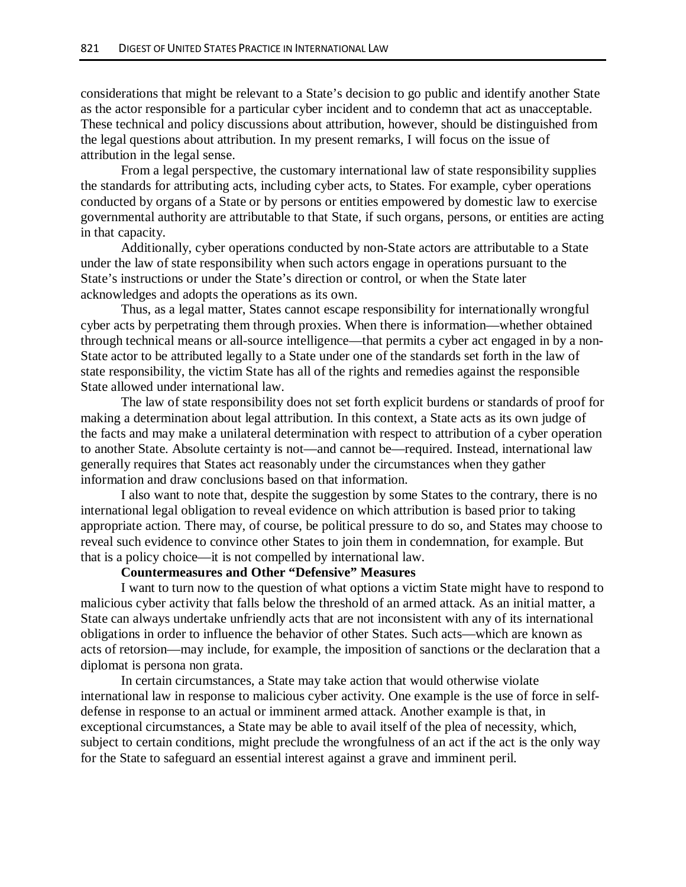considerations that might be relevant to a State's decision to go public and identify another State as the actor responsible for a particular cyber incident and to condemn that act as unacceptable. These technical and policy discussions about attribution, however, should be distinguished from the legal questions about attribution. In my present remarks, I will focus on the issue of attribution in the legal sense.

From a legal perspective, the customary international law of state responsibility supplies the standards for attributing acts, including cyber acts, to States. For example, cyber operations conducted by organs of a State or by persons or entities empowered by domestic law to exercise governmental authority are attributable to that State, if such organs, persons, or entities are acting in that capacity.

Additionally, cyber operations conducted by non-State actors are attributable to a State under the law of state responsibility when such actors engage in operations pursuant to the State's instructions or under the State's direction or control, or when the State later acknowledges and adopts the operations as its own.

Thus, as a legal matter, States cannot escape responsibility for internationally wrongful cyber acts by perpetrating them through proxies. When there is information—whether obtained through technical means or all-source intelligence—that permits a cyber act engaged in by a non-State actor to be attributed legally to a State under one of the standards set forth in the law of state responsibility, the victim State has all of the rights and remedies against the responsible State allowed under international law.

The law of state responsibility does not set forth explicit burdens or standards of proof for making a determination about legal attribution. In this context, a State acts as its own judge of the facts and may make a unilateral determination with respect to attribution of a cyber operation to another State. Absolute certainty is not—and cannot be—required. Instead, international law generally requires that States act reasonably under the circumstances when they gather information and draw conclusions based on that information.

I also want to note that, despite the suggestion by some States to the contrary, there is no international legal obligation to reveal evidence on which attribution is based prior to taking appropriate action. There may, of course, be political pressure to do so, and States may choose to reveal such evidence to convince other States to join them in condemnation, for example. But that is a policy choice—it is not compelled by international law.

**Countermeasures and Other "Defensive" Measures**

I want to turn now to the question of what options a victim State might have to respond to malicious cyber activity that falls below the threshold of an armed attack. As an initial matter, a State can always undertake unfriendly acts that are not inconsistent with any of its international obligations in order to influence the behavior of other States. Such acts—which are known as acts of retorsion—may include, for example, the imposition of sanctions or the declaration that a diplomat is persona non grata.

In certain circumstances, a State may take action that would otherwise violate international law in response to malicious cyber activity. One example is the use of force in self-defense in response to an actual or imminent armed attack. Another example is that, in exceptional circumstances, a State may be able to avail itself of the plea of necessity, which, subject to certain conditions, might preclude the wrongfulness of an act if the act is the only way for the State to safeguard an essential interest against a grave and imminent peril.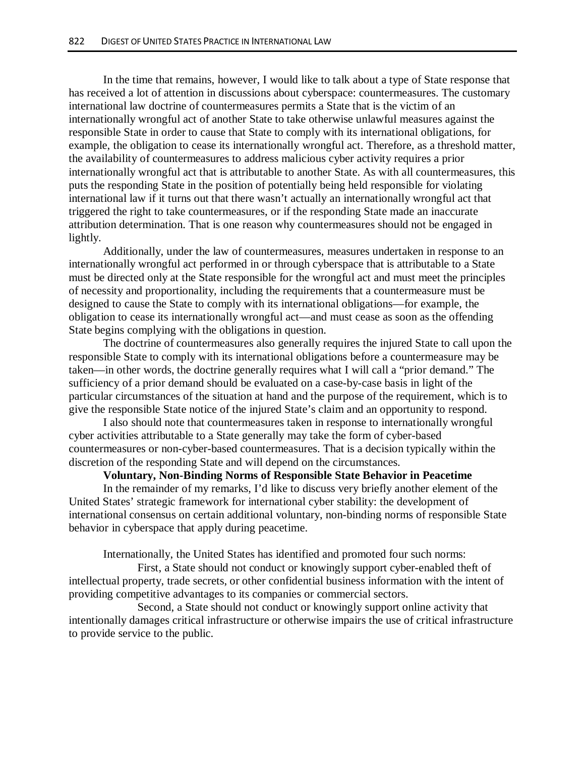In the time that remains, however, I would like to talk about a type of State response that has received a lot of attention in discussions about cyberspace: countermeasures. The customary international law doctrine of countermeasures permits a State that is the victim of an internationally wrongful act of another State to take otherwise unlawful measures against the responsible State in order to cause that State to comply with its international obligations, for example, the obligation to cease its internationally wrongful act. Therefore, as a threshold matter, the availability of countermeasures to address malicious cyber activity requires a prior internationally wrongful act that is attributable to another State. As with all countermeasures, this puts the responding State in the position of potentially being held responsible for violating international law if it turns out that there wasn't actually an internationally wrongful act that triggered the right to take countermeasures, or if the responding State made an inaccurate attribution determination. That is one reason why countermeasures should not be engaged in lightly.

Additionally, under the law of countermeasures, measures undertaken in response to an internationally wrongful act performed in or through cyberspace that is attributable to a State must be directed only at the State responsible for the wrongful act and must meet the principles of necessity and proportionality, including the requirements that a countermeasure must be designed to cause the State to comply with its international obligations—for example, the obligation to cease its internationally wrongful act—and must cease as soon as the offending State begins complying with the obligations in question.

The doctrine of countermeasures also generally requires the injured State to call upon the responsible State to comply with its international obligations before a countermeasure may be taken—in other words, the doctrine generally requires what I will call a "prior demand." The sufficiency of a prior demand should be evaluated on a case-by-case basis in light of the particular circumstances of the situation at hand and the purpose of the requirement, which is to give the responsible State notice of the injured State's claim and an opportunity to respond.

I also should note that countermeasures taken in response to internationally wrongful cyber activities attributable to a State generally may take the form of cyber-based countermeasures or non-cyber-based countermeasures. That is a decision typically within the discretion of the responding State and will depend on the circumstances.

**Voluntary, Non-Binding Norms of Responsible State Behavior in Peacetime**

In the remainder of my remarks, I'd like to discuss very briefly another element of the United States' strategic framework for international cyber stability: the development of international consensus on certain additional voluntary, non-binding norms of responsible State behavior in cyberspace that apply during peacetime.

Internationally, the United States has identified and promoted four such norms:

First, a State should not conduct or knowingly support cyber-enabled theft of intellectual property, trade secrets, or other confidential business information with the intent of providing competitive advantages to its companies or commercial sectors.

Second, a State should not conduct or knowingly support online activity that intentionally damages critical infrastructure or otherwise impairs the use of critical infrastructure to provide service to the public.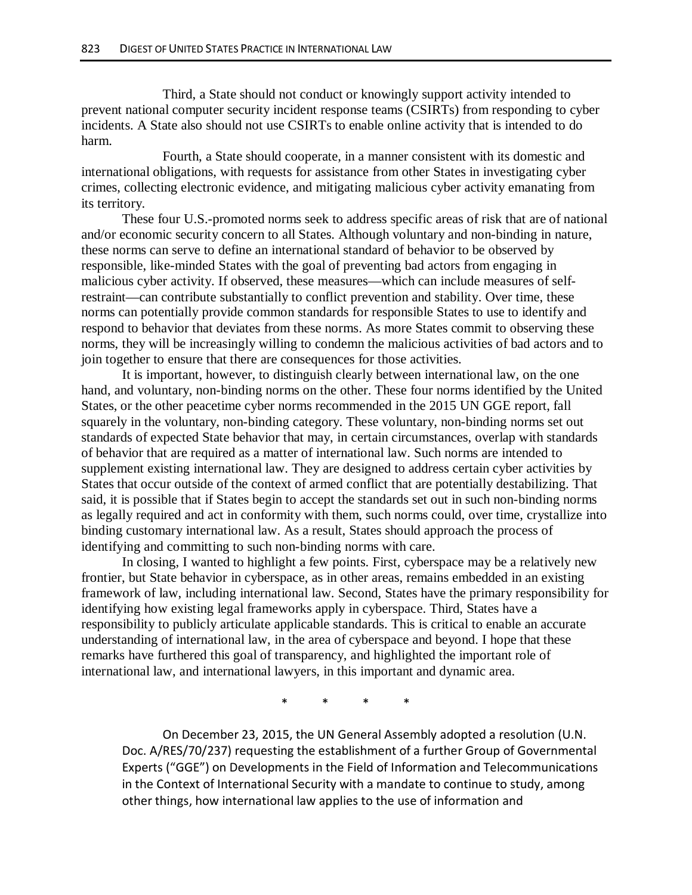Third, a State should not conduct or knowingly support activity intended to prevent national computer security incident response teams (CSIRTs) from responding to cyber incidents. A State also should not use CSIRTs to enable online activity that is intended to do harm.

Fourth, a State should cooperate, in a manner consistent with its domestic and international obligations, with requests for assistance from other States in investigating cyber crimes, collecting electronic evidence, and mitigating malicious cyber activity emanating from its territory.

These four U.S.-promoted norms seek to address specific areas of risk that are of national and/or economic security concern to all States. Although voluntary and non-binding in nature, these norms can serve to define an international standard of behavior to be observed by responsible, like-minded States with the goal of preventing bad actors from engaging in malicious cyber activity. If observed, these measures—which can include measures of self-restraint—can contribute substantially to conflict prevention and stability. Over time, these norms can potentially provide common standards for responsible States to use to identify and respond to behavior that deviates from these norms. As more States commit to observing these norms, they will be increasingly willing to condemn the malicious activities of bad actors and to join together to ensure that there are consequences for those activities.

It is important, however, to distinguish clearly between international law, on the one hand, and voluntary, non-binding norms on the other. These four norms identified by the United States, or the other peacetime cyber norms recommended in the 2015 UN GGE report, fall squarely in the voluntary, non-binding category. These voluntary, non-binding norms set out standards of expected State behavior that may, in certain circumstances, overlap with standards of behavior that are required as a matter of international law. Such norms are intended to supplement existing international law. They are designed to address certain cyber activities by States that occur outside of the context of armed conflict that are potentially destabilizing. That said, it is possible that if States begin to accept the standards set out in such non-binding norms as legally required and act in conformity with them, such norms could, over time, crystallize into binding customary international law. As a result, States should approach the process of identifying and committing to such non-binding norms with care.

In closing, I wanted to highlight a few points. First, cyberspace may be a relatively new frontier, but State behavior in cyberspace, as in other areas, remains embedded in an existing framework of law, including international law. Second, States have the primary responsibility for identifying how existing legal frameworks apply in cyberspace. Third, States have a responsibility to publicly articulate applicable standards. This is critical to enable an accurate understanding of international law, in the area of cyberspace and beyond. I hope that these remarks have furthered this goal of transparency, and highlighted the important role of international law, and international lawyers, in this important and dynamic area.

\* \* \* \*

On December 23, 2015, the UN General Assembly adopted a resolution (U.N. Doc. A/RES/70/237) requesting the establishment of a further Group of Governmental Experts ("GGE") on Developments in the Field of Information and Telecommunications in the Context of International Security with a mandate to continue to study, among other things, how international law applies to the use of information and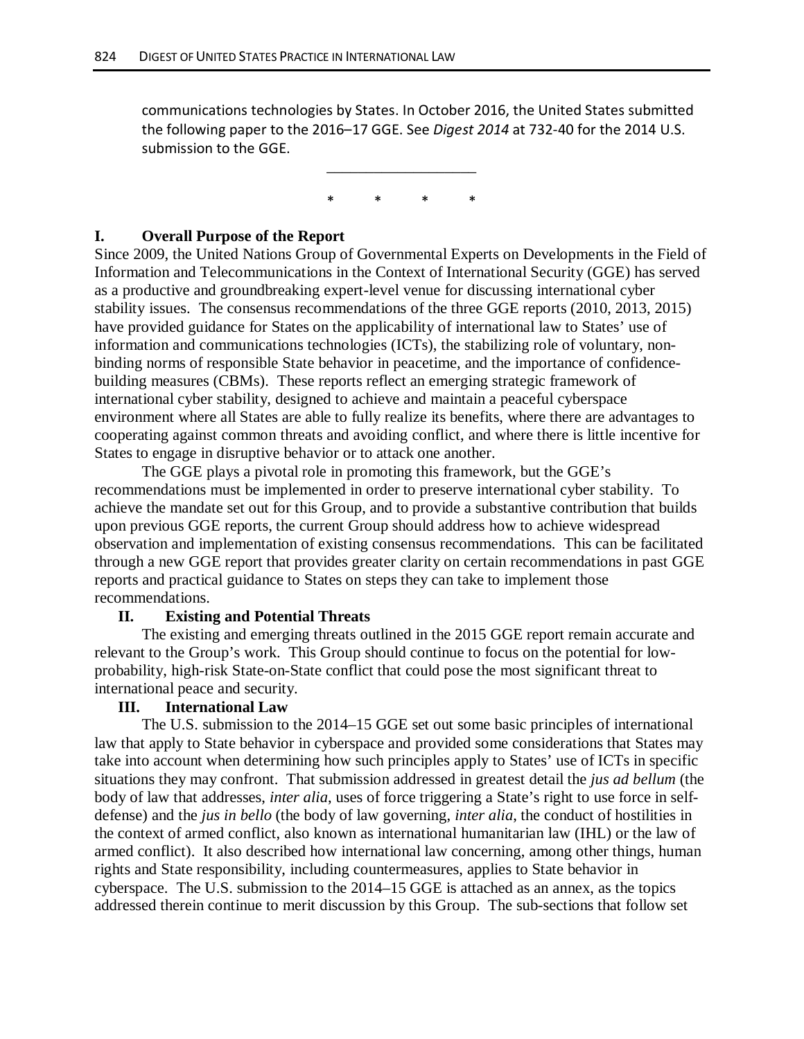communications technologies by States. In October 2016, the United States submitted the following paper to the 2016–17 GGE. See *Digest 2014* at 732-40 for the 2014 U.S. submission to the GGE.

* * * *

## I. Overall Purpose of the Report

Since 2009, the United Nations Group of Governmental Experts on Developments in the Field of Information and Telecommunications in the Context of International Security (GGE) has served as a productive and groundbreaking expert-level venue for discussing international cyber stability issues. The consensus recommendations of the three GGE reports (2010, 2013, 2015) have provided guidance for States on the applicability of international law to States' use of information and communications technologies (ICTs), the stabilizing role of voluntary, non-binding norms of responsible State behavior in peacetime, and the importance of confidence-building measures (CBMs). These reports reflect an emerging strategic framework of international cyber stability, designed to achieve and maintain a peaceful cyberspace environment where all States are able to fully realize its benefits, where there are advantages to cooperating against common threats and avoiding conflict, and where there is little incentive for States to engage in disruptive behavior or to attack one another.

The GGE plays a pivotal role in promoting this framework, but the GGE's recommendations must be implemented in order to preserve international cyber stability. To achieve the mandate set out for this Group, and to provide a substantive contribution that builds upon previous GGE reports, the current Group should address how to achieve widespread observation and implementation of existing consensus recommendations. This can be facilitated through a new GGE report that provides greater clarity on certain recommendations in past GGE reports and practical guidance to States on steps they can take to implement those recommendations.

## II. Existing and Potential Threats

The existing and emerging threats outlined in the 2015 GGE report remain accurate and relevant to the Group's work. This Group should continue to focus on the potential for low-probability, high-risk State-on-State conflict that could pose the most significant threat to international peace and security.

## III. International Law

The U.S. submission to the 2014–15 GGE set out some basic principles of international law that apply to State behavior in cyberspace and provided some considerations that States may take into account when determining how such principles apply to States' use of ICTs in specific situations they may confront. That submission addressed in greatest detail the *jus ad bellum* (the body of law that addresses, *inter alia*, uses of force triggering a State's right to use force in self-defense) and the *jus in bello* (the body of law governing, *inter alia*, the conduct of hostilities in the context of armed conflict, also known as international humanitarian law (IHL) or the law of armed conflict). It also described how international law concerning, among other things, human rights and State responsibility, including countermeasures, applies to State behavior in cyberspace. The U.S. submission to the 2014–15 GGE is attached as an annex, as the topics addressed therein continue to merit discussion by this Group. The sub-sections that follow set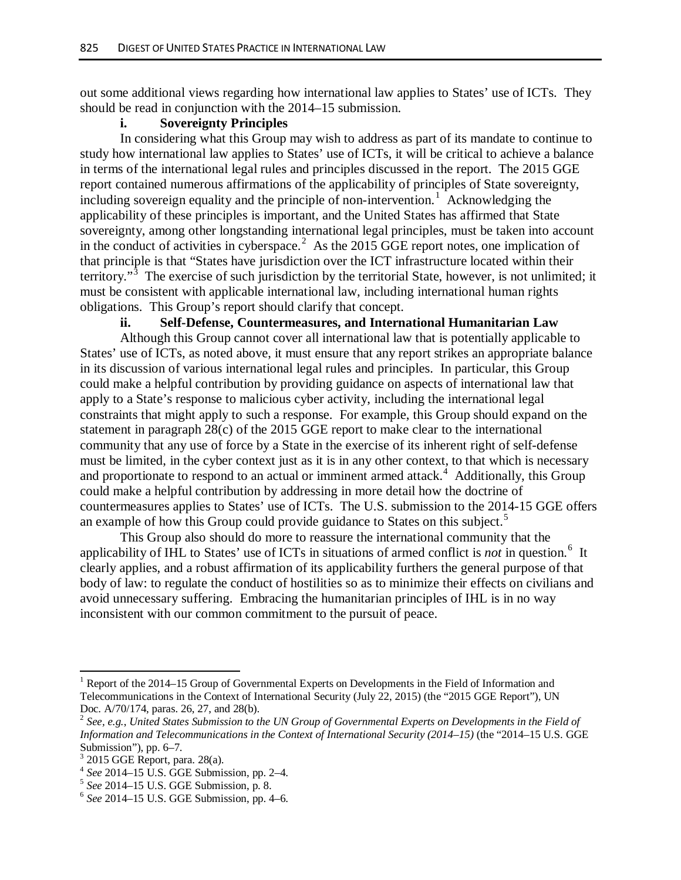out some additional views regarding how international law applies to States' use of ICTs. They should be read in conjunction with the 2014–15 submission.

**i. Sovereignty Principles**

In considering what this Group may wish to address as part of its mandate to continue to study how international law applies to States' use of ICTs, it will be critical to achieve a balance in terms of the international legal rules and principles discussed in the report. The 2015 GGE report contained numerous affirmations of the applicability of principles of State sovereignty, including sovereign equality and the principle of non-intervention.[1] Acknowledging the applicability of these principles is important, and the United States has affirmed that State sovereignty, among other longstanding international legal principles, must be taken into account in the conduct of activities in cyberspace.[2] As the 2015 GGE report notes, one implication of that principle is that "States have jurisdiction over the ICT infrastructure located within their territory."[3] The exercise of such jurisdiction by the territorial State, however, is not unlimited; it must be consistent with applicable international law, including international human rights obligations. This Group's report should clarify that concept.

**ii. Self-Defense, Countermeasures, and International Humanitarian Law**

Although this Group cannot cover all international law that is potentially applicable to States' use of ICTs, as noted above, it must ensure that any report strikes an appropriate balance in its discussion of various international legal rules and principles. In particular, this Group could make a helpful contribution by providing guidance on aspects of international law that apply to a State's response to malicious cyber activity, including the international legal constraints that might apply to such a response. For example, this Group should expand on the statement in paragraph 28(c) of the 2015 GGE report to make clear to the international community that any use of force by a State in the exercise of its inherent right of self-defense must be limited, in the cyber context just as it is in any other context, to that which is necessary and proportionate to respond to an actual or imminent armed attack.[4] Additionally, this Group could make a helpful contribution by addressing in more detail how the doctrine of countermeasures applies to States' use of ICTs. The U.S. submission to the 2014-15 GGE offers an example of how this Group could provide guidance to States on this subject.[5]

This Group also should do more to reassure the international community that the applicability of IHL to States' use of ICTs in situations of armed conflict is *not* in question.[6] It clearly applies, and a robust affirmation of its applicability furthers the general purpose of that body of law: to regulate the conduct of hostilities so as to minimize their effects on civilians and avoid unnecessary suffering. Embracing the humanitarian principles of IHL is in no way inconsistent with our common commitment to the pursuit of peace.

---

[1] Report of the 2014–15 Group of Governmental Experts on Developments in the Field of Information and Telecommunications in the Context of International Security (July 22, 2015) (the "2015 GGE Report"), UN Doc. A/70/174, paras. 26, 27, and 28(b).

[2] *See, e.g.*, *United States Submission to the UN Group of Governmental Experts on Developments in the Field of Information and Telecommunications in the Context of International Security (2014–15)* (the "2014–15 U.S. GGE Submission"), pp. 6–7.

[3] 2015 GGE Report, para. 28(a).

[4] *See* 2014–15 U.S. GGE Submission, pp. 2–4.

[5] *See* 2014–15 U.S. GGE Submission, p. 8.

[6] *See* 2014–15 U.S. GGE Submission, pp. 4–6.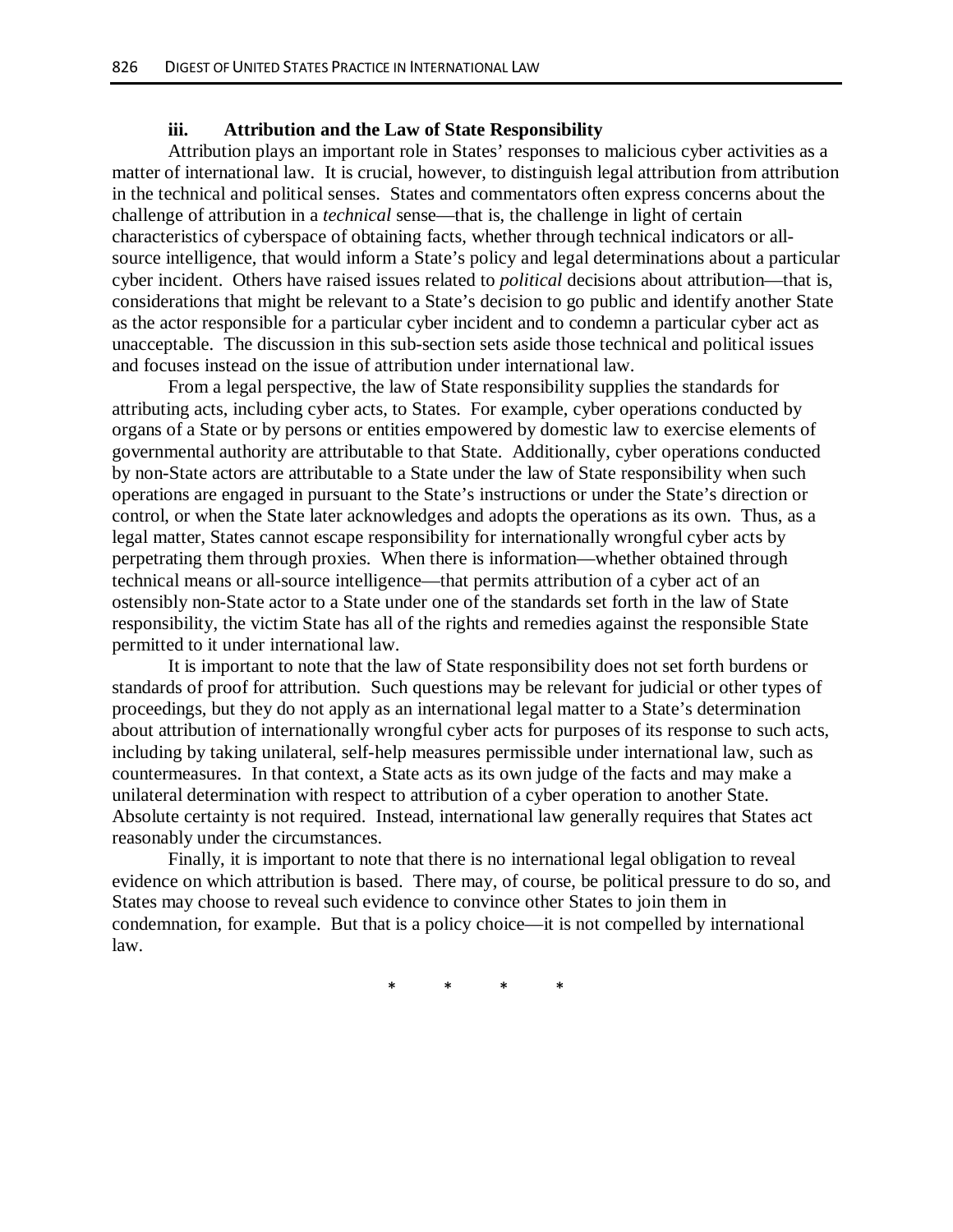### iii. Attribution and the Law of State Responsibility

Attribution plays an important role in States' responses to malicious cyber activities as a matter of international law. It is crucial, however, to distinguish legal attribution from attribution in the technical and political senses. States and commentators often express concerns about the challenge of attribution in a *technical* sense—that is, the challenge in light of certain characteristics of cyberspace of obtaining facts, whether through technical indicators or all-source intelligence, that would inform a State's policy and legal determinations about a particular cyber incident. Others have raised issues related to *political* decisions about attribution—that is, considerations that might be relevant to a State's decision to go public and identify another State as the actor responsible for a particular cyber incident and to condemn a particular cyber act as unacceptable. The discussion in this sub-section sets aside those technical and political issues and focuses instead on the issue of attribution under international law.

From a legal perspective, the law of State responsibility supplies the standards for attributing acts, including cyber acts, to States. For example, cyber operations conducted by organs of a State or by persons or entities empowered by domestic law to exercise elements of governmental authority are attributable to that State. Additionally, cyber operations conducted by non-State actors are attributable to a State under the law of State responsibility when such operations are engaged in pursuant to the State's instructions or under the State's direction or control, or when the State later acknowledges and adopts the operations as its own. Thus, as a legal matter, States cannot escape responsibility for internationally wrongful cyber acts by perpetrating them through proxies. When there is information—whether obtained through technical means or all-source intelligence—that permits attribution of a cyber act of an ostensibly non-State actor to a State under one of the standards set forth in the law of State responsibility, the victim State has all of the rights and remedies against the responsible State permitted to it under international law.

It is important to note that the law of State responsibility does not set forth burdens or standards of proof for attribution. Such questions may be relevant for judicial or other types of proceedings, but they do not apply as an international legal matter to a State's determination about attribution of internationally wrongful cyber acts for purposes of its response to such acts, including by taking unilateral, self-help measures permissible under international law, such as countermeasures. In that context, a State acts as its own judge of the facts and may make a unilateral determination with respect to attribution of a cyber operation to another State. Absolute certainty is not required. Instead, international law generally requires that States act reasonably under the circumstances.

Finally, it is important to note that there is no international legal obligation to reveal evidence on which attribution is based. There may, of course, be political pressure to do so, and States may choose to reveal such evidence to convince other States to join them in condemnation, for example. But that is a policy choice—it is not compelled by international law.

\* \* \* \*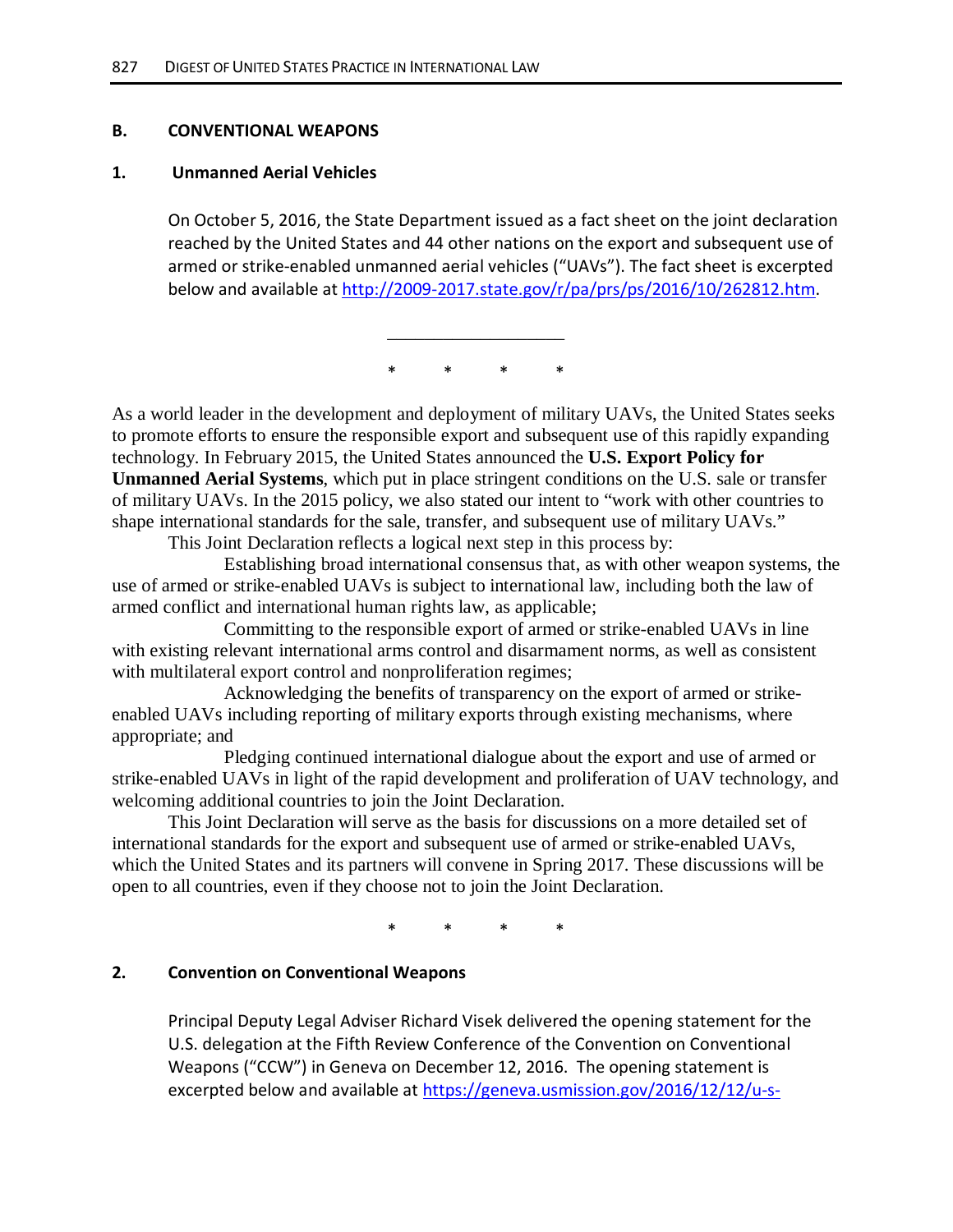## B. CONVENTIONAL WEAPONS

### 1. Unmanned Aerial Vehicles

On October 5, 2016, the State Department issued as a fact sheet on the joint declaration reached by the United States and 44 other nations on the export and subsequent use of armed or strike-enabled unmanned aerial vehicles ("UAVs"). The fact sheet is excerpted below and available at http://2009-2017.state.gov/r/pa/prs/ps/2016/10/262812.htm.

___________________

\*  \*  \*  \*

As a world leader in the development and deployment of military UAVs, the United States seeks to promote efforts to ensure the responsible export and subsequent use of this rapidly expanding technology. In February 2015, the United States announced the **U.S. Export Policy for Unmanned Aerial Systems**, which put in place stringent conditions on the U.S. sale or transfer of military UAVs. In the 2015 policy, we also stated our intent to "work with other countries to shape international standards for the sale, transfer, and subsequent use of military UAVs."

This Joint Declaration reflects a logical next step in this process by:

Establishing broad international consensus that, as with other weapon systems, the use of armed or strike-enabled UAVs is subject to international law, including both the law of armed conflict and international human rights law, as applicable;

Committing to the responsible export of armed or strike-enabled UAVs in line with existing relevant international arms control and disarmament norms, as well as consistent with multilateral export control and nonproliferation regimes;

Acknowledging the benefits of transparency on the export of armed or strike-enabled UAVs including reporting of military exports through existing mechanisms, where appropriate; and

Pledging continued international dialogue about the export and use of armed or strike-enabled UAVs in light of the rapid development and proliferation of UAV technology, and welcoming additional countries to join the Joint Declaration.

This Joint Declaration will serve as the basis for discussions on a more detailed set of international standards for the export and subsequent use of armed or strike-enabled UAVs, which the United States and its partners will convene in Spring 2017. These discussions will be open to all countries, even if they choose not to join the Joint Declaration.

\*  \*  \*  \*

### 2. Convention on Conventional Weapons

Principal Deputy Legal Adviser Richard Visek delivered the opening statement for the U.S. delegation at the Fifth Review Conference of the Convention on Conventional Weapons ("CCW") in Geneva on December 12, 2016. The opening statement is excerpted below and available at https://geneva.usmission.gov/2016/12/12/u-s-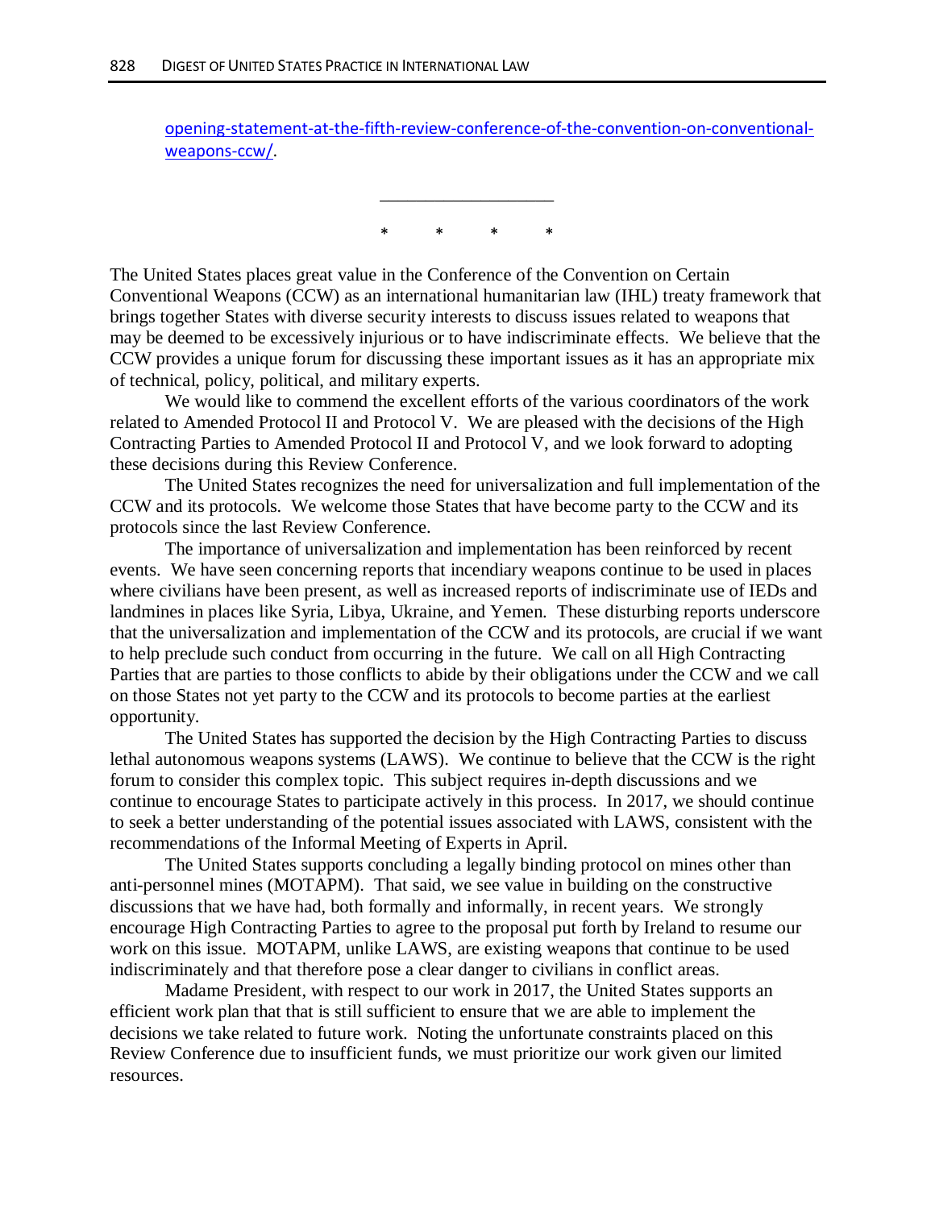opening-statement-at-the-fifth-review-conference-of-the-convention-on-conventional-weapons-ccw/.

___________________

\* \* \* \*

The United States places great value in the Conference of the Convention on Certain Conventional Weapons (CCW) as an international humanitarian law (IHL) treaty framework that brings together States with diverse security interests to discuss issues related to weapons that may be deemed to be excessively injurious or to have indiscriminate effects. We believe that the CCW provides a unique forum for discussing these important issues as it has an appropriate mix of technical, policy, political, and military experts.

We would like to commend the excellent efforts of the various coordinators of the work related to Amended Protocol II and Protocol V. We are pleased with the decisions of the High Contracting Parties to Amended Protocol II and Protocol V, and we look forward to adopting these decisions during this Review Conference.

The United States recognizes the need for universalization and full implementation of the CCW and its protocols. We welcome those States that have become party to the CCW and its protocols since the last Review Conference.

The importance of universalization and implementation has been reinforced by recent events. We have seen concerning reports that incendiary weapons continue to be used in places where civilians have been present, as well as increased reports of indiscriminate use of IEDs and landmines in places like Syria, Libya, Ukraine, and Yemen. These disturbing reports underscore that the universalization and implementation of the CCW and its protocols, are crucial if we want to help preclude such conduct from occurring in the future. We call on all High Contracting Parties that are parties to those conflicts to abide by their obligations under the CCW and we call on those States not yet party to the CCW and its protocols to become parties at the earliest opportunity.

The United States has supported the decision by the High Contracting Parties to discuss lethal autonomous weapons systems (LAWS). We continue to believe that the CCW is the right forum to consider this complex topic. This subject requires in-depth discussions and we continue to encourage States to participate actively in this process. In 2017, we should continue to seek a better understanding of the potential issues associated with LAWS, consistent with the recommendations of the Informal Meeting of Experts in April.

The United States supports concluding a legally binding protocol on mines other than anti-personnel mines (MOTAPM). That said, we see value in building on the constructive discussions that we have had, both formally and informally, in recent years. We strongly encourage High Contracting Parties to agree to the proposal put forth by Ireland to resume our work on this issue. MOTAPM, unlike LAWS, are existing weapons that continue to be used indiscriminately and that therefore pose a clear danger to civilians in conflict areas.

Madame President, with respect to our work in 2017, the United States supports an efficient work plan that that is still sufficient to ensure that we are able to implement the decisions we take related to future work. Noting the unfortunate constraints placed on this Review Conference due to insufficient funds, we must prioritize our work given our limited resources.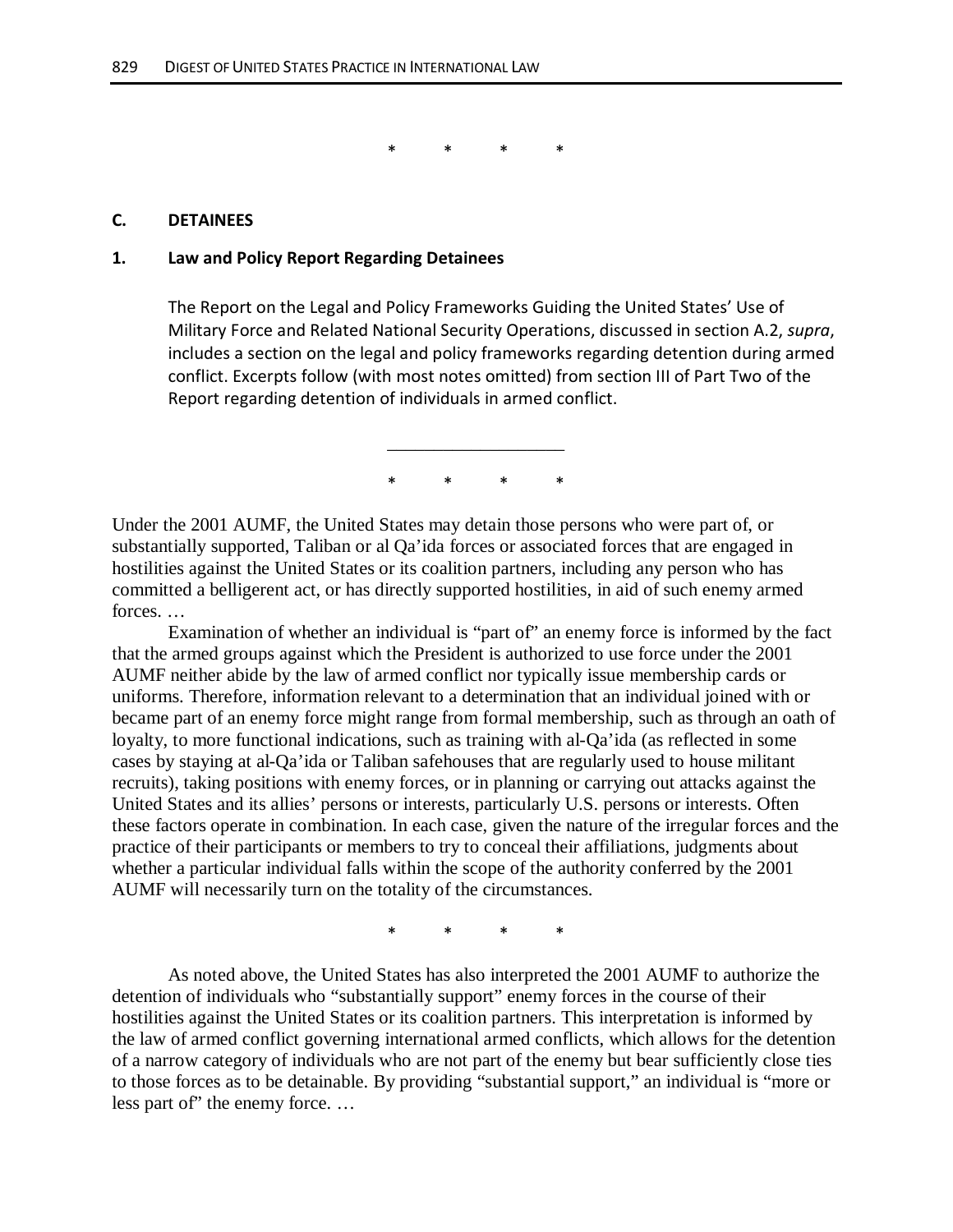\*          \*          \*          \*

### C. DETAINEES

#### 1. Law and Policy Report Regarding Detainees

The Report on the Legal and Policy Frameworks Guiding the United States' Use of Military Force and Related National Security Operations, discussed in section A.2, *supra*, includes a section on the legal and policy frameworks regarding detention during armed conflict. Excerpts follow (with most notes omitted) from section III of Part Two of the Report regarding detention of individuals in armed conflict.

___________________

\*          \*          \*          \*

Under the 2001 AUMF, the United States may detain those persons who were part of, or substantially supported, Taliban or al Qa'ida forces or associated forces that are engaged in hostilities against the United States or its coalition partners, including any person who has committed a belligerent act, or has directly supported hostilities, in aid of such enemy armed forces. …

Examination of whether an individual is "part of" an enemy force is informed by the fact that the armed groups against which the President is authorized to use force under the 2001 AUMF neither abide by the law of armed conflict nor typically issue membership cards or uniforms. Therefore, information relevant to a determination that an individual joined with or became part of an enemy force might range from formal membership, such as through an oath of loyalty, to more functional indications, such as training with al-Qa'ida (as reflected in some cases by staying at al-Qa'ida or Taliban safehouses that are regularly used to house militant recruits), taking positions with enemy forces, or in planning or carrying out attacks against the United States and its allies' persons or interests, particularly U.S. persons or interests. Often these factors operate in combination. In each case, given the nature of the irregular forces and the practice of their participants or members to try to conceal their affiliations, judgments about whether a particular individual falls within the scope of the authority conferred by the 2001 AUMF will necessarily turn on the totality of the circumstances.

\*          \*          \*          \*

As noted above, the United States has also interpreted the 2001 AUMF to authorize the detention of individuals who "substantially support" enemy forces in the course of their hostilities against the United States or its coalition partners. This interpretation is informed by the law of armed conflict governing international armed conflicts, which allows for the detention of a narrow category of individuals who are not part of the enemy but bear sufficiently close ties to those forces as to be detainable. By providing "substantial support," an individual is "more or less part of" the enemy force. …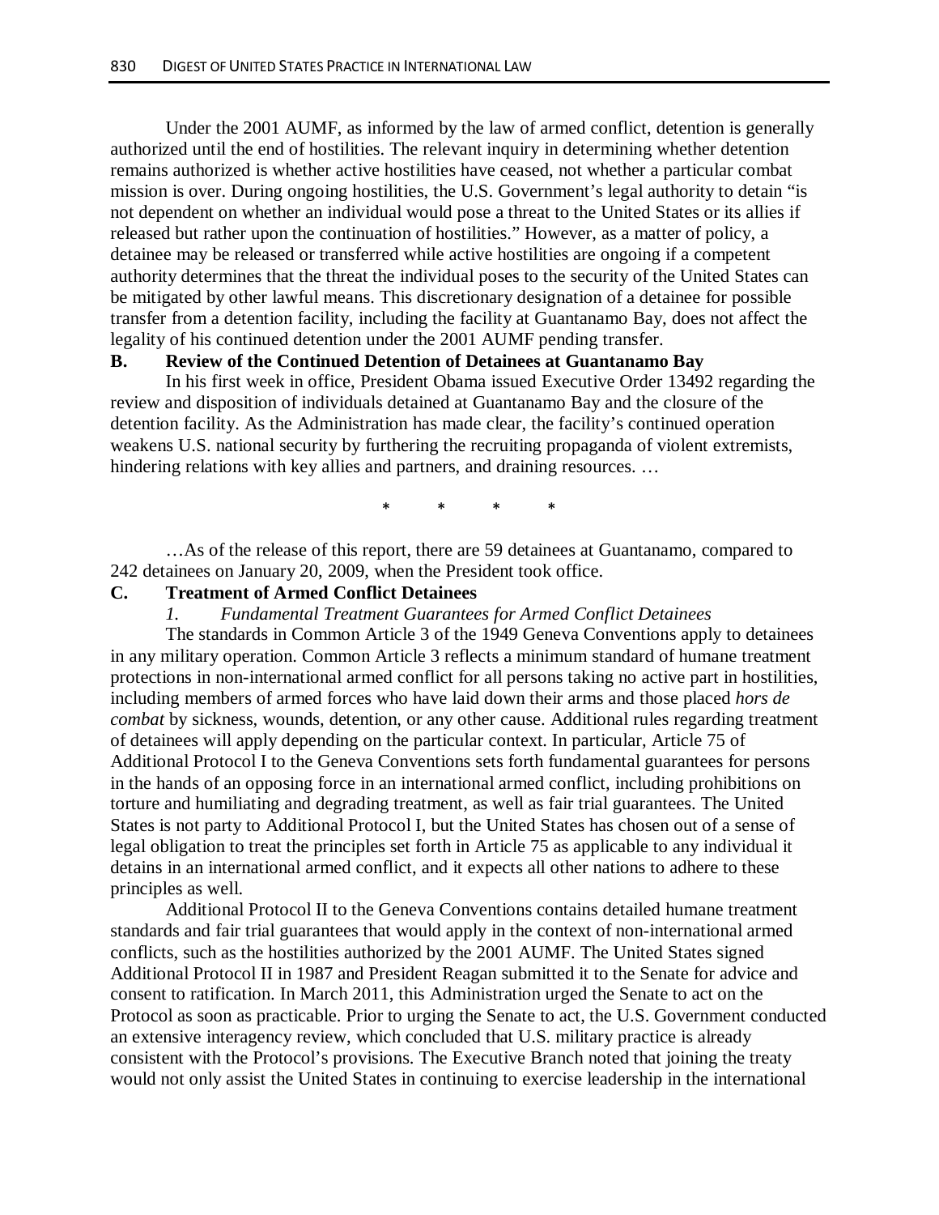Under the 2001 AUMF, as informed by the law of armed conflict, detention is generally authorized until the end of hostilities. The relevant inquiry in determining whether detention remains authorized is whether active hostilities have ceased, not whether a particular combat mission is over. During ongoing hostilities, the U.S. Government's legal authority to detain "is not dependent on whether an individual would pose a threat to the United States or its allies if released but rather upon the continuation of hostilities." However, as a matter of policy, a detainee may be released or transferred while active hostilities are ongoing if a competent authority determines that the threat the individual poses to the security of the United States can be mitigated by other lawful means. This discretionary designation of a detainee for possible transfer from a detention facility, including the facility at Guantanamo Bay, does not affect the legality of his continued detention under the 2001 AUMF pending transfer.

**B. Review of the Continued Detention of Detainees at Guantanamo Bay**

In his first week in office, President Obama issued Executive Order 13492 regarding the review and disposition of individuals detained at Guantanamo Bay and the closure of the detention facility. As the Administration has made clear, the facility's continued operation weakens U.S. national security by furthering the recruiting propaganda of violent extremists, hindering relations with key allies and partners, and draining resources. …

\* \* \* \*

…As of the release of this report, there are 59 detainees at Guantanamo, compared to 242 detainees on January 20, 2009, when the President took office.

**C. Treatment of Armed Conflict Detainees**

*1. Fundamental Treatment Guarantees for Armed Conflict Detainees*

The standards in Common Article 3 of the 1949 Geneva Conventions apply to detainees in any military operation. Common Article 3 reflects a minimum standard of humane treatment protections in non-international armed conflict for all persons taking no active part in hostilities, including members of armed forces who have laid down their arms and those placed *hors de combat* by sickness, wounds, detention, or any other cause. Additional rules regarding treatment of detainees will apply depending on the particular context. In particular, Article 75 of Additional Protocol I to the Geneva Conventions sets forth fundamental guarantees for persons in the hands of an opposing force in an international armed conflict, including prohibitions on torture and humiliating and degrading treatment, as well as fair trial guarantees. The United States is not party to Additional Protocol I, but the United States has chosen out of a sense of legal obligation to treat the principles set forth in Article 75 as applicable to any individual it detains in an international armed conflict, and it expects all other nations to adhere to these principles as well.

Additional Protocol II to the Geneva Conventions contains detailed humane treatment standards and fair trial guarantees that would apply in the context of non-international armed conflicts, such as the hostilities authorized by the 2001 AUMF. The United States signed Additional Protocol II in 1987 and President Reagan submitted it to the Senate for advice and consent to ratification. In March 2011, this Administration urged the Senate to act on the Protocol as soon as practicable. Prior to urging the Senate to act, the U.S. Government conducted an extensive interagency review, which concluded that U.S. military practice is already consistent with the Protocol's provisions. The Executive Branch noted that joining the treaty would not only assist the United States in continuing to exercise leadership in the international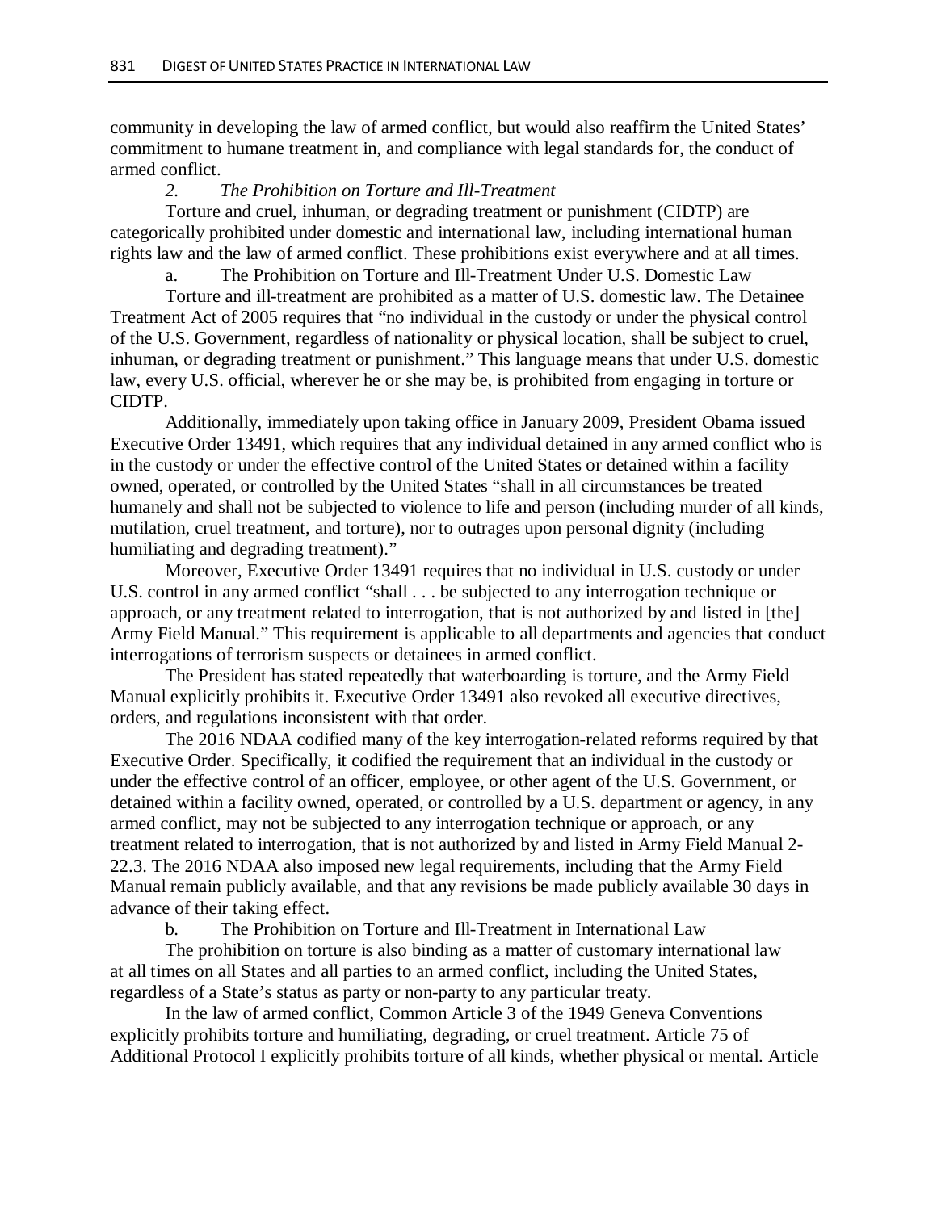community in developing the law of armed conflict, but would also reaffirm the United States' commitment to humane treatment in, and compliance with legal standards for, the conduct of armed conflict.

### *2. The Prohibition on Torture and Ill-Treatment*

Torture and cruel, inhuman, or degrading treatment or punishment (CIDTP) are categorically prohibited under domestic and international law, including international human rights law and the law of armed conflict. These prohibitions exist everywhere and at all times.

#### a. The Prohibition on Torture and Ill-Treatment Under U.S. Domestic Law

Torture and ill-treatment are prohibited as a matter of U.S. domestic law. The Detainee Treatment Act of 2005 requires that "no individual in the custody or under the physical control of the U.S. Government, regardless of nationality or physical location, shall be subject to cruel, inhuman, or degrading treatment or punishment." This language means that under U.S. domestic law, every U.S. official, wherever he or she may be, is prohibited from engaging in torture or CIDTP.

Additionally, immediately upon taking office in January 2009, President Obama issued Executive Order 13491, which requires that any individual detained in any armed conflict who is in the custody or under the effective control of the United States or detained within a facility owned, operated, or controlled by the United States "shall in all circumstances be treated humanely and shall not be subjected to violence to life and person (including murder of all kinds, mutilation, cruel treatment, and torture), nor to outrages upon personal dignity (including humiliating and degrading treatment)."

Moreover, Executive Order 13491 requires that no individual in U.S. custody or under U.S. control in any armed conflict "shall . . . be subjected to any interrogation technique or approach, or any treatment related to interrogation, that is not authorized by and listed in [the] Army Field Manual." This requirement is applicable to all departments and agencies that conduct interrogations of terrorism suspects or detainees in armed conflict.

The President has stated repeatedly that waterboarding is torture, and the Army Field Manual explicitly prohibits it. Executive Order 13491 also revoked all executive directives, orders, and regulations inconsistent with that order.

The 2016 NDAA codified many of the key interrogation-related reforms required by that Executive Order. Specifically, it codified the requirement that an individual in the custody or under the effective control of an officer, employee, or other agent of the U.S. Government, or detained within a facility owned, operated, or controlled by a U.S. department or agency, in any armed conflict, may not be subjected to any interrogation technique or approach, or any treatment related to interrogation, that is not authorized by and listed in Army Field Manual 2-22.3. The 2016 NDAA also imposed new legal requirements, including that the Army Field Manual remain publicly available, and that any revisions be made publicly available 30 days in advance of their taking effect.

#### b. The Prohibition on Torture and Ill-Treatment in International Law

The prohibition on torture is also binding as a matter of customary international law at all times on all States and all parties to an armed conflict, including the United States, regardless of a State's status as party or non-party to any particular treaty.

In the law of armed conflict, Common Article 3 of the 1949 Geneva Conventions explicitly prohibits torture and humiliating, degrading, or cruel treatment. Article 75 of Additional Protocol I explicitly prohibits torture of all kinds, whether physical or mental. Article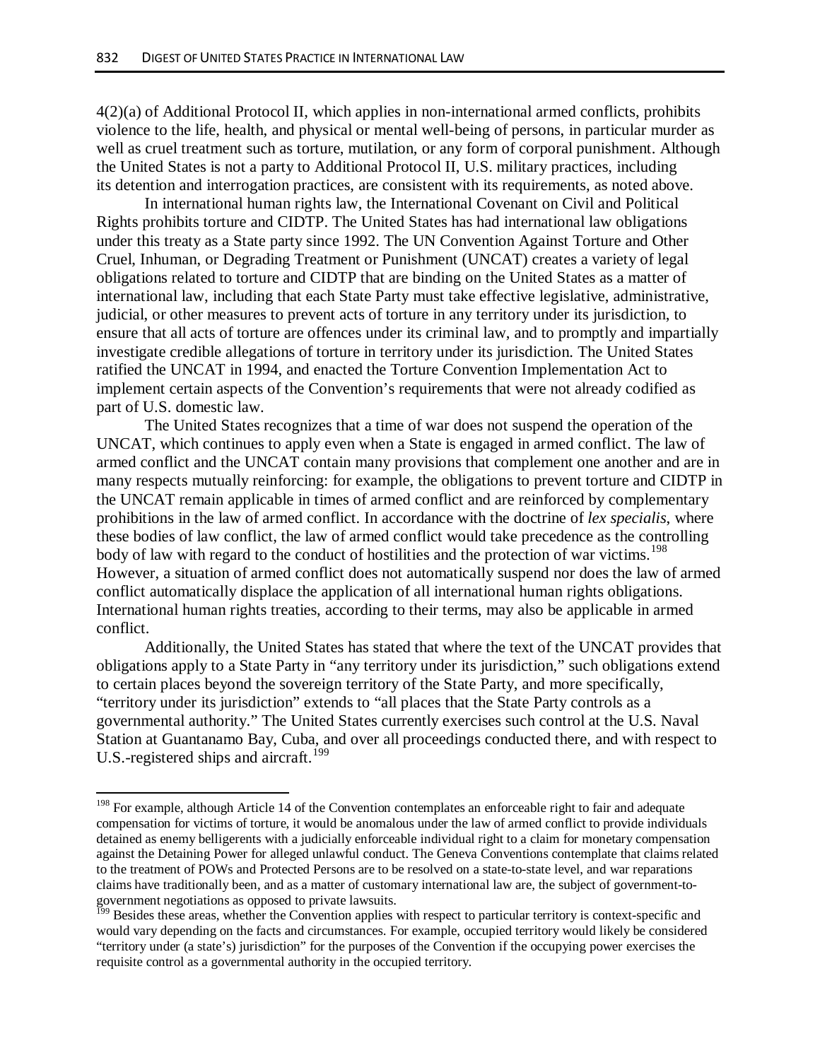4(2)(a) of Additional Protocol II, which applies in non-international armed conflicts, prohibits violence to the life, health, and physical or mental well-being of persons, in particular murder as well as cruel treatment such as torture, mutilation, or any form of corporal punishment. Although the United States is not a party to Additional Protocol II, U.S. military practices, including its detention and interrogation practices, are consistent with its requirements, as noted above.

In international human rights law, the International Covenant on Civil and Political Rights prohibits torture and CIDTP. The United States has had international law obligations under this treaty as a State party since 1992. The UN Convention Against Torture and Other Cruel, Inhuman, or Degrading Treatment or Punishment (UNCAT) creates a variety of legal obligations related to torture and CIDTP that are binding on the United States as a matter of international law, including that each State Party must take effective legislative, administrative, judicial, or other measures to prevent acts of torture in any territory under its jurisdiction, to ensure that all acts of torture are offences under its criminal law, and to promptly and impartially investigate credible allegations of torture in territory under its jurisdiction. The United States ratified the UNCAT in 1994, and enacted the Torture Convention Implementation Act to implement certain aspects of the Convention's requirements that were not already codified as part of U.S. domestic law.

The United States recognizes that a time of war does not suspend the operation of the UNCAT, which continues to apply even when a State is engaged in armed conflict. The law of armed conflict and the UNCAT contain many provisions that complement one another and are in many respects mutually reinforcing: for example, the obligations to prevent torture and CIDTP in the UNCAT remain applicable in times of armed conflict and are reinforced by complementary prohibitions in the law of armed conflict. In accordance with the doctrine of *lex specialis*, where these bodies of law conflict, the law of armed conflict would take precedence as the controlling body of law with regard to the conduct of hostilities and the protection of war victims.[198] However, a situation of armed conflict does not automatically suspend nor does the law of armed conflict automatically displace the application of all international human rights obligations. International human rights treaties, according to their terms, may also be applicable in armed conflict.

Additionally, the United States has stated that where the text of the UNCAT provides that obligations apply to a State Party in "any territory under its jurisdiction," such obligations extend to certain places beyond the sovereign territory of the State Party, and more specifically, "territory under its jurisdiction" extends to "all places that the State Party controls as a governmental authority." The United States currently exercises such control at the U.S. Naval Station at Guantanamo Bay, Cuba, and over all proceedings conducted there, and with respect to U.S.-registered ships and aircraft.[199]

---

[198] For example, although Article 14 of the Convention contemplates an enforceable right to fair and adequate compensation for victims of torture, it would be anomalous under the law of armed conflict to provide individuals detained as enemy belligerents with a judicially enforceable individual right to a claim for monetary compensation against the Detaining Power for alleged unlawful conduct. The Geneva Conventions contemplate that claims related to the treatment of POWs and Protected Persons are to be resolved on a state-to-state level, and war reparations claims have traditionally been, and as a matter of customary international law are, the subject of government-to-government negotiations as opposed to private lawsuits.

[199] Besides these areas, whether the Convention applies with respect to particular territory is context-specific and would vary depending on the facts and circumstances. For example, occupied territory would likely be considered "territory under (a state's) jurisdiction" for the purposes of the Convention if the occupying power exercises the requisite control as a governmental authority in the occupied territory.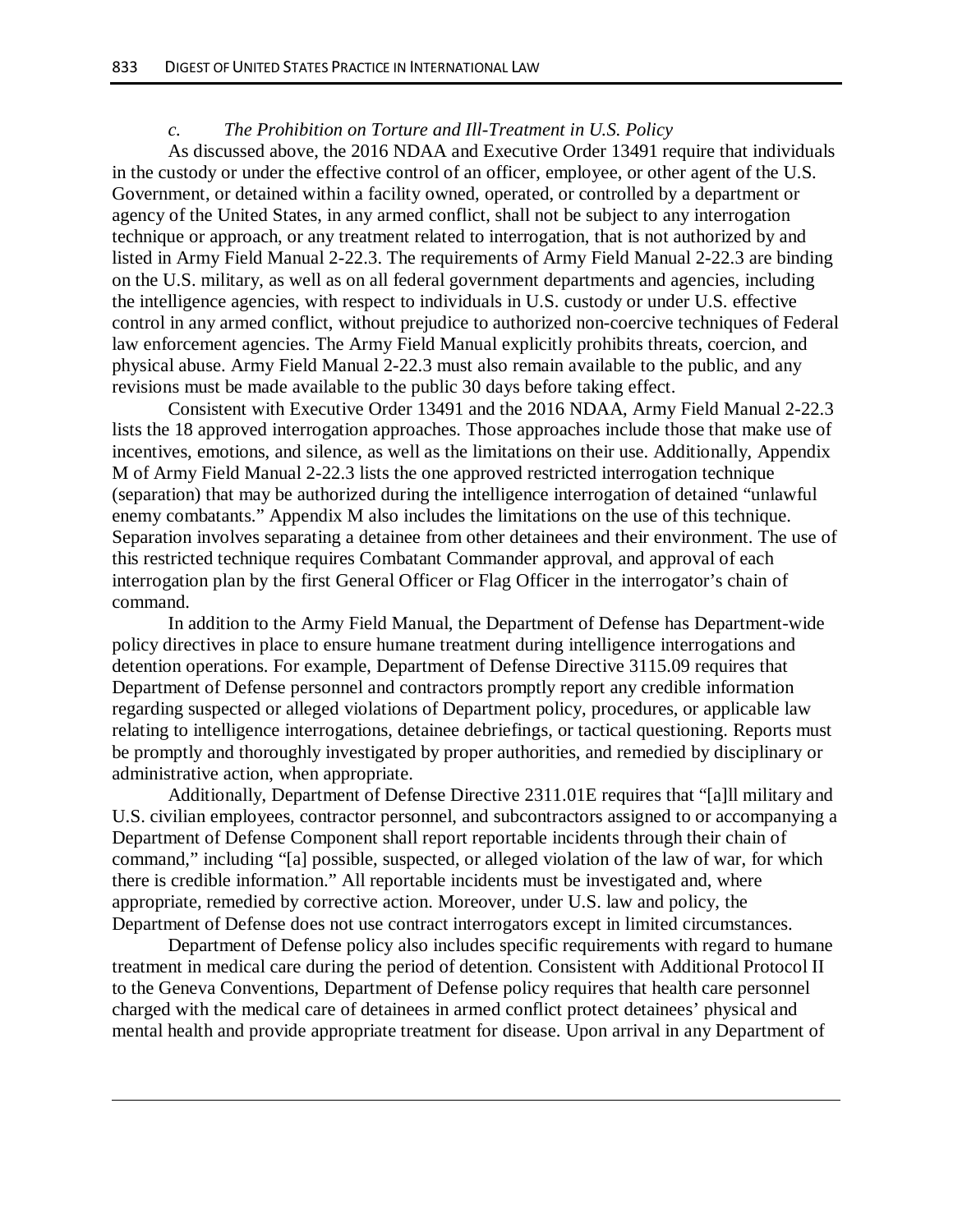### *c. The Prohibition on Torture and Ill-Treatment in U.S. Policy*

As discussed above, the 2016 NDAA and Executive Order 13491 require that individuals in the custody or under the effective control of an officer, employee, or other agent of the U.S. Government, or detained within a facility owned, operated, or controlled by a department or agency of the United States, in any armed conflict, shall not be subject to any interrogation technique or approach, or any treatment related to interrogation, that is not authorized by and listed in Army Field Manual 2-22.3. The requirements of Army Field Manual 2-22.3 are binding on the U.S. military, as well as on all federal government departments and agencies, including the intelligence agencies, with respect to individuals in U.S. custody or under U.S. effective control in any armed conflict, without prejudice to authorized non-coercive techniques of Federal law enforcement agencies. The Army Field Manual explicitly prohibits threats, coercion, and physical abuse. Army Field Manual 2-22.3 must also remain available to the public, and any revisions must be made available to the public 30 days before taking effect.

Consistent with Executive Order 13491 and the 2016 NDAA, Army Field Manual 2-22.3 lists the 18 approved interrogation approaches. Those approaches include those that make use of incentives, emotions, and silence, as well as the limitations on their use. Additionally, Appendix M of Army Field Manual 2-22.3 lists the one approved restricted interrogation technique (separation) that may be authorized during the intelligence interrogation of detained "unlawful enemy combatants." Appendix M also includes the limitations on the use of this technique. Separation involves separating a detainee from other detainees and their environment. The use of this restricted technique requires Combatant Commander approval, and approval of each interrogation plan by the first General Officer or Flag Officer in the interrogator's chain of command.

In addition to the Army Field Manual, the Department of Defense has Department-wide policy directives in place to ensure humane treatment during intelligence interrogations and detention operations. For example, Department of Defense Directive 3115.09 requires that Department of Defense personnel and contractors promptly report any credible information regarding suspected or alleged violations of Department policy, procedures, or applicable law relating to intelligence interrogations, detainee debriefings, or tactical questioning. Reports must be promptly and thoroughly investigated by proper authorities, and remedied by disciplinary or administrative action, when appropriate.

Additionally, Department of Defense Directive 2311.01E requires that "[a]ll military and U.S. civilian employees, contractor personnel, and subcontractors assigned to or accompanying a Department of Defense Component shall report reportable incidents through their chain of command," including "[a] possible, suspected, or alleged violation of the law of war, for which there is credible information." All reportable incidents must be investigated and, where appropriate, remedied by corrective action. Moreover, under U.S. law and policy, the Department of Defense does not use contract interrogators except in limited circumstances.

Department of Defense policy also includes specific requirements with regard to humane treatment in medical care during the period of detention. Consistent with Additional Protocol II to the Geneva Conventions, Department of Defense policy requires that health care personnel charged with the medical care of detainees in armed conflict protect detainees' physical and mental health and provide appropriate treatment for disease. Upon arrival in any Department of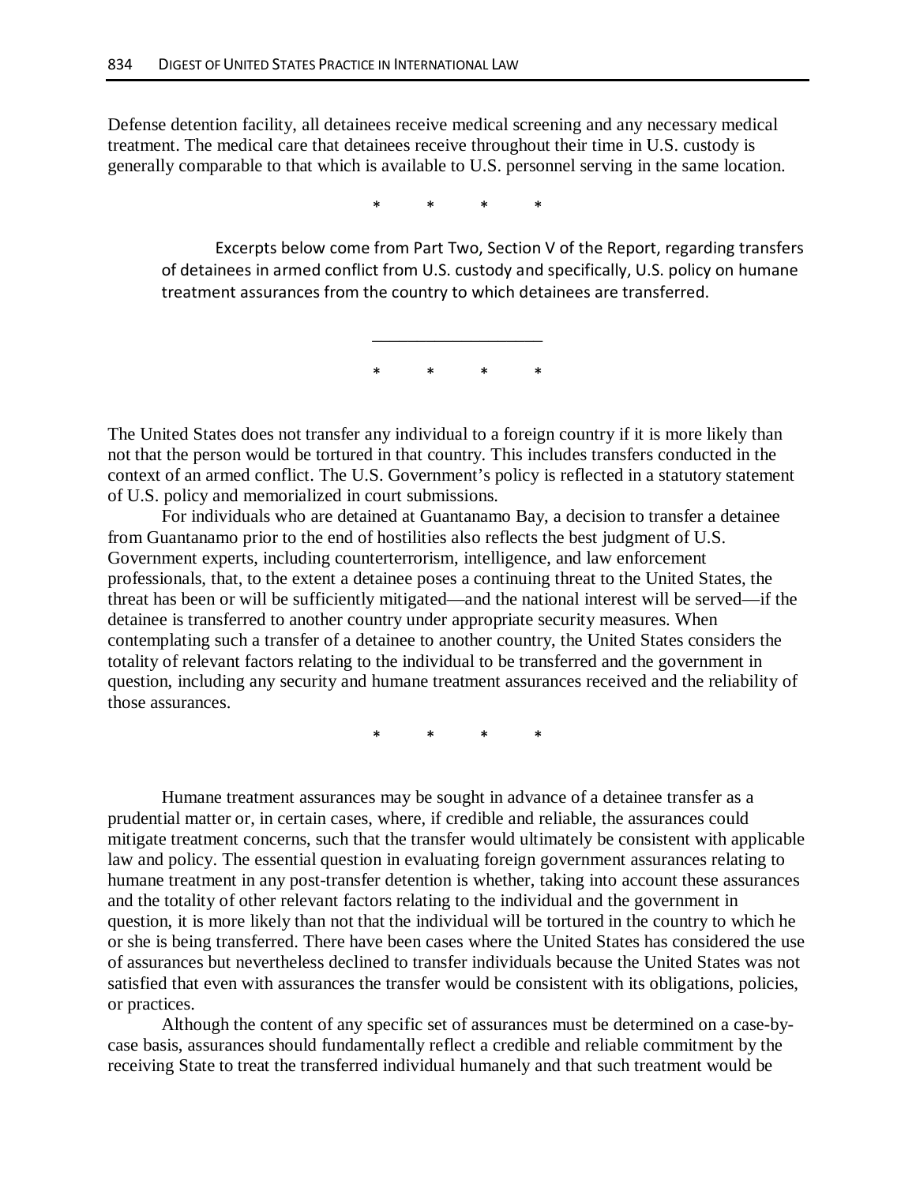Defense detention facility, all detainees receive medical screening and any necessary medical treatment. The medical care that detainees receive throughout their time in U.S. custody is generally comparable to that which is available to U.S. personnel serving in the same location.

\* \* \* \*

Excerpts below come from Part Two, Section V of the Report, regarding transfers of detainees in armed conflict from U.S. custody and specifically, U.S. policy on humane treatment assurances from the country to which detainees are transferred.

___________________

\* \* \* \*

The United States does not transfer any individual to a foreign country if it is more likely than not that the person would be tortured in that country. This includes transfers conducted in the context of an armed conflict. The U.S. Government's policy is reflected in a statutory statement of U.S. policy and memorialized in court submissions.

For individuals who are detained at Guantanamo Bay, a decision to transfer a detainee from Guantanamo prior to the end of hostilities also reflects the best judgment of U.S. Government experts, including counterterrorism, intelligence, and law enforcement professionals, that, to the extent a detainee poses a continuing threat to the United States, the threat has been or will be sufficiently mitigated—and the national interest will be served—if the detainee is transferred to another country under appropriate security measures. When contemplating such a transfer of a detainee to another country, the United States considers the totality of relevant factors relating to the individual to be transferred and the government in question, including any security and humane treatment assurances received and the reliability of those assurances.

\* \* \* \*

Humane treatment assurances may be sought in advance of a detainee transfer as a prudential matter or, in certain cases, where, if credible and reliable, the assurances could mitigate treatment concerns, such that the transfer would ultimately be consistent with applicable law and policy. The essential question in evaluating foreign government assurances relating to humane treatment in any post-transfer detention is whether, taking into account these assurances and the totality of other relevant factors relating to the individual and the government in question, it is more likely than not that the individual will be tortured in the country to which he or she is being transferred. There have been cases where the United States has considered the use of assurances but nevertheless declined to transfer individuals because the United States was not satisfied that even with assurances the transfer would be consistent with its obligations, policies, or practices.

Although the content of any specific set of assurances must be determined on a case-by-case basis, assurances should fundamentally reflect a credible and reliable commitment by the receiving State to treat the transferred individual humanely and that such treatment would be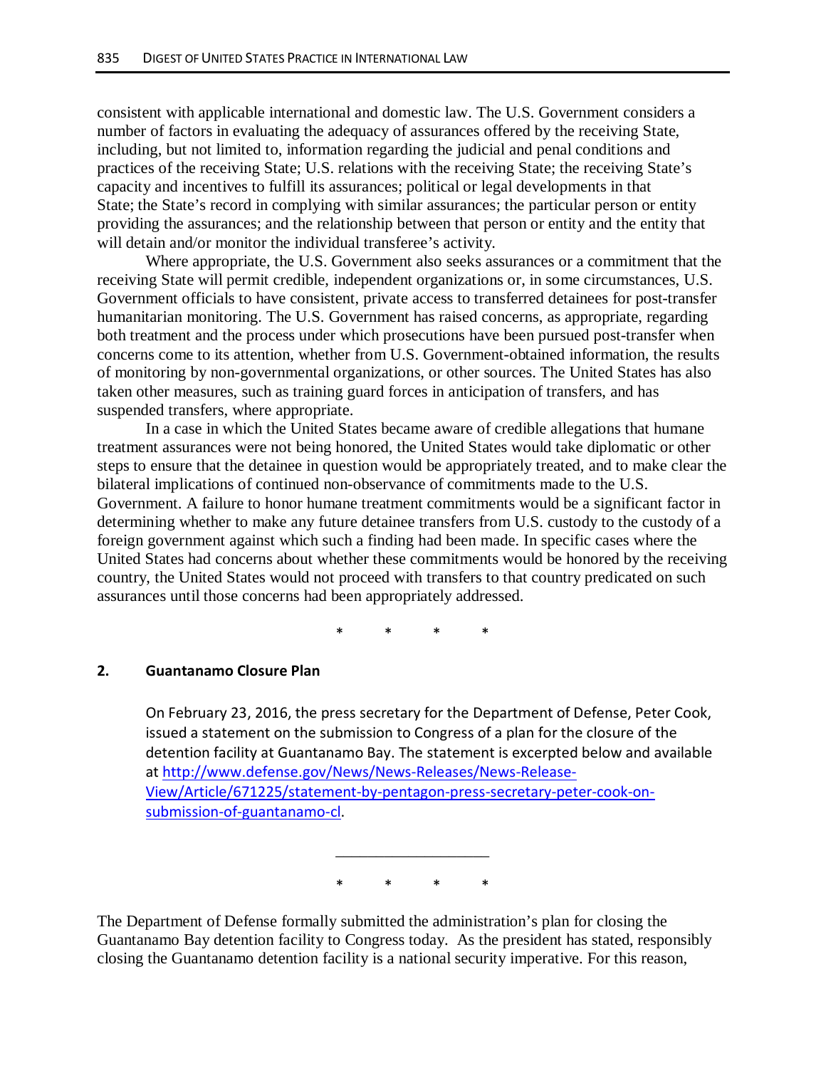consistent with applicable international and domestic law. The U.S. Government considers a number of factors in evaluating the adequacy of assurances offered by the receiving State, including, but not limited to, information regarding the judicial and penal conditions and practices of the receiving State; U.S. relations with the receiving State; the receiving State's capacity and incentives to fulfill its assurances; political or legal developments in that State; the State's record in complying with similar assurances; the particular person or entity providing the assurances; and the relationship between that person or entity and the entity that will detain and/or monitor the individual transferee's activity.

Where appropriate, the U.S. Government also seeks assurances or a commitment that the receiving State will permit credible, independent organizations or, in some circumstances, U.S. Government officials to have consistent, private access to transferred detainees for post-transfer humanitarian monitoring. The U.S. Government has raised concerns, as appropriate, regarding both treatment and the process under which prosecutions have been pursued post-transfer when concerns come to its attention, whether from U.S. Government-obtained information, the results of monitoring by non-governmental organizations, or other sources. The United States has also taken other measures, such as training guard forces in anticipation of transfers, and has suspended transfers, where appropriate.

In a case in which the United States became aware of credible allegations that humane treatment assurances were not being honored, the United States would take diplomatic or other steps to ensure that the detainee in question would be appropriately treated, and to make clear the bilateral implications of continued non-observance of commitments made to the U.S. Government. A failure to honor humane treatment commitments would be a significant factor in determining whether to make any future detainee transfers from U.S. custody to the custody of a foreign government against which such a finding had been made. In specific cases where the United States had concerns about whether these commitments would be honored by the receiving country, the United States would not proceed with transfers to that country predicated on such assurances until those concerns had been appropriately addressed.

\* \* \* \*

### 2. Guantanamo Closure Plan

On February 23, 2016, the press secretary for the Department of Defense, Peter Cook, issued a statement on the submission to Congress of a plan for the closure of the detention facility at Guantanamo Bay. The statement is excerpted below and available at [http://www.defense.gov/News/News-Releases/News-Release-View/Article/671225/statement-by-pentagon-press-secretary-peter-cook-on-submission-of-guantanamo-cl](http://www.defense.gov/News/News-Releases/News-Release-View/Article/671225/statement-by-pentagon-press-secretary-peter-cook-on-submission-of-guantanamo-cl).

---

\* \* \* \*

The Department of Defense formally submitted the administration's plan for closing the Guantanamo Bay detention facility to Congress today. As the president has stated, responsibly closing the Guantanamo detention facility is a national security imperative. For this reason,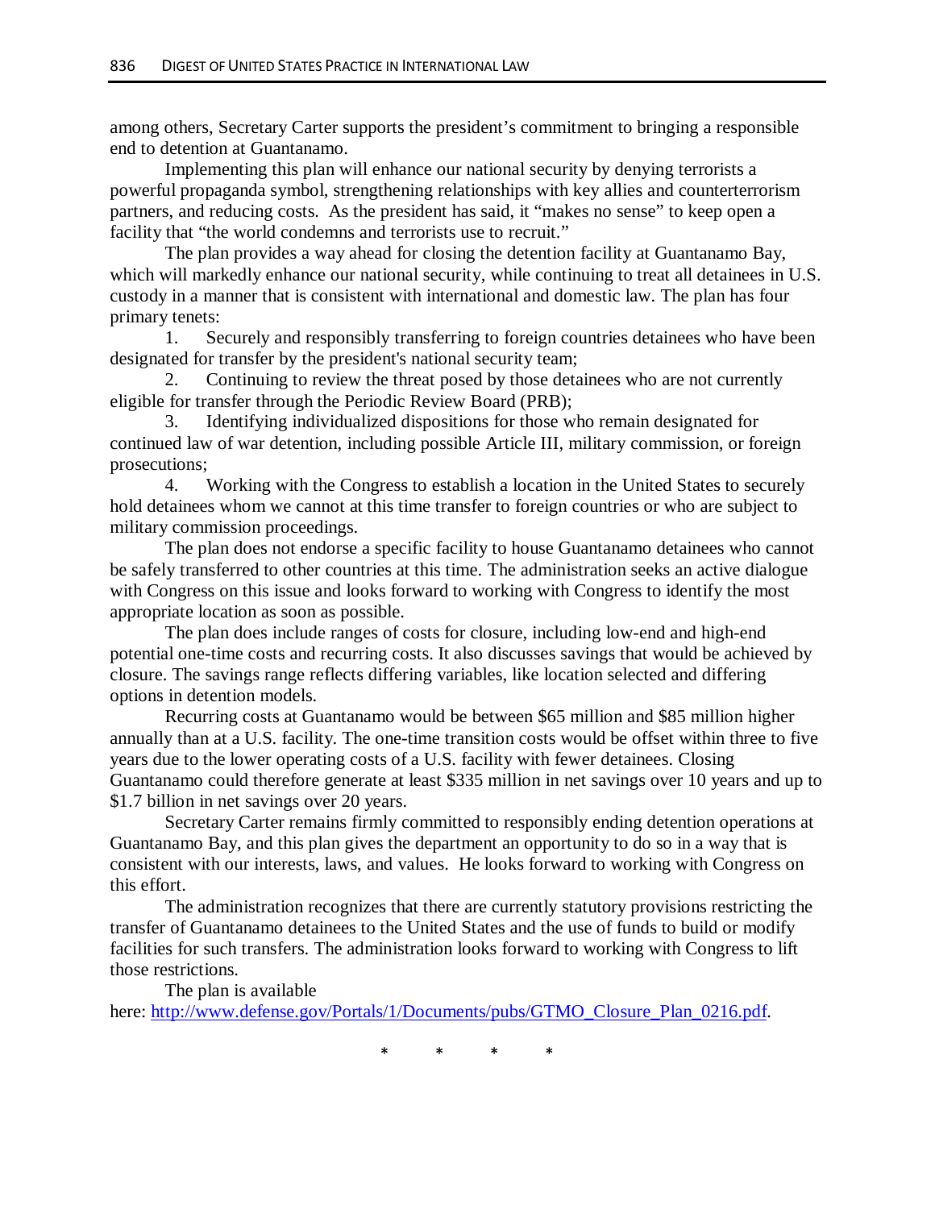among others, Secretary Carter supports the president's commitment to bringing a responsible end to detention at Guantanamo.

Implementing this plan will enhance our national security by denying terrorists a powerful propaganda symbol, strengthening relationships with key allies and counterterrorism partners, and reducing costs. As the president has said, it "makes no sense" to keep open a facility that "the world condemns and terrorists use to recruit."

The plan provides a way ahead for closing the detention facility at Guantanamo Bay, which will markedly enhance our national security, while continuing to treat all detainees in U.S. custody in a manner that is consistent with international and domestic law. The plan has four primary tenets:

1. Securely and responsibly transferring to foreign countries detainees who have been designated for transfer by the president's national security team;
2. Continuing to review the threat posed by those detainees who are not currently eligible for transfer through the Periodic Review Board (PRB);
3. Identifying individualized dispositions for those who remain designated for continued law of war detention, including possible Article III, military commission, or foreign prosecutions;
4. Working with the Congress to establish a location in the United States to securely hold detainees whom we cannot at this time transfer to foreign countries or who are subject to military commission proceedings.

The plan does not endorse a specific facility to house Guantanamo detainees who cannot be safely transferred to other countries at this time. The administration seeks an active dialogue with Congress on this issue and looks forward to working with Congress to identify the most appropriate location as soon as possible.

The plan does include ranges of costs for closure, including low-end and high-end potential one-time costs and recurring costs. It also discusses savings that would be achieved by closure. The savings range reflects differing variables, like location selected and differing options in detention models.

Recurring costs at Guantanamo would be between $65 million and $85 million higher annually than at a U.S. facility. The one-time transition costs would be offset within three to five years due to the lower operating costs of a U.S. facility with fewer detainees. Closing Guantanamo could therefore generate at least $335 million in net savings over 10 years and up to $1.7 billion in net savings over 20 years.

Secretary Carter remains firmly committed to responsibly ending detention operations at Guantanamo Bay, and this plan gives the department an opportunity to do so in a way that is consistent with our interests, laws, and values. He looks forward to working with Congress on this effort.

The administration recognizes that there are currently statutory provisions restricting the transfer of Guantanamo detainees to the United States and the use of funds to build or modify facilities for such transfers. The administration looks forward to working with Congress to lift those restrictions.

The plan is available here: http://www.defense.gov/Portals/1/Documents/pubs/GTMO_Closure_Plan_0216.pdf.

\*     \*     \*     \*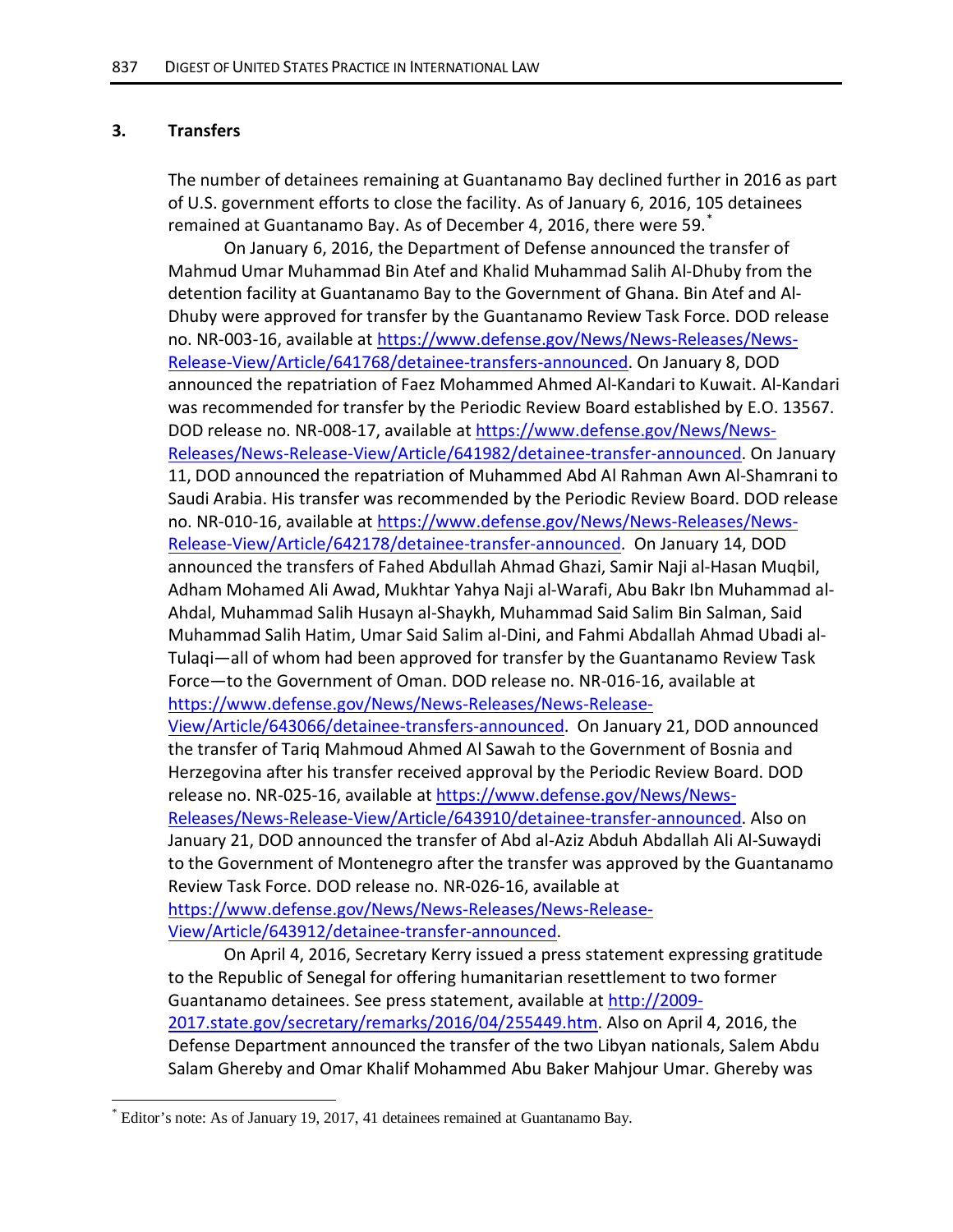### 3. Transfers

The number of detainees remaining at Guantanamo Bay declined further in 2016 as part of U.S. government efforts to close the facility. As of January 6, 2016, 105 detainees remained at Guantanamo Bay. As of December 4, 2016, there were 59.[*]

On January 6, 2016, the Department of Defense announced the transfer of Mahmud Umar Muhammad Bin Atef and Khalid Muhammad Salih Al-Dhuby from the detention facility at Guantanamo Bay to the Government of Ghana. Bin Atef and Al-Dhuby were approved for transfer by the Guantanamo Review Task Force. DOD release no. NR-003-16, available at https://www.defense.gov/News/News-Releases/News-Release-View/Article/641768/detainee-transfers-announced. On January 8, DOD announced the repatriation of Faez Mohammed Ahmed Al-Kandari to Kuwait. Al-Kandari was recommended for transfer by the Periodic Review Board established by E.O. 13567. DOD release no. NR-008-17, available at https://www.defense.gov/News/News-Releases/News-Release-View/Article/641982/detainee-transfer-announced. On January 11, DOD announced the repatriation of Muhammed Abd Al Rahman Awn Al-Shamrani to Saudi Arabia. His transfer was recommended by the Periodic Review Board. DOD release no. NR-010-16, available at https://www.defense.gov/News/News-Releases/News-Release-View/Article/642178/detainee-transfer-announced. On January 14, DOD announced the transfers of Fahed Abdullah Ahmad Ghazi, Samir Naji al-Hasan Muqbil, Adham Mohamed Ali Awad, Mukhtar Yahya Naji al-Warafi, Abu Bakr Ibn Muhammad al-Ahdal, Muhammad Salih Husayn al-Shaykh, Muhammad Said Salim Bin Salman, Said Muhammad Salih Hatim, Umar Said Salim al-Dini, and Fahmi Abdallah Ahmad Ubadi al-Tulaqi—all of whom had been approved for transfer by the Guantanamo Review Task Force—to the Government of Oman. DOD release no. NR-016-16, available at https://www.defense.gov/News/News-Releases/News-Release-View/Article/643066/detainee-transfers-announced. On January 21, DOD announced the transfer of Tariq Mahmoud Ahmed Al Sawah to the Government of Bosnia and Herzegovina after his transfer received approval by the Periodic Review Board. DOD release no. NR-025-16, available at https://www.defense.gov/News/News-Releases/News-Release-View/Article/643910/detainee-transfer-announced. Also on January 21, DOD announced the transfer of Abd al-Aziz Abduh Abdallah Ali Al-Suwaydi to the Government of Montenegro after the transfer was approved by the Guantanamo Review Task Force. DOD release no. NR-026-16, available at https://www.defense.gov/News/News-Releases/News-Release-View/Article/643912/detainee-transfer-announced.

On April 4, 2016, Secretary Kerry issued a press statement expressing gratitude to the Republic of Senegal for offering humanitarian resettlement to two former Guantanamo detainees. See press statement, available at http://2009-2017.state.gov/secretary/remarks/2016/04/255449.htm. Also on April 4, 2016, the Defense Department announced the transfer of the two Libyan nationals, Salem Abdu Salam Ghereby and Omar Khalif Mohammed Abu Baker Mahjour Umar. Ghereby was

[*] Editor's note: As of January 19, 2017, 41 detainees remained at Guantanamo Bay.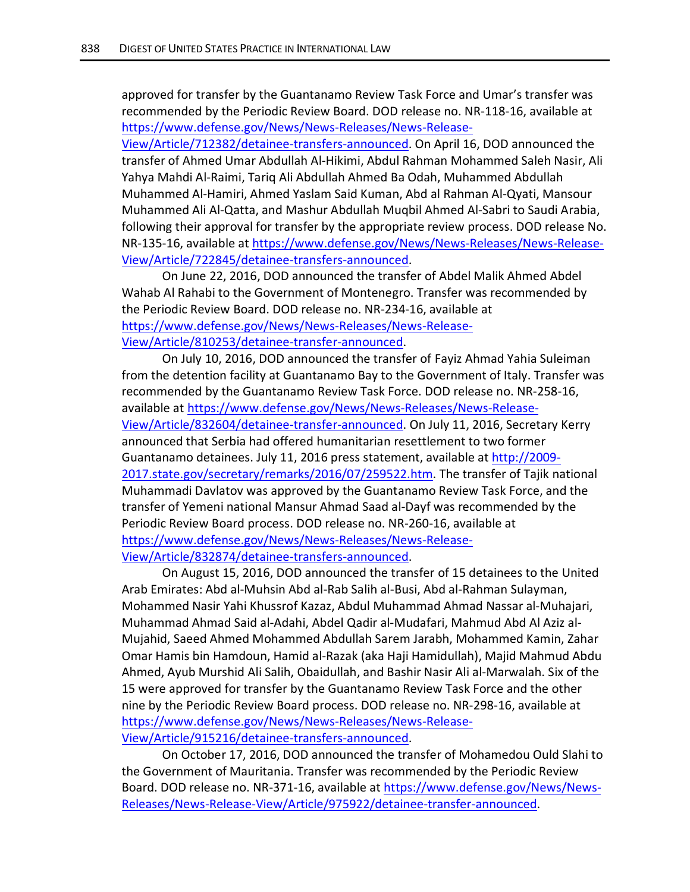approved for transfer by the Guantanamo Review Task Force and Umar's transfer was recommended by the Periodic Review Board. DOD release no. NR-118-16, available at https://www.defense.gov/News/News-Releases/News-Release-View/Article/712382/detainee-transfers-announced. On April 16, DOD announced the transfer of Ahmed Umar Abdullah Al-Hikimi, Abdul Rahman Mohammed Saleh Nasir, Ali Yahya Mahdi Al-Raimi, Tariq Ali Abdullah Ahmed Ba Odah, Muhammed Abdullah Muhammed Al-Hamiri, Ahmed Yaslam Said Kuman, Abd al Rahman Al-Qyati, Mansour Muhammed Ali Al-Qatta, and Mashur Abdullah Muqbil Ahmed Al-Sabri to Saudi Arabia, following their approval for transfer by the appropriate review process. DOD release No. NR-135-16, available at https://www.defense.gov/News/News-Releases/News-Release-View/Article/722845/detainee-transfers-announced.

On June 22, 2016, DOD announced the transfer of Abdel Malik Ahmed Abdel Wahab Al Rahabi to the Government of Montenegro. Transfer was recommended by the Periodic Review Board. DOD release no. NR-234-16, available at https://www.defense.gov/News/News-Releases/News-Release-View/Article/810253/detainee-transfer-announced.

On July 10, 2016, DOD announced the transfer of Fayiz Ahmad Yahia Suleiman from the detention facility at Guantanamo Bay to the Government of Italy. Transfer was recommended by the Guantanamo Review Task Force. DOD release no. NR-258-16, available at https://www.defense.gov/News/News-Releases/News-Release-View/Article/832604/detainee-transfer-announced. On July 11, 2016, Secretary Kerry announced that Serbia had offered humanitarian resettlement to two former Guantanamo detainees. July 11, 2016 press statement, available at http://2009-2017.state.gov/secretary/remarks/2016/07/259522.htm. The transfer of Tajik national Muhammadi Davlatov was approved by the Guantanamo Review Task Force, and the transfer of Yemeni national Mansur Ahmad Saad al-Dayf was recommended by the Periodic Review Board process. DOD release no. NR-260-16, available at https://www.defense.gov/News/News-Releases/News-Release-View/Article/832874/detainee-transfers-announced.

On August 15, 2016, DOD announced the transfer of 15 detainees to the United Arab Emirates: Abd al-Muhsin Abd al-Rab Salih al-Busi, Abd al-Rahman Sulayman, Mohammed Nasir Yahi Khussrof Kazaz, Abdul Muhammad Ahmad Nassar al-Muhajari, Muhammad Ahmad Said al-Adahi, Abdel Qadir al-Mudafari, Mahmud Abd Al Aziz al-Mujahid, Saeed Ahmed Mohammed Abdullah Sarem Jarabh, Mohammed Kamin, Zahar Omar Hamis bin Hamdoun, Hamid al-Razak (aka Haji Hamidullah), Majid Mahmud Abdu Ahmed, Ayub Murshid Ali Salih, Obaidullah, and Bashir Nasir Ali al-Marwalah. Six of the 15 were approved for transfer by the Guantanamo Review Task Force and the other nine by the Periodic Review Board process. DOD release no. NR-298-16, available at https://www.defense.gov/News/News-Releases/News-Release-View/Article/915216/detainee-transfers-announced.

On October 17, 2016, DOD announced the transfer of Mohamedou Ould Slahi to the Government of Mauritania. Transfer was recommended by the Periodic Review Board. DOD release no. NR-371-16, available at https://www.defense.gov/News/News-Releases/News-Release-View/Article/975922/detainee-transfer-announced.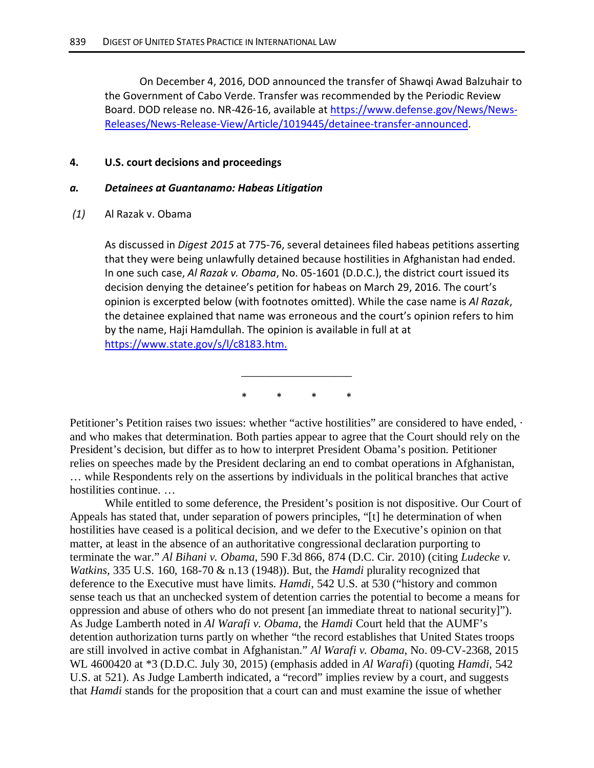On December 4, 2016, DOD announced the transfer of Shawqi Awad Balzuhair to the Government of Cabo Verde. Transfer was recommended by the Periodic Review Board. DOD release no. NR-426-16, available at https://www.defense.gov/News/News-Releases/News-Release-View/Article/1019445/detainee-transfer-announced.

### 4. U.S. court decisions and proceedings

#### *a. Detainees at Guantanamo: Habeas Litigation*

##### *(1)* Al Razak v. Obama

As discussed in *Digest 2015* at 775-76, several detainees filed habeas petitions asserting that they were being unlawfully detained because hostilities in Afghanistan had ended. In one such case, *Al Razak v. Obama*, No. 05-1601 (D.D.C.), the district court issued its decision denying the detainee's petition for habeas on March 29, 2016. The court's opinion is excerpted below (with footnotes omitted). While the case name is *Al Razak*, the detainee explained that name was erroneous and the court's opinion refers to him by the name, Haji Hamdullah. The opinion is available in full at at https://www.state.gov/s/l/c8183.htm.

___________________

\* \* \* \*

Petitioner's Petition raises two issues: whether "active hostilities" are considered to have ended, · and who makes that determination. Both parties appear to agree that the Court should rely on the President's decision, but differ as to how to interpret President Obama's position. Petitioner relies on speeches made by the President declaring an end to combat operations in Afghanistan, … while Respondents rely on the assertions by individuals in the political branches that active hostilities continue. …

While entitled to some deference, the President's position is not dispositive. Our Court of Appeals has stated that, under separation of powers principles, "[t] he determination of when hostilities have ceased is a political decision, and we defer to the Executive's opinion on that matter, at least in the absence of an authoritative congressional declaration purporting to terminate the war." *Al Bihani v. Obama*, 590 F.3d 866, 874 (D.C. Cir. 2010) (citing *Ludecke v. Watkins*, 335 U.S. 160, 168-70 & n.13 (1948)). But, the *Hamdi* plurality recognized that deference to the Executive must have limits. *Hamdi*, 542 U.S. at 530 ("history and common sense teach us that an unchecked system of detention carries the potential to become a means for oppression and abuse of others who do not present [an immediate threat to national security]"). As Judge Lamberth noted in *Al Warafi v. Obama*, the *Hamdi* Court held that the AUMF's detention authorization turns partly on whether "the record establishes that United States troops are still involved in active combat in Afghanistan." *Al Warafi v. Obama*, No. 09-CV-2368, 2015 WL 4600420 at \*3 (D.D.C. July 30, 2015) (emphasis added in *Al Warafi*) (quoting *Hamdi*, 542 U.S. at 521). As Judge Lamberth indicated, a "record" implies review by a court, and suggests that *Hamdi* stands for the proposition that a court can and must examine the issue of whether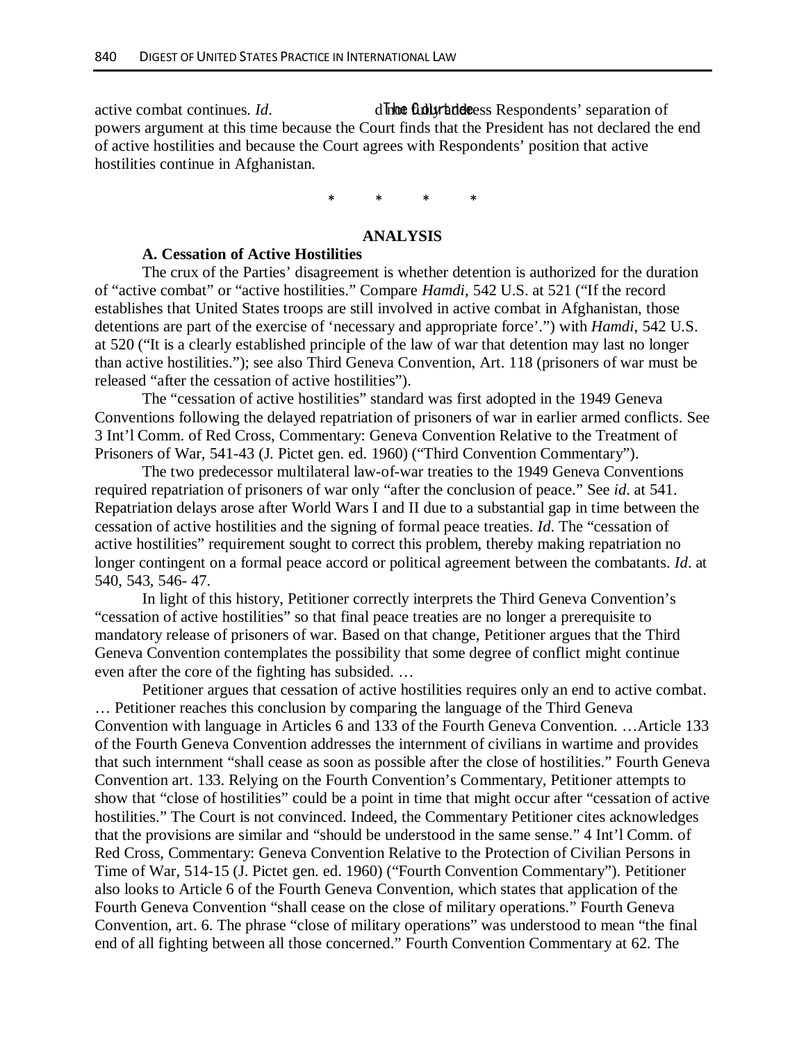active combat continues. *Id*. The Court does not address Respondents' separation of powers argument at this time because the Court finds that the President has not declared the end of active hostilities and because the Court agrees with Respondents' position that active hostilities continue in Afghanistan.

\* \* \* \*

**ANALYSIS**

**A. Cessation of Active Hostilities**

The crux of the Parties' disagreement is whether detention is authorized for the duration of "active combat" or "active hostilities." Compare *Hamdi*, 542 U.S. at 521 ("If the record establishes that United States troops are still involved in active combat in Afghanistan, those detentions are part of the exercise of 'necessary and appropriate force'.") with *Hamdi*, 542 U.S. at 520 ("It is a clearly established principle of the law of war that detention may last no longer than active hostilities."); see also Third Geneva Convention, Art. 118 (prisoners of war must be released "after the cessation of active hostilities").

The "cessation of active hostilities" standard was first adopted in the 1949 Geneva Conventions following the delayed repatriation of prisoners of war in earlier armed conflicts. See 3 Int'l Comm. of Red Cross, Commentary: Geneva Convention Relative to the Treatment of Prisoners of War, 541-43 (J. Pictet gen. ed. 1960) ("Third Convention Commentary").

The two predecessor multilateral law-of-war treaties to the 1949 Geneva Conventions required repatriation of prisoners of war only "after the conclusion of peace." See *id*. at 541. Repatriation delays arose after World Wars I and II due to a substantial gap in time between the cessation of active hostilities and the signing of formal peace treaties. *Id*. The "cessation of active hostilities" requirement sought to correct this problem, thereby making repatriation no longer contingent on a formal peace accord or political agreement between the combatants. *Id*. at 540, 543, 546- 47.

In light of this history, Petitioner correctly interprets the Third Geneva Convention's "cessation of active hostilities" so that final peace treaties are no longer a prerequisite to mandatory release of prisoners of war. Based on that change, Petitioner argues that the Third Geneva Convention contemplates the possibility that some degree of conflict might continue even after the core of the fighting has subsided. …

Petitioner argues that cessation of active hostilities requires only an end to active combat. … Petitioner reaches this conclusion by comparing the language of the Third Geneva Convention with language in Articles 6 and 133 of the Fourth Geneva Convention. …Article 133 of the Fourth Geneva Convention addresses the internment of civilians in wartime and provides that such internment "shall cease as soon as possible after the close of hostilities." Fourth Geneva Convention art. 133. Relying on the Fourth Convention's Commentary, Petitioner attempts to show that "close of hostilities" could be a point in time that might occur after "cessation of active hostilities." The Court is not convinced. Indeed, the Commentary Petitioner cites acknowledges that the provisions are similar and "should be understood in the same sense." 4 Int'l Comm. of Red Cross, Commentary: Geneva Convention Relative to the Protection of Civilian Persons in Time of War, 514-15 (J. Pictet gen. ed. 1960) ("Fourth Convention Commentary"). Petitioner also looks to Article 6 of the Fourth Geneva Convention, which states that application of the Fourth Geneva Convention "shall cease on the close of military operations." Fourth Geneva Convention, art. 6. The phrase "close of military operations" was understood to mean "the final end of all fighting between all those concerned." Fourth Convention Commentary at 62. The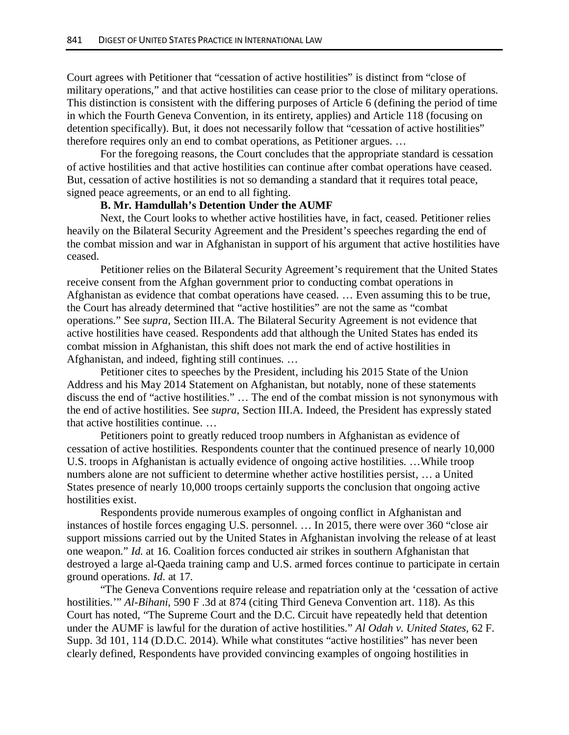Court agrees with Petitioner that "cessation of active hostilities" is distinct from "close of military operations," and that active hostilities can cease prior to the close of military operations. This distinction is consistent with the differing purposes of Article 6 (defining the period of time in which the Fourth Geneva Convention, in its entirety, applies) and Article 118 (focusing on detention specifically). But, it does not necessarily follow that "cessation of active hostilities" therefore requires only an end to combat operations, as Petitioner argues. …

For the foregoing reasons, the Court concludes that the appropriate standard is cessation of active hostilities and that active hostilities can continue after combat operations have ceased. But, cessation of active hostilities is not so demanding a standard that it requires total peace, signed peace agreements, or an end to all fighting.

**B. Mr. Hamdullah's Detention Under the AUMF**

Next, the Court looks to whether active hostilities have, in fact, ceased. Petitioner relies heavily on the Bilateral Security Agreement and the President's speeches regarding the end of the combat mission and war in Afghanistan in support of his argument that active hostilities have ceased.

Petitioner relies on the Bilateral Security Agreement's requirement that the United States receive consent from the Afghan government prior to conducting combat operations in Afghanistan as evidence that combat operations have ceased. … Even assuming this to be true, the Court has already determined that "active hostilities" are not the same as "combat operations." See *supra*, Section III.A. The Bilateral Security Agreement is not evidence that active hostilities have ceased. Respondents add that although the United States has ended its combat mission in Afghanistan, this shift does not mark the end of active hostilities in Afghanistan, and indeed, fighting still continues. …

Petitioner cites to speeches by the President, including his 2015 State of the Union Address and his May 2014 Statement on Afghanistan, but notably, none of these statements discuss the end of "active hostilities." … The end of the combat mission is not synonymous with the end of active hostilities. See *supra*, Section III.A. Indeed, the President has expressly stated that active hostilities continue. …

Petitioners point to greatly reduced troop numbers in Afghanistan as evidence of cessation of active hostilities. Respondents counter that the continued presence of nearly 10,000 U.S. troops in Afghanistan is actually evidence of ongoing active hostilities. …While troop numbers alone are not sufficient to determine whether active hostilities persist, … a United States presence of nearly 10,000 troops certainly supports the conclusion that ongoing active hostilities exist.

Respondents provide numerous examples of ongoing conflict in Afghanistan and instances of hostile forces engaging U.S. personnel. … In 2015, there were over 360 "close air support missions carried out by the United States in Afghanistan involving the release of at least one weapon." *Id.* at 16. Coalition forces conducted air strikes in southern Afghanistan that destroyed a large al-Qaeda training camp and U.S. armed forces continue to participate in certain ground operations. *Id.* at 17.

"The Geneva Conventions require release and repatriation only at the 'cessation of active hostilities.'" *Al-Bihani*, 590 F .3d at 874 (citing Third Geneva Convention art. 118). As this Court has noted, "The Supreme Court and the D.C. Circuit have repeatedly held that detention under the AUMF is lawful for the duration of active hostilities." *Al Odah v. United States*, 62 F. Supp. 3d 101, 114 (D.D.C. 2014). While what constitutes "active hostilities" has never been clearly defined, Respondents have provided convincing examples of ongoing hostilities in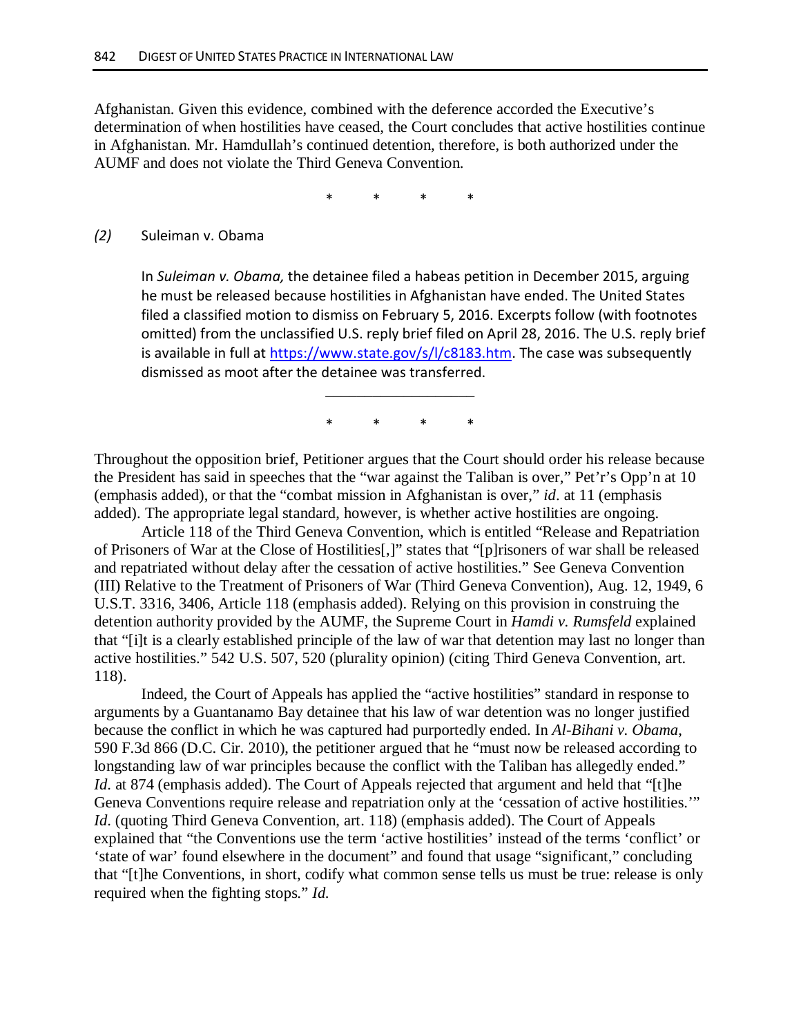Afghanistan. Given this evidence, combined with the deference accorded the Executive's determination of when hostilities have ceased, the Court concludes that active hostilities continue in Afghanistan. Mr. Hamdullah's continued detention, therefore, is both authorized under the AUMF and does not violate the Third Geneva Convention.

\* \* \* \*

### *(2)* Suleiman v. Obama

In *Suleiman v. Obama,* the detainee filed a habeas petition in December 2015, arguing he must be released because hostilities in Afghanistan have ended. The United States filed a classified motion to dismiss on February 5, 2016. Excerpts follow (with footnotes omitted) from the unclassified U.S. reply brief filed on April 28, 2016. The U.S. reply brief is available in full at https://www.state.gov/s/l/c8183.htm. The case was subsequently dismissed as moot after the detainee was transferred.

---

\* \* \* \*

Throughout the opposition brief, Petitioner argues that the Court should order his release because the President has said in speeches that the "war against the Taliban is over," Pet'r's Opp'n at 10 (emphasis added), or that the "combat mission in Afghanistan is over," *id*. at 11 (emphasis added). The appropriate legal standard, however, is whether active hostilities are ongoing.

Article 118 of the Third Geneva Convention, which is entitled "Release and Repatriation of Prisoners of War at the Close of Hostilities[,]" states that "[p]risoners of war shall be released and repatriated without delay after the cessation of active hostilities." See Geneva Convention (III) Relative to the Treatment of Prisoners of War (Third Geneva Convention), Aug. 12, 1949, 6 U.S.T. 3316, 3406, Article 118 (emphasis added). Relying on this provision in construing the detention authority provided by the AUMF, the Supreme Court in *Hamdi v. Rumsfeld* explained that "[i]t is a clearly established principle of the law of war that detention may last no longer than active hostilities." 542 U.S. 507, 520 (plurality opinion) (citing Third Geneva Convention, art. 118).

Indeed, the Court of Appeals has applied the "active hostilities" standard in response to arguments by a Guantanamo Bay detainee that his law of war detention was no longer justified because the conflict in which he was captured had purportedly ended. In *Al-Bihani v. Obama*, 590 F.3d 866 (D.C. Cir. 2010), the petitioner argued that he "must now be released according to longstanding law of war principles because the conflict with the Taliban has allegedly ended." *Id.* at 874 (emphasis added). The Court of Appeals rejected that argument and held that "[t]he Geneva Conventions require release and repatriation only at the 'cessation of active hostilities.'" *Id.* (quoting Third Geneva Convention, art. 118) (emphasis added). The Court of Appeals explained that "the Conventions use the term 'active hostilities' instead of the terms 'conflict' or 'state of war' found elsewhere in the document" and found that usage "significant," concluding that "[t]he Conventions, in short, codify what common sense tells us must be true: release is only required when the fighting stops." *Id.*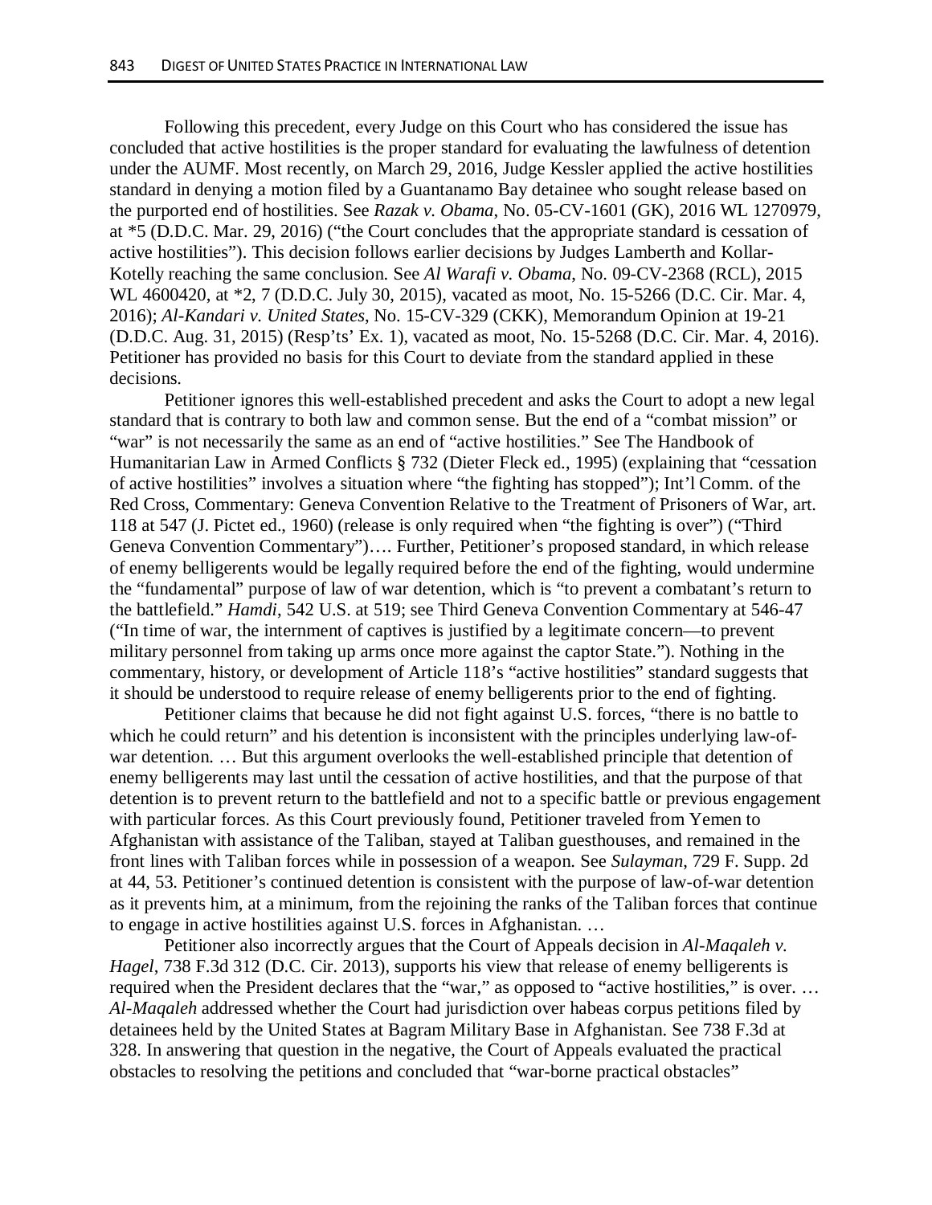Following this precedent, every Judge on this Court who has considered the issue has concluded that active hostilities is the proper standard for evaluating the lawfulness of detention under the AUMF. Most recently, on March 29, 2016, Judge Kessler applied the active hostilities standard in denying a motion filed by a Guantanamo Bay detainee who sought release based on the purported end of hostilities. See *Razak v. Obama*, No. 05-CV-1601 (GK), 2016 WL 1270979, at *5 (D.D.C. Mar. 29, 2016) ("the Court concludes that the appropriate standard is cessation of active hostilities"). This decision follows earlier decisions by Judges Lamberth and Kollar-Kotelly reaching the same conclusion. See *Al Warafi v. Obama*, No. 09-CV-2368 (RCL), 2015 WL 4600420, at *2, 7 (D.D.C. July 30, 2015), vacated as moot, No. 15-5266 (D.C. Cir. Mar. 4, 2016); *Al-Kandari v. United States*, No. 15-CV-329 (CKK), Memorandum Opinion at 19-21 (D.D.C. Aug. 31, 2015) (Resp'ts' Ex. 1), vacated as moot, No. 15-5268 (D.C. Cir. Mar. 4, 2016). Petitioner has provided no basis for this Court to deviate from the standard applied in these decisions.

Petitioner ignores this well-established precedent and asks the Court to adopt a new legal standard that is contrary to both law and common sense. But the end of a "combat mission" or "war" is not necessarily the same as an end of "active hostilities." See The Handbook of Humanitarian Law in Armed Conflicts § 732 (Dieter Fleck ed., 1995) (explaining that "cessation of active hostilities" involves a situation where "the fighting has stopped"); Int'l Comm. of the Red Cross, Commentary: Geneva Convention Relative to the Treatment of Prisoners of War, art. 118 at 547 (J. Pictet ed., 1960) (release is only required when "the fighting is over") ("Third Geneva Convention Commentary")…. Further, Petitioner's proposed standard, in which release of enemy belligerents would be legally required before the end of the fighting, would undermine the "fundamental" purpose of law of war detention, which is "to prevent a combatant's return to the battlefield." *Hamdi*, 542 U.S. at 519; see Third Geneva Convention Commentary at 546-47 ("In time of war, the internment of captives is justified by a legitimate concern—to prevent military personnel from taking up arms once more against the captor State."). Nothing in the commentary, history, or development of Article 118's "active hostilities" standard suggests that it should be understood to require release of enemy belligerents prior to the end of fighting.

Petitioner claims that because he did not fight against U.S. forces, "there is no battle to which he could return" and his detention is inconsistent with the principles underlying law-of-war detention. … But this argument overlooks the well-established principle that detention of enemy belligerents may last until the cessation of active hostilities, and that the purpose of that detention is to prevent return to the battlefield and not to a specific battle or previous engagement with particular forces. As this Court previously found, Petitioner traveled from Yemen to Afghanistan with assistance of the Taliban, stayed at Taliban guesthouses, and remained in the front lines with Taliban forces while in possession of a weapon. See *Sulayman*, 729 F. Supp. 2d at 44, 53. Petitioner's continued detention is consistent with the purpose of law-of-war detention as it prevents him, at a minimum, from the rejoining the ranks of the Taliban forces that continue to engage in active hostilities against U.S. forces in Afghanistan. …

Petitioner also incorrectly argues that the Court of Appeals decision in *Al-Maqaleh v. Hagel*, 738 F.3d 312 (D.C. Cir. 2013), supports his view that release of enemy belligerents is required when the President declares that the "war," as opposed to "active hostilities," is over. … *Al-Maqaleh* addressed whether the Court had jurisdiction over habeas corpus petitions filed by detainees held by the United States at Bagram Military Base in Afghanistan. See 738 F.3d at 328. In answering that question in the negative, the Court of Appeals evaluated the practical obstacles to resolving the petitions and concluded that "war-borne practical obstacles"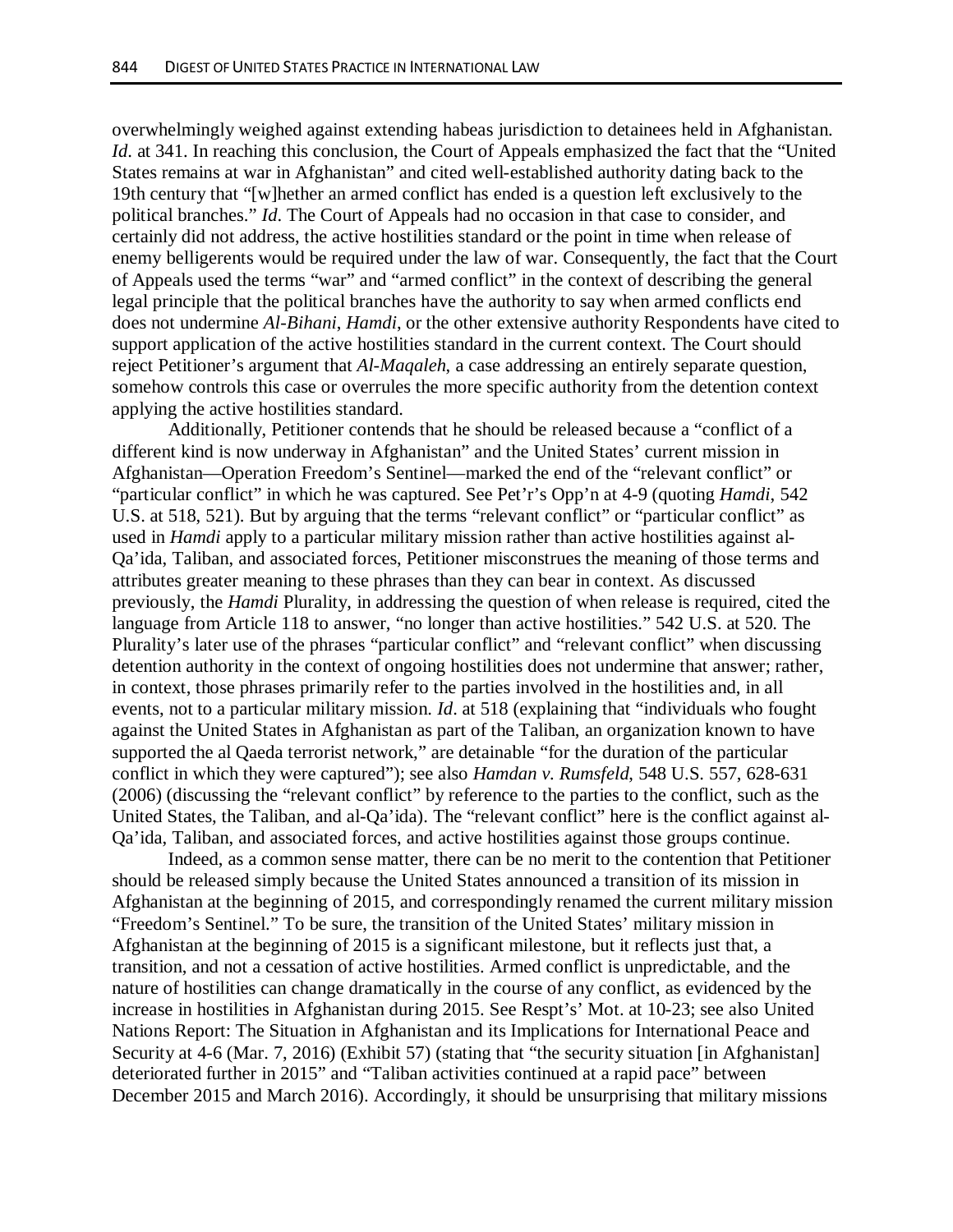overwhelmingly weighed against extending habeas jurisdiction to detainees held in Afghanistan. *Id*. at 341. In reaching this conclusion, the Court of Appeals emphasized the fact that the "United States remains at war in Afghanistan" and cited well-established authority dating back to the 19th century that "[w]hether an armed conflict has ended is a question left exclusively to the political branches." *Id*. The Court of Appeals had no occasion in that case to consider, and certainly did not address, the active hostilities standard or the point in time when release of enemy belligerents would be required under the law of war. Consequently, the fact that the Court of Appeals used the terms "war" and "armed conflict" in the context of describing the general legal principle that the political branches have the authority to say when armed conflicts end does not undermine *Al-Bihani*, *Hamdi*, or the other extensive authority Respondents have cited to support application of the active hostilities standard in the current context. The Court should reject Petitioner's argument that *Al-Maqaleh*, a case addressing an entirely separate question, somehow controls this case or overrules the more specific authority from the detention context applying the active hostilities standard.

Additionally, Petitioner contends that he should be released because a "conflict of a different kind is now underway in Afghanistan" and the United States' current mission in Afghanistan—Operation Freedom's Sentinel—marked the end of the "relevant conflict" or "particular conflict" in which he was captured. See Pet'r's Opp'n at 4-9 (quoting *Hamdi*, 542 U.S. at 518, 521). But by arguing that the terms "relevant conflict" or "particular conflict" as used in *Hamdi* apply to a particular military mission rather than active hostilities against al-Qa'ida, Taliban, and associated forces, Petitioner misconstrues the meaning of those terms and attributes greater meaning to these phrases than they can bear in context. As discussed previously, the *Hamdi* Plurality, in addressing the question of when release is required, cited the language from Article 118 to answer, "no longer than active hostilities." 542 U.S. at 520. The Plurality's later use of the phrases "particular conflict" and "relevant conflict" when discussing detention authority in the context of ongoing hostilities does not undermine that answer; rather, in context, those phrases primarily refer to the parties involved in the hostilities and, in all events, not to a particular military mission. *Id*. at 518 (explaining that "individuals who fought against the United States in Afghanistan as part of the Taliban, an organization known to have supported the al Qaeda terrorist network," are detainable "for the duration of the particular conflict in which they were captured"); see also *Hamdan v. Rumsfeld*, 548 U.S. 557, 628-631 (2006) (discussing the "relevant conflict" by reference to the parties to the conflict, such as the United States, the Taliban, and al-Qa'ida). The "relevant conflict" here is the conflict against al-Qa'ida, Taliban, and associated forces, and active hostilities against those groups continue.

Indeed, as a common sense matter, there can be no merit to the contention that Petitioner should be released simply because the United States announced a transition of its mission in Afghanistan at the beginning of 2015, and correspondingly renamed the current military mission "Freedom's Sentinel." To be sure, the transition of the United States' military mission in Afghanistan at the beginning of 2015 is a significant milestone, but it reflects just that, a transition, and not a cessation of active hostilities. Armed conflict is unpredictable, and the nature of hostilities can change dramatically in the course of any conflict, as evidenced by the increase in hostilities in Afghanistan during 2015. See Respt's' Mot. at 10-23; see also United Nations Report: The Situation in Afghanistan and its Implications for International Peace and Security at 4-6 (Mar. 7, 2016) (Exhibit 57) (stating that "the security situation [in Afghanistan] deteriorated further in 2015" and "Taliban activities continued at a rapid pace" between December 2015 and March 2016). Accordingly, it should be unsurprising that military missions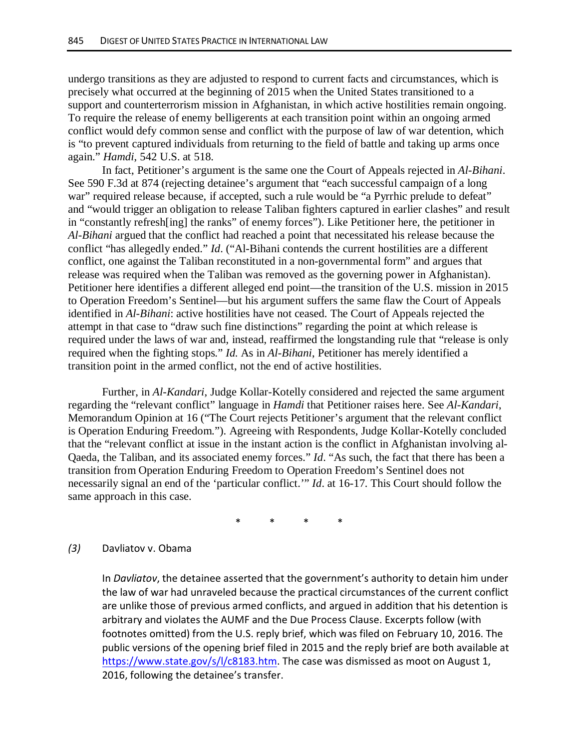undergo transitions as they are adjusted to respond to current facts and circumstances, which is precisely what occurred at the beginning of 2015 when the United States transitioned to a support and counterterrorism mission in Afghanistan, in which active hostilities remain ongoing. To require the release of enemy belligerents at each transition point within an ongoing armed conflict would defy common sense and conflict with the purpose of law of war detention, which is "to prevent captured individuals from returning to the field of battle and taking up arms once again." *Hamdi*, 542 U.S. at 518.

In fact, Petitioner's argument is the same one the Court of Appeals rejected in *Al-Bihani*. See 590 F.3d at 874 (rejecting detainee's argument that "each successful campaign of a long war" required release because, if accepted, such a rule would be "a Pyrrhic prelude to defeat" and "would trigger an obligation to release Taliban fighters captured in earlier clashes" and result in "constantly refresh[ing] the ranks" of enemy forces"). Like Petitioner here, the petitioner in *Al-Bihani* argued that the conflict had reached a point that necessitated his release because the conflict "has allegedly ended." *Id*. ("Al-Bihani contends the current hostilities are a different conflict, one against the Taliban reconstituted in a non-governmental form" and argues that release was required when the Taliban was removed as the governing power in Afghanistan). Petitioner here identifies a different alleged end point—the transition of the U.S. mission in 2015 to Operation Freedom's Sentinel—but his argument suffers the same flaw the Court of Appeals identified in *Al-Bihani*: active hostilities have not ceased. The Court of Appeals rejected the attempt in that case to "draw such fine distinctions" regarding the point at which release is required under the laws of war and, instead, reaffirmed the longstanding rule that "release is only required when the fighting stops." *Id.* As in *Al-Bihani*, Petitioner has merely identified a transition point in the armed conflict, not the end of active hostilities.

Further, in *Al-Kandari*, Judge Kollar-Kotelly considered and rejected the same argument regarding the "relevant conflict" language in *Hamdi* that Petitioner raises here. See *Al-Kandari*, Memorandum Opinion at 16 ("The Court rejects Petitioner's argument that the relevant conflict is Operation Enduring Freedom."). Agreeing with Respondents, Judge Kollar-Kotelly concluded that the "relevant conflict at issue in the instant action is the conflict in Afghanistan involving al-Qaeda, the Taliban, and its associated enemy forces." *Id*. "As such, the fact that there has been a transition from Operation Enduring Freedom to Operation Freedom's Sentinel does not necessarily signal an end of the 'particular conflict.'" *Id*. at 16-17. This Court should follow the same approach in this case.

\* \* \* \*

### *(3)* Davliatov v. Obama

In *Davliatov*, the detainee asserted that the government's authority to detain him under the law of war had unraveled because the practical circumstances of the current conflict are unlike those of previous armed conflicts, and argued in addition that his detention is arbitrary and violates the AUMF and the Due Process Clause. Excerpts follow (with footnotes omitted) from the U.S. reply brief, which was filed on February 10, 2016. The public versions of the opening brief filed in 2015 and the reply brief are both available at https://www.state.gov/s/l/c8183.htm. The case was dismissed as moot on August 1, 2016, following the detainee's transfer.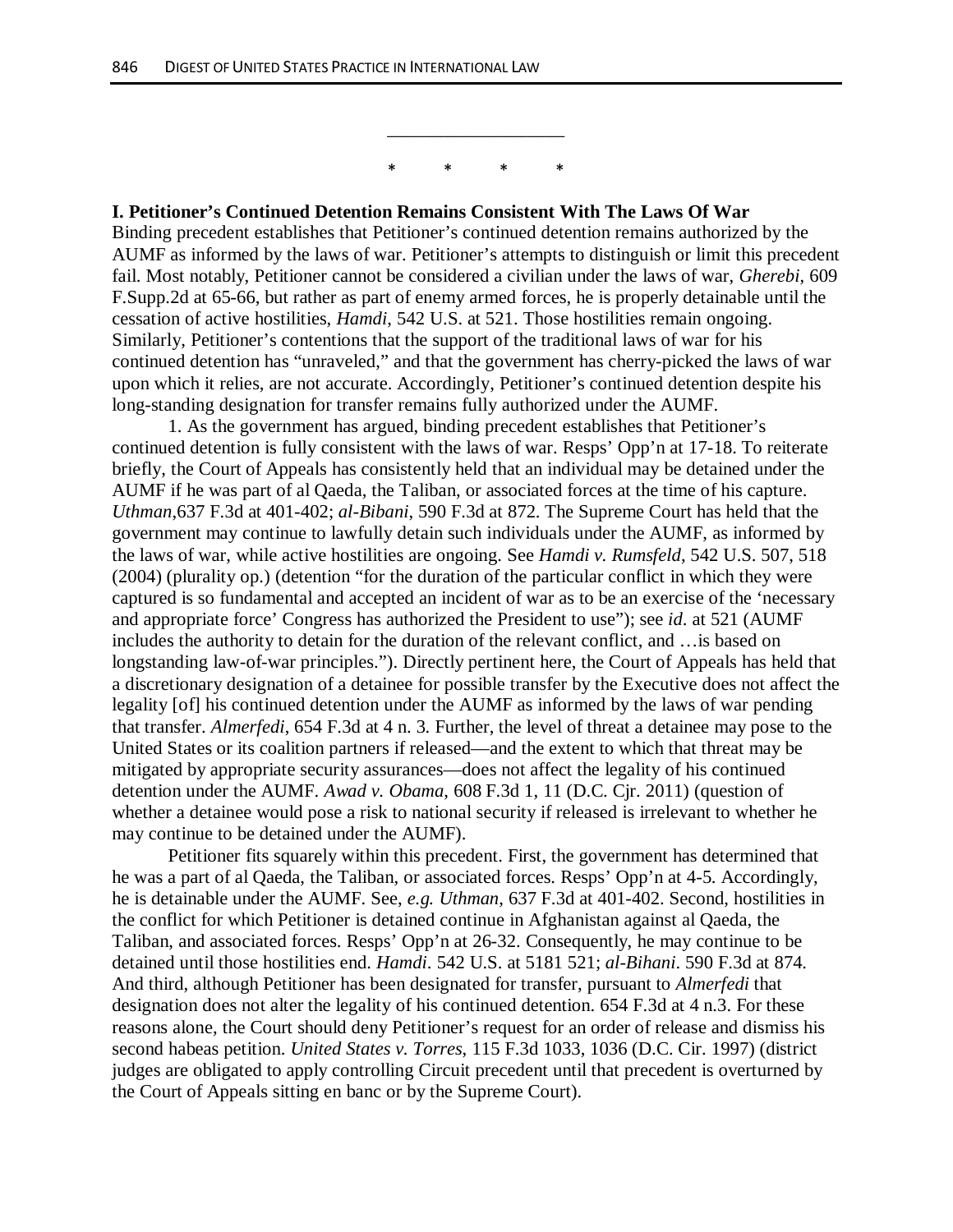___________________

\* \* \* \*

**I. Petitioner's Continued Detention Remains Consistent With The Laws Of War**

Binding precedent establishes that Petitioner's continued detention remains authorized by the AUMF as informed by the laws of war. Petitioner's attempts to distinguish or limit this precedent fail. Most notably, Petitioner cannot be considered a civilian under the laws of war, *Gherebi*, 609 F.Supp.2d at 65-66, but rather as part of enemy armed forces, he is properly detainable until the cessation of active hostilities, *Hamdi*, 542 U.S. at 521. Those hostilities remain ongoing. Similarly, Petitioner's contentions that the support of the traditional laws of war for his continued detention has "unraveled," and that the government has cherry-picked the laws of war upon which it relies, are not accurate. Accordingly, Petitioner's continued detention despite his long-standing designation for transfer remains fully authorized under the AUMF.

1. As the government has argued, binding precedent establishes that Petitioner's continued detention is fully consistent with the laws of war. Resps' Opp'n at 17-18. To reiterate briefly, the Court of Appeals has consistently held that an individual may be detained under the AUMF if he was part of al Qaeda, the Taliban, or associated forces at the time of his capture. *Uthman*,637 F.3d at 401-402; *al-Bibani*, 590 F.3d at 872. The Supreme Court has held that the government may continue to lawfully detain such individuals under the AUMF, as informed by the laws of war, while active hostilities are ongoing. See *Hamdi v. Rumsfeld*, 542 U.S. 507, 518 (2004) (plurality op.) (detention "for the duration of the particular conflict in which they were captured is so fundamental and accepted an incident of war as to be an exercise of the 'necessary and appropriate force' Congress has authorized the President to use"); see *id*. at 521 (AUMF includes the authority to detain for the duration of the relevant conflict, and …is based on longstanding law-of-war principles."). Directly pertinent here, the Court of Appeals has held that a discretionary designation of a detainee for possible transfer by the Executive does not affect the legality [of] his continued detention under the AUMF as informed by the laws of war pending that transfer. *Almerfedi*, 654 F.3d at 4 n. 3. Further, the level of threat a detainee may pose to the United States or its coalition partners if released—and the extent to which that threat may be mitigated by appropriate security assurances—does not affect the legality of his continued detention under the AUMF. *Awad v. Obama*, 608 F.3d 1, 11 (D.C. Cjr. 2011) (question of whether a detainee would pose a risk to national security if released is irrelevant to whether he may continue to be detained under the AUMF).

Petitioner fits squarely within this precedent. First, the government has determined that he was a part of al Qaeda, the Taliban, or associated forces. Resps' Opp'n at 4-5. Accordingly, he is detainable under the AUMF. See, *e.g. Uthman*, 637 F.3d at 401-402. Second, hostilities in the conflict for which Petitioner is detained continue in Afghanistan against al Qaeda, the Taliban, and associated forces. Resps' Opp'n at 26-32. Consequently, he may continue to be detained until those hostilities end. *Hamdi*. 542 U.S. at 5181 521; *al-Bihani*. 590 F.3d at 874. And third, although Petitioner has been designated for transfer, pursuant to *Almerfedi* that designation does not alter the legality of his continued detention. 654 F.3d at 4 n.3. For these reasons alone, the Court should deny Petitioner's request for an order of release and dismiss his second habeas petition. *United States v. Torres*, 115 F.3d 1033, 1036 (D.C. Cir. 1997) (district judges are obligated to apply controlling Circuit precedent until that precedent is overturned by the Court of Appeals sitting en banc or by the Supreme Court).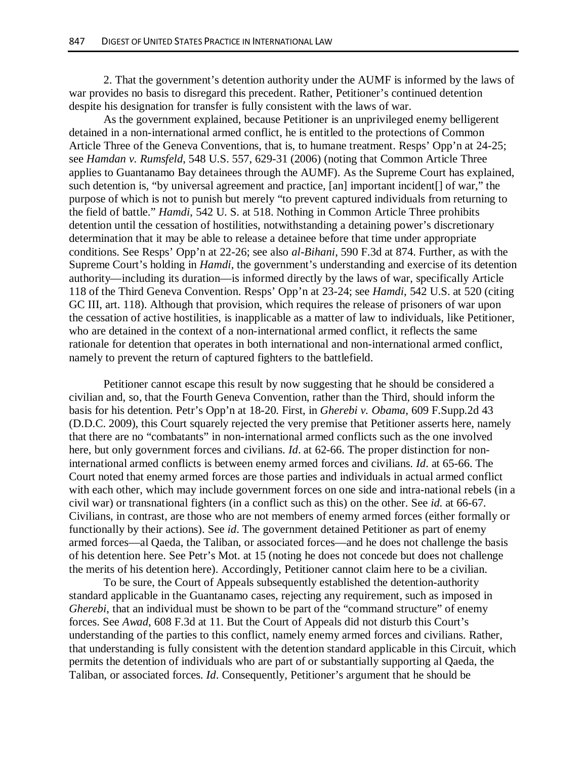2. That the government's detention authority under the AUMF is informed by the laws of war provides no basis to disregard this precedent. Rather, Petitioner's continued detention despite his designation for transfer is fully consistent with the laws of war.

As the government explained, because Petitioner is an unprivileged enemy belligerent detained in a non-international armed conflict, he is entitled to the protections of Common Article Three of the Geneva Conventions, that is, to humane treatment. Resps' Opp'n at 24-25; see *Hamdan v. Rumsfeld*, 548 U.S. 557, 629-31 (2006) (noting that Common Article Three applies to Guantanamo Bay detainees through the AUMF). As the Supreme Court has explained, such detention is, "by universal agreement and practice, [an] important incident[] of war," the purpose of which is not to punish but merely "to prevent captured individuals from returning to the field of battle." *Hamdi*, 542 U. S. at 518. Nothing in Common Article Three prohibits detention until the cessation of hostilities, notwithstanding a detaining power's discretionary determination that it may be able to release a detainee before that time under appropriate conditions. See Resps' Opp'n at 22-26; see also *al-Bihani*, 590 F.3d at 874. Further, as with the Supreme Court's holding in *Hamdi*, the government's understanding and exercise of its detention authority—including its duration—is informed directly by the laws of war, specifically Article 118 of the Third Geneva Convention. Resps' Opp'n at 23-24; see *Hamdi*, 542 U.S. at 520 (citing GC III, art. 118). Although that provision, which requires the release of prisoners of war upon the cessation of active hostilities, is inapplicable as a matter of law to individuals, like Petitioner, who are detained in the context of a non-international armed conflict, it reflects the same rationale for detention that operates in both international and non-international armed conflict, namely to prevent the return of captured fighters to the battlefield.

Petitioner cannot escape this result by now suggesting that he should be considered a civilian and, so, that the Fourth Geneva Convention, rather than the Third, should inform the basis for his detention. Petr's Opp'n at 18-20. First, in *Gherebi v. Obama*, 609 F.Supp.2d 43 (D.D.C. 2009), this Court squarely rejected the very premise that Petitioner asserts here, namely that there are no "combatants" in non-international armed conflicts such as the one involved here, but only government forces and civilians. *Id*. at 62-66. The proper distinction for non-international armed conflicts is between enemy armed forces and civilians. *Id*. at 65-66. The Court noted that enemy armed forces are those parties and individuals in actual armed conflict with each other, which may include government forces on one side and intra-national rebels (in a civil war) or transnational fighters (in a conflict such as this) on the other. See *id*. at 66-67. Civilians, in contrast, are those who are not members of enemy armed forces (either formally or functionally by their actions). See *id*. The government detained Petitioner as part of enemy armed forces—al Qaeda, the Taliban, or associated forces—and he does not challenge the basis of his detention here. See Petr's Mot. at 15 (noting he does not concede but does not challenge the merits of his detention here). Accordingly, Petitioner cannot claim here to be a civilian.

To be sure, the Court of Appeals subsequently established the detention-authority standard applicable in the Guantanamo cases, rejecting any requirement, such as imposed in *Gherebi*, that an individual must be shown to be part of the "command structure" of enemy forces. See *Awad*, 608 F.3d at 11. But the Court of Appeals did not disturb this Court's understanding of the parties to this conflict, namely enemy armed forces and civilians. Rather, that understanding is fully consistent with the detention standard applicable in this Circuit, which permits the detention of individuals who are part of or substantially supporting al Qaeda, the Taliban, or associated forces. *Id*. Consequently, Petitioner's argument that he should be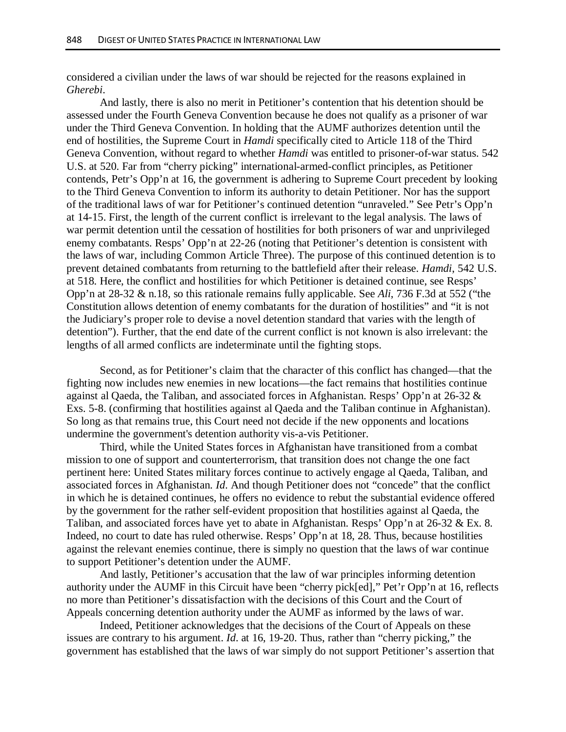considered a civilian under the laws of war should be rejected for the reasons explained in *Gherebi*.

And lastly, there is also no merit in Petitioner's contention that his detention should be assessed under the Fourth Geneva Convention because he does not qualify as a prisoner of war under the Third Geneva Convention. In holding that the AUMF authorizes detention until the end of hostilities, the Supreme Court in *Hamdi* specifically cited to Article 118 of the Third Geneva Convention, without regard to whether *Hamdi* was entitled to prisoner-of-war status. 542 U.S. at 520. Far from "cherry picking" international-armed-conflict principles, as Petitioner contends, Petr's Opp'n at 16, the government is adhering to Supreme Court precedent by looking to the Third Geneva Convention to inform its authority to detain Petitioner. Nor has the support of the traditional laws of war for Petitioner's continued detention "unraveled." See Petr's Opp'n at 14-15. First, the length of the current conflict is irrelevant to the legal analysis. The laws of war permit detention until the cessation of hostilities for both prisoners of war and unprivileged enemy combatants. Resps' Opp'n at 22-26 (noting that Petitioner's detention is consistent with the laws of war, including Common Article Three). The purpose of this continued detention is to prevent detained combatants from returning to the battlefield after their release. *Hamdi*, 542 U.S. at 518. Here, the conflict and hostilities for which Petitioner is detained continue, see Resps' Opp'n at 28-32 & n.18, so this rationale remains fully applicable. See *Ali*, 736 F.3d at 552 ("the Constitution allows detention of enemy combatants for the duration of hostilities" and "it is not the Judiciary's proper role to devise a novel detention standard that varies with the length of detention"). Further, that the end date of the current conflict is not known is also irrelevant: the lengths of all armed conflicts are indeterminate until the fighting stops.

Second, as for Petitioner's claim that the character of this conflict has changed—that the fighting now includes new enemies in new locations—the fact remains that hostilities continue against al Qaeda, the Taliban, and associated forces in Afghanistan. Resps' Opp'n at 26-32 & Exs. 5-8. (confirming that hostilities against al Qaeda and the Taliban continue in Afghanistan). So long as that remains true, this Court need not decide if the new opponents and locations undermine the government's detention authority vis-a-vis Petitioner.

Third, while the United States forces in Afghanistan have transitioned from a combat mission to one of support and counterterrorism, that transition does not change the one fact pertinent here: United States military forces continue to actively engage al Qaeda, Taliban, and associated forces in Afghanistan. *Id*. And though Petitioner does not "concede" that the conflict in which he is detained continues, he offers no evidence to rebut the substantial evidence offered by the government for the rather self-evident proposition that hostilities against al Qaeda, the Taliban, and associated forces have yet to abate in Afghanistan. Resps' Opp'n at 26-32 & Ex. 8. Indeed, no court to date has ruled otherwise. Resps' Opp'n at 18, 28. Thus, because hostilities against the relevant enemies continue, there is simply no question that the laws of war continue to support Petitioner's detention under the AUMF.

And lastly, Petitioner's accusation that the law of war principles informing detention authority under the AUMF in this Circuit have been "cherry pick[ed]," Pet'r Opp'n at 16, reflects no more than Petitioner's dissatisfaction with the decisions of this Court and the Court of Appeals concerning detention authority under the AUMF as informed by the laws of war.

Indeed, Petitioner acknowledges that the decisions of the Court of Appeals on these issues are contrary to his argument. *Id*. at 16, 19-20. Thus, rather than "cherry picking," the government has established that the laws of war simply do not support Petitioner's assertion that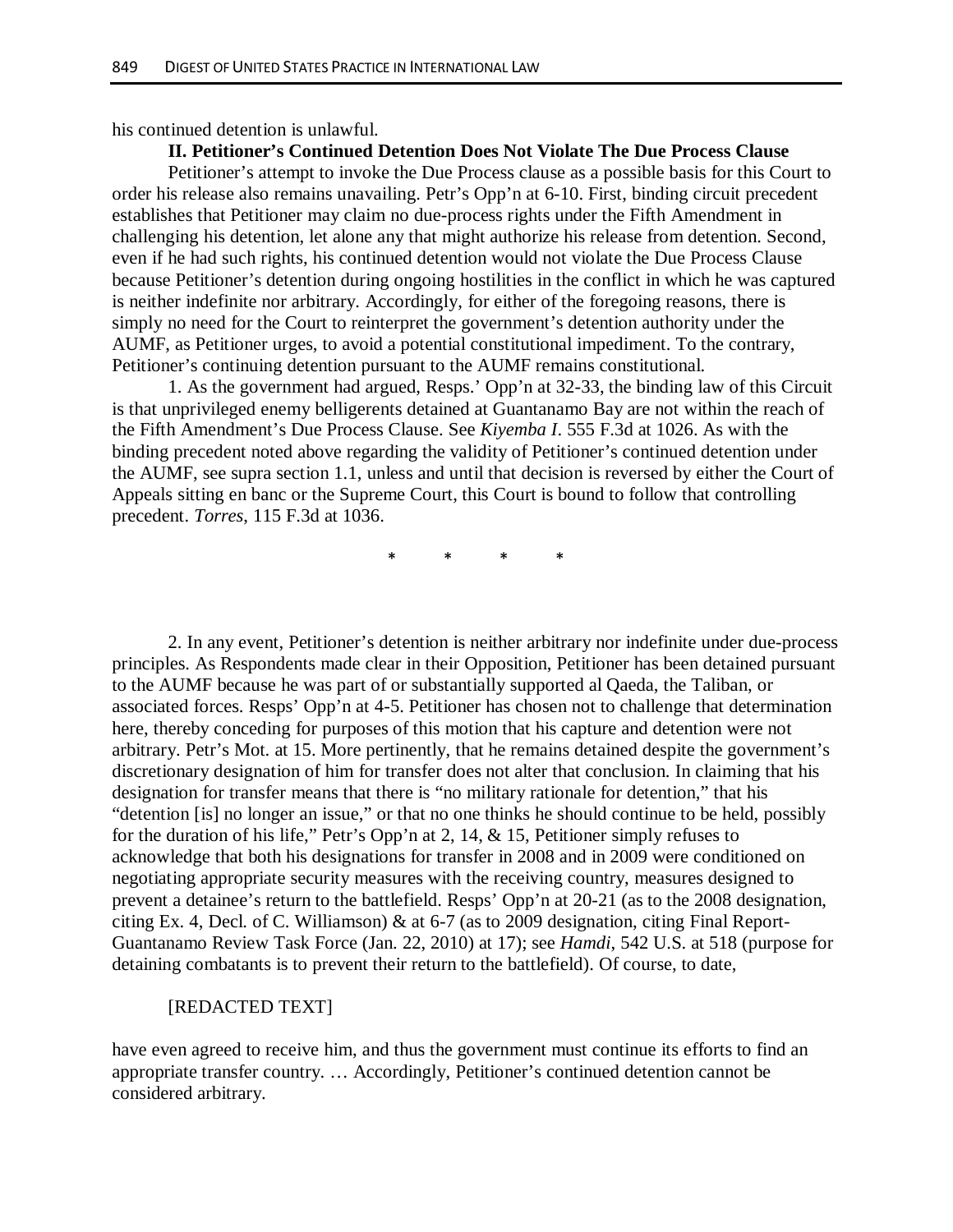his continued detention is unlawful.

**II. Petitioner's Continued Detention Does Not Violate The Due Process Clause**

Petitioner's attempt to invoke the Due Process clause as a possible basis for this Court to order his release also remains unavailing. Petr's Opp'n at 6-10. First, binding circuit precedent establishes that Petitioner may claim no due-process rights under the Fifth Amendment in challenging his detention, let alone any that might authorize his release from detention. Second, even if he had such rights, his continued detention would not violate the Due Process Clause because Petitioner's detention during ongoing hostilities in the conflict in which he was captured is neither indefinite nor arbitrary. Accordingly, for either of the foregoing reasons, there is simply no need for the Court to reinterpret the government's detention authority under the AUMF, as Petitioner urges, to avoid a potential constitutional impediment. To the contrary, Petitioner's continuing detention pursuant to the AUMF remains constitutional.

1. As the government had argued, Resps.' Opp'n at 32-33, the binding law of this Circuit is that unprivileged enemy belligerents detained at Guantanamo Bay are not within the reach of the Fifth Amendment's Due Process Clause. See *Kiyemba I*. 555 F.3d at 1026. As with the binding precedent noted above regarding the validity of Petitioner's continued detention under the AUMF, see supra section 1.1, unless and until that decision is reversed by either the Court of Appeals sitting en banc or the Supreme Court, this Court is bound to follow that controlling precedent. *Torres*, 115 F.3d at 1036.

\* \* \* \*

2. In any event, Petitioner's detention is neither arbitrary nor indefinite under due-process principles. As Respondents made clear in their Opposition, Petitioner has been detained pursuant to the AUMF because he was part of or substantially supported al Qaeda, the Taliban, or associated forces. Resps' Opp'n at 4-5. Petitioner has chosen not to challenge that determination here, thereby conceding for purposes of this motion that his capture and detention were not arbitrary. Petr's Mot. at 15. More pertinently, that he remains detained despite the government's discretionary designation of him for transfer does not alter that conclusion. In claiming that his designation for transfer means that there is "no military rationale for detention," that his "detention [is] no longer an issue," or that no one thinks he should continue to be held, possibly for the duration of his life," Petr's Opp'n at 2, 14, & 15, Petitioner simply refuses to acknowledge that both his designations for transfer in 2008 and in 2009 were conditioned on negotiating appropriate security measures with the receiving country, measures designed to prevent a detainee's return to the battlefield. Resps' Opp'n at 20-21 (as to the 2008 designation, citing Ex. 4, Decl. of C. Williamson) & at 6-7 (as to 2009 designation, citing Final Report-Guantanamo Review Task Force (Jan. 22, 2010) at 17); see *Hamdi*, 542 U.S. at 518 (purpose for detaining combatants is to prevent their return to the battlefield). Of course, to date,

[REDACTED TEXT]

have even agreed to receive him, and thus the government must continue its efforts to find an appropriate transfer country. … Accordingly, Petitioner's continued detention cannot be considered arbitrary.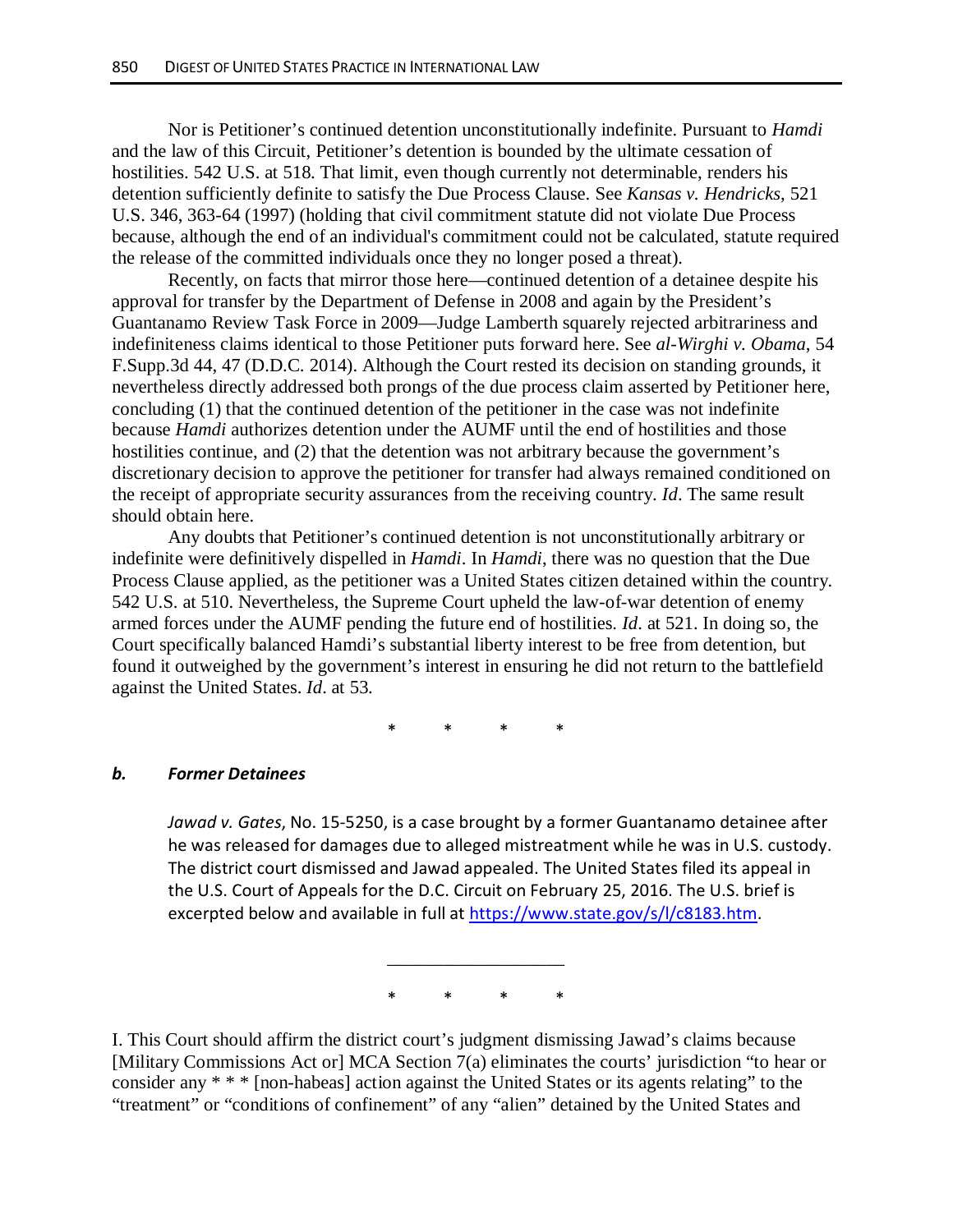Nor is Petitioner's continued detention unconstitutionally indefinite. Pursuant to *Hamdi* and the law of this Circuit, Petitioner's detention is bounded by the ultimate cessation of hostilities. 542 U.S. at 518. That limit, even though currently not determinable, renders his detention sufficiently definite to satisfy the Due Process Clause. See *Kansas v. Hendricks*, 521 U.S. 346, 363-64 (1997) (holding that civil commitment statute did not violate Due Process because, although the end of an individual's commitment could not be calculated, statute required the release of the committed individuals once they no longer posed a threat).

Recently, on facts that mirror those here—continued detention of a detainee despite his approval for transfer by the Department of Defense in 2008 and again by the President's Guantanamo Review Task Force in 2009—Judge Lamberth squarely rejected arbitrariness and indefiniteness claims identical to those Petitioner puts forward here. See *al-Wirghi v. Obama*, 54 F.Supp.3d 44, 47 (D.D.C. 2014). Although the Court rested its decision on standing grounds, it nevertheless directly addressed both prongs of the due process claim asserted by Petitioner here, concluding (1) that the continued detention of the petitioner in the case was not indefinite because *Hamdi* authorizes detention under the AUMF until the end of hostilities and those hostilities continue, and (2) that the detention was not arbitrary because the government's discretionary decision to approve the petitioner for transfer had always remained conditioned on the receipt of appropriate security assurances from the receiving country. *Id*. The same result should obtain here.

Any doubts that Petitioner's continued detention is not unconstitutionally arbitrary or indefinite were definitively dispelled in *Hamdi*. In *Hamdi*, there was no question that the Due Process Clause applied, as the petitioner was a United States citizen detained within the country. 542 U.S. at 510. Nevertheless, the Supreme Court upheld the law-of-war detention of enemy armed forces under the AUMF pending the future end of hostilities. *Id*. at 521. In doing so, the Court specifically balanced Hamdi's substantial liberty interest to be free from detention, but found it outweighed by the government's interest in ensuring he did not return to the battlefield against the United States. *Id*. at 53.

\*       \*       \*       \*

### *b. Former Detainees*

*Jawad v. Gates*, No. 15-5250, is a case brought by a former Guantanamo detainee after he was released for damages due to alleged mistreatment while he was in U.S. custody. The district court dismissed and Jawad appealed. The United States filed its appeal in the U.S. Court of Appeals for the D.C. Circuit on February 25, 2016. The U.S. brief is excerpted below and available in full at https://www.state.gov/s/l/c8183.htm.

---

\*       \*       \*       \*

I. This Court should affirm the district court's judgment dismissing Jawad's claims because [Military Commissions Act or] MCA Section 7(a) eliminates the courts' jurisdiction "to hear or consider any * * * [non-habeas] action against the United States or its agents relating" to the "treatment" or "conditions of confinement" of any "alien" detained by the United States and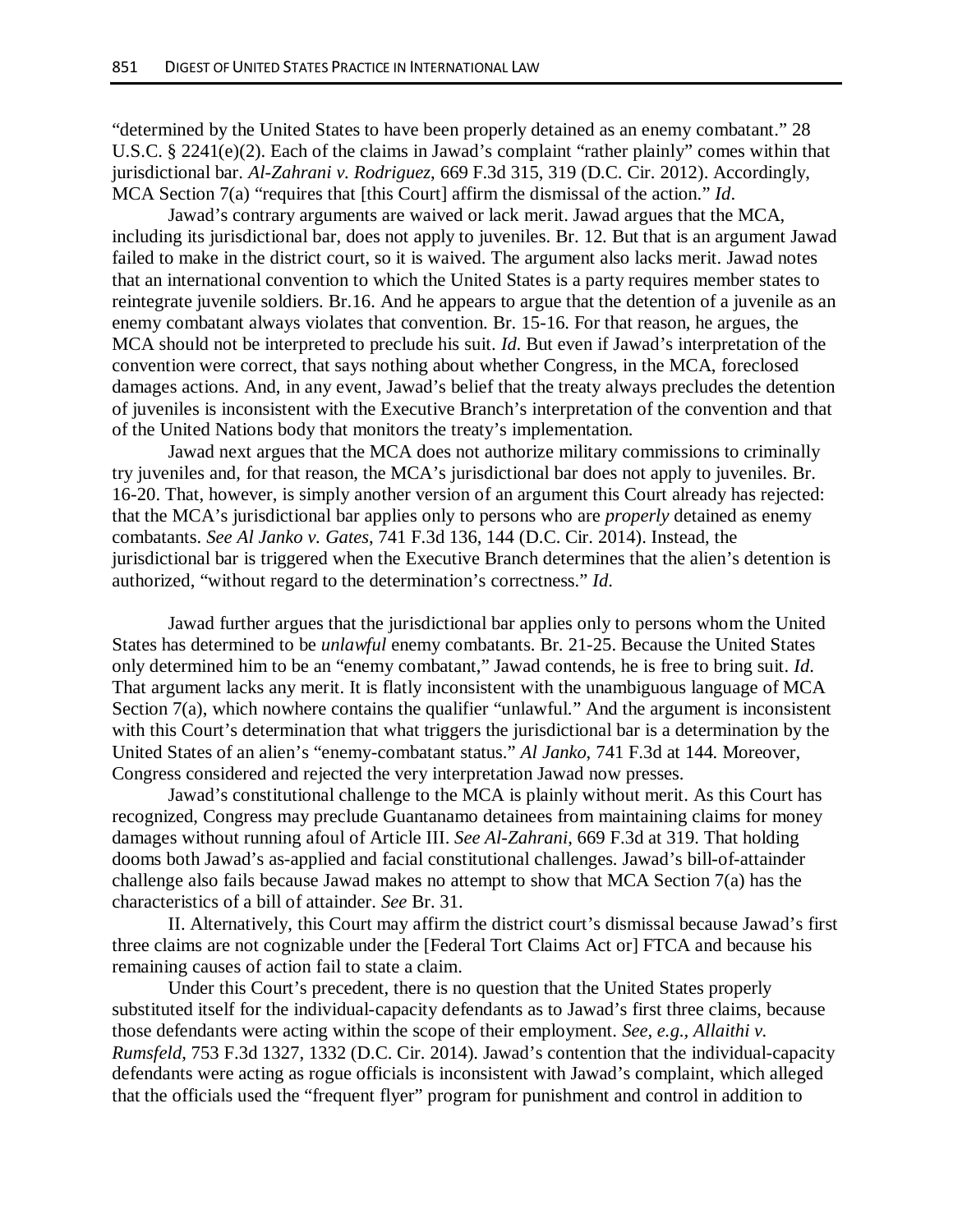"determined by the United States to have been properly detained as an enemy combatant." 28 U.S.C. § 2241(e)(2). Each of the claims in Jawad's complaint "rather plainly" comes within that jurisdictional bar. *Al-Zahrani v. Rodriguez*, 669 F.3d 315, 319 (D.C. Cir. 2012). Accordingly, MCA Section 7(a) "requires that [this Court] affirm the dismissal of the action." *Id*.

Jawad's contrary arguments are waived or lack merit. Jawad argues that the MCA, including its jurisdictional bar, does not apply to juveniles. Br. 12. But that is an argument Jawad failed to make in the district court, so it is waived. The argument also lacks merit. Jawad notes that an international convention to which the United States is a party requires member states to reintegrate juvenile soldiers. Br.16. And he appears to argue that the detention of a juvenile as an enemy combatant always violates that convention. Br. 15-16. For that reason, he argues, the MCA should not be interpreted to preclude his suit. *Id.* But even if Jawad's interpretation of the convention were correct, that says nothing about whether Congress, in the MCA, foreclosed damages actions. And, in any event, Jawad's belief that the treaty always precludes the detention of juveniles is inconsistent with the Executive Branch's interpretation of the convention and that of the United Nations body that monitors the treaty's implementation.

Jawad next argues that the MCA does not authorize military commissions to criminally try juveniles and, for that reason, the MCA's jurisdictional bar does not apply to juveniles. Br. 16-20. That, however, is simply another version of an argument this Court already has rejected: that the MCA's jurisdictional bar applies only to persons who are *properly* detained as enemy combatants. *See Al Janko v. Gates*, 741 F.3d 136, 144 (D.C. Cir. 2014). Instead, the jurisdictional bar is triggered when the Executive Branch determines that the alien's detention is authorized, "without regard to the determination's correctness." *Id*.

Jawad further argues that the jurisdictional bar applies only to persons whom the United States has determined to be *unlawful* enemy combatants. Br. 21-25. Because the United States only determined him to be an "enemy combatant," Jawad contends, he is free to bring suit. *Id.* That argument lacks any merit. It is flatly inconsistent with the unambiguous language of MCA Section 7(a), which nowhere contains the qualifier "unlawful." And the argument is inconsistent with this Court's determination that what triggers the jurisdictional bar is a determination by the United States of an alien's "enemy-combatant status." *Al Janko*, 741 F.3d at 144. Moreover, Congress considered and rejected the very interpretation Jawad now presses.

Jawad's constitutional challenge to the MCA is plainly without merit. As this Court has recognized, Congress may preclude Guantanamo detainees from maintaining claims for money damages without running afoul of Article III. *See Al-Zahrani*, 669 F.3d at 319. That holding dooms both Jawad's as-applied and facial constitutional challenges. Jawad's bill-of-attainder challenge also fails because Jawad makes no attempt to show that MCA Section 7(a) has the characteristics of a bill of attainder. *See* Br. 31.

II. Alternatively, this Court may affirm the district court's dismissal because Jawad's first three claims are not cognizable under the [Federal Tort Claims Act or] FTCA and because his remaining causes of action fail to state a claim.

Under this Court's precedent, there is no question that the United States properly substituted itself for the individual-capacity defendants as to Jawad's first three claims, because those defendants were acting within the scope of their employment. *See, e.g., Allaithi v. Rumsfeld*, 753 F.3d 1327, 1332 (D.C. Cir. 2014). Jawad's contention that the individual-capacity defendants were acting as rogue officials is inconsistent with Jawad's complaint, which alleged that the officials used the "frequent flyer" program for punishment and control in addition to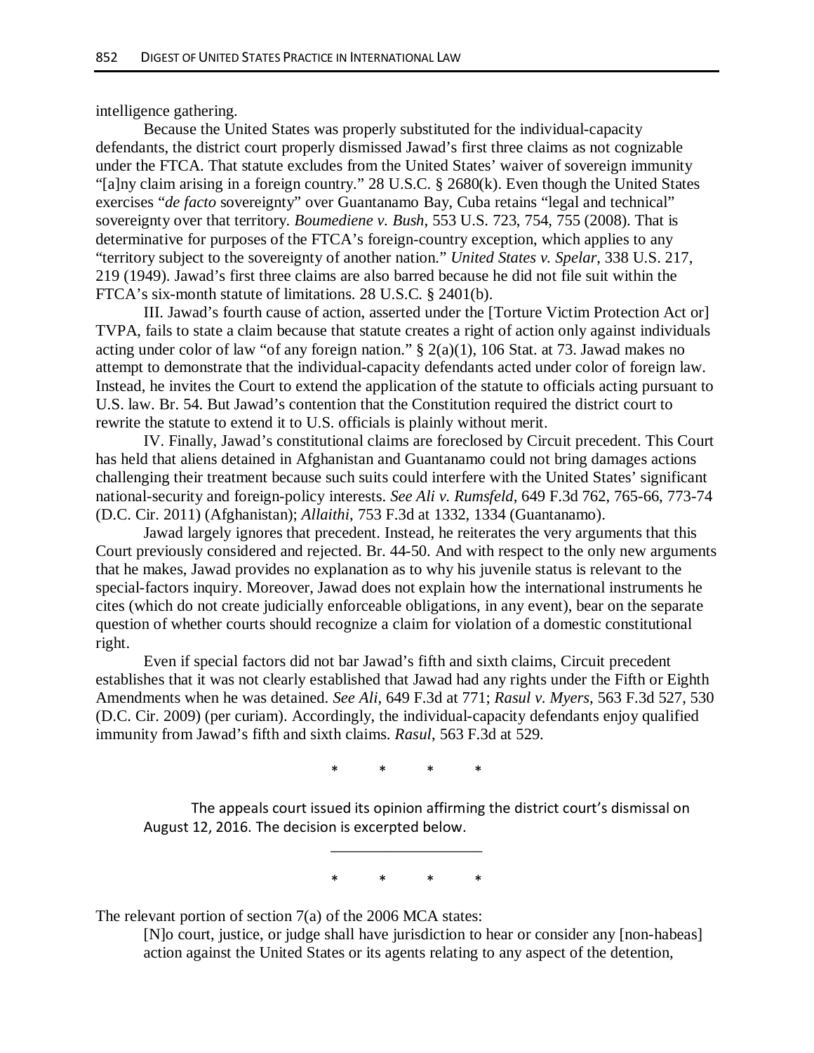intelligence gathering.

Because the United States was properly substituted for the individual-capacity defendants, the district court properly dismissed Jawad's first three claims as not cognizable under the FTCA. That statute excludes from the United States' waiver of sovereign immunity "[a]ny claim arising in a foreign country." 28 U.S.C. § 2680(k). Even though the United States exercises "*de facto* sovereignty" over Guantanamo Bay, Cuba retains "legal and technical" sovereignty over that territory. *Boumediene v. Bush*, 553 U.S. 723, 754, 755 (2008). That is determinative for purposes of the FTCA's foreign-country exception, which applies to any "territory subject to the sovereignty of another nation." *United States v. Spelar*, 338 U.S. 217, 219 (1949). Jawad's first three claims are also barred because he did not file suit within the FTCA's six-month statute of limitations. 28 U.S.C. § 2401(b).

III. Jawad's fourth cause of action, asserted under the [Torture Victim Protection Act or] TVPA, fails to state a claim because that statute creates a right of action only against individuals acting under color of law "of any foreign nation." § 2(a)(1), 106 Stat. at 73. Jawad makes no attempt to demonstrate that the individual-capacity defendants acted under color of foreign law. Instead, he invites the Court to extend the application of the statute to officials acting pursuant to U.S. law. Br. 54. But Jawad's contention that the Constitution required the district court to rewrite the statute to extend it to U.S. officials is plainly without merit.

IV. Finally, Jawad's constitutional claims are foreclosed by Circuit precedent. This Court has held that aliens detained in Afghanistan and Guantanamo could not bring damages actions challenging their treatment because such suits could interfere with the United States' significant national-security and foreign-policy interests. *See Ali v. Rumsfeld*, 649 F.3d 762, 765-66, 773-74 (D.C. Cir. 2011) (Afghanistan); *Allaithi*, 753 F.3d at 1332, 1334 (Guantanamo).

Jawad largely ignores that precedent. Instead, he reiterates the very arguments that this Court previously considered and rejected. Br. 44-50. And with respect to the only new arguments that he makes, Jawad provides no explanation as to why his juvenile status is relevant to the special-factors inquiry. Moreover, Jawad does not explain how the international instruments he cites (which do not create judicially enforceable obligations, in any event), bear on the separate question of whether courts should recognize a claim for violation of a domestic constitutional right.

Even if special factors did not bar Jawad's fifth and sixth claims, Circuit precedent establishes that it was not clearly established that Jawad had any rights under the Fifth or Eighth Amendments when he was detained. *See Ali*, 649 F.3d at 771; *Rasul v. Myers*, 563 F.3d 527, 530 (D.C. Cir. 2009) (per curiam). Accordingly, the individual-capacity defendants enjoy qualified immunity from Jawad's fifth and sixth claims. *Rasul*, 563 F.3d at 529.

\* \* \* \*

The appeals court issued its opinion affirming the district court's dismissal on August 12, 2016. The decision is excerpted below.

---

\* \* \* \*

The relevant portion of section 7(a) of the 2006 MCA states:

> [N]o court, justice, or judge shall have jurisdiction to hear or consider any [non-habeas] action against the United States or its agents relating to any aspect of the detention,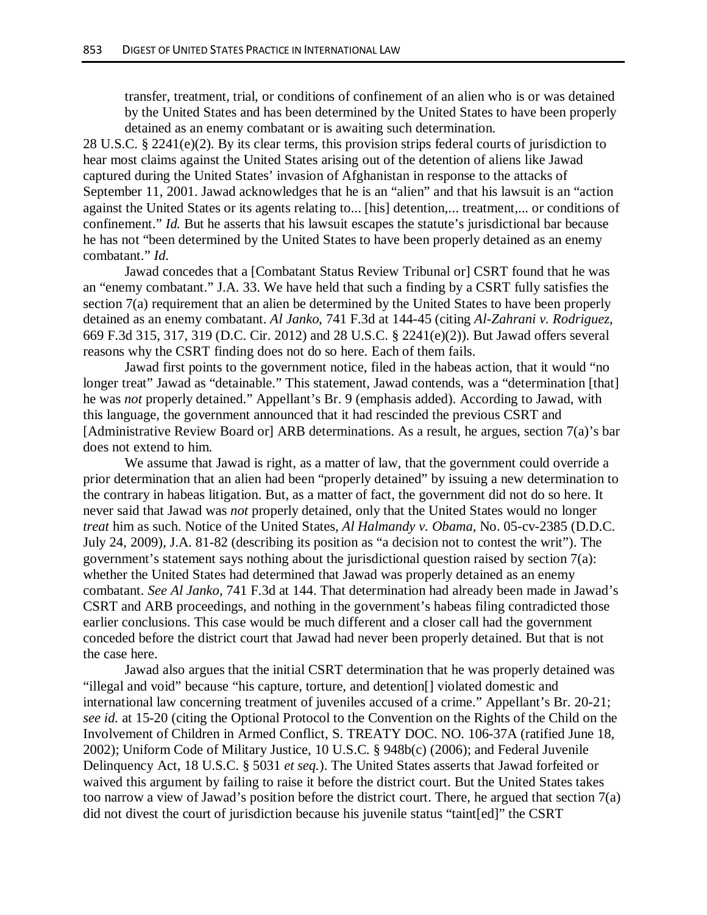> transfer, treatment, trial, or conditions of confinement of an alien who is or was detained by the United States and has been determined by the United States to have been properly detained as an enemy combatant or is awaiting such determination.

28 U.S.C. § 2241(e)(2). By its clear terms, this provision strips federal courts of jurisdiction to hear most claims against the United States arising out of the detention of aliens like Jawad captured during the United States' invasion of Afghanistan in response to the attacks of September 11, 2001. Jawad acknowledges that he is an "alien" and that his lawsuit is an "action against the United States or its agents relating to... [his] detention,... treatment,... or conditions of confinement." *Id.* But he asserts that his lawsuit escapes the statute's jurisdictional bar because he has not "been determined by the United States to have been properly detained as an enemy combatant." *Id.*

Jawad concedes that a [Combatant Status Review Tribunal or] CSRT found that he was an "enemy combatant." J.A. 33. We have held that such a finding by a CSRT fully satisfies the section 7(a) requirement that an alien be determined by the United States to have been properly detained as an enemy combatant. *Al Janko*, 741 F.3d at 144-45 (citing *Al-Zahrani v. Rodriguez*, 669 F.3d 315, 317, 319 (D.C. Cir. 2012) and 28 U.S.C. § 2241(e)(2)). But Jawad offers several reasons why the CSRT finding does not do so here. Each of them fails.

Jawad first points to the government notice, filed in the habeas action, that it would "no longer treat" Jawad as "detainable." This statement, Jawad contends, was a "determination [that] he was *not* properly detained." Appellant's Br. 9 (emphasis added). According to Jawad, with this language, the government announced that it had rescinded the previous CSRT and [Administrative Review Board or] ARB determinations. As a result, he argues, section 7(a)'s bar does not extend to him.

We assume that Jawad is right, as a matter of law, that the government could override a prior determination that an alien had been "properly detained" by issuing a new determination to the contrary in habeas litigation. But, as a matter of fact, the government did not do so here. It never said that Jawad was *not* properly detained, only that the United States would no longer *treat* him as such. Notice of the United States, *Al Halmandy v. Obama*, No. 05-cv-2385 (D.D.C. July 24, 2009), J.A. 81-82 (describing its position as "a decision not to contest the writ"). The government's statement says nothing about the jurisdictional question raised by section 7(a): whether the United States had determined that Jawad was properly detained as an enemy combatant. *See Al Janko*, 741 F.3d at 144. That determination had already been made in Jawad's CSRT and ARB proceedings, and nothing in the government's habeas filing contradicted those earlier conclusions. This case would be much different and a closer call had the government conceded before the district court that Jawad had never been properly detained. But that is not the case here.

Jawad also argues that the initial CSRT determination that he was properly detained was "illegal and void" because "his capture, torture, and detention[] violated domestic and international law concerning treatment of juveniles accused of a crime." Appellant's Br. 20-21; *see id.* at 15-20 (citing the Optional Protocol to the Convention on the Rights of the Child on the Involvement of Children in Armed Conflict, S. TREATY DOC. NO. 106-37A (ratified June 18, 2002); Uniform Code of Military Justice, 10 U.S.C. § 948b(c) (2006); and Federal Juvenile Delinquency Act, 18 U.S.C. § 5031 *et seq.*). The United States asserts that Jawad forfeited or waived this argument by failing to raise it before the district court. But the United States takes too narrow a view of Jawad's position before the district court. There, he argued that section 7(a) did not divest the court of jurisdiction because his juvenile status "taint[ed]" the CSRT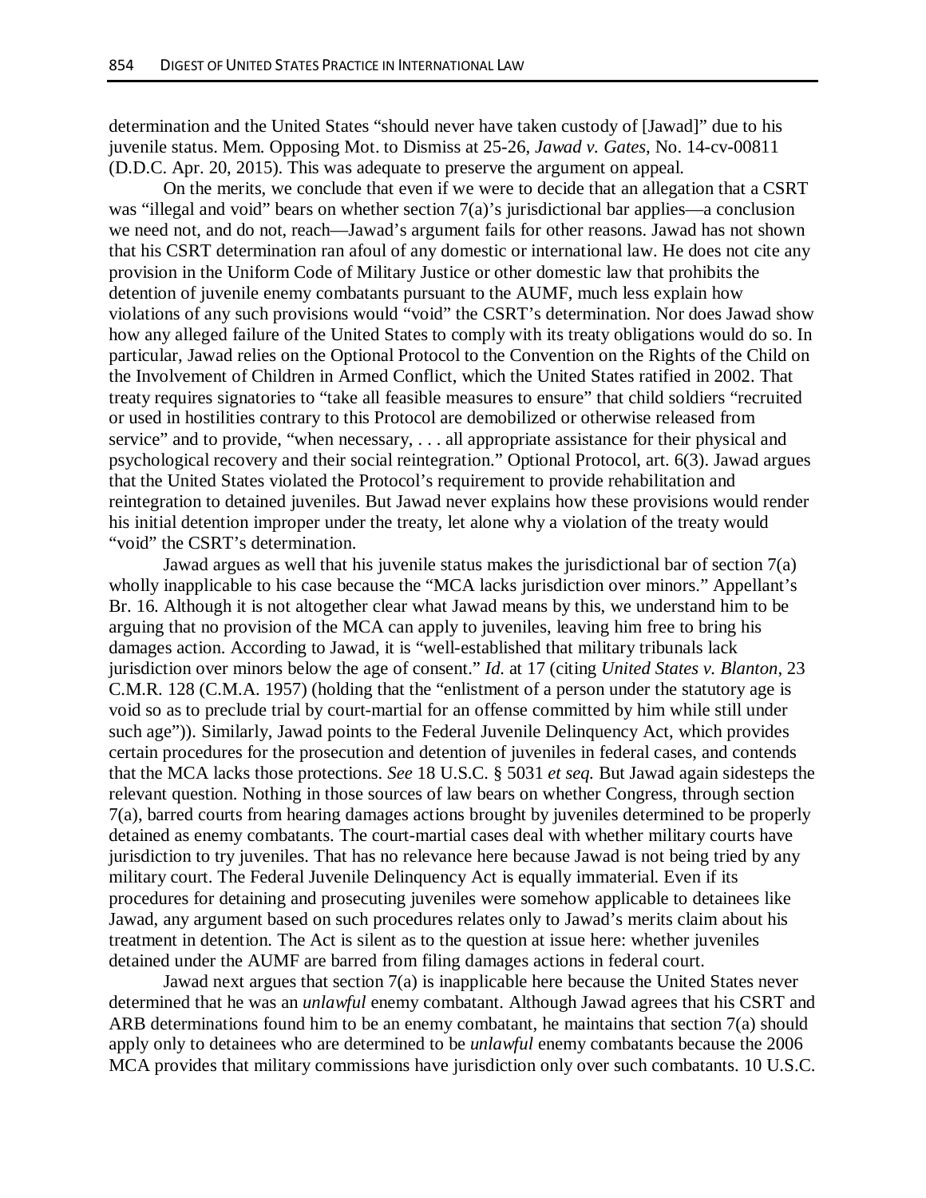determination and the United States "should never have taken custody of [Jawad]" due to his juvenile status. Mem. Opposing Mot. to Dismiss at 25-26, *Jawad v. Gates*, No. 14-cv-00811 (D.D.C. Apr. 20, 2015). This was adequate to preserve the argument on appeal.

On the merits, we conclude that even if we were to decide that an allegation that a CSRT was "illegal and void" bears on whether section 7(a)'s jurisdictional bar applies—a conclusion we need not, and do not, reach—Jawad's argument fails for other reasons. Jawad has not shown that his CSRT determination ran afoul of any domestic or international law. He does not cite any provision in the Uniform Code of Military Justice or other domestic law that prohibits the detention of juvenile enemy combatants pursuant to the AUMF, much less explain how violations of any such provisions would "void" the CSRT's determination. Nor does Jawad show how any alleged failure of the United States to comply with its treaty obligations would do so. In particular, Jawad relies on the Optional Protocol to the Convention on the Rights of the Child on the Involvement of Children in Armed Conflict, which the United States ratified in 2002. That treaty requires signatories to "take all feasible measures to ensure" that child soldiers "recruited or used in hostilities contrary to this Protocol are demobilized or otherwise released from service" and to provide, "when necessary, . . . all appropriate assistance for their physical and psychological recovery and their social reintegration." Optional Protocol, art. 6(3). Jawad argues that the United States violated the Protocol's requirement to provide rehabilitation and reintegration to detained juveniles. But Jawad never explains how these provisions would render his initial detention improper under the treaty, let alone why a violation of the treaty would "void" the CSRT's determination.

Jawad argues as well that his juvenile status makes the jurisdictional bar of section 7(a) wholly inapplicable to his case because the "MCA lacks jurisdiction over minors." Appellant's Br. 16. Although it is not altogether clear what Jawad means by this, we understand him to be arguing that no provision of the MCA can apply to juveniles, leaving him free to bring his damages action. According to Jawad, it is "well-established that military tribunals lack jurisdiction over minors below the age of consent." *Id.* at 17 (citing *United States v. Blanton*, 23 C.M.R. 128 (C.M.A. 1957) (holding that the "enlistment of a person under the statutory age is void so as to preclude trial by court-martial for an offense committed by him while still under such age")). Similarly, Jawad points to the Federal Juvenile Delinquency Act, which provides certain procedures for the prosecution and detention of juveniles in federal cases, and contends that the MCA lacks those protections. *See* 18 U.S.C. § 5031 *et seq.* But Jawad again sidesteps the relevant question. Nothing in those sources of law bears on whether Congress, through section 7(a), barred courts from hearing damages actions brought by juveniles determined to be properly detained as enemy combatants. The court-martial cases deal with whether military courts have jurisdiction to try juveniles. That has no relevance here because Jawad is not being tried by any military court. The Federal Juvenile Delinquency Act is equally immaterial. Even if its procedures for detaining and prosecuting juveniles were somehow applicable to detainees like Jawad, any argument based on such procedures relates only to Jawad's merits claim about his treatment in detention. The Act is silent as to the question at issue here: whether juveniles detained under the AUMF are barred from filing damages actions in federal court.

Jawad next argues that section 7(a) is inapplicable here because the United States never determined that he was an *unlawful* enemy combatant. Although Jawad agrees that his CSRT and ARB determinations found him to be an enemy combatant, he maintains that section 7(a) should apply only to detainees who are determined to be *unlawful* enemy combatants because the 2006 MCA provides that military commissions have jurisdiction only over such combatants. 10 U.S.C.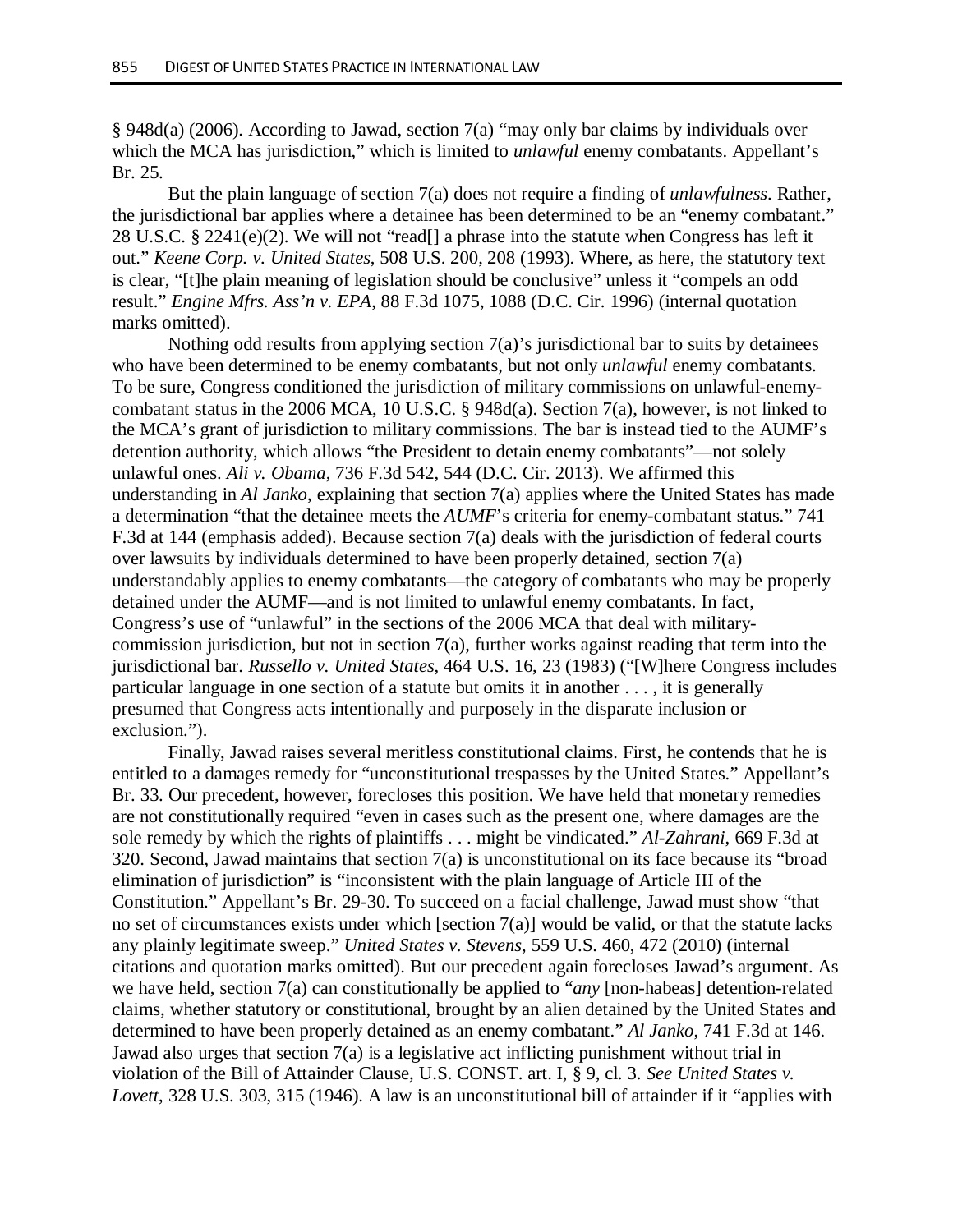§ 948d(a) (2006). According to Jawad, section 7(a) "may only bar claims by individuals over which the MCA has jurisdiction," which is limited to *unlawful* enemy combatants. Appellant's Br. 25.

But the plain language of section 7(a) does not require a finding of *unlawfulness*. Rather, the jurisdictional bar applies where a detainee has been determined to be an "enemy combatant." 28 U.S.C. § 2241(e)(2). We will not "read[] a phrase into the statute when Congress has left it out." *Keene Corp. v. United States*, 508 U.S. 200, 208 (1993). Where, as here, the statutory text is clear, "[t]he plain meaning of legislation should be conclusive" unless it "compels an odd result." *Engine Mfrs. Ass'n v. EPA*, 88 F.3d 1075, 1088 (D.C. Cir. 1996) (internal quotation marks omitted).

Nothing odd results from applying section 7(a)'s jurisdictional bar to suits by detainees who have been determined to be enemy combatants, but not only *unlawful* enemy combatants. To be sure, Congress conditioned the jurisdiction of military commissions on unlawful-enemy-combatant status in the 2006 MCA, 10 U.S.C. § 948d(a). Section 7(a), however, is not linked to the MCA's grant of jurisdiction to military commissions. The bar is instead tied to the AUMF's detention authority, which allows "the President to detain enemy combatants"—not solely unlawful ones. *Ali v. Obama*, 736 F.3d 542, 544 (D.C. Cir. 2013). We affirmed this understanding in *Al Janko*, explaining that section 7(a) applies where the United States has made a determination "that the detainee meets the *AUMF*'s criteria for enemy-combatant status." 741 F.3d at 144 (emphasis added). Because section 7(a) deals with the jurisdiction of federal courts over lawsuits by individuals determined to have been properly detained, section 7(a) understandably applies to enemy combatants—the category of combatants who may be properly detained under the AUMF—and is not limited to unlawful enemy combatants. In fact, Congress's use of "unlawful" in the sections of the 2006 MCA that deal with military-commission jurisdiction, but not in section 7(a), further works against reading that term into the jurisdictional bar. *Russello v. United States*, 464 U.S. 16, 23 (1983) ("[W]here Congress includes particular language in one section of a statute but omits it in another . . . , it is generally presumed that Congress acts intentionally and purposely in the disparate inclusion or exclusion.").

Finally, Jawad raises several meritless constitutional claims. First, he contends that he is entitled to a damages remedy for "unconstitutional trespasses by the United States." Appellant's Br. 33. Our precedent, however, forecloses this position. We have held that monetary remedies are not constitutionally required "even in cases such as the present one, where damages are the sole remedy by which the rights of plaintiffs . . . might be vindicated." *Al-Zahrani*, 669 F.3d at 320. Second, Jawad maintains that section 7(a) is unconstitutional on its face because its "broad elimination of jurisdiction" is "inconsistent with the plain language of Article III of the Constitution." Appellant's Br. 29-30. To succeed on a facial challenge, Jawad must show "that no set of circumstances exists under which [section 7(a)] would be valid, or that the statute lacks any plainly legitimate sweep." *United States v. Stevens*, 559 U.S. 460, 472 (2010) (internal citations and quotation marks omitted). But our precedent again forecloses Jawad's argument. As we have held, section 7(a) can constitutionally be applied to "*any* [non-habeas] detention-related claims, whether statutory or constitutional, brought by an alien detained by the United States and determined to have been properly detained as an enemy combatant." *Al Janko*, 741 F.3d at 146. Jawad also urges that section 7(a) is a legislative act inflicting punishment without trial in violation of the Bill of Attainder Clause, U.S. CONST. art. I, § 9, cl. 3. *See United States v. Lovett*, 328 U.S. 303, 315 (1946). A law is an unconstitutional bill of attainder if it "applies with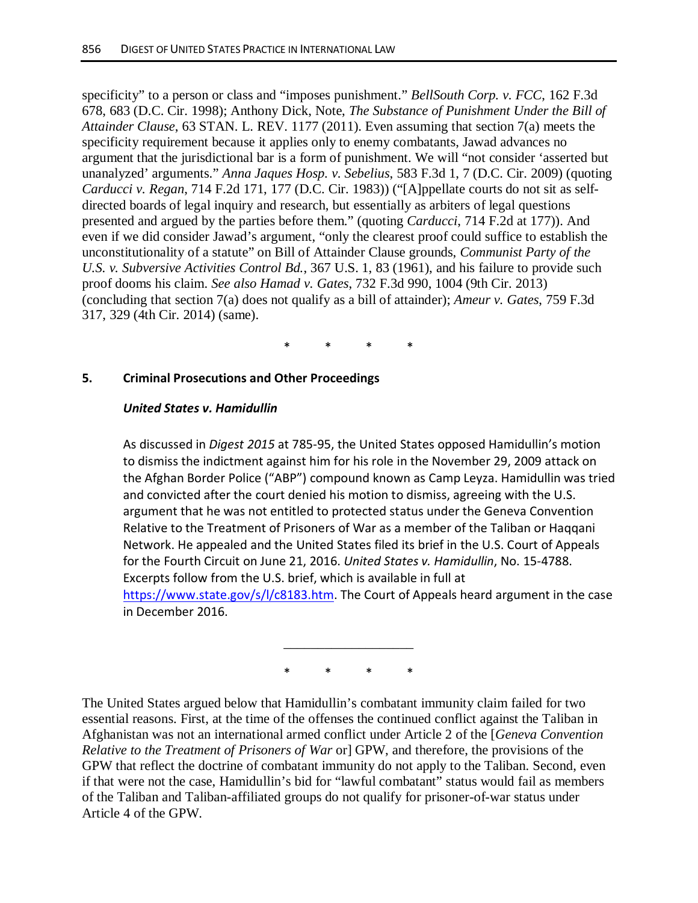specificity" to a person or class and "imposes punishment." *BellSouth Corp. v. FCC*, 162 F.3d 678, 683 (D.C. Cir. 1998); Anthony Dick, Note, *The Substance of Punishment Under the Bill of Attainder Clause*, 63 STAN. L. REV. 1177 (2011). Even assuming that section 7(a) meets the specificity requirement because it applies only to enemy combatants, Jawad advances no argument that the jurisdictional bar is a form of punishment. We will "not consider 'asserted but unanalyzed' arguments." *Anna Jaques Hosp. v. Sebelius*, 583 F.3d 1, 7 (D.C. Cir. 2009) (quoting *Carducci v. Regan*, 714 F.2d 171, 177 (D.C. Cir. 1983)) ("[A]ppellate courts do not sit as self-directed boards of legal inquiry and research, but essentially as arbiters of legal questions presented and argued by the parties before them." (quoting *Carducci*, 714 F.2d at 177)). And even if we did consider Jawad's argument, "only the clearest proof could suffice to establish the unconstitutionality of a statute" on Bill of Attainder Clause grounds, *Communist Party of the U.S. v. Subversive Activities Control Bd.*, 367 U.S. 1, 83 (1961), and his failure to provide such proof dooms his claim. *See also Hamad v. Gates*, 732 F.3d 990, 1004 (9th Cir. 2013) (concluding that section 7(a) does not qualify as a bill of attainder); *Ameur v. Gates*, 759 F.3d 317, 329 (4th Cir. 2014) (same).

\* \* \* \*

## 5. Criminal Prosecutions and Other Proceedings

### *United States v. Hamidullin*

As discussed in *Digest 2015* at 785-95, the United States opposed Hamidullin's motion to dismiss the indictment against him for his role in the November 29, 2009 attack on the Afghan Border Police ("ABP") compound known as Camp Leyza. Hamidullin was tried and convicted after the court denied his motion to dismiss, agreeing with the U.S. argument that he was not entitled to protected status under the Geneva Convention Relative to the Treatment of Prisoners of War as a member of the Taliban or Haqqani Network. He appealed and the United States filed its brief in the U.S. Court of Appeals for the Fourth Circuit on June 21, 2016. *United States v. Hamidullin*, No. 15-4788. Excerpts follow from the U.S. brief, which is available in full at https://www.state.gov/s/l/c8183.htm. The Court of Appeals heard argument in the case in December 2016.

---

\* \* \* \*

The United States argued below that Hamidullin's combatant immunity claim failed for two essential reasons. First, at the time of the offenses the continued conflict against the Taliban in Afghanistan was not an international armed conflict under Article 2 of the [*Geneva Convention Relative to the Treatment of Prisoners of War* or] GPW, and therefore, the provisions of the GPW that reflect the doctrine of combatant immunity do not apply to the Taliban. Second, even if that were not the case, Hamidullin's bid for "lawful combatant" status would fail as members of the Taliban and Taliban-affiliated groups do not qualify for prisoner-of-war status under Article 4 of the GPW.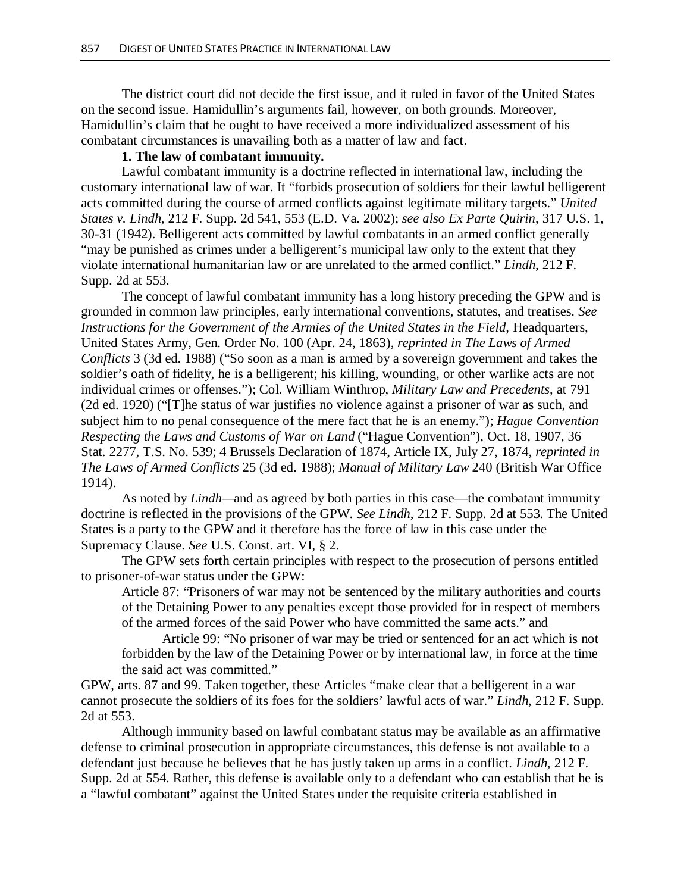The district court did not decide the first issue, and it ruled in favor of the United States on the second issue. Hamidullin's arguments fail, however, on both grounds. Moreover, Hamidullin's claim that he ought to have received a more individualized assessment of his combatant circumstances is unavailing both as a matter of law and fact.

**1. The law of combatant immunity.**

Lawful combatant immunity is a doctrine reflected in international law, including the customary international law of war. It "forbids prosecution of soldiers for their lawful belligerent acts committed during the course of armed conflicts against legitimate military targets." *United States v. Lindh*, 212 F. Supp. 2d 541, 553 (E.D. Va. 2002); *see also Ex Parte Quirin*, 317 U.S. 1, 30-31 (1942). Belligerent acts committed by lawful combatants in an armed conflict generally "may be punished as crimes under a belligerent's municipal law only to the extent that they violate international humanitarian law or are unrelated to the armed conflict." *Lindh*, 212 F. Supp. 2d at 553.

The concept of lawful combatant immunity has a long history preceding the GPW and is grounded in common law principles, early international conventions, statutes, and treatises. *See Instructions for the Government of the Armies of the United States in the Field*, Headquarters, United States Army, Gen. Order No. 100 (Apr. 24, 1863), *reprinted in The Laws of Armed Conflicts* 3 (3d ed. 1988) ("So soon as a man is armed by a sovereign government and takes the soldier's oath of fidelity, he is a belligerent; his killing, wounding, or other warlike acts are not individual crimes or offenses."); Col. William Winthrop, *Military Law and Precedents*, at 791 (2d ed. 1920) ("[T]he status of war justifies no violence against a prisoner of war as such, and subject him to no penal consequence of the mere fact that he is an enemy."); *Hague Convention Respecting the Laws and Customs of War on Land* ("Hague Convention"), Oct. 18, 1907, 36 Stat. 2277, T.S. No. 539; 4 Brussels Declaration of 1874, Article IX, July 27, 1874, *reprinted in The Laws of Armed Conflicts* 25 (3d ed. 1988); *Manual of Military Law* 240 (British War Office 1914).

As noted by *Lindh*—and as agreed by both parties in this case—the combatant immunity doctrine is reflected in the provisions of the GPW. *See Lindh*, 212 F. Supp. 2d at 553. The United States is a party to the GPW and it therefore has the force of law in this case under the Supremacy Clause. *See* U.S. Const. art. VI, § 2.

The GPW sets forth certain principles with respect to the prosecution of persons entitled to prisoner-of-war status under the GPW:

> Article 87: "Prisoners of war may not be sentenced by the military authorities and courts of the Detaining Power to any penalties except those provided for in respect of members of the armed forces of the said Power who have committed the same acts." and
>
> Article 99: "No prisoner of war may be tried or sentenced for an act which is not forbidden by the law of the Detaining Power or by international law, in force at the time the said act was committed."

GPW, arts. 87 and 99. Taken together, these Articles "make clear that a belligerent in a war cannot prosecute the soldiers of its foes for the soldiers' lawful acts of war." *Lindh*, 212 F. Supp. 2d at 553.

Although immunity based on lawful combatant status may be available as an affirmative defense to criminal prosecution in appropriate circumstances, this defense is not available to a defendant just because he believes that he has justly taken up arms in a conflict. *Lindh*, 212 F. Supp. 2d at 554. Rather, this defense is available only to a defendant who can establish that he is a "lawful combatant" against the United States under the requisite criteria established in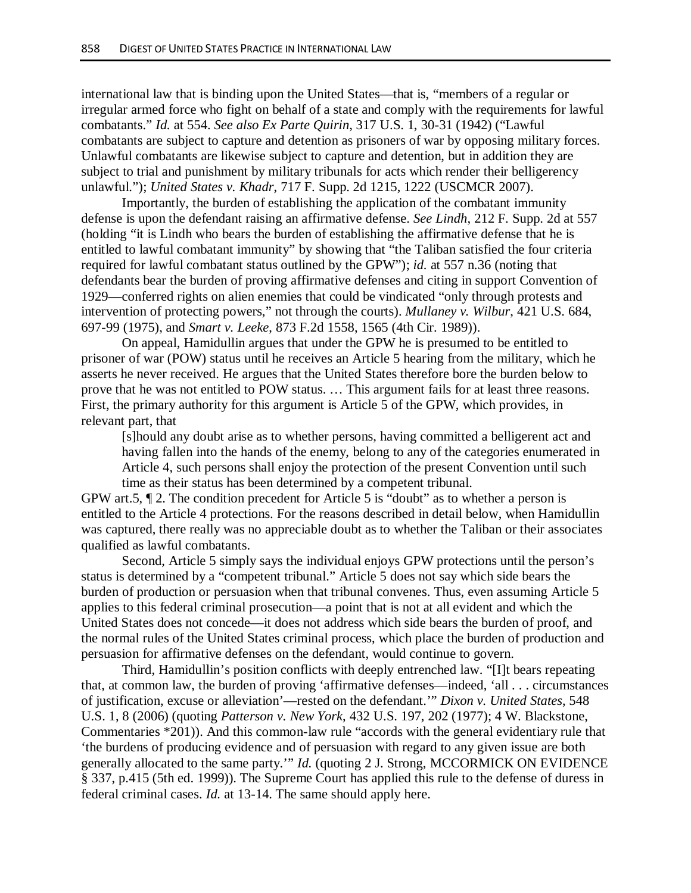international law that is binding upon the United States—that is, "members of a regular or irregular armed force who fight on behalf of a state and comply with the requirements for lawful combatants." *Id.* at 554. *See also Ex Parte Quirin*, 317 U.S. 1, 30-31 (1942) ("Lawful combatants are subject to capture and detention as prisoners of war by opposing military forces. Unlawful combatants are likewise subject to capture and detention, but in addition they are subject to trial and punishment by military tribunals for acts which render their belligerency unlawful."); *United States v. Khadr*, 717 F. Supp. 2d 1215, 1222 (USCMCR 2007).

Importantly, the burden of establishing the application of the combatant immunity defense is upon the defendant raising an affirmative defense. *See Lindh*, 212 F. Supp. 2d at 557 (holding "it is Lindh who bears the burden of establishing the affirmative defense that he is entitled to lawful combatant immunity" by showing that "the Taliban satisfied the four criteria required for lawful combatant status outlined by the GPW"); *id.* at 557 n.36 (noting that defendants bear the burden of proving affirmative defenses and citing in support Convention of 1929—conferred rights on alien enemies that could be vindicated "only through protests and intervention of protecting powers," not through the courts). *Mullaney v. Wilbur*, 421 U.S. 684, 697-99 (1975), and *Smart v. Leeke*, 873 F.2d 1558, 1565 (4th Cir. 1989)).

On appeal, Hamidullin argues that under the GPW he is presumed to be entitled to prisoner of war (POW) status until he receives an Article 5 hearing from the military, which he asserts he never received. He argues that the United States therefore bore the burden below to prove that he was not entitled to POW status. … This argument fails for at least three reasons. First, the primary authority for this argument is Article 5 of the GPW, which provides, in relevant part, that

> [s]hould any doubt arise as to whether persons, having committed a belligerent act and having fallen into the hands of the enemy, belong to any of the categories enumerated in Article 4, such persons shall enjoy the protection of the present Convention until such time as their status has been determined by a competent tribunal.

GPW art.5, ¶ 2. The condition precedent for Article 5 is "doubt" as to whether a person is entitled to the Article 4 protections. For the reasons described in detail below, when Hamidullin was captured, there really was no appreciable doubt as to whether the Taliban or their associates qualified as lawful combatants.

Second, Article 5 simply says the individual enjoys GPW protections until the person's status is determined by a "competent tribunal." Article 5 does not say which side bears the burden of production or persuasion when that tribunal convenes. Thus, even assuming Article 5 applies to this federal criminal prosecution—a point that is not at all evident and which the United States does not concede—it does not address which side bears the burden of proof, and the normal rules of the United States criminal process, which place the burden of production and persuasion for affirmative defenses on the defendant, would continue to govern.

Third, Hamidullin's position conflicts with deeply entrenched law. "[I]t bears repeating that, at common law, the burden of proving 'affirmative defenses—indeed, 'all . . . circumstances of justification, excuse or alleviation'—rested on the defendant.'" *Dixon v. United States*, 548 U.S. 1, 8 (2006) (quoting *Patterson v. New York*, 432 U.S. 197, 202 (1977); 4 W. Blackstone, Commentaries *201)). And this common-law rule "accords with the general evidentiary rule that 'the burdens of producing evidence and of persuasion with regard to any given issue are both generally allocated to the same party.'" *Id.* (quoting 2 J. Strong, MCCORMICK ON EVIDENCE § 337, p.415 (5th ed. 1999)). The Supreme Court has applied this rule to the defense of duress in federal criminal cases. *Id.* at 13-14. The same should apply here.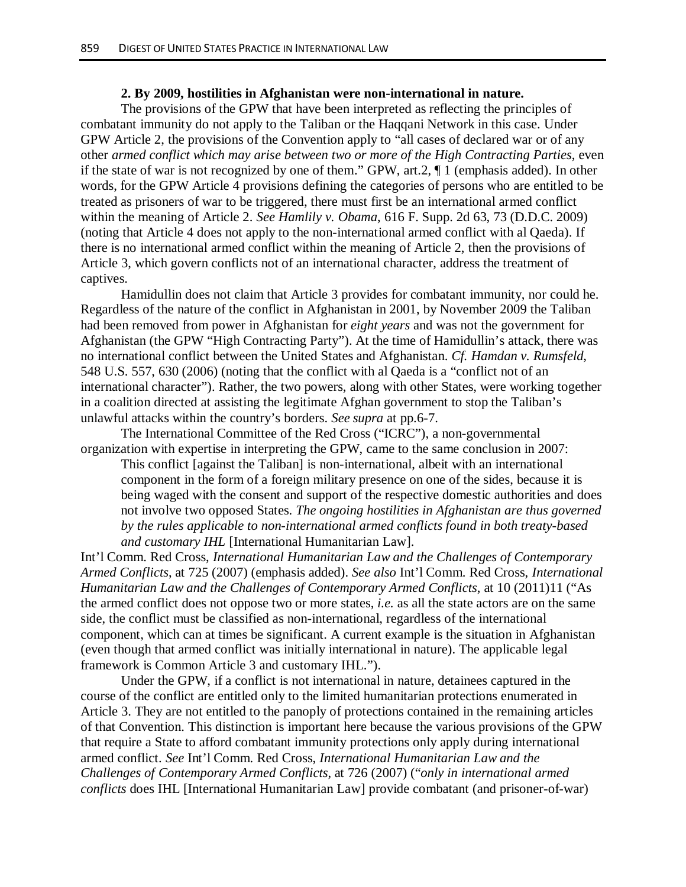**2. By 2009, hostilities in Afghanistan were non-international in nature.**

The provisions of the GPW that have been interpreted as reflecting the principles of combatant immunity do not apply to the Taliban or the Haqqani Network in this case. Under GPW Article 2, the provisions of the Convention apply to "all cases of declared war or of any other *armed conflict which may arise between two or more of the High Contracting Parties*, even if the state of war is not recognized by one of them." GPW, art.2, ¶ 1 (emphasis added). In other words, for the GPW Article 4 provisions defining the categories of persons who are entitled to be treated as prisoners of war to be triggered, there must first be an international armed conflict within the meaning of Article 2. *See Hamlily v. Obama*, 616 F. Supp. 2d 63, 73 (D.D.C. 2009) (noting that Article 4 does not apply to the non-international armed conflict with al Qaeda). If there is no international armed conflict within the meaning of Article 2, then the provisions of Article 3, which govern conflicts not of an international character, address the treatment of captives.

Hamidullin does not claim that Article 3 provides for combatant immunity, nor could he. Regardless of the nature of the conflict in Afghanistan in 2001, by November 2009 the Taliban had been removed from power in Afghanistan for *eight years* and was not the government for Afghanistan (the GPW "High Contracting Party"). At the time of Hamidullin's attack, there was no international conflict between the United States and Afghanistan. *Cf. Hamdan v. Rumsfeld*, 548 U.S. 557, 630 (2006) (noting that the conflict with al Qaeda is a "conflict not of an international character"). Rather, the two powers, along with other States, were working together in a coalition directed at assisting the legitimate Afghan government to stop the Taliban's unlawful attacks within the country's borders. *See supra* at pp.6-7.

The International Committee of the Red Cross ("ICRC"), a non-governmental organization with expertise in interpreting the GPW, came to the same conclusion in 2007:

> This conflict [against the Taliban] is non-international, albeit with an international component in the form of a foreign military presence on one of the sides, because it is being waged with the consent and support of the respective domestic authorities and does not involve two opposed States. *The ongoing hostilities in Afghanistan are thus governed by the rules applicable to non-international armed conflicts found in both treaty-based and customary IHL* [International Humanitarian Law].

Int'l Comm. Red Cross, *International Humanitarian Law and the Challenges of Contemporary Armed Conflicts*, at 725 (2007) (emphasis added). *See also* Int'l Comm. Red Cross, *International Humanitarian Law and the Challenges of Contemporary Armed Conflicts*, at 10 (2011)11 ("As the armed conflict does not oppose two or more states, *i.e.* as all the state actors are on the same side, the conflict must be classified as non-international, regardless of the international component, which can at times be significant. A current example is the situation in Afghanistan (even though that armed conflict was initially international in nature). The applicable legal framework is Common Article 3 and customary IHL.").

Under the GPW, if a conflict is not international in nature, detainees captured in the course of the conflict are entitled only to the limited humanitarian protections enumerated in Article 3. They are not entitled to the panoply of protections contained in the remaining articles of that Convention. This distinction is important here because the various provisions of the GPW that require a State to afford combatant immunity protections only apply during international armed conflict. *See* Int'l Comm. Red Cross, *International Humanitarian Law and the Challenges of Contemporary Armed Conflicts*, at 726 (2007) ("*only in international armed conflicts* does IHL [International Humanitarian Law] provide combatant (and prisoner-of-war)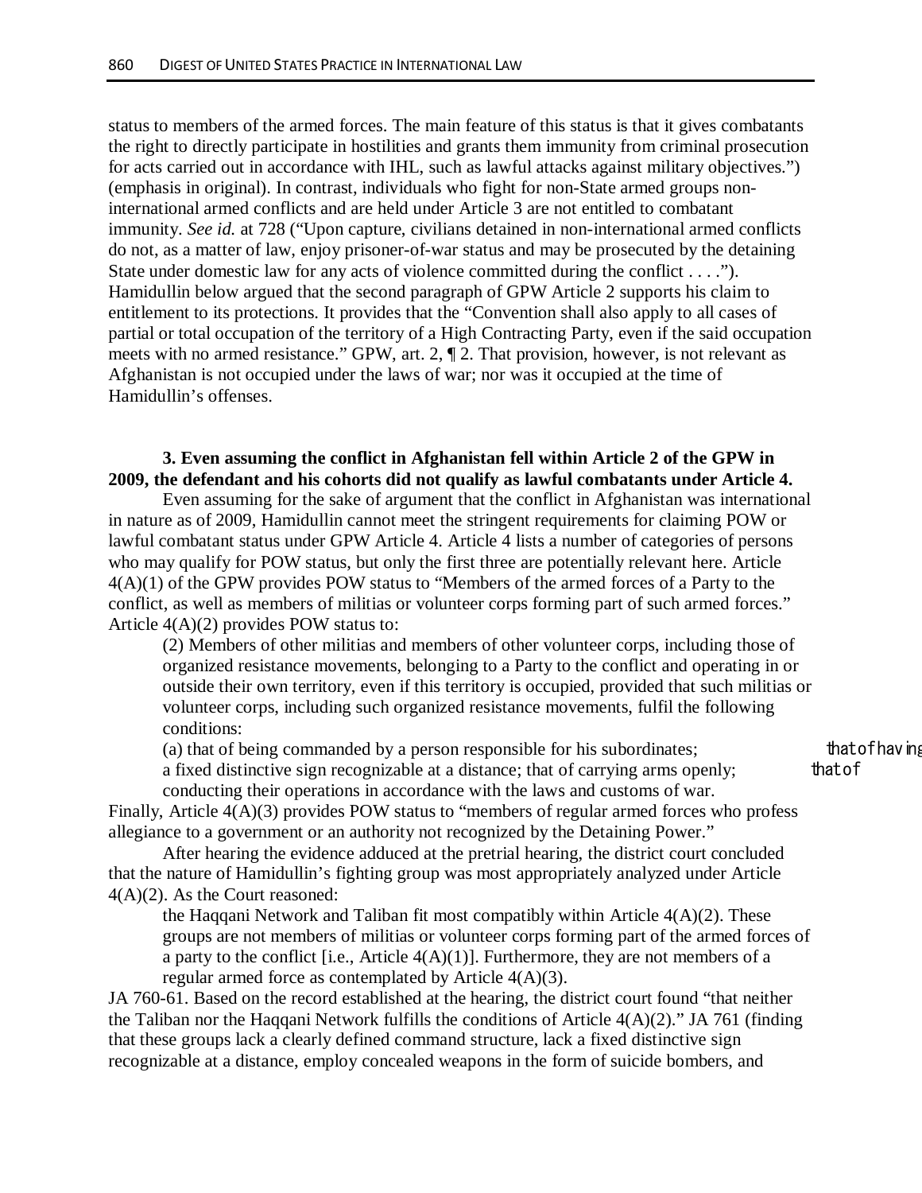status to members of the armed forces. The main feature of this status is that it gives combatants the right to directly participate in hostilities and grants them immunity from criminal prosecution for acts carried out in accordance with IHL, such as lawful attacks against military objectives.") (emphasis in original). In contrast, individuals who fight for non-State armed groups non-international armed conflicts and are held under Article 3 are not entitled to combatant immunity. *See id.* at 728 ("Upon capture, civilians detained in non-international armed conflicts do not, as a matter of law, enjoy prisoner-of-war status and may be prosecuted by the detaining State under domestic law for any acts of violence committed during the conflict . . . ."). Hamidullin below argued that the second paragraph of GPW Article 2 supports his claim to entitlement to its protections. It provides that the "Convention shall also apply to all cases of partial or total occupation of the territory of a High Contracting Party, even if the said occupation meets with no armed resistance." GPW, art. 2, ¶ 2. That provision, however, is not relevant as Afghanistan is not occupied under the laws of war; nor was it occupied at the time of Hamidullin's offenses.

**3. Even assuming the conflict in Afghanistan fell within Article 2 of the GPW in 2009, the defendant and his cohorts did not qualify as lawful combatants under Article 4.**

Even assuming for the sake of argument that the conflict in Afghanistan was international in nature as of 2009, Hamidullin cannot meet the stringent requirements for claiming POW or lawful combatant status under GPW Article 4. Article 4 lists a number of categories of persons who may qualify for POW status, but only the first three are potentially relevant here. Article 4(A)(1) of the GPW provides POW status to "Members of the armed forces of a Party to the conflict, as well as members of militias or volunteer corps forming part of such armed forces." Article 4(A)(2) provides POW status to:

> (2) Members of other militias and members of other volunteer corps, including those of organized resistance movements, belonging to a Party to the conflict and operating in or outside their own territory, even if this territory is occupied, provided that such militias or volunteer corps, including such organized resistance movements, fulfil the following conditions:
>
> (a) that of being commanded by a person responsible for his subordinates; that of having a fixed distinctive sign recognizable at a distance; that of carrying arms openly; that of conducting their operations in accordance with the laws and customs of war.

Finally, Article 4(A)(3) provides POW status to "members of regular armed forces who profess allegiance to a government or an authority not recognized by the Detaining Power."

After hearing the evidence adduced at the pretrial hearing, the district court concluded that the nature of Hamidullin's fighting group was most appropriately analyzed under Article 4(A)(2). As the Court reasoned:

> the Haqqani Network and Taliban fit most compatibly within Article 4(A)(2). These groups are not members of militias or volunteer corps forming part of the armed forces of a party to the conflict [i.e., Article 4(A)(1)]. Furthermore, they are not members of a regular armed force as contemplated by Article 4(A)(3).

JA 760-61. Based on the record established at the hearing, the district court found "that neither the Taliban nor the Haqqani Network fulfills the conditions of Article 4(A)(2)." JA 761 (finding that these groups lack a clearly defined command structure, lack a fixed distinctive sign recognizable at a distance, employ concealed weapons in the form of suicide bombers, and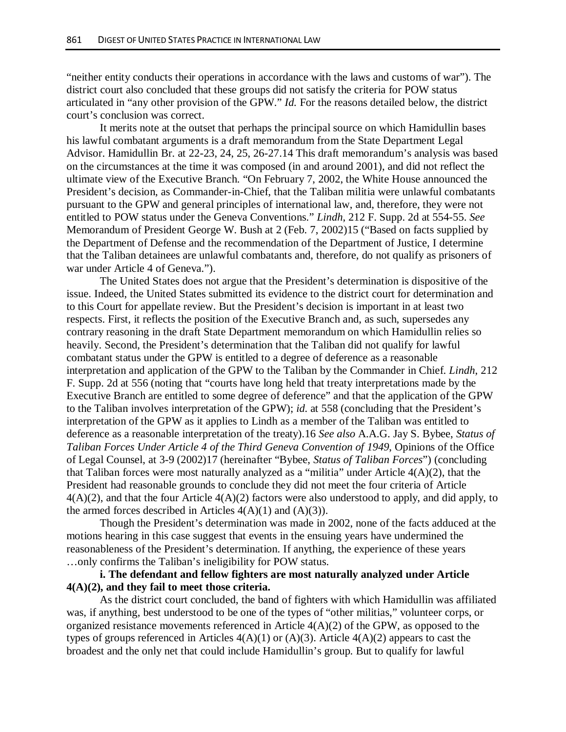"neither entity conducts their operations in accordance with the laws and customs of war"). The district court also concluded that these groups did not satisfy the criteria for POW status articulated in "any other provision of the GPW." *Id.* For the reasons detailed below, the district court's conclusion was correct.

It merits note at the outset that perhaps the principal source on which Hamidullin bases his lawful combatant arguments is a draft memorandum from the State Department Legal Advisor. Hamidullin Br. at 22-23, 24, 25, 26-27.14 This draft memorandum's analysis was based on the circumstances at the time it was composed (in and around 2001), and did not reflect the ultimate view of the Executive Branch. "On February 7, 2002, the White House announced the President's decision, as Commander-in-Chief, that the Taliban militia were unlawful combatants pursuant to the GPW and general principles of international law, and, therefore, they were not entitled to POW status under the Geneva Conventions." *Lindh*, 212 F. Supp. 2d at 554-55. *See* Memorandum of President George W. Bush at 2 (Feb. 7, 2002)15 ("Based on facts supplied by the Department of Defense and the recommendation of the Department of Justice, I determine that the Taliban detainees are unlawful combatants and, therefore, do not qualify as prisoners of war under Article 4 of Geneva.").

The United States does not argue that the President's determination is dispositive of the issue. Indeed, the United States submitted its evidence to the district court for determination and to this Court for appellate review. But the President's decision is important in at least two respects. First, it reflects the position of the Executive Branch and, as such, supersedes any contrary reasoning in the draft State Department memorandum on which Hamidullin relies so heavily. Second, the President's determination that the Taliban did not qualify for lawful combatant status under the GPW is entitled to a degree of deference as a reasonable interpretation and application of the GPW to the Taliban by the Commander in Chief. *Lindh*, 212 F. Supp. 2d at 556 (noting that "courts have long held that treaty interpretations made by the Executive Branch are entitled to some degree of deference" and that the application of the GPW to the Taliban involves interpretation of the GPW); *id.* at 558 (concluding that the President's interpretation of the GPW as it applies to Lindh as a member of the Taliban was entitled to deference as a reasonable interpretation of the treaty).16 *See also* A.A.G. Jay S. Bybee, *Status of Taliban Forces Under Article 4 of the Third Geneva Convention of 1949*, Opinions of the Office of Legal Counsel, at 3-9 (2002)17 (hereinafter "Bybee, *Status of Taliban Forces*") (concluding that Taliban forces were most naturally analyzed as a "militia" under Article 4(A)(2), that the President had reasonable grounds to conclude they did not meet the four criteria of Article 4(A)(2), and that the four Article 4(A)(2) factors were also understood to apply, and did apply, to the armed forces described in Articles 4(A)(1) and (A)(3)).

Though the President's determination was made in 2002, none of the facts adduced at the motions hearing in this case suggest that events in the ensuing years have undermined the reasonableness of the President's determination. If anything, the experience of these years …only confirms the Taliban's ineligibility for POW status.

**i. The defendant and fellow fighters are most naturally analyzed under Article 4(A)(2), and they fail to meet those criteria.**

As the district court concluded, the band of fighters with which Hamidullin was affiliated was, if anything, best understood to be one of the types of "other militias," volunteer corps, or organized resistance movements referenced in Article 4(A)(2) of the GPW, as opposed to the types of groups referenced in Articles 4(A)(1) or (A)(3). Article 4(A)(2) appears to cast the broadest and the only net that could include Hamidullin's group. But to qualify for lawful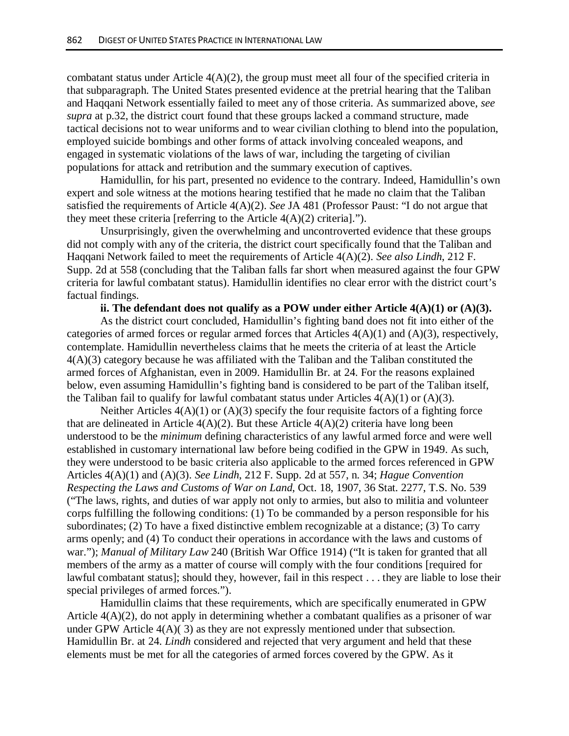combatant status under Article 4(A)(2), the group must meet all four of the specified criteria in that subparagraph. The United States presented evidence at the pretrial hearing that the Taliban and Haqqani Network essentially failed to meet any of those criteria. As summarized above, *see supra* at p.32, the district court found that these groups lacked a command structure, made tactical decisions not to wear uniforms and to wear civilian clothing to blend into the population, employed suicide bombings and other forms of attack involving concealed weapons, and engaged in systematic violations of the laws of war, including the targeting of civilian populations for attack and retribution and the summary execution of captives.

Hamidullin, for his part, presented no evidence to the contrary. Indeed, Hamidullin's own expert and sole witness at the motions hearing testified that he made no claim that the Taliban satisfied the requirements of Article 4(A)(2). *See* JA 481 (Professor Paust: "I do not argue that they meet these criteria [referring to the Article 4(A)(2) criteria].").

Unsurprisingly, given the overwhelming and uncontroverted evidence that these groups did not comply with any of the criteria, the district court specifically found that the Taliban and Haqqani Network failed to meet the requirements of Article 4(A)(2). *See also Lindh*, 212 F. Supp. 2d at 558 (concluding that the Taliban falls far short when measured against the four GPW criteria for lawful combatant status). Hamidullin identifies no clear error with the district court's factual findings.

**ii. The defendant does not qualify as a POW under either Article 4(A)(1) or (A)(3).**

As the district court concluded, Hamidullin's fighting band does not fit into either of the categories of armed forces or regular armed forces that Articles 4(A)(1) and (A)(3), respectively, contemplate. Hamidullin nevertheless claims that he meets the criteria of at least the Article 4(A)(3) category because he was affiliated with the Taliban and the Taliban constituted the armed forces of Afghanistan, even in 2009. Hamidullin Br. at 24. For the reasons explained below, even assuming Hamidullin's fighting band is considered to be part of the Taliban itself, the Taliban fail to qualify for lawful combatant status under Articles 4(A)(1) or (A)(3).

Neither Articles 4(A)(1) or (A)(3) specify the four requisite factors of a fighting force that are delineated in Article 4(A)(2). But these Article 4(A)(2) criteria have long been understood to be the *minimum* defining characteristics of any lawful armed force and were well established in customary international law before being codified in the GPW in 1949. As such, they were understood to be basic criteria also applicable to the armed forces referenced in GPW Articles 4(A)(1) and (A)(3). *See Lindh*, 212 F. Supp. 2d at 557, n. 34; *Hague Convention Respecting the Laws and Customs of War on Land*, Oct. 18, 1907, 36 Stat. 2277, T.S. No. 539 ("The laws, rights, and duties of war apply not only to armies, but also to militia and volunteer corps fulfilling the following conditions: (1) To be commanded by a person responsible for his subordinates; (2) To have a fixed distinctive emblem recognizable at a distance; (3) To carry arms openly; and (4) To conduct their operations in accordance with the laws and customs of war."); *Manual of Military Law* 240 (British War Office 1914) ("It is taken for granted that all members of the army as a matter of course will comply with the four conditions [required for lawful combatant status]; should they, however, fail in this respect . . . they are liable to lose their special privileges of armed forces.").

Hamidullin claims that these requirements, which are specifically enumerated in GPW Article 4(A)(2), do not apply in determining whether a combatant qualifies as a prisoner of war under GPW Article 4(A)( 3) as they are not expressly mentioned under that subsection. Hamidullin Br. at 24. *Lindh* considered and rejected that very argument and held that these elements must be met for all the categories of armed forces covered by the GPW. As it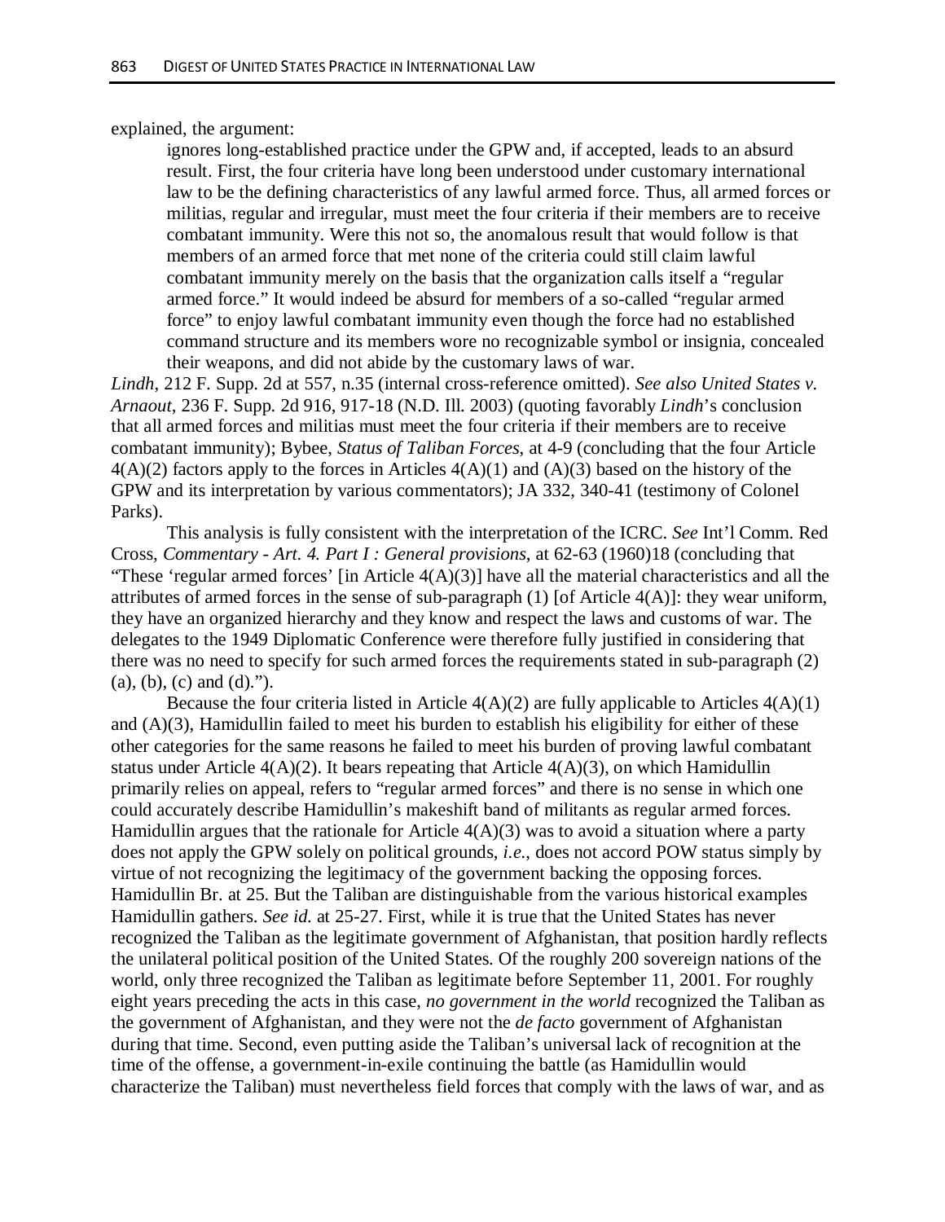explained, the argument:

> ignores long-established practice under the GPW and, if accepted, leads to an absurd result. First, the four criteria have long been understood under customary international law to be the defining characteristics of any lawful armed force. Thus, all armed forces or militias, regular and irregular, must meet the four criteria if their members are to receive combatant immunity. Were this not so, the anomalous result that would follow is that members of an armed force that met none of the criteria could still claim lawful combatant immunity merely on the basis that the organization calls itself a "regular armed force." It would indeed be absurd for members of a so-called "regular armed force" to enjoy lawful combatant immunity even though the force had no established command structure and its members wore no recognizable symbol or insignia, concealed their weapons, and did not abide by the customary laws of war.

*Lindh*, 212 F. Supp. 2d at 557, n.35 (internal cross-reference omitted). *See also United States v. Arnaout*, 236 F. Supp. 2d 916, 917-18 (N.D. Ill. 2003) (quoting favorably *Lindh*'s conclusion that all armed forces and militias must meet the four criteria if their members are to receive combatant immunity); Bybee, *Status of Taliban Forces*, at 4-9 (concluding that the four Article 4(A)(2) factors apply to the forces in Articles 4(A)(1) and (A)(3) based on the history of the GPW and its interpretation by various commentators); JA 332, 340-41 (testimony of Colonel Parks).

This analysis is fully consistent with the interpretation of the ICRC. *See* Int'l Comm. Red Cross, *Commentary - Art. 4. Part I : General provisions*, at 62-63 (1960)18 (concluding that "These 'regular armed forces' [in Article 4(A)(3)] have all the material characteristics and all the attributes of armed forces in the sense of sub-paragraph (1) [of Article 4(A)]: they wear uniform, they have an organized hierarchy and they know and respect the laws and customs of war. The delegates to the 1949 Diplomatic Conference were therefore fully justified in considering that there was no need to specify for such armed forces the requirements stated in sub-paragraph (2) (a), (b), (c) and (d).").

Because the four criteria listed in Article 4(A)(2) are fully applicable to Articles 4(A)(1) and (A)(3), Hamidullin failed to meet his burden to establish his eligibility for either of these other categories for the same reasons he failed to meet his burden of proving lawful combatant status under Article 4(A)(2). It bears repeating that Article 4(A)(3), on which Hamidullin primarily relies on appeal, refers to "regular armed forces" and there is no sense in which one could accurately describe Hamidullin's makeshift band of militants as regular armed forces. Hamidullin argues that the rationale for Article 4(A)(3) was to avoid a situation where a party does not apply the GPW solely on political grounds, *i.e.*, does not accord POW status simply by virtue of not recognizing the legitimacy of the government backing the opposing forces. Hamidullin Br. at 25. But the Taliban are distinguishable from the various historical examples Hamidullin gathers. *See id.* at 25-27. First, while it is true that the United States has never recognized the Taliban as the legitimate government of Afghanistan, that position hardly reflects the unilateral political position of the United States. Of the roughly 200 sovereign nations of the world, only three recognized the Taliban as legitimate before September 11, 2001. For roughly eight years preceding the acts in this case, *no government in the world* recognized the Taliban as the government of Afghanistan, and they were not the *de facto* government of Afghanistan during that time. Second, even putting aside the Taliban's universal lack of recognition at the time of the offense, a government-in-exile continuing the battle (as Hamidullin would characterize the Taliban) must nevertheless field forces that comply with the laws of war, and as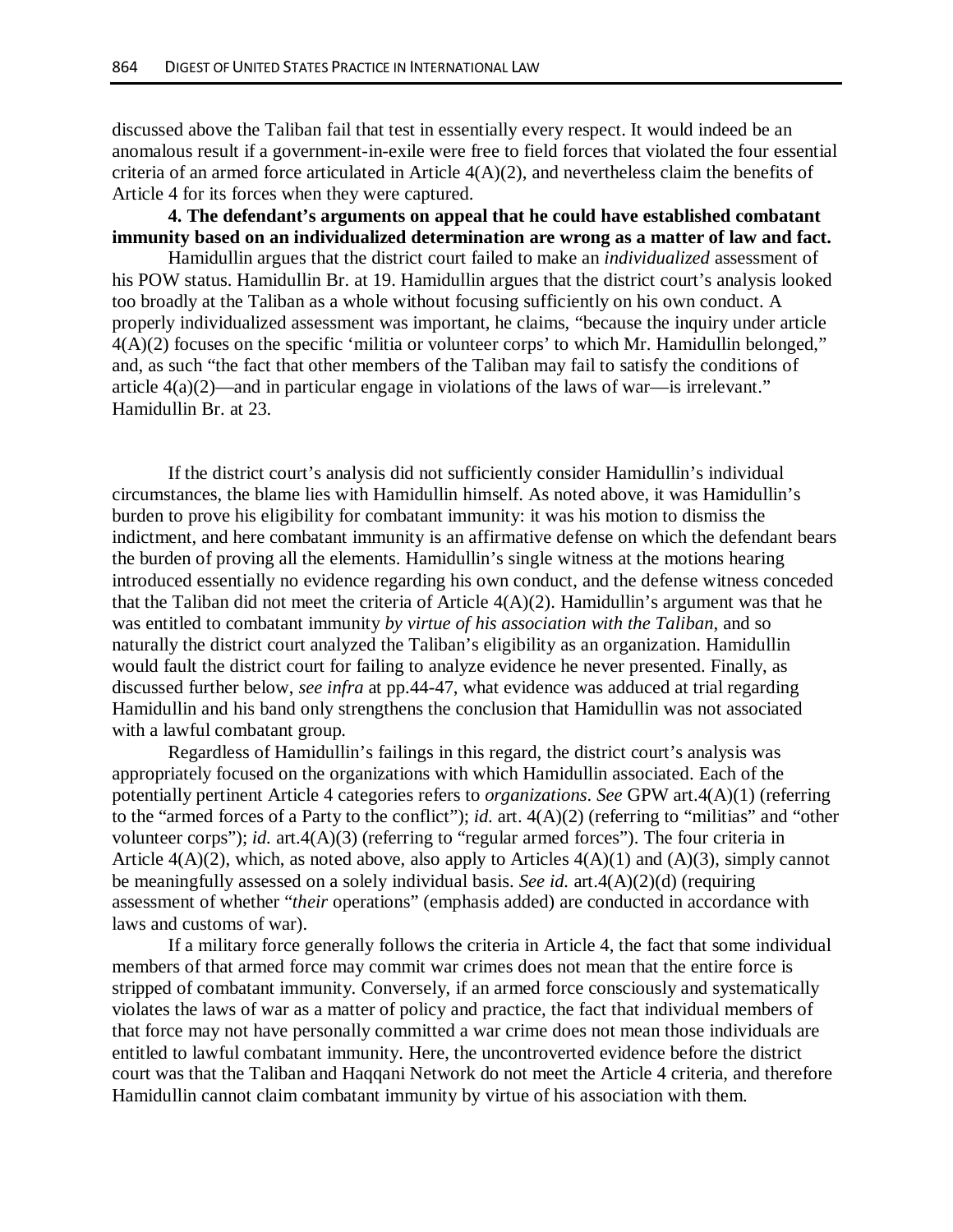discussed above the Taliban fail that test in essentially every respect. It would indeed be an anomalous result if a government-in-exile were free to field forces that violated the four essential criteria of an armed force articulated in Article 4(A)(2), and nevertheless claim the benefits of Article 4 for its forces when they were captured.

**4. The defendant's arguments on appeal that he could have established combatant immunity based on an individualized determination are wrong as a matter of law and fact.**

Hamidullin argues that the district court failed to make an *individualized* assessment of his POW status. Hamidullin Br. at 19. Hamidullin argues that the district court's analysis looked too broadly at the Taliban as a whole without focusing sufficiently on his own conduct. A properly individualized assessment was important, he claims, "because the inquiry under article 4(A)(2) focuses on the specific 'militia or volunteer corps' to which Mr. Hamidullin belonged," and, as such "the fact that other members of the Taliban may fail to satisfy the conditions of article 4(a)(2)—and in particular engage in violations of the laws of war—is irrelevant." Hamidullin Br. at 23.

If the district court's analysis did not sufficiently consider Hamidullin's individual circumstances, the blame lies with Hamidullin himself. As noted above, it was Hamidullin's burden to prove his eligibility for combatant immunity: it was his motion to dismiss the indictment, and here combatant immunity is an affirmative defense on which the defendant bears the burden of proving all the elements. Hamidullin's single witness at the motions hearing introduced essentially no evidence regarding his own conduct, and the defense witness conceded that the Taliban did not meet the criteria of Article 4(A)(2). Hamidullin's argument was that he was entitled to combatant immunity *by virtue of his association with the Taliban*, and so naturally the district court analyzed the Taliban's eligibility as an organization. Hamidullin would fault the district court for failing to analyze evidence he never presented. Finally, as discussed further below, *see infra* at pp.44-47, what evidence was adduced at trial regarding Hamidullin and his band only strengthens the conclusion that Hamidullin was not associated with a lawful combatant group.

Regardless of Hamidullin's failings in this regard, the district court's analysis was appropriately focused on the organizations with which Hamidullin associated. Each of the potentially pertinent Article 4 categories refers to *organizations*. *See* GPW art.4(A)(1) (referring to the "armed forces of a Party to the conflict"); *id.* art. 4(A)(2) (referring to "militias" and "other volunteer corps"); *id.* art.4(A)(3) (referring to "regular armed forces"). The four criteria in Article 4(A)(2), which, as noted above, also apply to Articles 4(A)(1) and (A)(3), simply cannot be meaningfully assessed on a solely individual basis. *See id.* art.4(A)(2)(d) (requiring assessment of whether "*their* operations" (emphasis added) are conducted in accordance with laws and customs of war).

If a military force generally follows the criteria in Article 4, the fact that some individual members of that armed force may commit war crimes does not mean that the entire force is stripped of combatant immunity. Conversely, if an armed force consciously and systematically violates the laws of war as a matter of policy and practice, the fact that individual members of that force may not have personally committed a war crime does not mean those individuals are entitled to lawful combatant immunity. Here, the uncontroverted evidence before the district court was that the Taliban and Haqqani Network do not meet the Article 4 criteria, and therefore Hamidullin cannot claim combatant immunity by virtue of his association with them.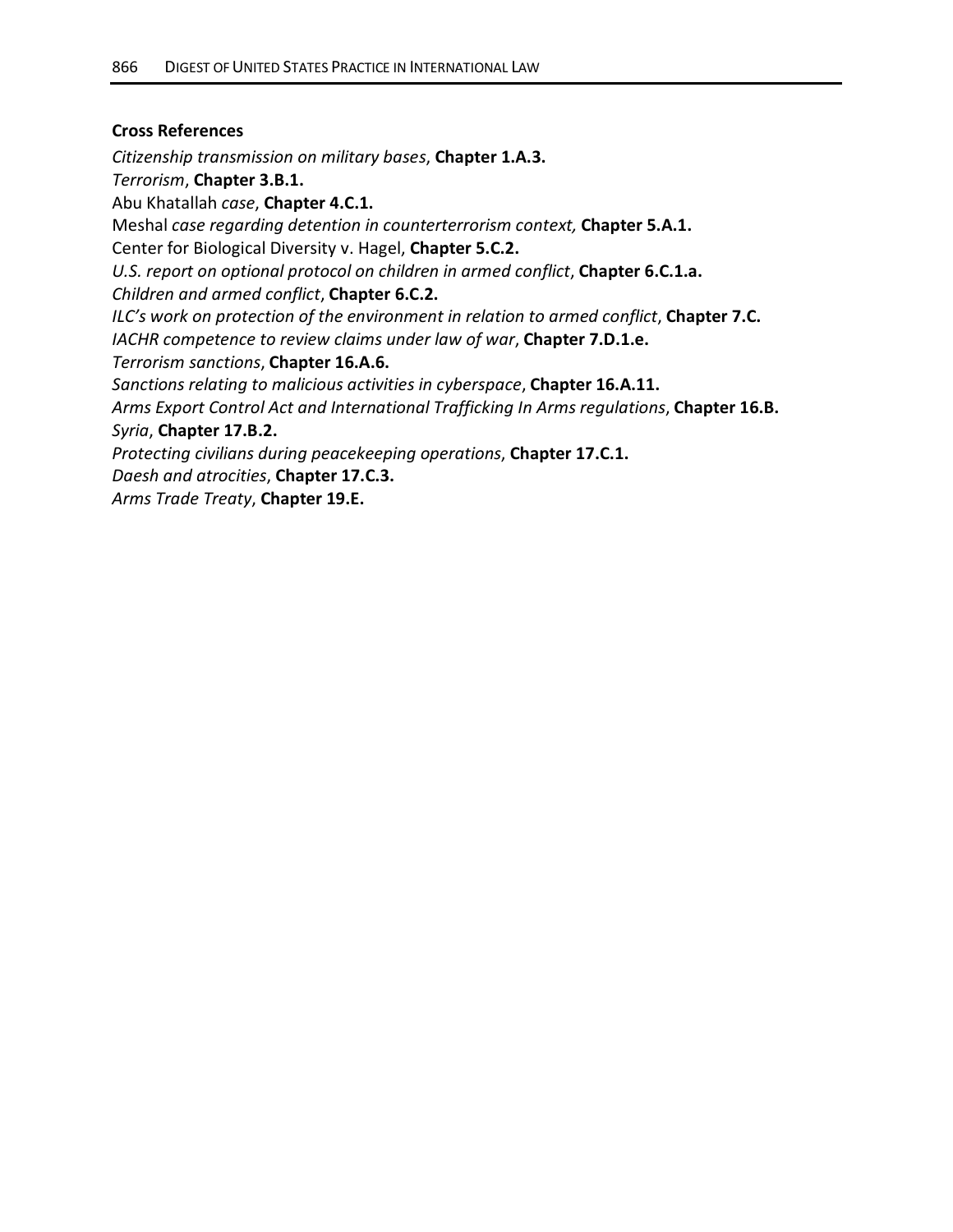### Cross References

*Citizenship transmission on military bases*, **Chapter 1.A.3.**
*Terrorism*, **Chapter 3.B.1.**
Abu Khatallah *case*, **Chapter 4.C.1.**
Meshal *case regarding detention in counterterrorism context,* **Chapter 5.A.1.**
Center for Biological Diversity v. Hagel, **Chapter 5.C.2.**
*U.S. report on optional protocol on children in armed conflict*, **Chapter 6.C.1.a.**
*Children and armed conflict*, **Chapter 6.C.2.**
*ILC's work on protection of the environment in relation to armed conflict*, **Chapter 7.C.**
*IACHR competence to review claims under law of war*, **Chapter 7.D.1.e.**
*Terrorism sanctions*, **Chapter 16.A.6.**
*Sanctions relating to malicious activities in cyberspace*, **Chapter 16.A.11.**
*Arms Export Control Act and International Trafficking In Arms regulations*, **Chapter 16.B.**
*Syria*, **Chapter 17.B.2.**
*Protecting civilians during peacekeeping operations*, **Chapter 17.C.1.**
*Daesh and atrocities*, **Chapter 17.C.3.**
*Arms Trade Treaty*, **Chapter 19.E.**